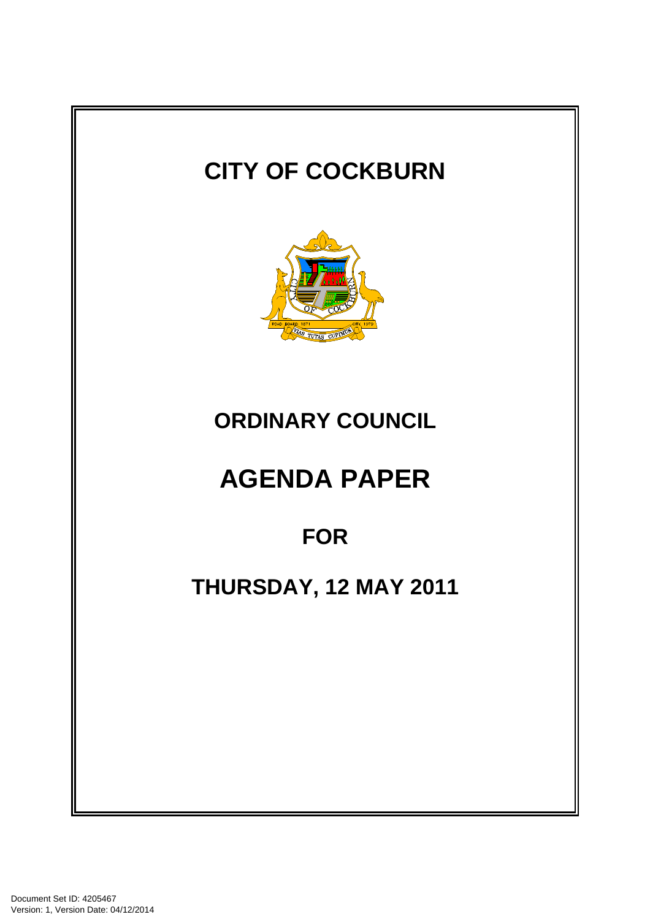# CITY OF COCKBURN

## ORDINARY COUNCIL

# AGENDA PAPER

## FOR

## THURSDAY, 12 MAY 2011

Document Set ID: 4205467
Version: 1, Version Date: 04/12/2014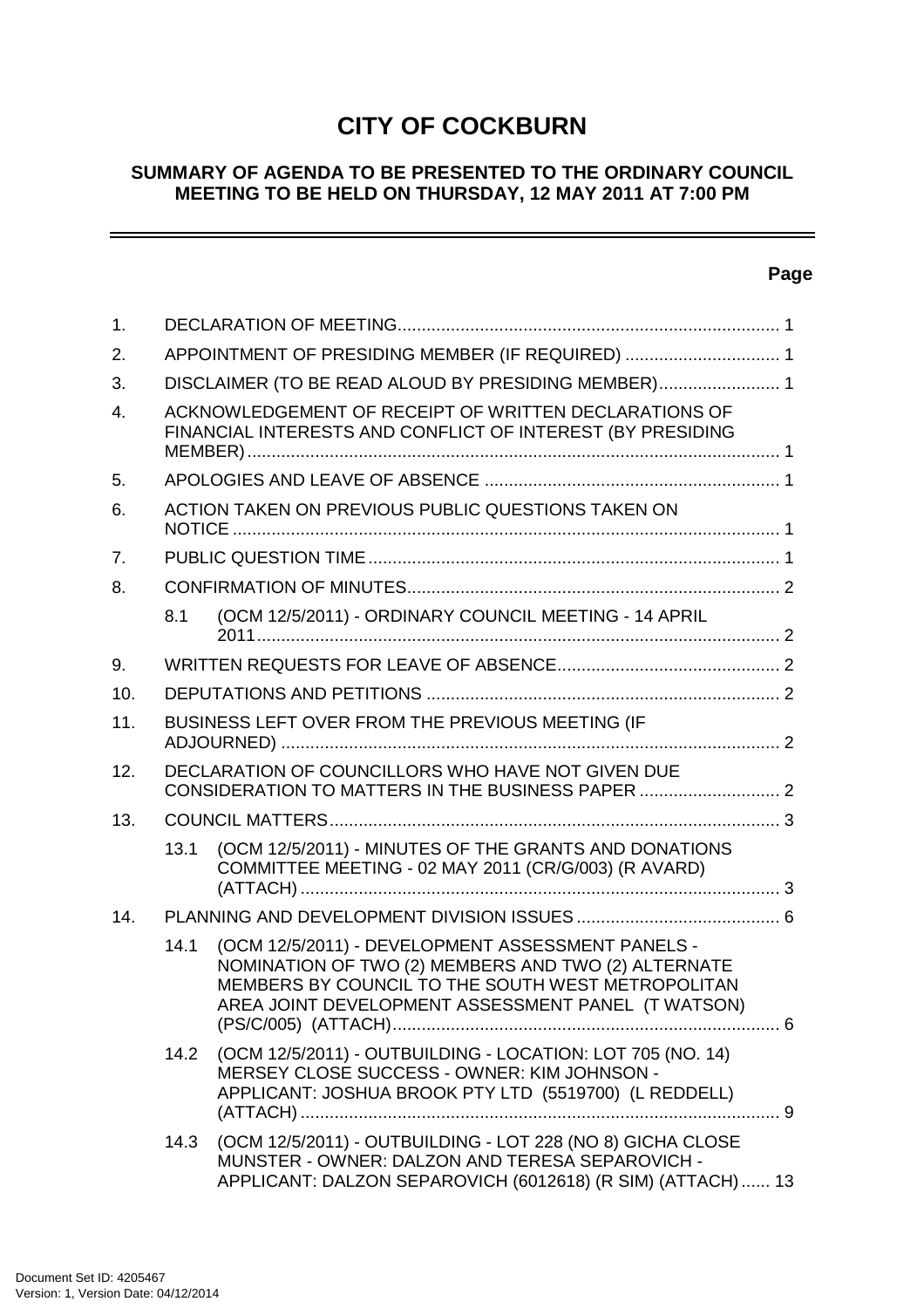# CITY OF COCKBURN

## SUMMARY OF AGENDA TO BE PRESENTED TO THE ORDINARY COUNCIL MEETING TO BE HELD ON THURSDAY, 12 MAY 2011 AT 7:00 PM

| | | | Page |
|---|---|---|---|
| 1. | DECLARATION OF MEETING | | 1 |
| 2. | APPOINTMENT OF PRESIDING MEMBER (IF REQUIRED) | | 1 |
| 3. | DISCLAIMER (TO BE READ ALOUD BY PRESIDING MEMBER) | | 1 |
| 4. | ACKNOWLEDGEMENT OF RECEIPT OF WRITTEN DECLARATIONS OF FINANCIAL INTERESTS AND CONFLICT OF INTEREST (BY PRESIDING MEMBER) | | 1 |
| 5. | APOLOGIES AND LEAVE OF ABSENCE | | 1 |
| 6. | ACTION TAKEN ON PREVIOUS PUBLIC QUESTIONS TAKEN ON NOTICE | | 1 |
| 7. | PUBLIC QUESTION TIME | | 1 |
| 8. | CONFIRMATION OF MINUTES | | 2 |
| | 8.1 | (OCM 12/5/2011) - ORDINARY COUNCIL MEETING - 14 APRIL 2011 | 2 |
| 9. | WRITTEN REQUESTS FOR LEAVE OF ABSENCE | | 2 |
| 10. | DEPUTATIONS AND PETITIONS | | 2 |
| 11. | BUSINESS LEFT OVER FROM THE PREVIOUS MEETING (IF ADJOURNED) | | 2 |
| 12. | DECLARATION OF COUNCILLORS WHO HAVE NOT GIVEN DUE CONSIDERATION TO MATTERS IN THE BUSINESS PAPER | | 2 |
| 13. | COUNCIL MATTERS | | 3 |
| | 13.1 | (OCM 12/5/2011) - MINUTES OF THE GRANTS AND DONATIONS COMMITTEE MEETING - 02 MAY 2011 (CR/G/003) (R AVARD) (ATTACH) | 3 |
| 14. | PLANNING AND DEVELOPMENT DIVISION ISSUES | | 6 |
| | 14.1 | (OCM 12/5/2011) - DEVELOPMENT ASSESSMENT PANELS - NOMINATION OF TWO (2) MEMBERS AND TWO (2) ALTERNATE MEMBERS BY COUNCIL TO THE SOUTH WEST METROPOLITAN AREA JOINT DEVELOPMENT ASSESSMENT PANEL (T WATSON) (PS/C/005) (ATTACH) | 6 |
| | 14.2 | (OCM 12/5/2011) - OUTBUILDING - LOCATION: LOT 705 (NO. 14) MERSEY CLOSE SUCCESS - OWNER: KIM JOHNSON - APPLICANT: JOSHUA BROOK PTY LTD (5519700) (L REDDELL) (ATTACH) | 9 |
| | 14.3 | (OCM 12/5/2011) - OUTBUILDING - LOT 228 (NO 8) GICHA CLOSE MUNSTER - OWNER: DALZON AND TERESA SEPAROVICH - APPLICANT: DALZON SEPAROVICH (6012618) (R SIM) (ATTACH) | 13 |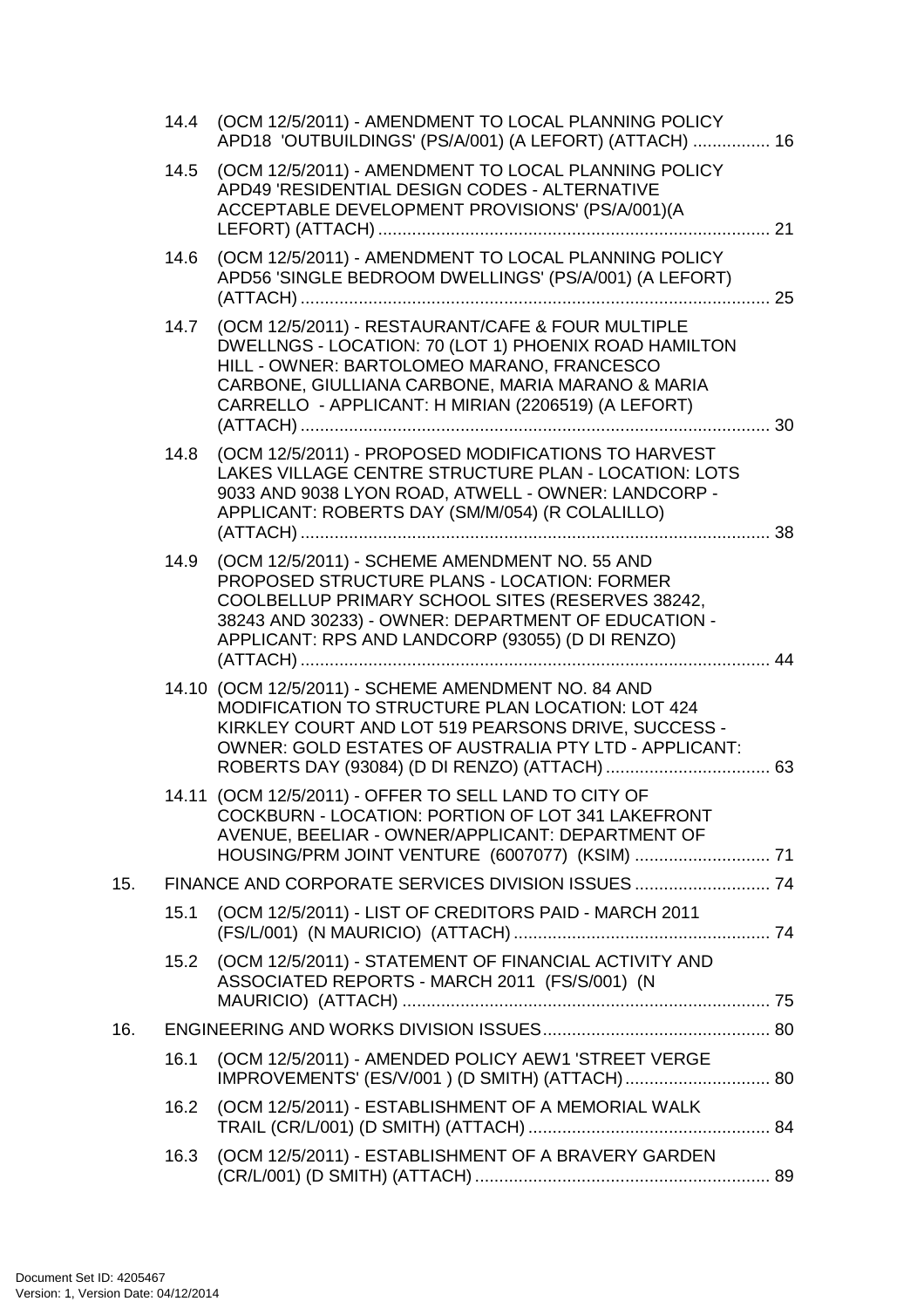14.4 (OCM 12/5/2011) - AMENDMENT TO LOCAL PLANNING POLICY APD18 'OUTBUILDINGS' (PS/A/001) (A LEFORT) (ATTACH) ................ 16

14.5 (OCM 12/5/2011) - AMENDMENT TO LOCAL PLANNING POLICY APD49 'RESIDENTIAL DESIGN CODES - ALTERNATIVE ACCEPTABLE DEVELOPMENT PROVISIONS' (PS/A/001)(A LEFORT) (ATTACH) ................................................................................ 21

14.6 (OCM 12/5/2011) - AMENDMENT TO LOCAL PLANNING POLICY APD56 'SINGLE BEDROOM DWELLINGS' (PS/A/001) (A LEFORT) (ATTACH) ................................................................................................ 25

14.7 (OCM 12/5/2011) - RESTAURANT/CAFE & FOUR MULTIPLE DWELLNGS - LOCATION: 70 (LOT 1) PHOENIX ROAD HAMILTON HILL - OWNER: BARTOLOMEO MARANO, FRANCESCO CARBONE, GIULLIANA CARBONE, MARIA MARANO & MARIA CARRELLO - APPLICANT: H MIRIAN (2206519) (A LEFORT) (ATTACH) ................................................................................................ 30

14.8 (OCM 12/5/2011) - PROPOSED MODIFICATIONS TO HARVEST LAKES VILLAGE CENTRE STRUCTURE PLAN - LOCATION: LOTS 9033 AND 9038 LYON ROAD, ATWELL - OWNER: LANDCORP - APPLICANT: ROBERTS DAY (SM/M/054) (R COLALILLO) (ATTACH) ................................................................................................ 38

14.9 (OCM 12/5/2011) - SCHEME AMENDMENT NO. 55 AND PROPOSED STRUCTURE PLANS - LOCATION: FORMER COOLBELLUP PRIMARY SCHOOL SITES (RESERVES 38242, 38243 AND 30233) - OWNER: DEPARTMENT OF EDUCATION - APPLICANT: RPS AND LANDCORP (93055) (D DI RENZO) (ATTACH) ................................................................................................ 44

14.10 (OCM 12/5/2011) - SCHEME AMENDMENT NO. 84 AND MODIFICATION TO STRUCTURE PLAN LOCATION: LOT 424 KIRKLEY COURT AND LOT 519 PEARSONS DRIVE, SUCCESS - OWNER: GOLD ESTATES OF AUSTRALIA PTY LTD - APPLICANT: ROBERTS DAY (93084) (D DI RENZO) (ATTACH) .................................. 63

14.11 (OCM 12/5/2011) - OFFER TO SELL LAND TO CITY OF COCKBURN - LOCATION: PORTION OF LOT 341 LAKEFRONT AVENUE, BEELIAR - OWNER/APPLICANT: DEPARTMENT OF HOUSING/PRM JOINT VENTURE (6007077) (KSIM) ............................ 71

15. FINANCE AND CORPORATE SERVICES DIVISION ISSUES ............................ 74

15.1 (OCM 12/5/2011) - LIST OF CREDITORS PAID - MARCH 2011 (FS/L/001) (N MAURICIO) (ATTACH) ..................................................... 74

15.2 (OCM 12/5/2011) - STATEMENT OF FINANCIAL ACTIVITY AND ASSOCIATED REPORTS - MARCH 2011 (FS/S/001) (N MAURICIO) (ATTACH) ............................................................................ 75

16. ENGINEERING AND WORKS DIVISION ISSUES ............................................... 80

16.1 (OCM 12/5/2011) - AMENDED POLICY AEW1 'STREET VERGE IMPROVEMENTS' (ES/V/001 ) (D SMITH) (ATTACH) .............................. 80

16.2 (OCM 12/5/2011) - ESTABLISHMENT OF A MEMORIAL WALK TRAIL (CR/L/001) (D SMITH) (ATTACH) .................................................. 84

16.3 (OCM 12/5/2011) - ESTABLISHMENT OF A BRAVERY GARDEN (CR/L/001) (D SMITH) (ATTACH) ............................................................. 89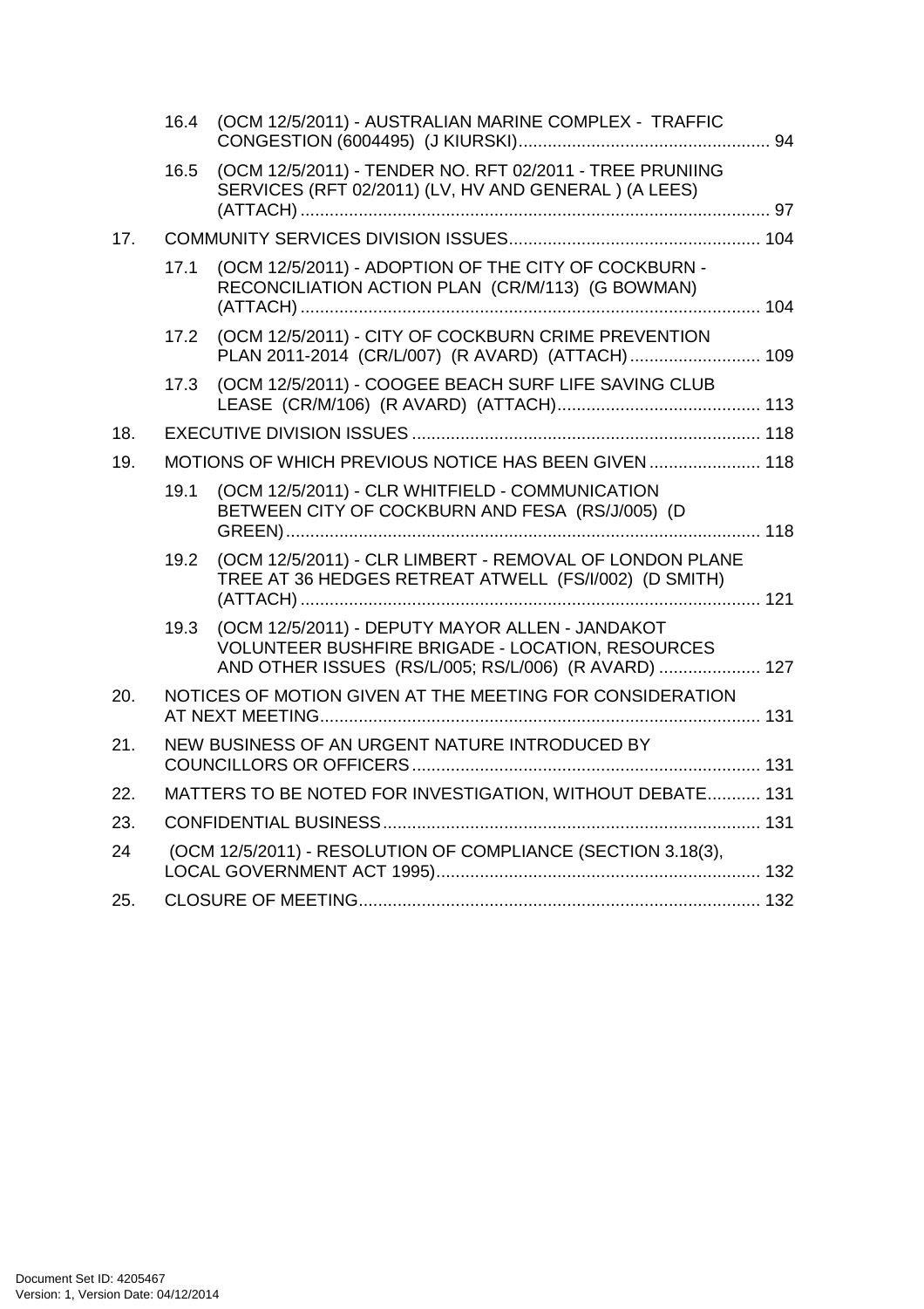16.4 (OCM 12/5/2011) - AUSTRALIAN MARINE COMPLEX - TRAFFIC CONGESTION (6004495) (J KIURSKI) .................................................... 94

16.5 (OCM 12/5/2011) - TENDER NO. RFT 02/2011 - TREE PRUNIING SERVICES (RFT 02/2011) (LV, HV AND GENERAL ) (A LEES) (ATTACH) ............................................................................................... 97

17. COMMUNITY SERVICES DIVISION ISSUES .................................................... 104

17.1 (OCM 12/5/2011) - ADOPTION OF THE CITY OF COCKBURN - RECONCILIATION ACTION PLAN (CR/M/113) (G BOWMAN) (ATTACH) ............................................................................................... 104

17.2 (OCM 12/5/2011) - CITY OF COCKBURN CRIME PREVENTION PLAN 2011-2014 (CR/L/007) (R AVARD) (ATTACH) ........................... 109

17.3 (OCM 12/5/2011) - COOGEE BEACH SURF LIFE SAVING CLUB LEASE (CR/M/106) (R AVARD) (ATTACH) .......................................... 113

18. EXECUTIVE DIVISION ISSUES ........................................................................ 118

19. MOTIONS OF WHICH PREVIOUS NOTICE HAS BEEN GIVEN ....................... 118

19.1 (OCM 12/5/2011) - CLR WHITFIELD - COMMUNICATION BETWEEN CITY OF COCKBURN AND FESA (RS/J/005) (D GREEN) .................................................................................................. 118

19.2 (OCM 12/5/2011) - CLR LIMBERT - REMOVAL OF LONDON PLANE TREE AT 36 HEDGES RETREAT ATWELL (FS/I/002) (D SMITH) (ATTACH) ............................................................................................... 121

19.3 (OCM 12/5/2011) - DEPUTY MAYOR ALLEN - JANDAKOT VOLUNTEER BUSHFIRE BRIGADE - LOCATION, RESOURCES AND OTHER ISSUES (RS/L/005; RS/L/006) (R AVARD) ..................... 127

20. NOTICES OF MOTION GIVEN AT THE MEETING FOR CONSIDERATION AT NEXT MEETING ........................................................................................... 131

21. NEW BUSINESS OF AN URGENT NATURE INTRODUCED BY COUNCILLORS OR OFFICERS ........................................................................ 131

22. MATTERS TO BE NOTED FOR INVESTIGATION, WITHOUT DEBATE ........... 131

23. CONFIDENTIAL BUSINESS .............................................................................. 131

24 (OCM 12/5/2011) - RESOLUTION OF COMPLIANCE (SECTION 3.18(3), LOCAL GOVERNMENT ACT 1995) ................................................................... 132

25. CLOSURE OF MEETING ................................................................................... 132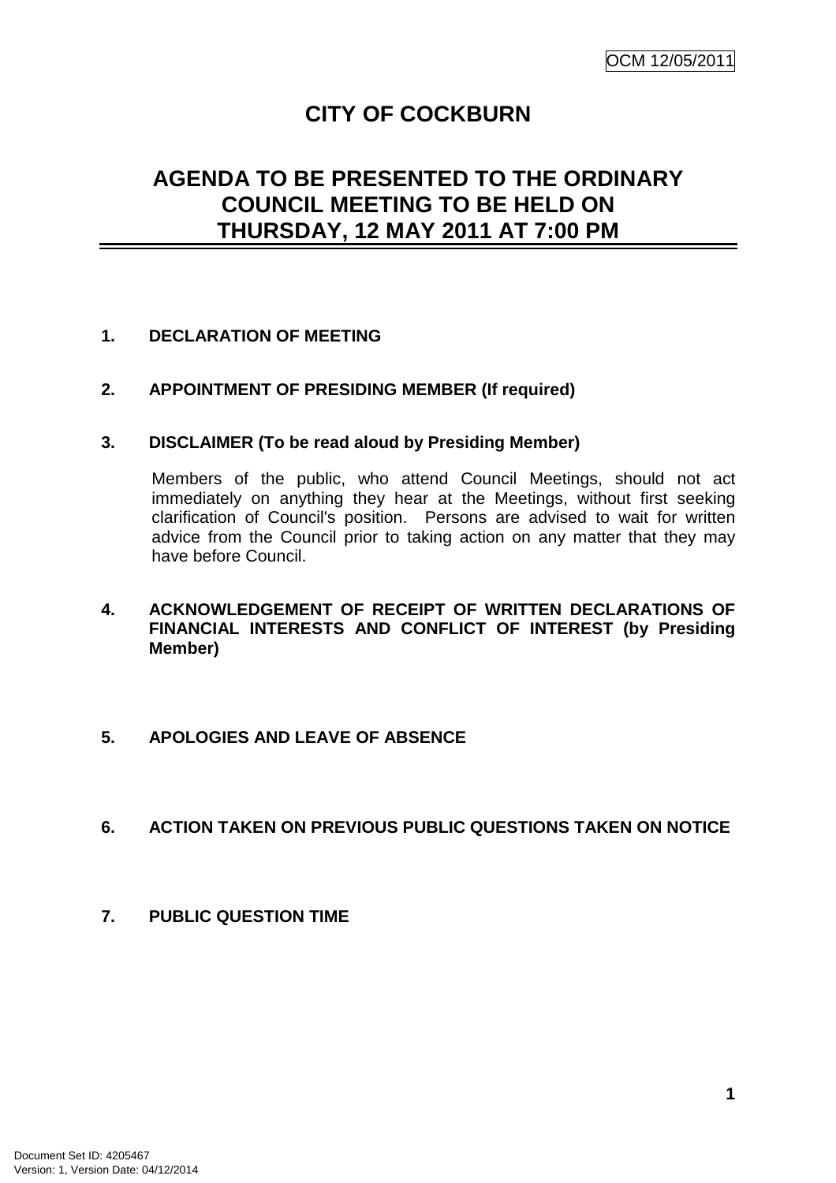# CITY OF COCKBURN

## AGENDA TO BE PRESENTED TO THE ORDINARY COUNCIL MEETING TO BE HELD ON THURSDAY, 12 MAY 2011 AT 7:00 PM

**1. DECLARATION OF MEETING**

**2. APPOINTMENT OF PRESIDING MEMBER (If required)**

**3. DISCLAIMER (To be read aloud by Presiding Member)**

Members of the public, who attend Council Meetings, should not act immediately on anything they hear at the Meetings, without first seeking clarification of Council's position. Persons are advised to wait for written advice from the Council prior to taking action on any matter that they may have before Council.

**4. ACKNOWLEDGEMENT OF RECEIPT OF WRITTEN DECLARATIONS OF FINANCIAL INTERESTS AND CONFLICT OF INTEREST (by Presiding Member)**

**5. APOLOGIES AND LEAVE OF ABSENCE**

**6. ACTION TAKEN ON PREVIOUS PUBLIC QUESTIONS TAKEN ON NOTICE**

**7. PUBLIC QUESTION TIME**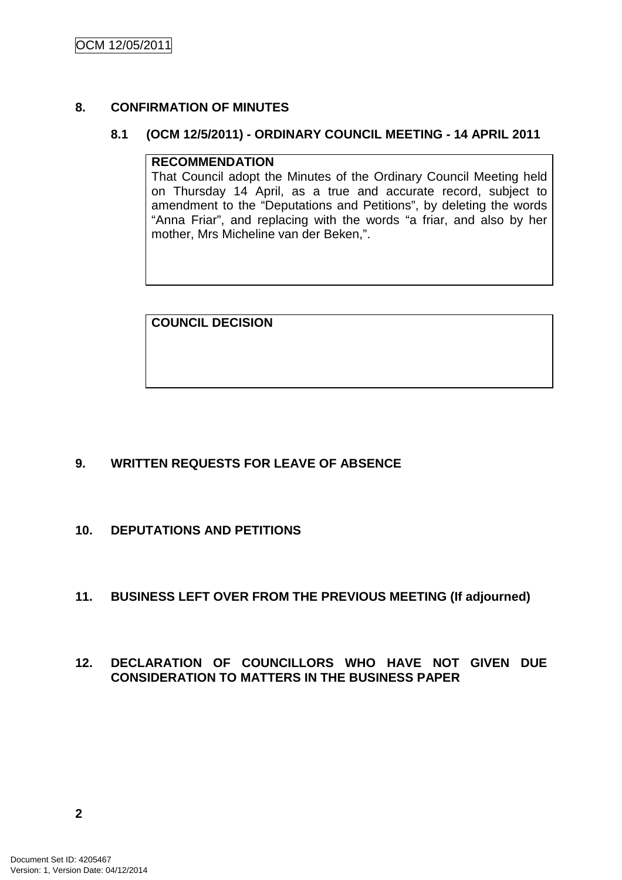## 8. CONFIRMATION OF MINUTES

### 8.1 (OCM 12/5/2011) - ORDINARY COUNCIL MEETING - 14 APRIL 2011

**RECOMMENDATION**

That Council adopt the Minutes of the Ordinary Council Meeting held on Thursday 14 April, as a true and accurate record, subject to amendment to the "Deputations and Petitions", by deleting the words "Anna Friar", and replacing with the words "a friar, and also by her mother, Mrs Micheline van der Beken,".

**COUNCIL DECISION**

## 9. WRITTEN REQUESTS FOR LEAVE OF ABSENCE

## 10. DEPUTATIONS AND PETITIONS

## 11. BUSINESS LEFT OVER FROM THE PREVIOUS MEETING (If adjourned)

## 12. DECLARATION OF COUNCILLORS WHO HAVE NOT GIVEN DUE CONSIDERATION TO MATTERS IN THE BUSINESS PAPER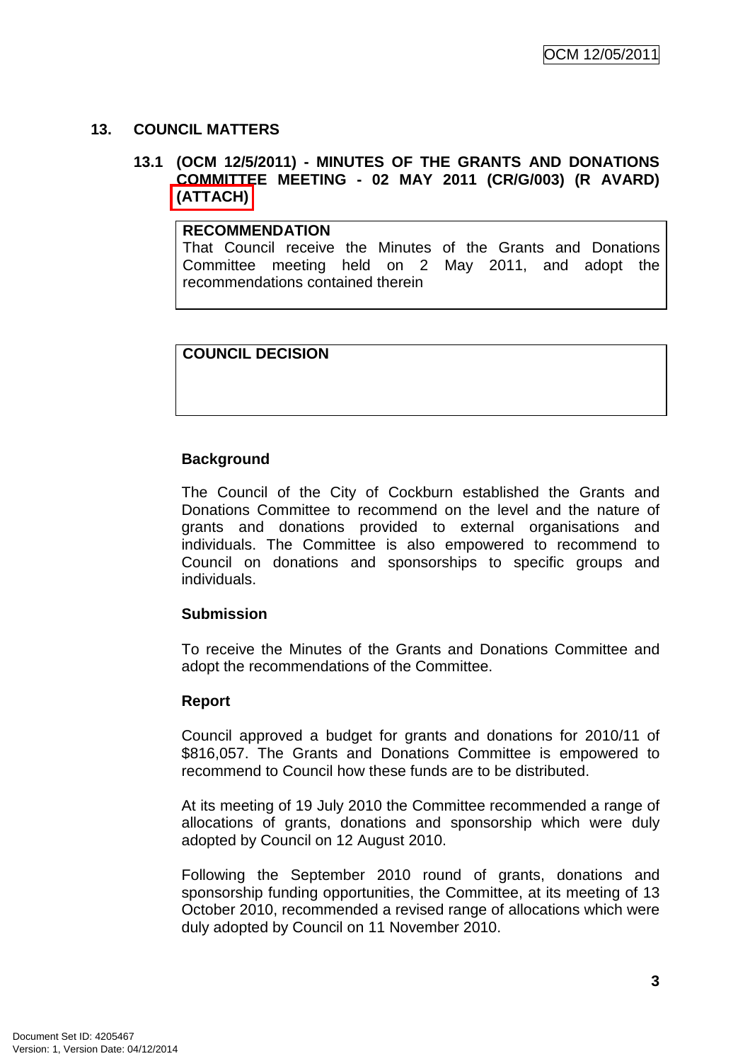## 13. COUNCIL MATTERS

### 13.1 (OCM 12/5/2011) - MINUTES OF THE GRANTS AND DONATIONS COMMITTEE MEETING - 02 MAY 2011 (CR/G/003) (R AVARD) (ATTACH)

| **RECOMMENDATION** |
| --- |
| That Council receive the Minutes of the Grants and Donations Committee meeting held on 2 May 2011, and adopt the recommendations contained therein |

| **COUNCIL DECISION** |
| --- |
| |

**Background**

The Council of the City of Cockburn established the Grants and Donations Committee to recommend on the level and the nature of grants and donations provided to external organisations and individuals. The Committee is also empowered to recommend to Council on donations and sponsorships to specific groups and individuals.

**Submission**

To receive the Minutes of the Grants and Donations Committee and adopt the recommendations of the Committee.

**Report**

Council approved a budget for grants and donations for 2010/11 of $816,057. The Grants and Donations Committee is empowered to recommend to Council how these funds are to be distributed.

At its meeting of 19 July 2010 the Committee recommended a range of allocations of grants, donations and sponsorship which were duly adopted by Council on 12 August 2010.

Following the September 2010 round of grants, donations and sponsorship funding opportunities, the Committee, at its meeting of 13 October 2010, recommended a revised range of allocations which were duly adopted by Council on 11 November 2010.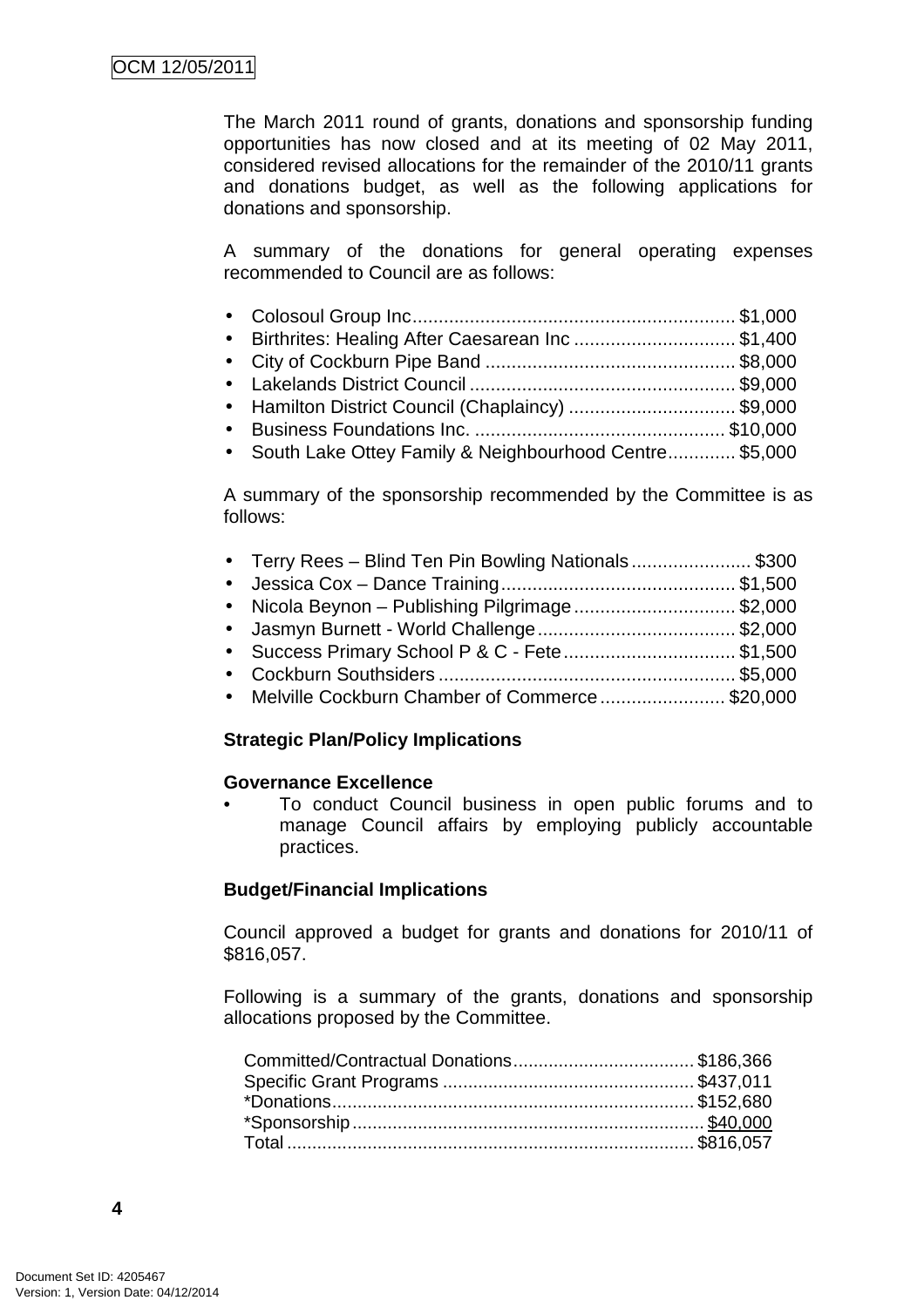The March 2011 round of grants, donations and sponsorship funding opportunities has now closed and at its meeting of 02 May 2011, considered revised allocations for the remainder of the 2010/11 grants and donations budget, as well as the following applications for donations and sponsorship.

A summary of the donations for general operating expenses recommended to Council are as follows:

- Colosoul Group Inc............................................................. $1,000
- Birthrites: Healing After Caesarean Inc .............................. $1,400
- City of Cockburn Pipe Band ............................................... $8,000
- Lakelands District Council .................................................. $9,000
- Hamilton District Council (Chaplaincy) ................................ $9,000
- Business Foundations Inc. ................................................ $10,000
- South Lake Ottey Family & Neighbourhood Centre............ $5,000

A summary of the sponsorship recommended by the Committee is as follows:

- Terry Rees – Blind Ten Pin Bowling Nationals....................... $300
- Jessica Cox – Dance Training............................................ $1,500
- Nicola Beynon – Publishing Pilgrimage.............................. $2,000
- Jasmyn Burnett - World Challenge...................................... $2,000
- Success Primary School P & C - Fete................................. $1,500
- Cockburn Southsiders ........................................................ $5,000
- Melville Cockburn Chamber of Commerce........................ $20,000

**Strategic Plan/Policy Implications**

**Governance Excellence**

- To conduct Council business in open public forums and to manage Council affairs by employing publicly accountable practices.

**Budget/Financial Implications**

Council approved a budget for grants and donations for 2010/11 of $816,057.

Following is a summary of the grants, donations and sponsorship allocations proposed by the Committee.

Committed/Contractual Donations.................................... $186,366
Specific Grant Programs .................................................. $437,011
*Donations........................................................................ $152,680
*Sponsorship..................................................................... $40,000
Total ................................................................................. $816,057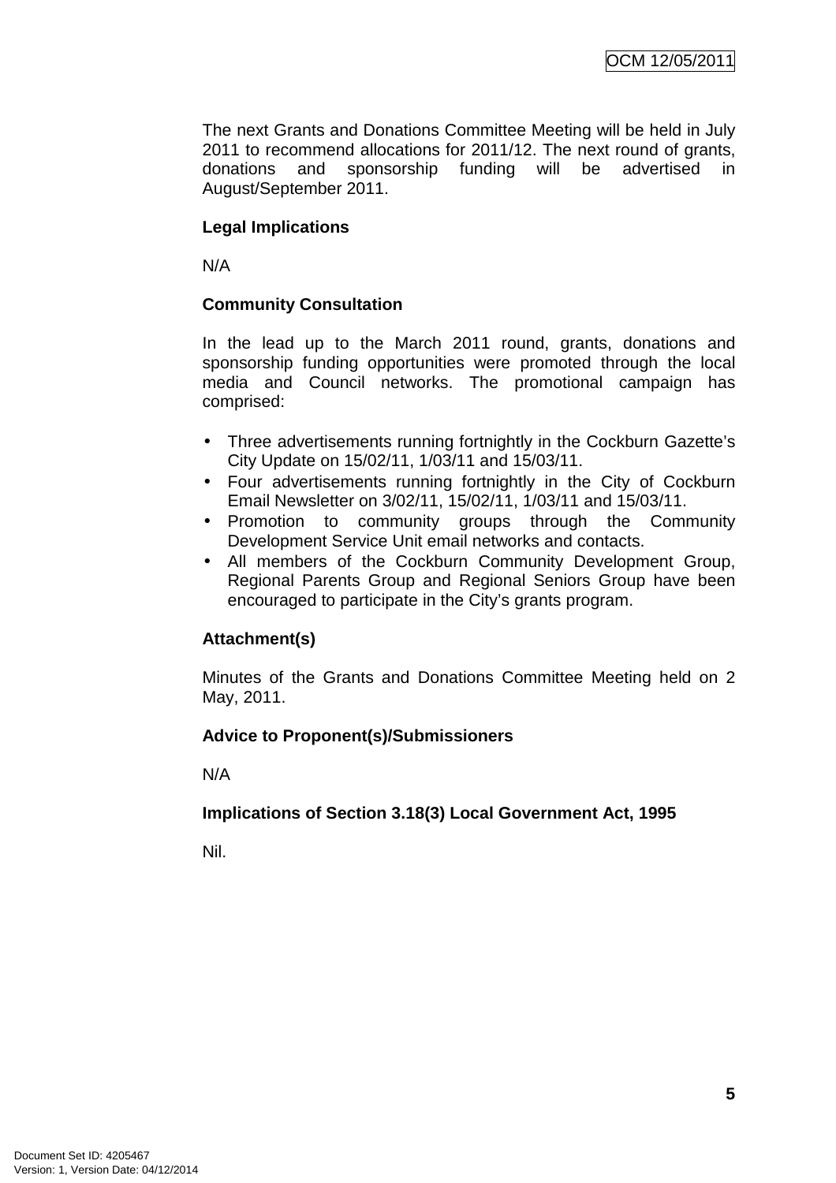The next Grants and Donations Committee Meeting will be held in July 2011 to recommend allocations for 2011/12. The next round of grants, donations and sponsorship funding will be advertised in August/September 2011.

**Legal Implications**

N/A

**Community Consultation**

In the lead up to the March 2011 round, grants, donations and sponsorship funding opportunities were promoted through the local media and Council networks. The promotional campaign has comprised:

- Three advertisements running fortnightly in the Cockburn Gazette's City Update on 15/02/11, 1/03/11 and 15/03/11.
- Four advertisements running fortnightly in the City of Cockburn Email Newsletter on 3/02/11, 15/02/11, 1/03/11 and 15/03/11.
- Promotion to community groups through the Community Development Service Unit email networks and contacts.
- All members of the Cockburn Community Development Group, Regional Parents Group and Regional Seniors Group have been encouraged to participate in the City's grants program.

**Attachment(s)**

Minutes of the Grants and Donations Committee Meeting held on 2 May, 2011.

**Advice to Proponent(s)/Submissioners**

N/A

**Implications of Section 3.18(3) Local Government Act, 1995**

Nil.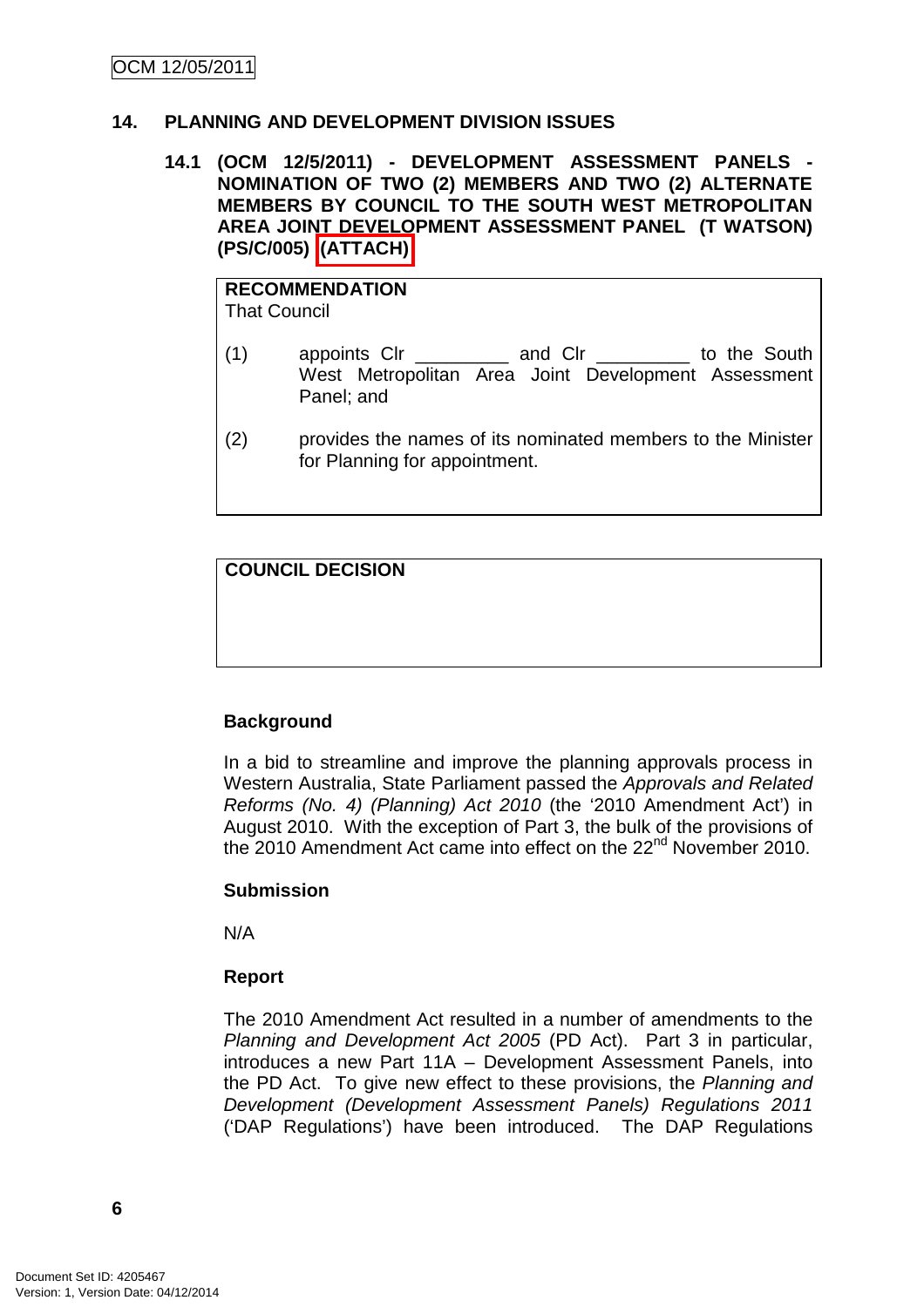## 14. PLANNING AND DEVELOPMENT DIVISION ISSUES

### 14.1 (OCM 12/5/2011) - DEVELOPMENT ASSESSMENT PANELS - NOMINATION OF TWO (2) MEMBERS AND TWO (2) ALTERNATE MEMBERS BY COUNCIL TO THE SOUTH WEST METROPOLITAN AREA JOINT DEVELOPMENT ASSESSMENT PANEL (T WATSON) (PS/C/005) (ATTACH)

**RECOMMENDATION**

That Council

(1) appoints Clr _________ and Clr _________ to the South West Metropolitan Area Joint Development Assessment Panel; and

(2) provides the names of its nominated members to the Minister for Planning for appointment.

**COUNCIL DECISION**

**Background**

In a bid to streamline and improve the planning approvals process in Western Australia, State Parliament passed the *Approvals and Related Reforms (No. 4) (Planning) Act 2010* (the '2010 Amendment Act') in August 2010. With the exception of Part 3, the bulk of the provisions of the 2010 Amendment Act came into effect on the 22nd November 2010.

**Submission**

N/A

**Report**

The 2010 Amendment Act resulted in a number of amendments to the *Planning and Development Act 2005* (PD Act). Part 3 in particular, introduces a new Part 11A – Development Assessment Panels, into the PD Act. To give new effect to these provisions, the *Planning and Development (Development Assessment Panels) Regulations 2011* ('DAP Regulations') have been introduced. The DAP Regulations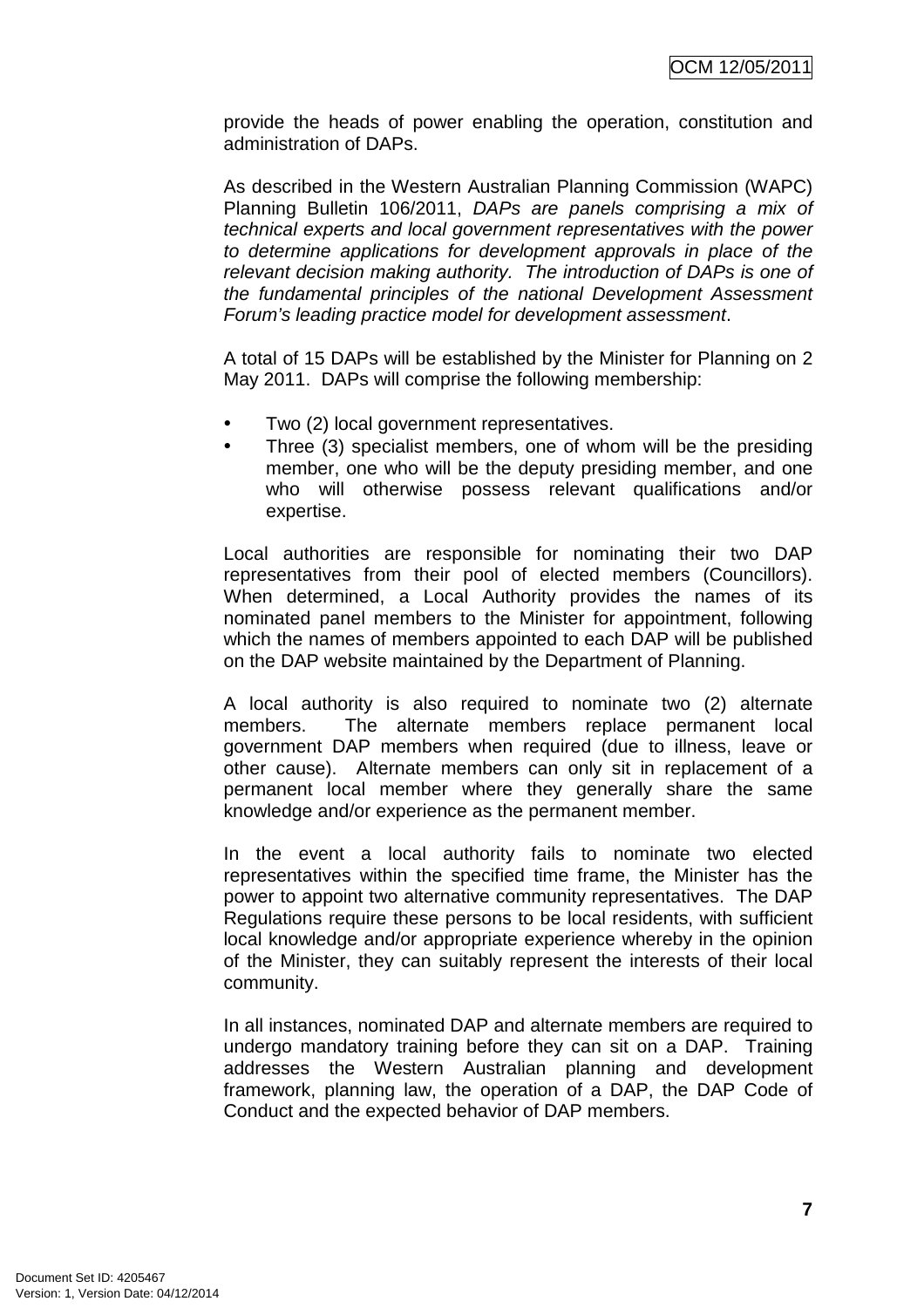provide the heads of power enabling the operation, constitution and administration of DAPs.

As described in the Western Australian Planning Commission (WAPC) Planning Bulletin 106/2011, *DAPs are panels comprising a mix of technical experts and local government representatives with the power to determine applications for development approvals in place of the relevant decision making authority. The introduction of DAPs is one of the fundamental principles of the national Development Assessment Forum's leading practice model for development assessment*.

A total of 15 DAPs will be established by the Minister for Planning on 2 May 2011. DAPs will comprise the following membership:

- Two (2) local government representatives.
- Three (3) specialist members, one of whom will be the presiding member, one who will be the deputy presiding member, and one who will otherwise possess relevant qualifications and/or expertise.

Local authorities are responsible for nominating their two DAP representatives from their pool of elected members (Councillors). When determined, a Local Authority provides the names of its nominated panel members to the Minister for appointment, following which the names of members appointed to each DAP will be published on the DAP website maintained by the Department of Planning.

A local authority is also required to nominate two (2) alternate members. The alternate members replace permanent local government DAP members when required (due to illness, leave or other cause). Alternate members can only sit in replacement of a permanent local member where they generally share the same knowledge and/or experience as the permanent member.

In the event a local authority fails to nominate two elected representatives within the specified time frame, the Minister has the power to appoint two alternative community representatives. The DAP Regulations require these persons to be local residents, with sufficient local knowledge and/or appropriate experience whereby in the opinion of the Minister, they can suitably represent the interests of their local community.

In all instances, nominated DAP and alternate members are required to undergo mandatory training before they can sit on a DAP. Training addresses the Western Australian planning and development framework, planning law, the operation of a DAP, the DAP Code of Conduct and the expected behavior of DAP members.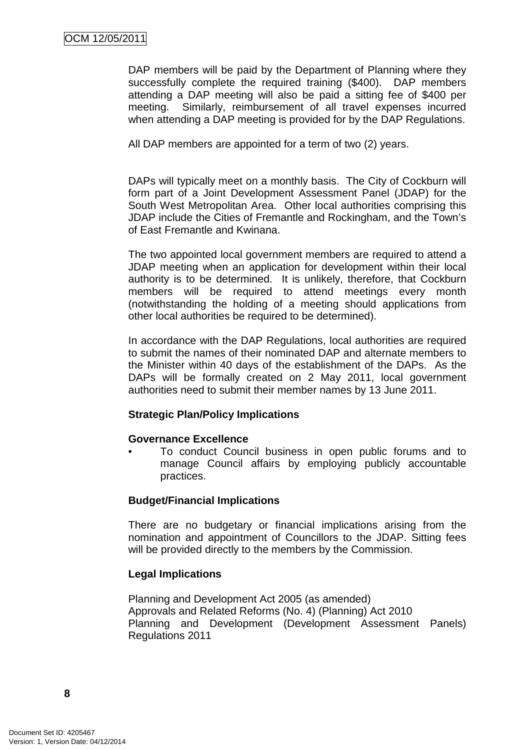DAP members will be paid by the Department of Planning where they successfully complete the required training ($400). DAP members attending a DAP meeting will also be paid a sitting fee of $400 per meeting. Similarly, reimbursement of all travel expenses incurred when attending a DAP meeting is provided for by the DAP Regulations.

All DAP members are appointed for a term of two (2) years.

DAPs will typically meet on a monthly basis. The City of Cockburn will form part of a Joint Development Assessment Panel (JDAP) for the South West Metropolitan Area. Other local authorities comprising this JDAP include the Cities of Fremantle and Rockingham, and the Town's of East Fremantle and Kwinana.

The two appointed local government members are required to attend a JDAP meeting when an application for development within their local authority is to be determined. It is unlikely, therefore, that Cockburn members will be required to attend meetings every month (notwithstanding the holding of a meeting should applications from other local authorities be required to be determined).

In accordance with the DAP Regulations, local authorities are required to submit the names of their nominated DAP and alternate members to the Minister within 40 days of the establishment of the DAPs. As the DAPs will be formally created on 2 May 2011, local government authorities need to submit their member names by 13 June 2011.

**Strategic Plan/Policy Implications**

**Governance Excellence**

- To conduct Council business in open public forums and to manage Council affairs by employing publicly accountable practices.

**Budget/Financial Implications**

There are no budgetary or financial implications arising from the nomination and appointment of Councillors to the JDAP. Sitting fees will be provided directly to the members by the Commission.

**Legal Implications**

Planning and Development Act 2005 (as amended)
Approvals and Related Reforms (No. 4) (Planning) Act 2010
Planning and Development (Development Assessment Panels) Regulations 2011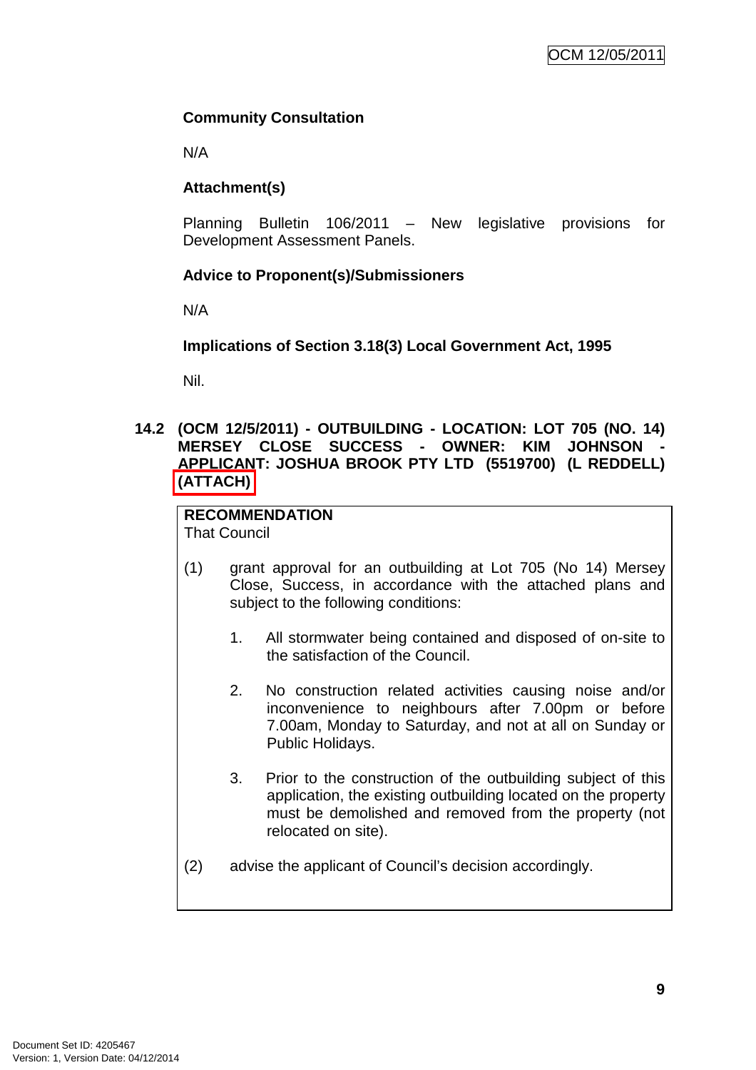**Community Consultation**

N/A

**Attachment(s)**

Planning Bulletin 106/2011 – New legislative provisions for Development Assessment Panels.

**Advice to Proponent(s)/Submissioners**

N/A

**Implications of Section 3.18(3) Local Government Act, 1995**

Nil.

## 14.2 (OCM 12/5/2011) - OUTBUILDING - LOCATION: LOT 705 (NO. 14) MERSEY CLOSE SUCCESS - OWNER: KIM JOHNSON - APPLICANT: JOSHUA BROOK PTY LTD (5519700) (L REDDELL) (ATTACH)

**RECOMMENDATION**
That Council

(1) grant approval for an outbuilding at Lot 705 (No 14) Mersey Close, Success, in accordance with the attached plans and subject to the following conditions:

1. All stormwater being contained and disposed of on-site to the satisfaction of the Council.

2. No construction related activities causing noise and/or inconvenience to neighbours after 7.00pm or before 7.00am, Monday to Saturday, and not at all on Sunday or Public Holidays.

3. Prior to the construction of the outbuilding subject of this application, the existing outbuilding located on the property must be demolished and removed from the property (not relocated on site).

(2) advise the applicant of Council's decision accordingly.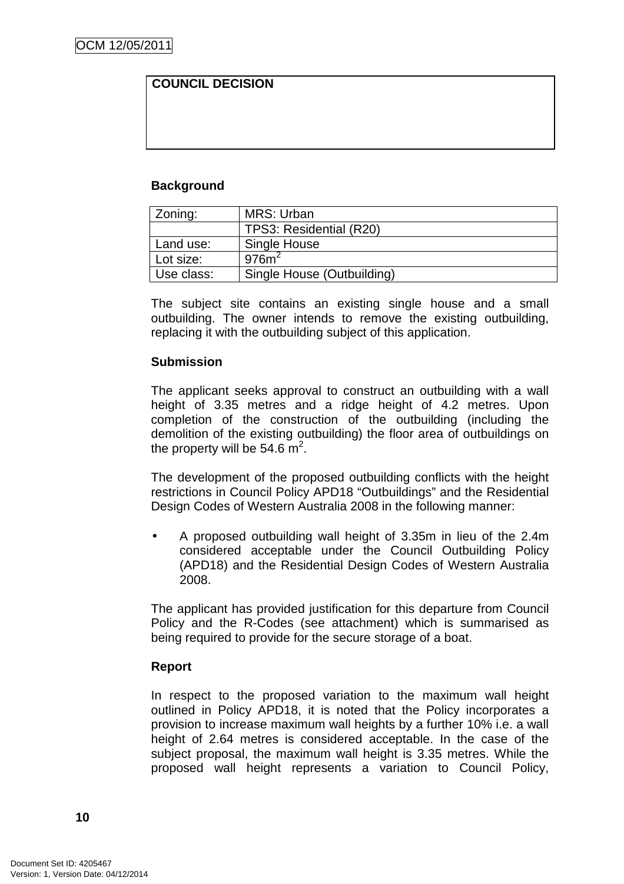| COUNCIL DECISION |
|---|
| |

**Background**

| Zoning: | MRS: Urban |
|---|---|
| | TPS3: Residential (R20) |
| Land use: | Single House |
| Lot size: | 976m$^2$ |
| Use class: | Single House (Outbuilding) |

The subject site contains an existing single house and a small outbuilding. The owner intends to remove the existing outbuilding, replacing it with the outbuilding subject of this application.

**Submission**

The applicant seeks approval to construct an outbuilding with a wall height of 3.35 metres and a ridge height of 4.2 metres. Upon completion of the construction of the outbuilding (including the demolition of the existing outbuilding) the floor area of outbuildings on the property will be 54.6 m$^2$.

The development of the proposed outbuilding conflicts with the height restrictions in Council Policy APD18 "Outbuildings" and the Residential Design Codes of Western Australia 2008 in the following manner:

- A proposed outbuilding wall height of 3.35m in lieu of the 2.4m considered acceptable under the Council Outbuilding Policy (APD18) and the Residential Design Codes of Western Australia 2008.

The applicant has provided justification for this departure from Council Policy and the R-Codes (see attachment) which is summarised as being required to provide for the secure storage of a boat.

**Report**

In respect to the proposed variation to the maximum wall height outlined in Policy APD18, it is noted that the Policy incorporates a provision to increase maximum wall heights by a further 10% i.e. a wall height of 2.64 metres is considered acceptable. In the case of the subject proposal, the maximum wall height is 3.35 metres. While the proposed wall height represents a variation to Council Policy,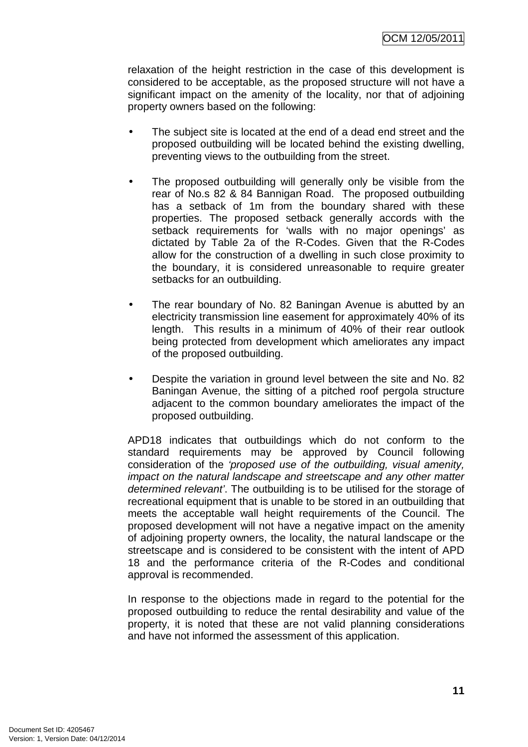relaxation of the height restriction in the case of this development is considered to be acceptable, as the proposed structure will not have a significant impact on the amenity of the locality, nor that of adjoining property owners based on the following:

- The subject site is located at the end of a dead end street and the proposed outbuilding will be located behind the existing dwelling, preventing views to the outbuilding from the street.

- The proposed outbuilding will generally only be visible from the rear of No.s 82 & 84 Bannigan Road. The proposed outbuilding has a setback of 1m from the boundary shared with these properties. The proposed setback generally accords with the setback requirements for 'walls with no major openings' as dictated by Table 2a of the R-Codes. Given that the R-Codes allow for the construction of a dwelling in such close proximity to the boundary, it is considered unreasonable to require greater setbacks for an outbuilding.

- The rear boundary of No. 82 Baningan Avenue is abutted by an electricity transmission line easement for approximately 40% of its length. This results in a minimum of 40% of their rear outlook being protected from development which ameliorates any impact of the proposed outbuilding.

- Despite the variation in ground level between the site and No. 82 Baningan Avenue, the sitting of a pitched roof pergola structure adjacent to the common boundary ameliorates the impact of the proposed outbuilding.

APD18 indicates that outbuildings which do not conform to the standard requirements may be approved by Council following consideration of the *'proposed use of the outbuilding, visual amenity, impact on the natural landscape and streetscape and any other matter determined relevant'*. The outbuilding is to be utilised for the storage of recreational equipment that is unable to be stored in an outbuilding that meets the acceptable wall height requirements of the Council. The proposed development will not have a negative impact on the amenity of adjoining property owners, the locality, the natural landscape or the streetscape and is considered to be consistent with the intent of APD 18 and the performance criteria of the R-Codes and conditional approval is recommended.

In response to the objections made in regard to the potential for the proposed outbuilding to reduce the rental desirability and value of the property, it is noted that these are not valid planning considerations and have not informed the assessment of this application.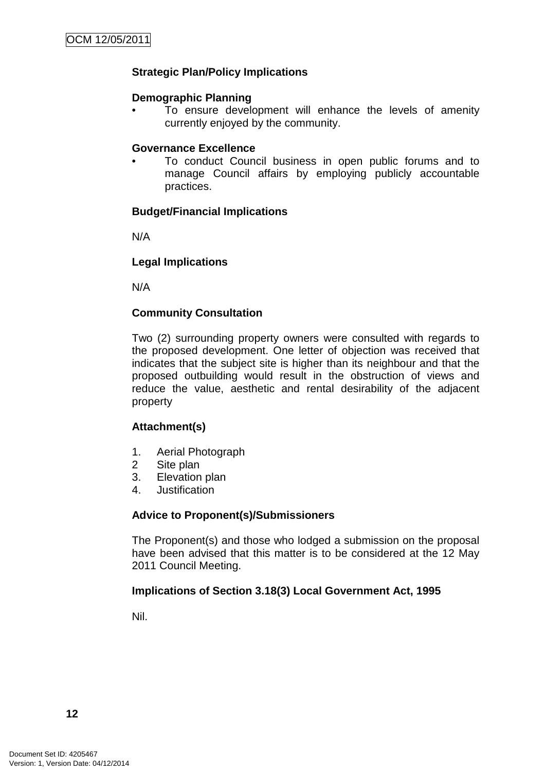**Strategic Plan/Policy Implications**

**Demographic Planning**

- To ensure development will enhance the levels of amenity currently enjoyed by the community.

**Governance Excellence**

- To conduct Council business in open public forums and to manage Council affairs by employing publicly accountable practices.

**Budget/Financial Implications**

N/A

**Legal Implications**

N/A

**Community Consultation**

Two (2) surrounding property owners were consulted with regards to the proposed development. One letter of objection was received that indicates that the subject site is higher than its neighbour and that the proposed outbuilding would result in the obstruction of views and reduce the value, aesthetic and rental desirability of the adjacent property

**Attachment(s)**

1. Aerial Photograph
2 Site plan
3. Elevation plan
4. Justification

**Advice to Proponent(s)/Submissioners**

The Proponent(s) and those who lodged a submission on the proposal have been advised that this matter is to be considered at the 12 May 2011 Council Meeting.

**Implications of Section 3.18(3) Local Government Act, 1995**

Nil.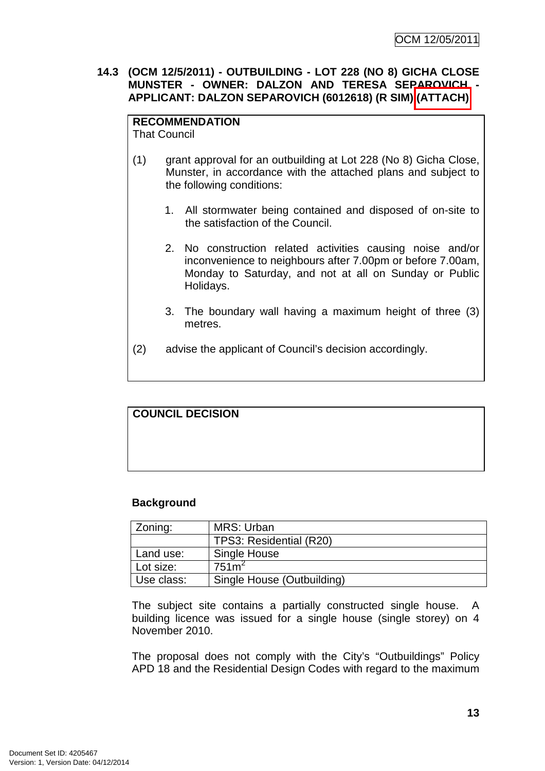### 14.3 (OCM 12/5/2011) - OUTBUILDING - LOT 228 (NO 8) GICHA CLOSE MUNSTER - OWNER: DALZON AND TERESA SEPAROVICH - APPLICANT: DALZON SEPAROVICH (6012618) (R SIM) (ATTACH)

**RECOMMENDATION**
That Council

(1) grant approval for an outbuilding at Lot 228 (No 8) Gicha Close, Munster, in accordance with the attached plans and subject to the following conditions:

1. All stormwater being contained and disposed of on-site to the satisfaction of the Council.

2. No construction related activities causing noise and/or inconvenience to neighbours after 7.00pm or before 7.00am, Monday to Saturday, and not at all on Sunday or Public Holidays.

3. The boundary wall having a maximum height of three (3) metres.

(2) advise the applicant of Council's decision accordingly.

**COUNCIL DECISION**

**Background**

| Zoning: | MRS: Urban |
|---|---|
| | TPS3: Residential (R20) |
| Land use: | Single House |
| Lot size: | 751m$^2$ |
| Use class: | Single House (Outbuilding) |

The subject site contains a partially constructed single house. A building licence was issued for a single house (single storey) on 4 November 2010.

The proposal does not comply with the City's "Outbuildings" Policy APD 18 and the Residential Design Codes with regard to the maximum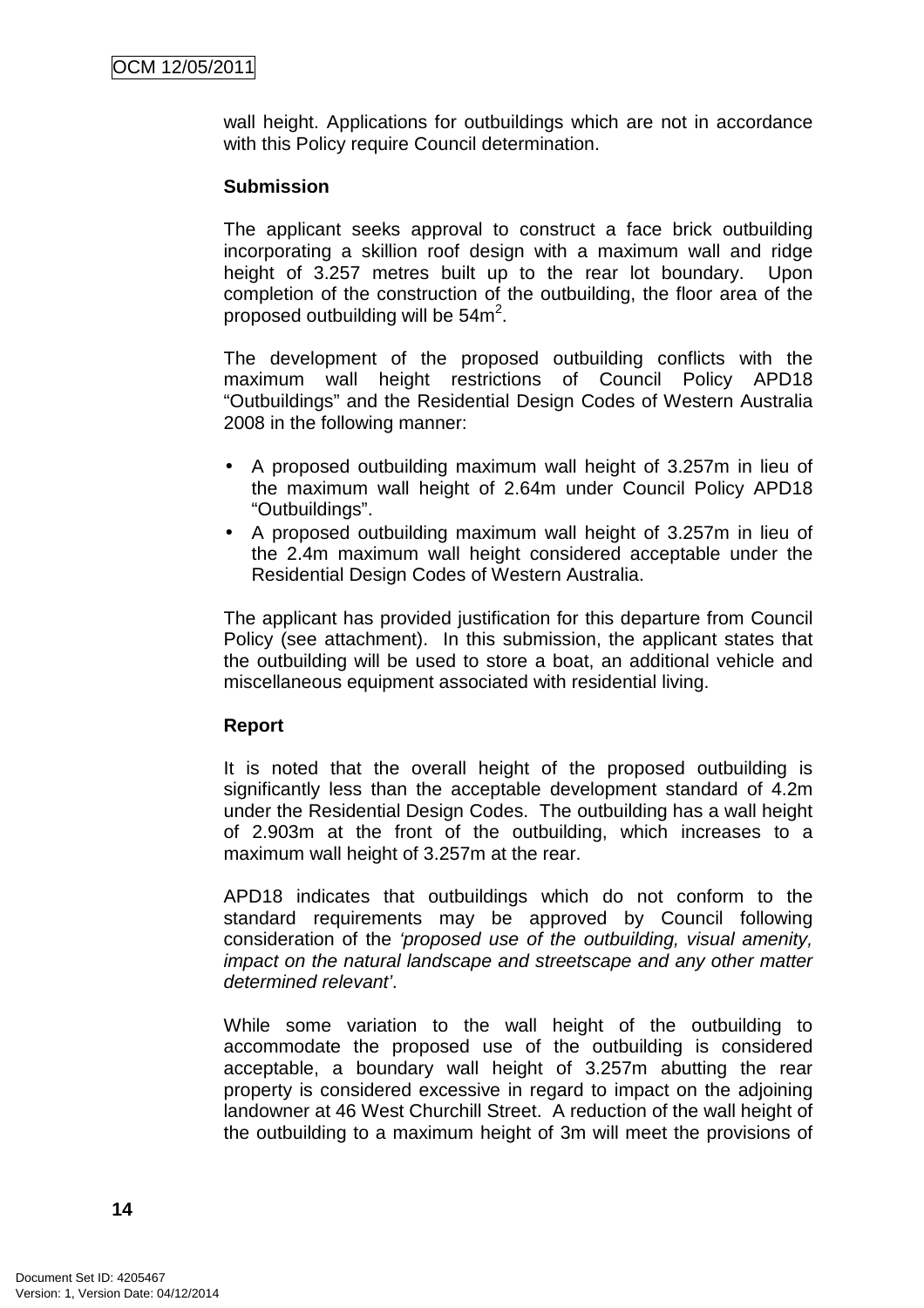wall height. Applications for outbuildings which are not in accordance with this Policy require Council determination.

**Submission**

The applicant seeks approval to construct a face brick outbuilding incorporating a skillion roof design with a maximum wall and ridge height of 3.257 metres built up to the rear lot boundary. Upon completion of the construction of the outbuilding, the floor area of the proposed outbuilding will be 54m$^2$.

The development of the proposed outbuilding conflicts with the maximum wall height restrictions of Council Policy APD18 "Outbuildings" and the Residential Design Codes of Western Australia 2008 in the following manner:

- A proposed outbuilding maximum wall height of 3.257m in lieu of the maximum wall height of 2.64m under Council Policy APD18 "Outbuildings".
- A proposed outbuilding maximum wall height of 3.257m in lieu of the 2.4m maximum wall height considered acceptable under the Residential Design Codes of Western Australia.

The applicant has provided justification for this departure from Council Policy (see attachment). In this submission, the applicant states that the outbuilding will be used to store a boat, an additional vehicle and miscellaneous equipment associated with residential living.

**Report**

It is noted that the overall height of the proposed outbuilding is significantly less than the acceptable development standard of 4.2m under the Residential Design Codes. The outbuilding has a wall height of 2.903m at the front of the outbuilding, which increases to a maximum wall height of 3.257m at the rear.

APD18 indicates that outbuildings which do not conform to the standard requirements may be approved by Council following consideration of the *'proposed use of the outbuilding, visual amenity, impact on the natural landscape and streetscape and any other matter determined relevant'*.

While some variation to the wall height of the outbuilding to accommodate the proposed use of the outbuilding is considered acceptable, a boundary wall height of 3.257m abutting the rear property is considered excessive in regard to impact on the adjoining landowner at 46 West Churchill Street. A reduction of the wall height of the outbuilding to a maximum height of 3m will meet the provisions of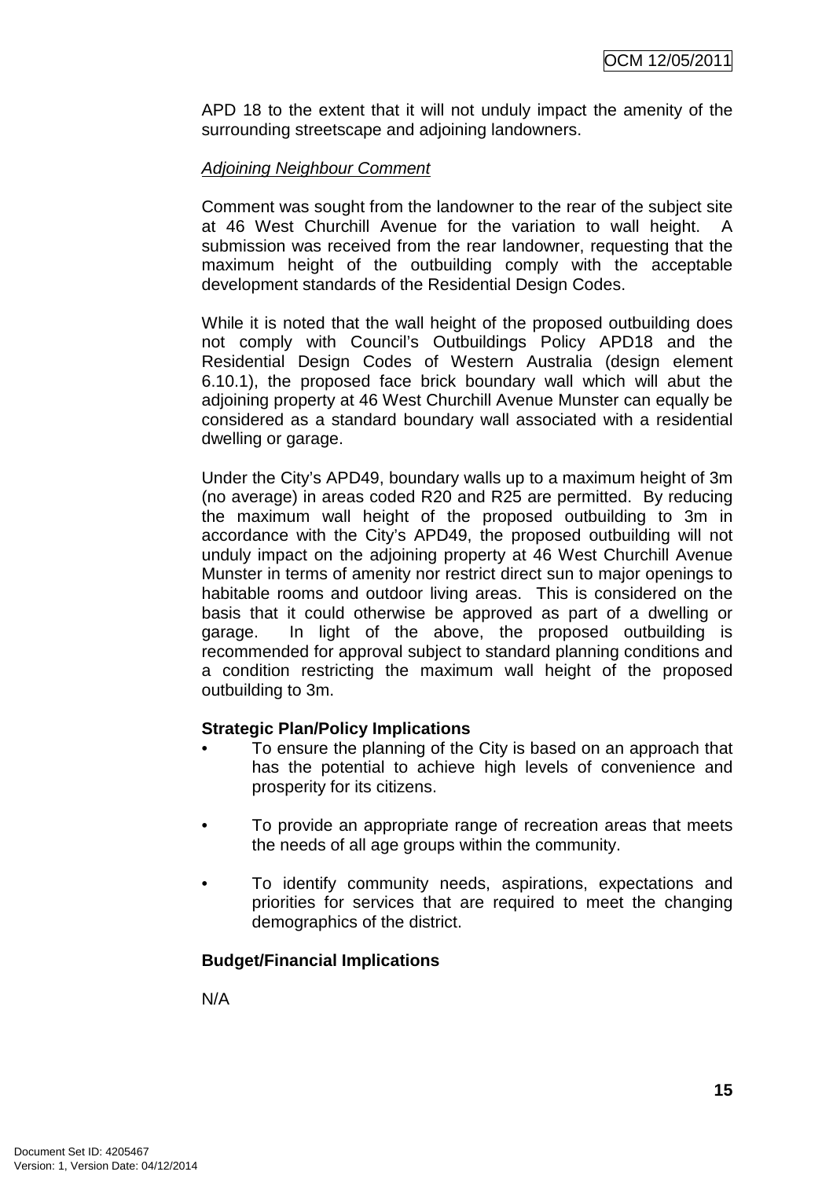APD 18 to the extent that it will not unduly impact the amenity of the surrounding streetscape and adjoining landowners.

*Adjoining Neighbour Comment*

Comment was sought from the landowner to the rear of the subject site at 46 West Churchill Avenue for the variation to wall height. A submission was received from the rear landowner, requesting that the maximum height of the outbuilding comply with the acceptable development standards of the Residential Design Codes.

While it is noted that the wall height of the proposed outbuilding does not comply with Council's Outbuildings Policy APD18 and the Residential Design Codes of Western Australia (design element 6.10.1), the proposed face brick boundary wall which will abut the adjoining property at 46 West Churchill Avenue Munster can equally be considered as a standard boundary wall associated with a residential dwelling or garage.

Under the City's APD49, boundary walls up to a maximum height of 3m (no average) in areas coded R20 and R25 are permitted. By reducing the maximum wall height of the proposed outbuilding to 3m in accordance with the City's APD49, the proposed outbuilding will not unduly impact on the adjoining property at 46 West Churchill Avenue Munster in terms of amenity nor restrict direct sun to major openings to habitable rooms and outdoor living areas. This is considered on the basis that it could otherwise be approved as part of a dwelling or garage. In light of the above, the proposed outbuilding is recommended for approval subject to standard planning conditions and a condition restricting the maximum wall height of the proposed outbuilding to 3m.

**Strategic Plan/Policy Implications**

- To ensure the planning of the City is based on an approach that has the potential to achieve high levels of convenience and prosperity for its citizens.
- To provide an appropriate range of recreation areas that meets the needs of all age groups within the community.
- To identify community needs, aspirations, expectations and priorities for services that are required to meet the changing demographics of the district.

**Budget/Financial Implications**

N/A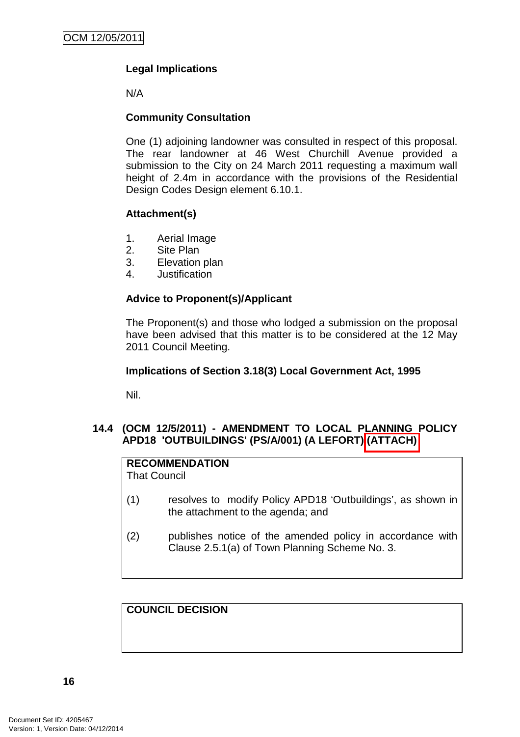**Legal Implications**

N/A

**Community Consultation**

One (1) adjoining landowner was consulted in respect of this proposal. The rear landowner at 46 West Churchill Avenue provided a submission to the City on 24 March 2011 requesting a maximum wall height of 2.4m in accordance with the provisions of the Residential Design Codes Design element 6.10.1.

**Attachment(s)**

1. Aerial Image
2. Site Plan
3. Elevation plan
4. Justification

**Advice to Proponent(s)/Applicant**

The Proponent(s) and those who lodged a submission on the proposal have been advised that this matter is to be considered at the 12 May 2011 Council Meeting.

**Implications of Section 3.18(3) Local Government Act, 1995**

Nil.

### 14.4 (OCM 12/5/2011) - AMENDMENT TO LOCAL PLANNING POLICY APD18 'OUTBUILDINGS' (PS/A/001) (A LEFORT) (ATTACH)

**RECOMMENDATION**
That Council

(1) resolves to modify Policy APD18 'Outbuildings', as shown in the attachment to the agenda; and

(2) publishes notice of the amended policy in accordance with Clause 2.5.1(a) of Town Planning Scheme No. 3.

**COUNCIL DECISION**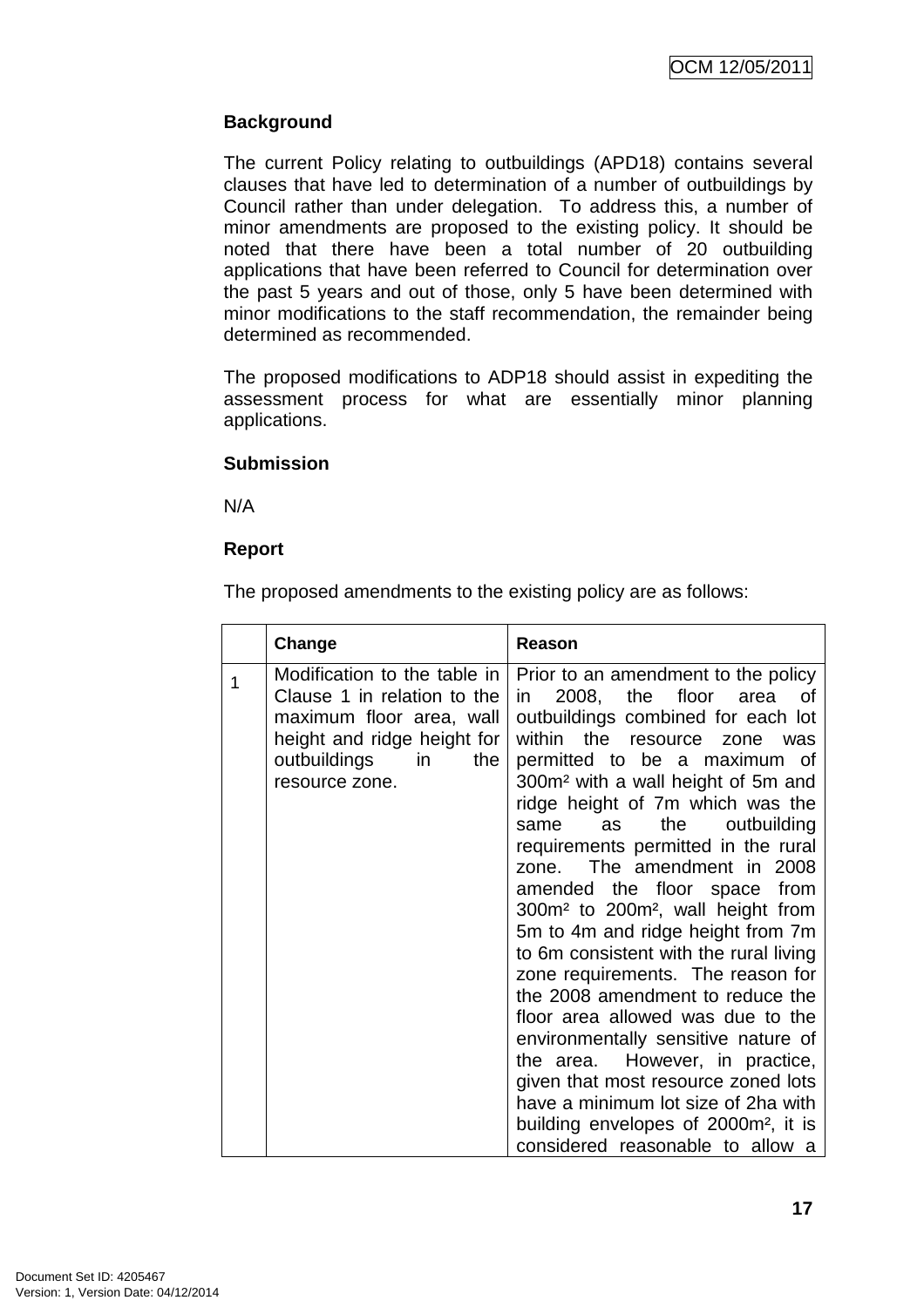## Background

The current Policy relating to outbuildings (APD18) contains several clauses that have led to determination of a number of outbuildings by Council rather than under delegation. To address this, a number of minor amendments are proposed to the existing policy. It should be noted that there have been a total number of 20 outbuilding applications that have been referred to Council for determination over the past 5 years and out of those, only 5 have been determined with minor modifications to the staff recommendation, the remainder being determined as recommended.

The proposed modifications to ADP18 should assist in expediting the assessment process for what are essentially minor planning applications.

## Submission

N/A

## Report

The proposed amendments to the existing policy are as follows:

| | Change | Reason |
|---|---|---|
| 1 | Modification to the table in Clause 1 in relation to the maximum floor area, wall height and ridge height for outbuildings in the resource zone. | Prior to an amendment to the policy in 2008, the floor area of outbuildings combined for each lot within the resource zone was permitted to be a maximum of 300m² with a wall height of 5m and ridge height of 7m which was the same as the outbuilding requirements permitted in the rural zone. The amendment in 2008 amended the floor space from 300m² to 200m², wall height from 5m to 4m and ridge height from 7m to 6m consistent with the rural living zone requirements. The reason for the 2008 amendment to reduce the floor area allowed was due to the environmentally sensitive nature of the area. However, in practice, given that most resource zoned lots have a minimum lot size of 2ha with building envelopes of 2000m², it is considered reasonable to allow a |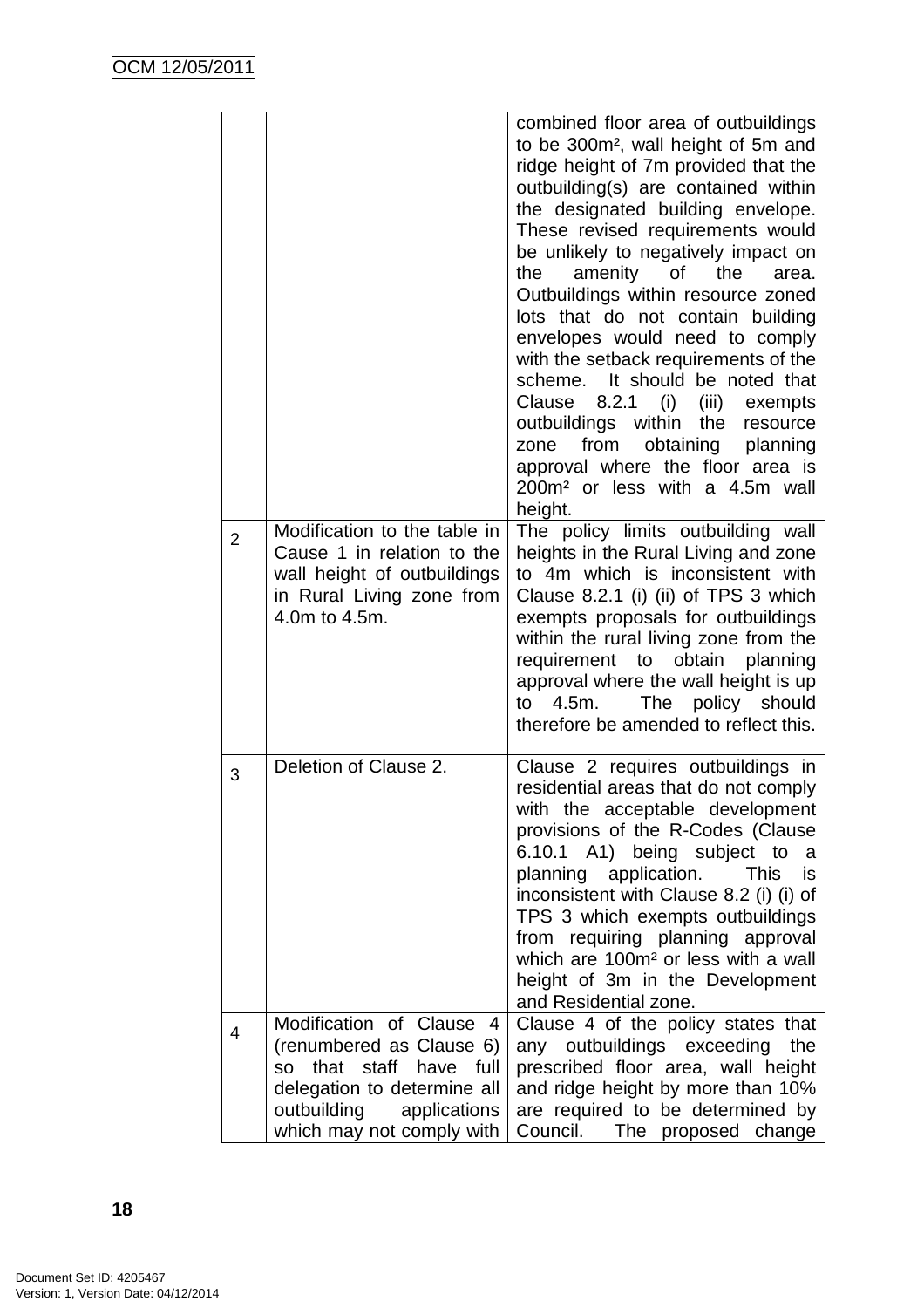| | | |
|---|---|---|
| | | combined floor area of outbuildings to be 300m², wall height of 5m and ridge height of 7m provided that the outbuilding(s) are contained within the designated building envelope. These revised requirements would be unlikely to negatively impact on the amenity of the area. Outbuildings within resource zoned lots that do not contain building envelopes would need to comply with the setback requirements of the scheme. It should be noted that Clause 8.2.1 (i) (iii) exempts outbuildings within the resource zone from obtaining planning approval where the floor area is 200m² or less with a 4.5m wall height. |
| 2 | Modification to the table in Cause 1 in relation to the wall height of outbuildings in Rural Living zone from 4.0m to 4.5m. | The policy limits outbuilding wall heights in the Rural Living and zone to 4m which is inconsistent with Clause 8.2.1 (i) (ii) of TPS 3 which exempts proposals for outbuildings within the rural living zone from the requirement to obtain planning approval where the wall height is up to 4.5m. The policy should therefore be amended to reflect this. |
| 3 | Deletion of Clause 2. | Clause 2 requires outbuildings in residential areas that do not comply with the acceptable development provisions of the R-Codes (Clause 6.10.1 A1) being subject to a planning application. This is inconsistent with Clause 8.2 (i) (i) of TPS 3 which exempts outbuildings from requiring planning approval which are 100m² or less with a wall height of 3m in the Development and Residential zone. |
| 4 | Modification of Clause 4 (renumbered as Clause 6) so that staff have full delegation to determine all outbuilding applications which may not comply with | Clause 4 of the policy states that any outbuildings exceeding the prescribed floor area, wall height and ridge height by more than 10% are required to be determined by Council. The proposed change |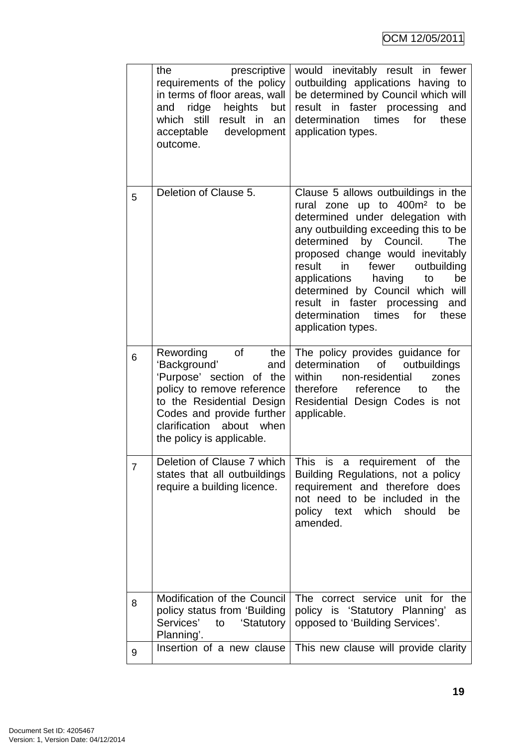| | | |
|---|---|---|
| | the prescriptive requirements of the policy in terms of floor areas, wall and ridge heights but which still result in an acceptable development outcome. | would inevitably result in fewer outbuilding applications having to be determined by Council which will result in faster processing and determination times for these application types. |
| 5 | Deletion of Clause 5. | Clause 5 allows outbuildings in the rural zone up to 400m² to be determined under delegation with any outbuilding exceeding this to be determined by Council. The proposed change would inevitably result in fewer outbuilding applications having to be determined by Council which will result in faster processing and determination times for these application types. |
| 6 | Rewording of the 'Background' and 'Purpose' section of the policy to remove reference to the Residential Design Codes and provide further clarification about when the policy is applicable. | The policy provides guidance for determination of outbuildings within non-residential zones therefore reference to the Residential Design Codes is not applicable. |
| 7 | Deletion of Clause 7 which states that all outbuildings require a building licence. | This is a requirement of the Building Regulations, not a policy requirement and therefore does not need to be included in the policy text which should be amended. |
| 8 | Modification of the Council policy status from 'Building Services' to 'Statutory Planning'. | The correct service unit for the policy is 'Statutory Planning' as opposed to 'Building Services'. |
| 9 | Insertion of a new clause | This new clause will provide clarity |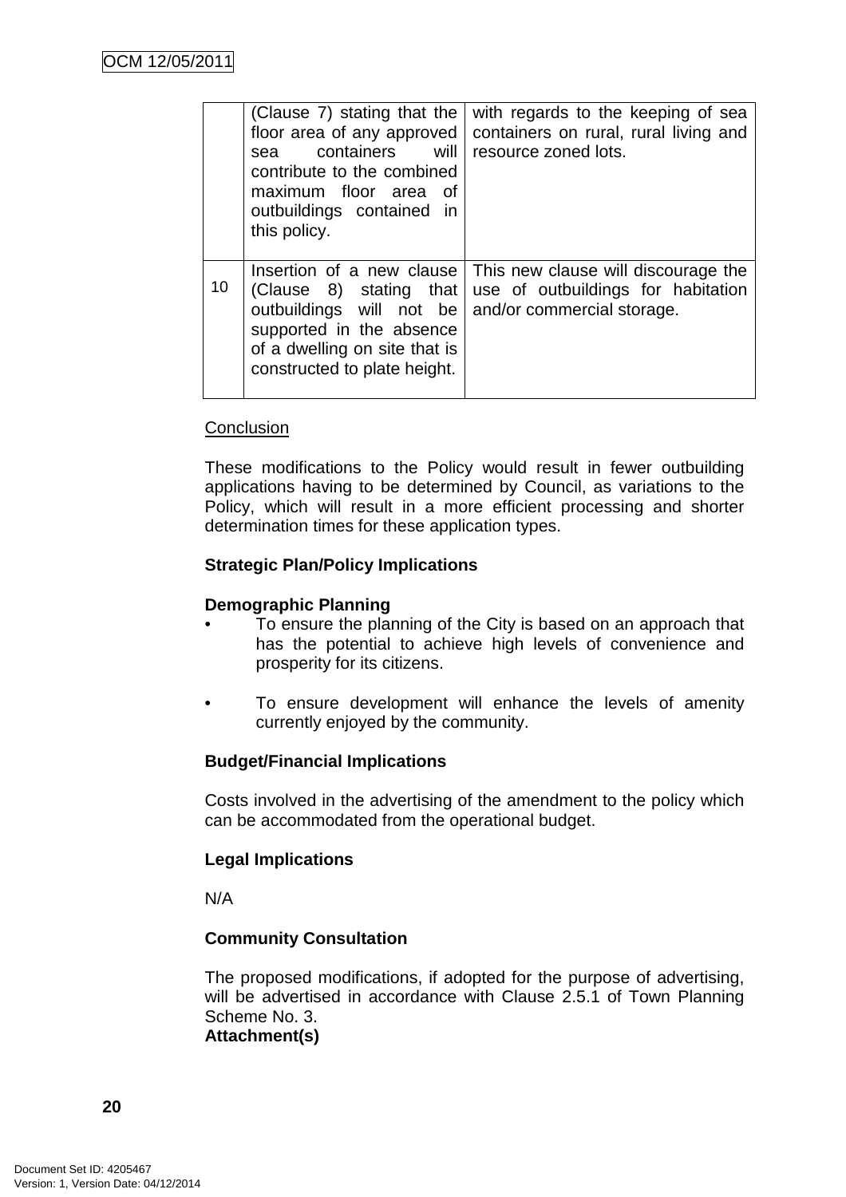| | (Clause 7) stating that the floor area of any approved sea containers will contribute to the combined maximum floor area of outbuildings contained in this policy. | with regards to the keeping of sea containers on rural, rural living and resource zoned lots. |
|---|---|---|
| 10 | Insertion of a new clause (Clause 8) stating that outbuildings will not be supported in the absence of a dwelling on site that is constructed to plate height. | This new clause will discourage the use of outbuildings for habitation and/or commercial storage. |

<u>Conclusion</u>

These modifications to the Policy would result in fewer outbuilding applications having to be determined by Council, as variations to the Policy, which will result in a more efficient processing and shorter determination times for these application types.

**Strategic Plan/Policy Implications**

**Demographic Planning**

- To ensure the planning of the City is based on an approach that has the potential to achieve high levels of convenience and prosperity for its citizens.

- To ensure development will enhance the levels of amenity currently enjoyed by the community.

**Budget/Financial Implications**

Costs involved in the advertising of the amendment to the policy which can be accommodated from the operational budget.

**Legal Implications**

N/A

**Community Consultation**

The proposed modifications, if adopted for the purpose of advertising, will be advertised in accordance with Clause 2.5.1 of Town Planning Scheme No. 3.

**Attachment(s)**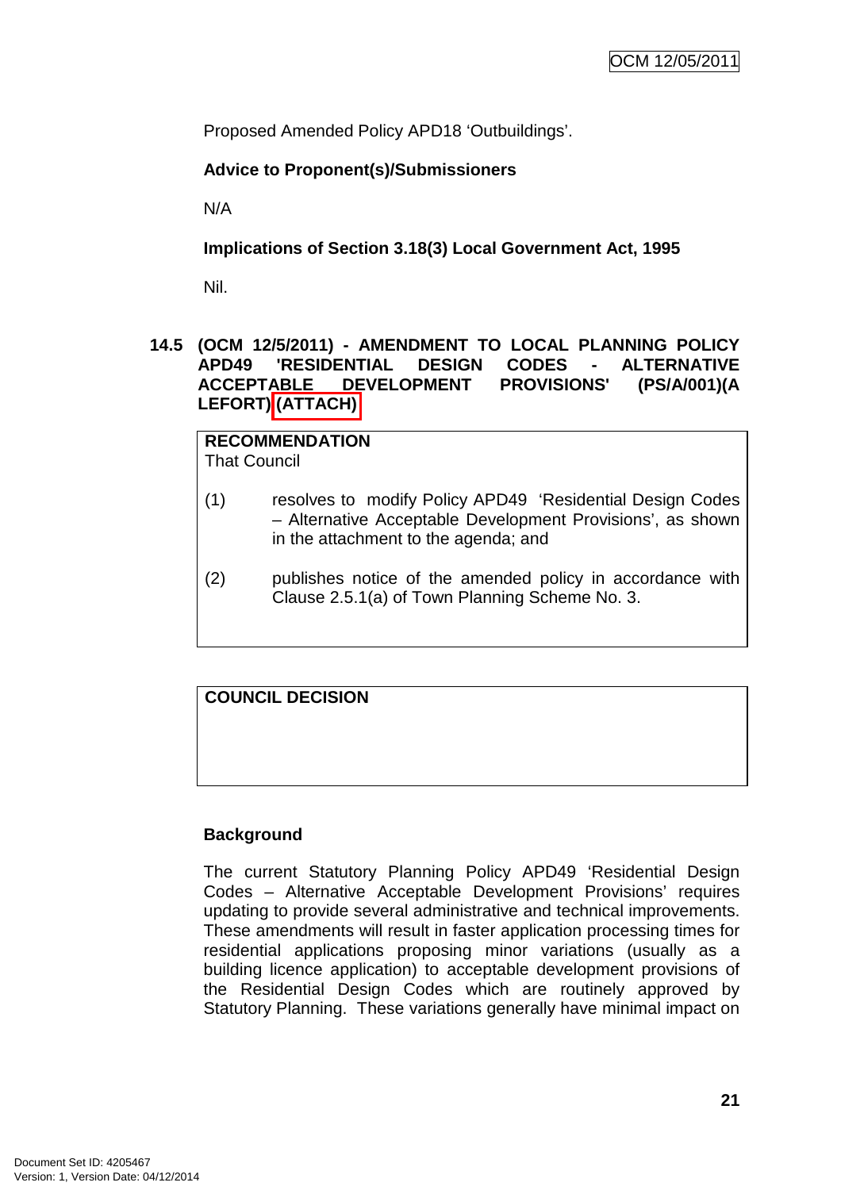Proposed Amended Policy APD18 'Outbuildings'.

**Advice to Proponent(s)/Submissioners**

N/A

**Implications of Section 3.18(3) Local Government Act, 1995**

Nil.

## 14.5 (OCM 12/5/2011) - AMENDMENT TO LOCAL PLANNING POLICY APD49 'RESIDENTIAL DESIGN CODES - ALTERNATIVE ACCEPTABLE DEVELOPMENT PROVISIONS' (PS/A/001)(A LEFORT) (ATTACH)

**RECOMMENDATION**
That Council

(1) resolves to modify Policy APD49 'Residential Design Codes – Alternative Acceptable Development Provisions', as shown in the attachment to the agenda; and

(2) publishes notice of the amended policy in accordance with Clause 2.5.1(a) of Town Planning Scheme No. 3.

**COUNCIL DECISION**

**Background**

The current Statutory Planning Policy APD49 'Residential Design Codes – Alternative Acceptable Development Provisions' requires updating to provide several administrative and technical improvements. These amendments will result in faster application processing times for residential applications proposing minor variations (usually as a building licence application) to acceptable development provisions of the Residential Design Codes which are routinely approved by Statutory Planning. These variations generally have minimal impact on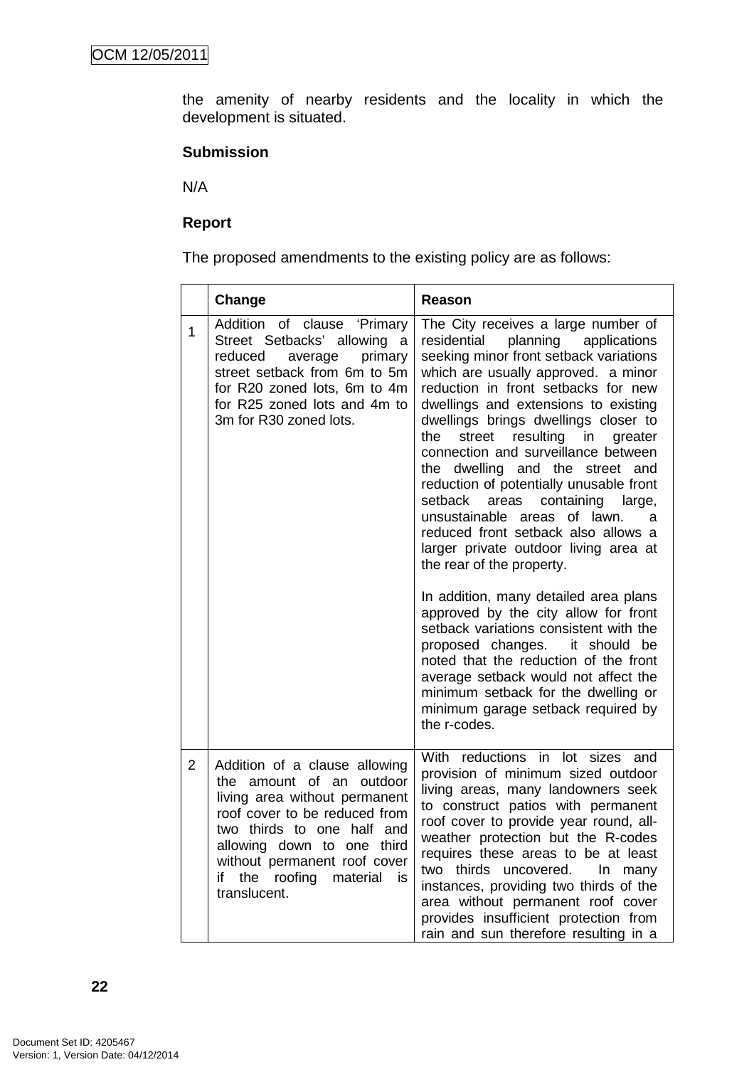the amenity of nearby residents and the locality in which the development is situated.

**Submission**

N/A

**Report**

The proposed amendments to the existing policy are as follows:

| | Change | Reason |
|---|---|---|
| 1 | Addition of clause 'Primary Street Setbacks' allowing a reduced average primary street setback from 6m to 5m for R20 zoned lots, 6m to 4m for R25 zoned lots and 4m to 3m for R30 zoned lots. | The City receives a large number of residential planning applications seeking minor front setback variations which are usually approved. a minor reduction in front setbacks for new dwellings and extensions to existing dwellings brings dwellings closer to the street resulting in greater connection and surveillance between the dwelling and the street and reduction of potentially unusable front setback areas containing large, unsustainable areas of lawn. a reduced front setback also allows a larger private outdoor living area at the rear of the property.<br><br>In addition, many detailed area plans approved by the city allow for front setback variations consistent with the proposed changes. it should be noted that the reduction of the front average setback would not affect the minimum setback for the dwelling or minimum garage setback required by the r-codes. |
| 2 | Addition of a clause allowing the amount of an outdoor living area without permanent roof cover to be reduced from two thirds to one half and allowing down to one third without permanent roof cover if the roofing material is translucent. | With reductions in lot sizes and provision of minimum sized outdoor living areas, many landowners seek to construct patios with permanent roof cover to provide year round, all-weather protection but the R-codes requires these areas to be at least two thirds uncovered. In many instances, providing two thirds of the area without permanent roof cover provides insufficient protection from rain and sun therefore resulting in a |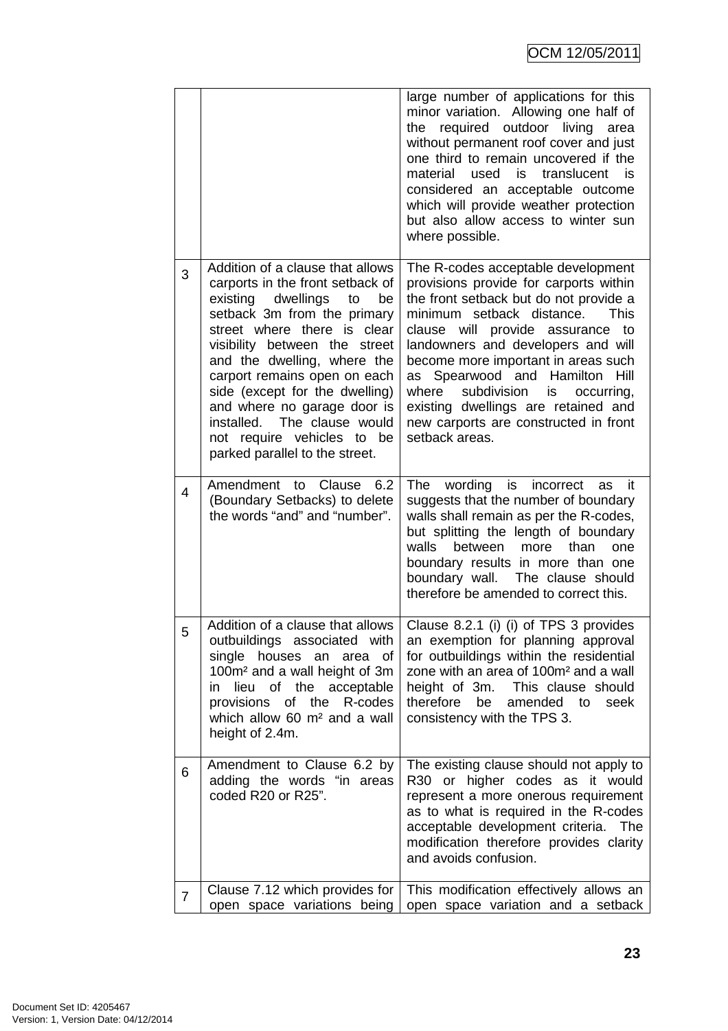| | | |
|---|---|---|
| | | large number of applications for this minor variation. Allowing one half of the required outdoor living area without permanent roof cover and just one third to remain uncovered if the material used is translucent is considered an acceptable outcome which will provide weather protection but also allow access to winter sun where possible. |
| 3 | Addition of a clause that allows carports in the front setback of existing dwellings to be setback 3m from the primary street where there is clear visibility between the street and the dwelling, where the carport remains open on each side (except for the dwelling) and where no garage door is installed. The clause would not require vehicles to be parked parallel to the street. | The R-codes acceptable development provisions provide for carports within the front setback but do not provide a minimum setback distance. This clause will provide assurance to landowners and developers and will become more important in areas such as Spearwood and Hamilton Hill where subdivision is occurring, existing dwellings are retained and new carports are constructed in front setback areas. |
| 4 | Amendment to Clause 6.2 (Boundary Setbacks) to delete the words "and" and "number". | The wording is incorrect as it suggests that the number of boundary walls shall remain as per the R-codes, but splitting the length of boundary walls between more than one boundary results in more than one boundary wall. The clause should therefore be amended to correct this. |
| 5 | Addition of a clause that allows outbuildings associated with single houses an area of 100m² and a wall height of 3m in lieu of the acceptable provisions of the R-codes which allow 60 m² and a wall height of 2.4m. | Clause 8.2.1 (i) (i) of TPS 3 provides an exemption for planning approval for outbuildings within the residential zone with an area of 100m² and a wall height of 3m. This clause should therefore be amended to seek consistency with the TPS 3. |
| 6 | Amendment to Clause 6.2 by adding the words "in areas coded R20 or R25". | The existing clause should not apply to R30 or higher codes as it would represent a more onerous requirement as to what is required in the R-codes acceptable development criteria. The modification therefore provides clarity and avoids confusion. |
| 7 | Clause 7.12 which provides for open space variations being | This modification effectively allows an open space variation and a setback |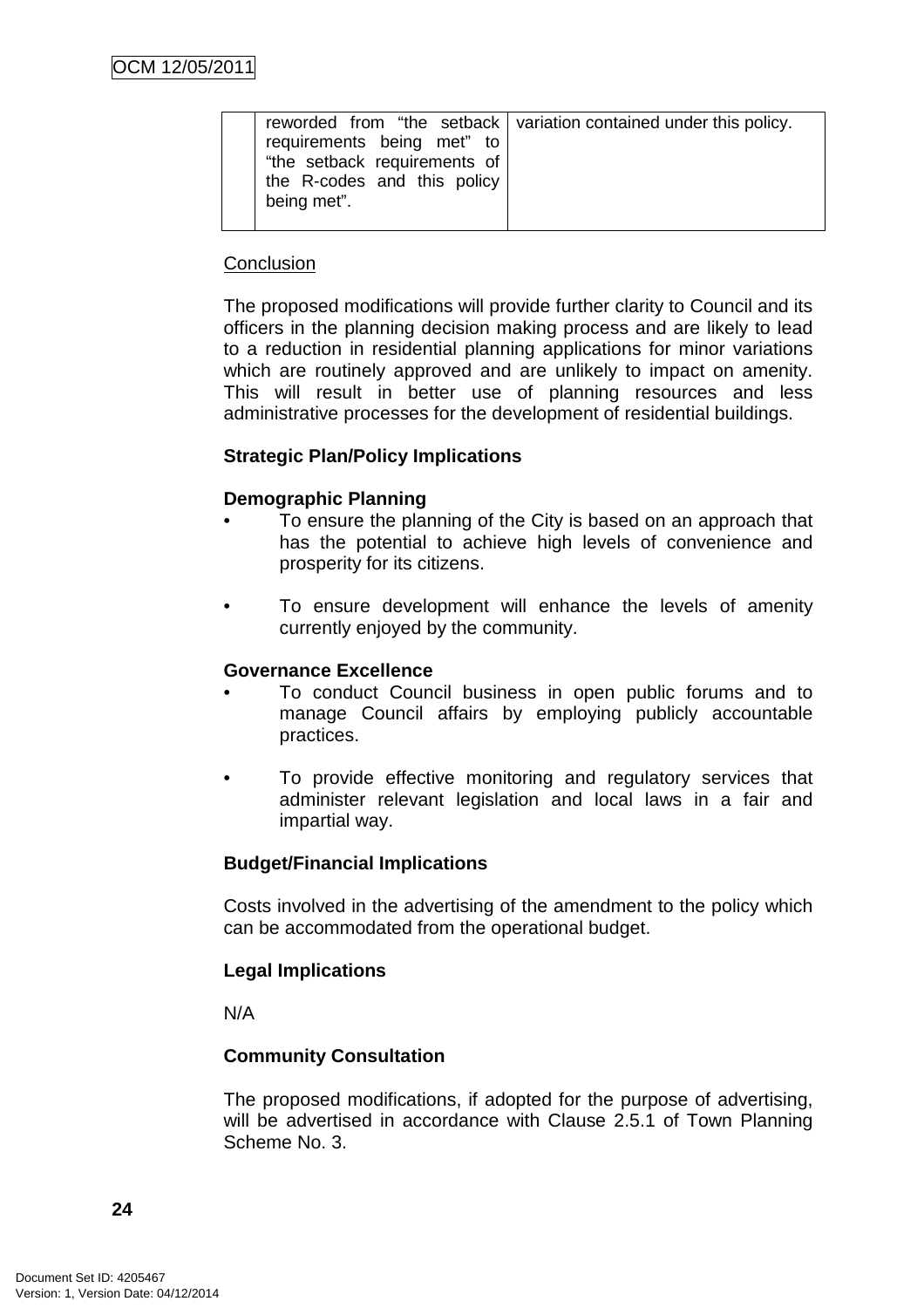| | reworded from "the setback requirements being met" to "the setback requirements of the R-codes and this policy being met". | variation contained under this policy. |
|---|---|---|

<u>Conclusion</u>

The proposed modifications will provide further clarity to Council and its officers in the planning decision making process and are likely to lead to a reduction in residential planning applications for minor variations which are routinely approved and are unlikely to impact on amenity. This will result in better use of planning resources and less administrative processes for the development of residential buildings.

**Strategic Plan/Policy Implications**

**Demographic Planning**

- To ensure the planning of the City is based on an approach that has the potential to achieve high levels of convenience and prosperity for its citizens.
- To ensure development will enhance the levels of amenity currently enjoyed by the community.

**Governance Excellence**

- To conduct Council business in open public forums and to manage Council affairs by employing publicly accountable practices.
- To provide effective monitoring and regulatory services that administer relevant legislation and local laws in a fair and impartial way.

**Budget/Financial Implications**

Costs involved in the advertising of the amendment to the policy which can be accommodated from the operational budget.

**Legal Implications**

N/A

**Community Consultation**

The proposed modifications, if adopted for the purpose of advertising, will be advertised in accordance with Clause 2.5.1 of Town Planning Scheme No. 3.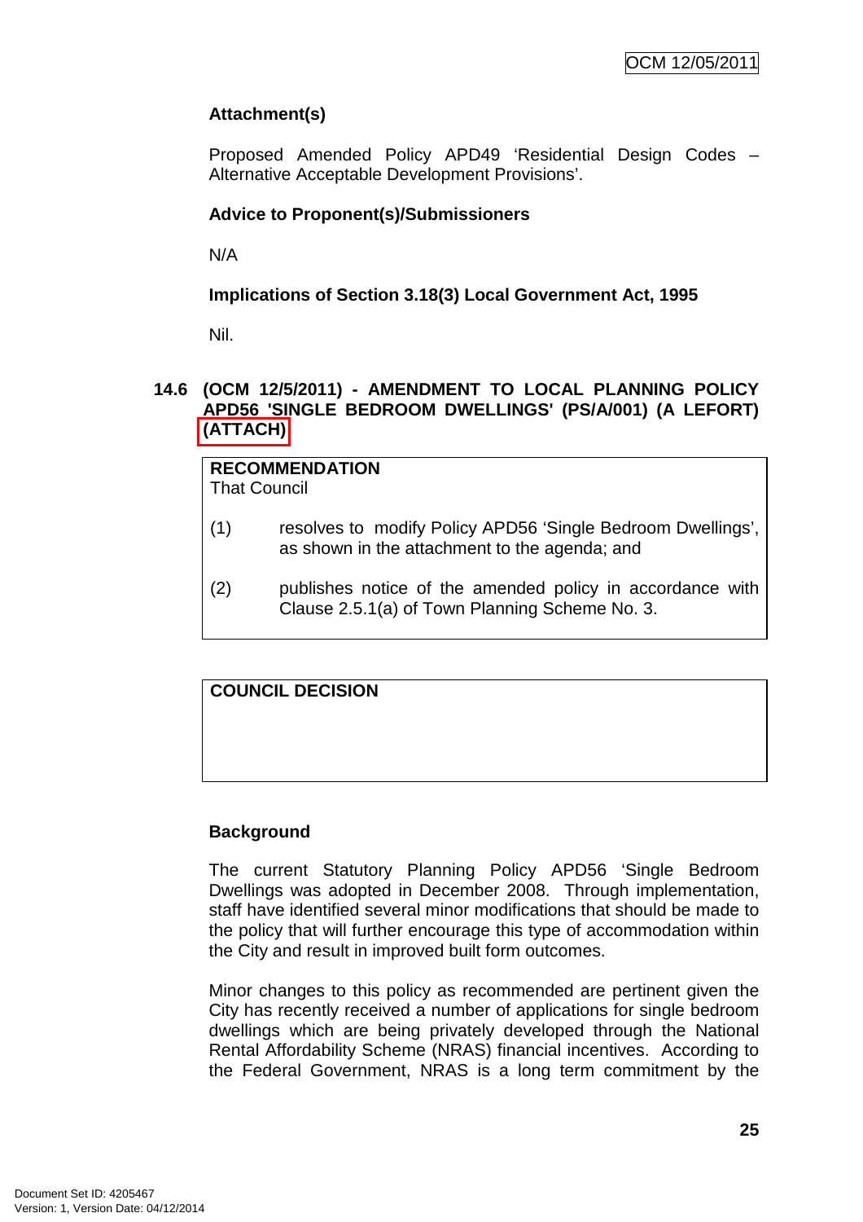**Attachment(s)**

Proposed Amended Policy APD49 'Residential Design Codes – Alternative Acceptable Development Provisions'.

**Advice to Proponent(s)/Submissioners**

N/A

**Implications of Section 3.18(3) Local Government Act, 1995**

Nil.

## 14.6 (OCM 12/5/2011) - AMENDMENT TO LOCAL PLANNING POLICY APD56 'SINGLE BEDROOM DWELLINGS' (PS/A/001) (A LEFORT) (ATTACH)

| **RECOMMENDATION**<br>That Council<br><br>(1) resolves to modify Policy APD56 'Single Bedroom Dwellings', as shown in the attachment to the agenda; and<br><br>(2) publishes notice of the amended policy in accordance with Clause 2.5.1(a) of Town Planning Scheme No. 3. |
|---|

| **COUNCIL DECISION** |
|---|
| |

**Background**

The current Statutory Planning Policy APD56 'Single Bedroom Dwellings was adopted in December 2008. Through implementation, staff have identified several minor modifications that should be made to the policy that will further encourage this type of accommodation within the City and result in improved built form outcomes.

Minor changes to this policy as recommended are pertinent given the City has recently received a number of applications for single bedroom dwellings which are being privately developed through the National Rental Affordability Scheme (NRAS) financial incentives. According to the Federal Government, NRAS is a long term commitment by the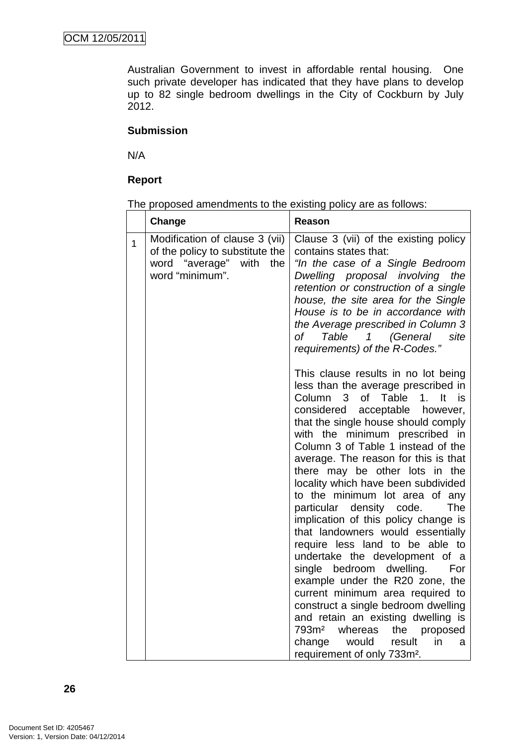Australian Government to invest in affordable rental housing. One such private developer has indicated that they have plans to develop up to 82 single bedroom dwellings in the City of Cockburn by July 2012.

**Submission**

N/A

**Report**

The proposed amendments to the existing policy are as follows:

| | Change | Reason |
|---|---|---|
| 1 | Modification of clause 3 (vii) of the policy to substitute the word "average" with the word "minimum". | Clause 3 (vii) of the existing policy contains states that: *"In the case of a Single Bedroom Dwelling proposal involving the retention or construction of a single house, the site area for the Single House is to be in accordance with the Average prescribed in Column 3 of Table 1 (General site requirements) of the R-Codes."* <br><br> This clause results in no lot being less than the average prescribed in Column 3 of Table 1. It is considered acceptable however, that the single house should comply with the minimum prescribed in Column 3 of Table 1 instead of the average. The reason for this is that there may be other lots in the locality which have been subdivided to the minimum lot area of any particular density code. The implication of this policy change is that landowners would essentially require less land to be able to undertake the development of a single bedroom dwelling. For example under the R20 zone, the current minimum area required to construct a single bedroom dwelling and retain an existing dwelling is 793m² whereas the proposed change would result in a requirement of only 733m². |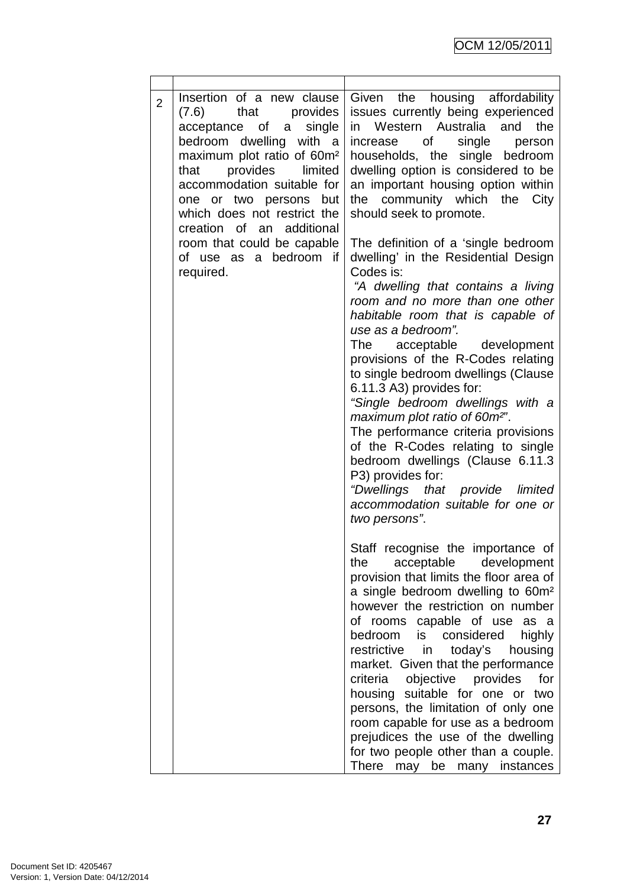| | | |
|---|---|---|
| 2 | Insertion of a new clause (7.6) that provides acceptance of a single bedroom dwelling with a maximum plot ratio of 60m² that provides limited accommodation suitable for one or two persons but which does not restrict the creation of an additional room that could be capable of use as a bedroom if required. | Given the housing affordability issues currently being experienced in Western Australia and the increase of single person households, the single bedroom dwelling option is considered to be an important housing option within the community which the City should seek to promote.<br><br>The definition of a 'single bedroom dwelling' in the Residential Design Codes is:<br>*"A dwelling that contains a living room and no more than one other habitable room that is capable of use as a bedroom".*<br>The acceptable development provisions of the R-Codes relating to single bedroom dwellings (Clause 6.11.3 A3) provides for:<br>*"Single bedroom dwellings with a maximum plot ratio of 60m²"*.<br>The performance criteria provisions of the R-Codes relating to single bedroom dwellings (Clause 6.11.3 P3) provides for:<br>*"Dwellings that provide limited accommodation suitable for one or two persons"*.<br><br>Staff recognise the importance of the acceptable development provision that limits the floor area of a single bedroom dwelling to 60m² however the restriction on number of rooms capable of use as a bedroom is considered highly restrictive in today's housing market. Given that the performance criteria objective provides for housing suitable for one or two persons, the limitation of only one room capable for use as a bedroom prejudices the use of the dwelling for two people other than a couple. There may be many instances |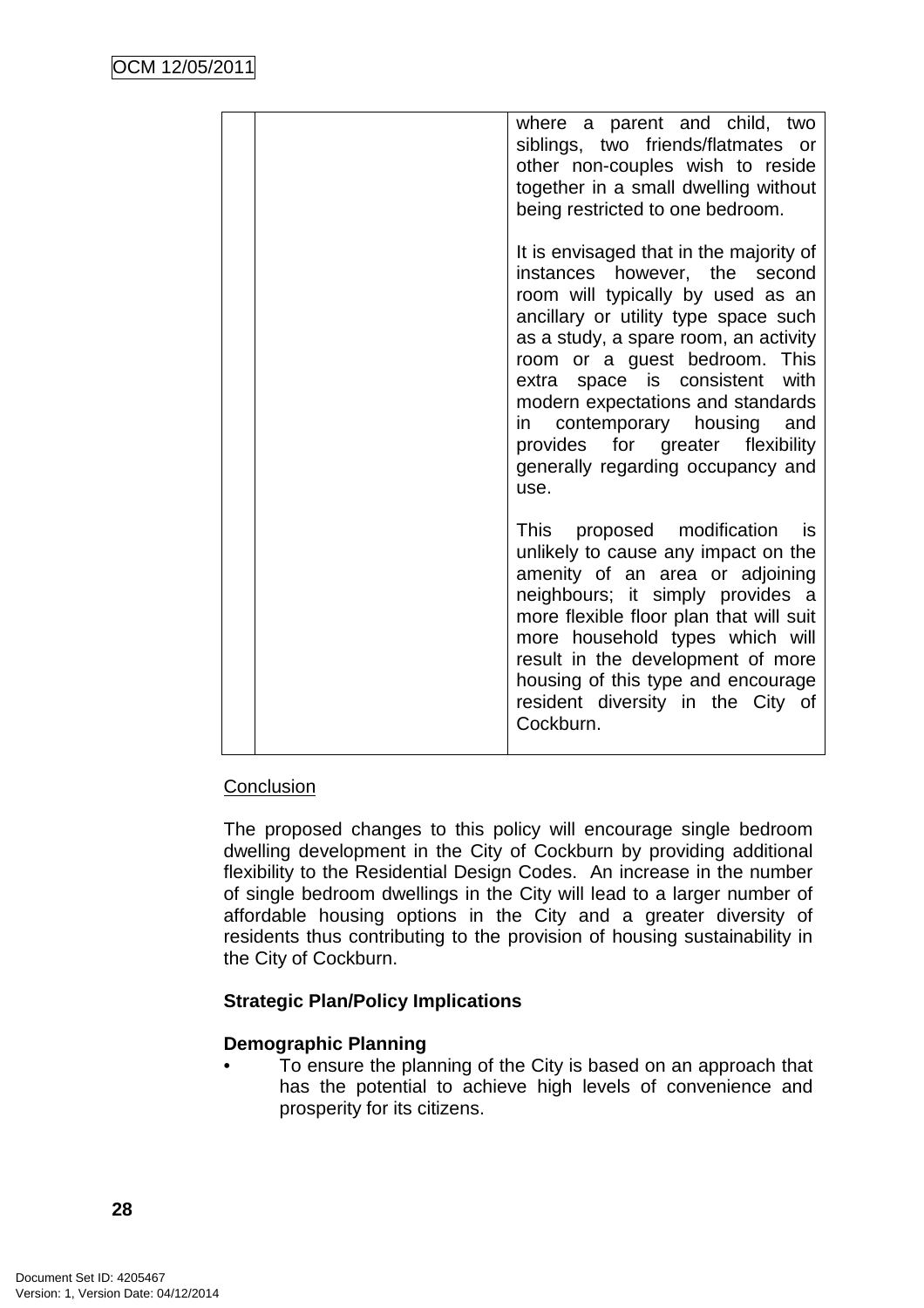| | | |
|---|---|---|
| | | where a parent and child, two siblings, two friends/flatmates or other non-couples wish to reside together in a small dwelling without being restricted to one bedroom.<br><br>It is envisaged that in the majority of instances however, the second room will typically by used as an ancillary or utility type space such as a study, a spare room, an activity room or a guest bedroom. This extra space is consistent with modern expectations and standards in contemporary housing and provides for greater flexibility generally regarding occupancy and use.<br><br>This proposed modification is unlikely to cause any impact on the amenity of an area or adjoining neighbours; it simply provides a more flexible floor plan that will suit more household types which will result in the development of more housing of this type and encourage resident diversity in the City of Cockburn. |

<u>Conclusion</u>

The proposed changes to this policy will encourage single bedroom dwelling development in the City of Cockburn by providing additional flexibility to the Residential Design Codes. An increase in the number of single bedroom dwellings in the City will lead to a larger number of affordable housing options in the City and a greater diversity of residents thus contributing to the provision of housing sustainability in the City of Cockburn.

**Strategic Plan/Policy Implications**

**Demographic Planning**

- To ensure the planning of the City is based on an approach that has the potential to achieve high levels of convenience and prosperity for its citizens.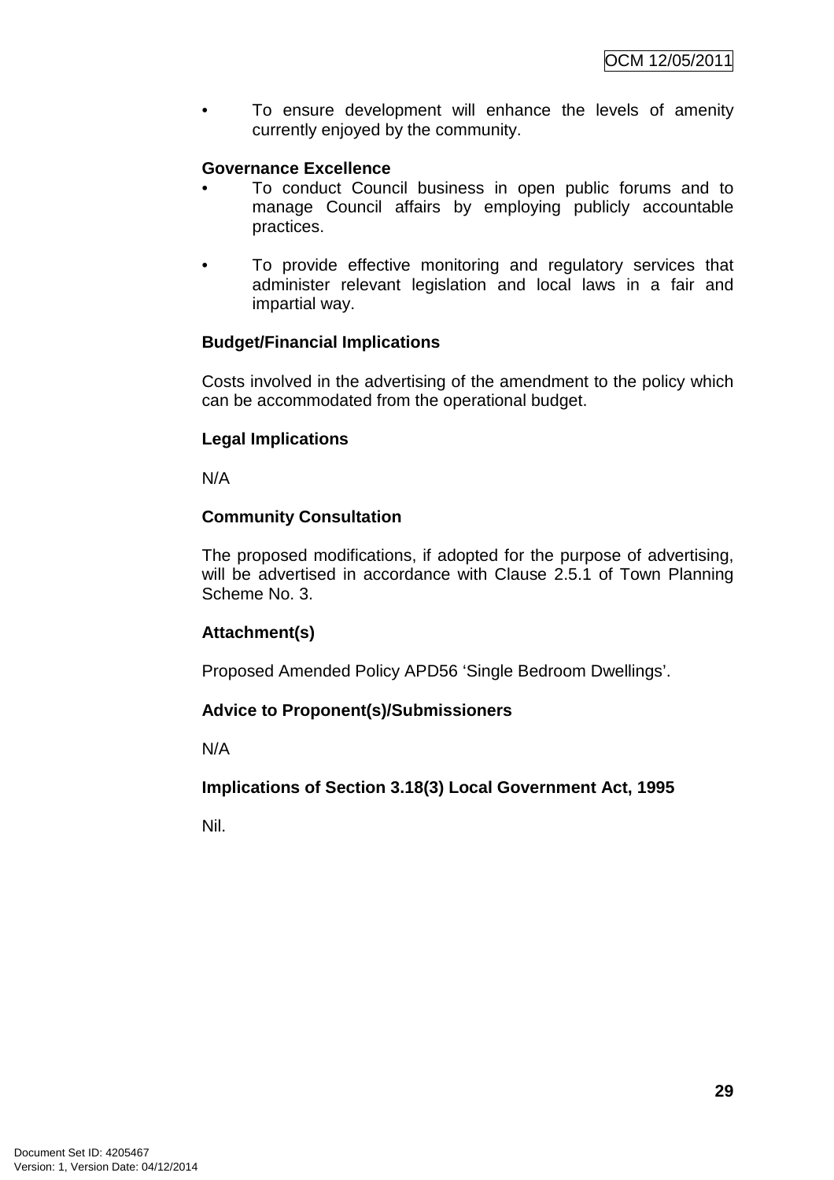- To ensure development will enhance the levels of amenity currently enjoyed by the community.

**Governance Excellence**

- To conduct Council business in open public forums and to manage Council affairs by employing publicly accountable practices.

- To provide effective monitoring and regulatory services that administer relevant legislation and local laws in a fair and impartial way.

**Budget/Financial Implications**

Costs involved in the advertising of the amendment to the policy which can be accommodated from the operational budget.

**Legal Implications**

N/A

**Community Consultation**

The proposed modifications, if adopted for the purpose of advertising, will be advertised in accordance with Clause 2.5.1 of Town Planning Scheme No. 3.

**Attachment(s)**

Proposed Amended Policy APD56 'Single Bedroom Dwellings'.

**Advice to Proponent(s)/Submissioners**

N/A

**Implications of Section 3.18(3) Local Government Act, 1995**

Nil.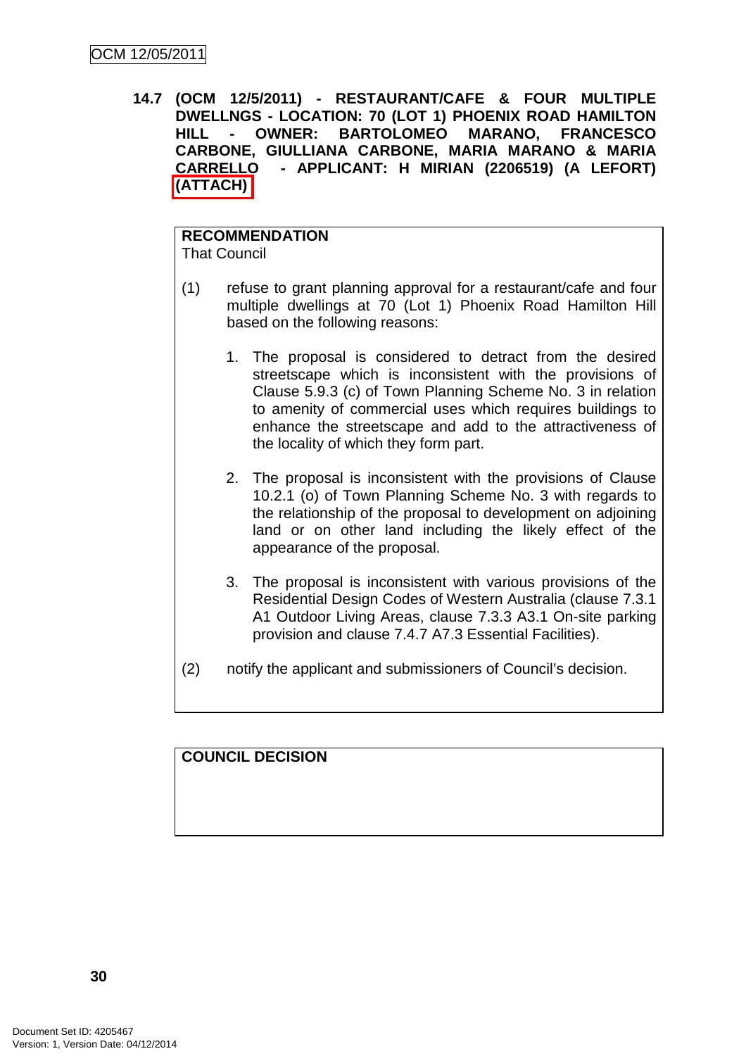**14.7 (OCM 12/5/2011) - RESTAURANT/CAFE & FOUR MULTIPLE DWELLNGS - LOCATION: 70 (LOT 1) PHOENIX ROAD HAMILTON HILL - OWNER: BARTOLOMEO MARANO, FRANCESCO CARBONE, GIULLIANA CARBONE, MARIA MARANO & MARIA CARRELLO - APPLICANT: H MIRIAN (2206519) (A LEFORT) (ATTACH)**

**RECOMMENDATION**
That Council

(1) refuse to grant planning approval for a restaurant/cafe and four multiple dwellings at 70 (Lot 1) Phoenix Road Hamilton Hill based on the following reasons:

1. The proposal is considered to detract from the desired streetscape which is inconsistent with the provisions of Clause 5.9.3 (c) of Town Planning Scheme No. 3 in relation to amenity of commercial uses which requires buildings to enhance the streetscape and add to the attractiveness of the locality of which they form part.

2. The proposal is inconsistent with the provisions of Clause 10.2.1 (o) of Town Planning Scheme No. 3 with regards to the relationship of the proposal to development on adjoining land or on other land including the likely effect of the appearance of the proposal.

3. The proposal is inconsistent with various provisions of the Residential Design Codes of Western Australia (clause 7.3.1 A1 Outdoor Living Areas, clause 7.3.3 A3.1 On-site parking provision and clause 7.4.7 A7.3 Essential Facilities).

(2) notify the applicant and submissioners of Council's decision.

**COUNCIL DECISION**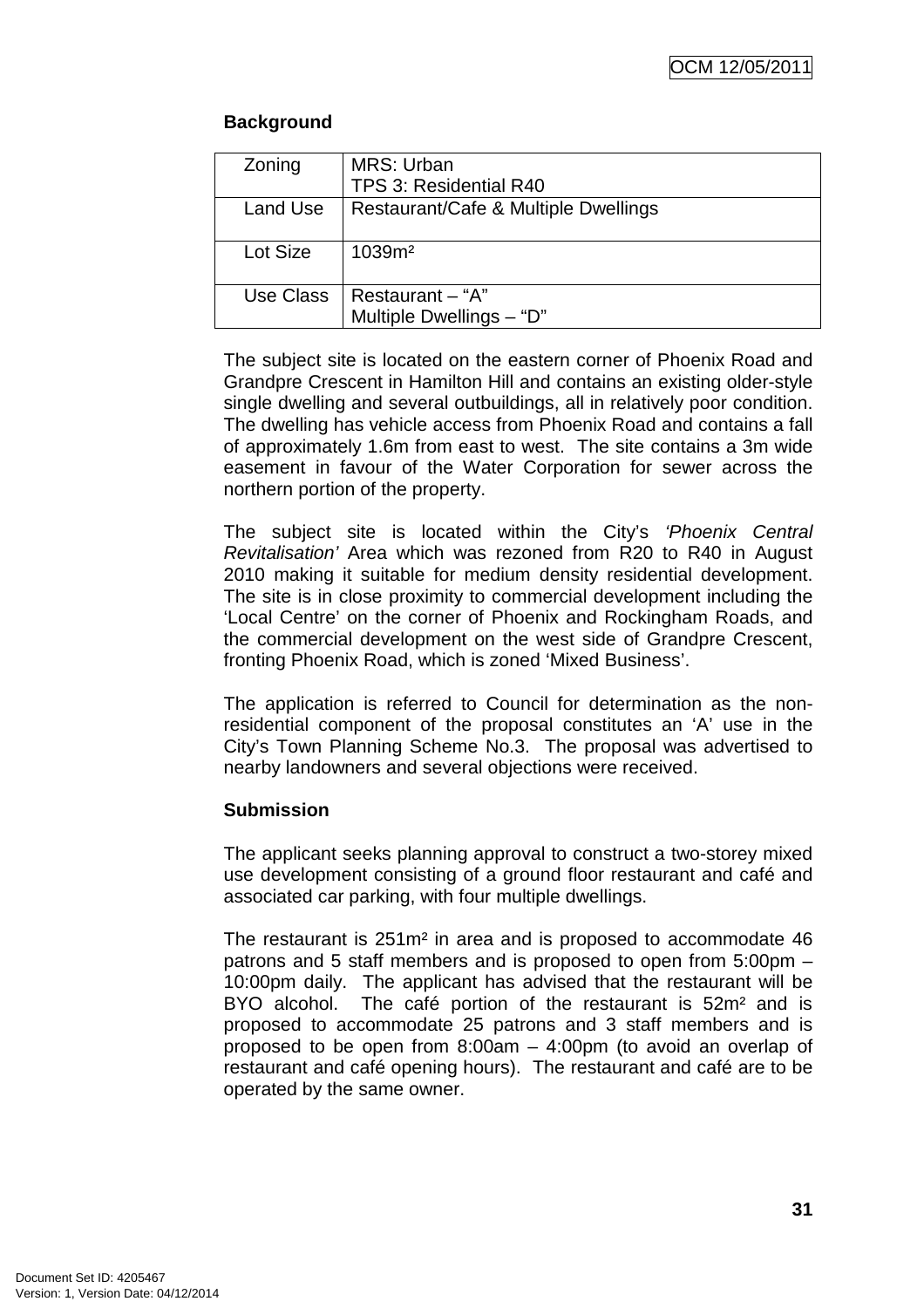**Background**

| Zoning | MRS: Urban<br>TPS 3: Residential R40 |
|---|---|
| Land Use | Restaurant/Cafe & Multiple Dwellings |
| Lot Size | 1039m² |
| Use Class | Restaurant – "A"<br>Multiple Dwellings – "D" |

The subject site is located on the eastern corner of Phoenix Road and Grandpre Crescent in Hamilton Hill and contains an existing older-style single dwelling and several outbuildings, all in relatively poor condition. The dwelling has vehicle access from Phoenix Road and contains a fall of approximately 1.6m from east to west. The site contains a 3m wide easement in favour of the Water Corporation for sewer across the northern portion of the property.

The subject site is located within the City's *'Phoenix Central Revitalisation'* Area which was rezoned from R20 to R40 in August 2010 making it suitable for medium density residential development. The site is in close proximity to commercial development including the 'Local Centre' on the corner of Phoenix and Rockingham Roads, and the commercial development on the west side of Grandpre Crescent, fronting Phoenix Road, which is zoned 'Mixed Business'.

The application is referred to Council for determination as the non-residential component of the proposal constitutes an 'A' use in the City's Town Planning Scheme No.3. The proposal was advertised to nearby landowners and several objections were received.

**Submission**

The applicant seeks planning approval to construct a two-storey mixed use development consisting of a ground floor restaurant and café and associated car parking, with four multiple dwellings.

The restaurant is 251m² in area and is proposed to accommodate 46 patrons and 5 staff members and is proposed to open from 5:00pm – 10:00pm daily. The applicant has advised that the restaurant will be BYO alcohol. The café portion of the restaurant is 52m² and is proposed to accommodate 25 patrons and 3 staff members and is proposed to be open from 8:00am – 4:00pm (to avoid an overlap of restaurant and café opening hours). The restaurant and café are to be operated by the same owner.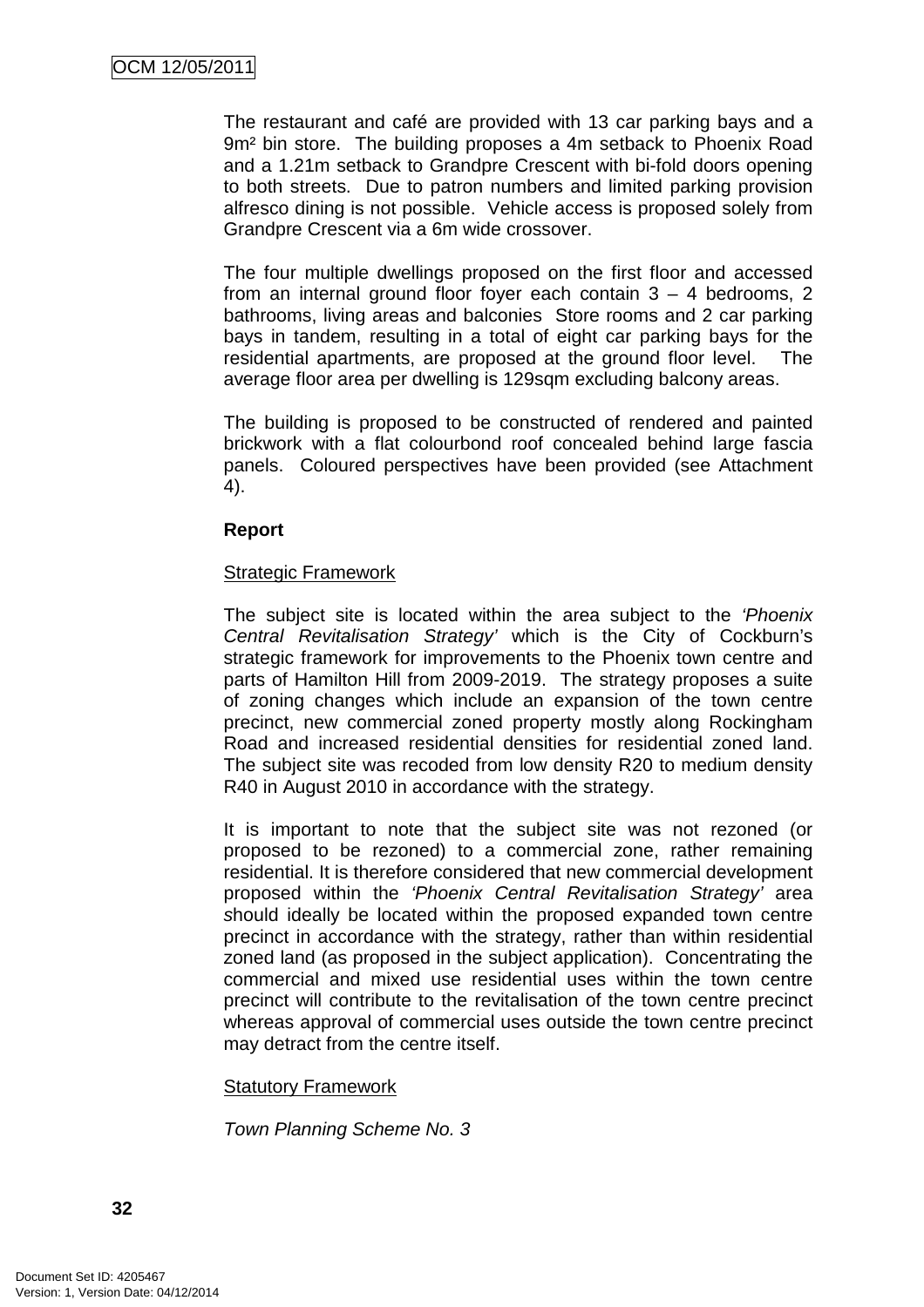The restaurant and café are provided with 13 car parking bays and a 9m² bin store. The building proposes a 4m setback to Phoenix Road and a 1.21m setback to Grandpre Crescent with bi-fold doors opening to both streets. Due to patron numbers and limited parking provision alfresco dining is not possible. Vehicle access is proposed solely from Grandpre Crescent via a 6m wide crossover.

The four multiple dwellings proposed on the first floor and accessed from an internal ground floor foyer each contain 3 – 4 bedrooms, 2 bathrooms, living areas and balconies Store rooms and 2 car parking bays in tandem, resulting in a total of eight car parking bays for the residential apartments, are proposed at the ground floor level. The average floor area per dwelling is 129sqm excluding balcony areas.

The building is proposed to be constructed of rendered and painted brickwork with a flat colourbond roof concealed behind large fascia panels. Coloured perspectives have been provided (see Attachment 4).

**Report**

Strategic Framework

The subject site is located within the area subject to the *'Phoenix Central Revitalisation Strategy'* which is the City of Cockburn's strategic framework for improvements to the Phoenix town centre and parts of Hamilton Hill from 2009-2019. The strategy proposes a suite of zoning changes which include an expansion of the town centre precinct, new commercial zoned property mostly along Rockingham Road and increased residential densities for residential zoned land. The subject site was recoded from low density R20 to medium density R40 in August 2010 in accordance with the strategy.

It is important to note that the subject site was not rezoned (or proposed to be rezoned) to a commercial zone, rather remaining residential. It is therefore considered that new commercial development proposed within the *'Phoenix Central Revitalisation Strategy'* area should ideally be located within the proposed expanded town centre precinct in accordance with the strategy, rather than within residential zoned land (as proposed in the subject application). Concentrating the commercial and mixed use residential uses within the town centre precinct will contribute to the revitalisation of the town centre precinct whereas approval of commercial uses outside the town centre precinct may detract from the centre itself.

Statutory Framework

*Town Planning Scheme No. 3*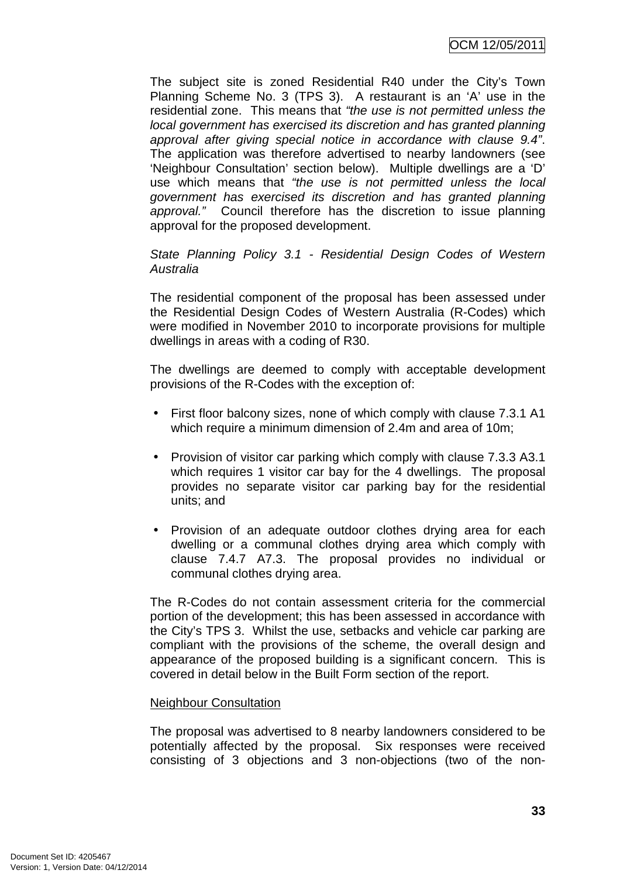The subject site is zoned Residential R40 under the City's Town Planning Scheme No. 3 (TPS 3). A restaurant is an 'A' use in the residential zone. This means that *"the use is not permitted unless the local government has exercised its discretion and has granted planning approval after giving special notice in accordance with clause 9.4"*. The application was therefore advertised to nearby landowners (see 'Neighbour Consultation' section below). Multiple dwellings are a 'D' use which means that *"the use is not permitted unless the local government has exercised its discretion and has granted planning approval."* Council therefore has the discretion to issue planning approval for the proposed development.

*State Planning Policy 3.1 - Residential Design Codes of Western Australia*

The residential component of the proposal has been assessed under the Residential Design Codes of Western Australia (R-Codes) which were modified in November 2010 to incorporate provisions for multiple dwellings in areas with a coding of R30.

The dwellings are deemed to comply with acceptable development provisions of the R-Codes with the exception of:

- First floor balcony sizes, none of which comply with clause 7.3.1 A1 which require a minimum dimension of 2.4m and area of 10m;
- Provision of visitor car parking which comply with clause 7.3.3 A3.1 which requires 1 visitor car bay for the 4 dwellings. The proposal provides no separate visitor car parking bay for the residential units; and
- Provision of an adequate outdoor clothes drying area for each dwelling or a communal clothes drying area which comply with clause 7.4.7 A7.3. The proposal provides no individual or communal clothes drying area.

The R-Codes do not contain assessment criteria for the commercial portion of the development; this has been assessed in accordance with the City's TPS 3. Whilst the use, setbacks and vehicle car parking are compliant with the provisions of the scheme, the overall design and appearance of the proposed building is a significant concern. This is covered in detail below in the Built Form section of the report.

Neighbour Consultation

The proposal was advertised to 8 nearby landowners considered to be potentially affected by the proposal. Six responses were received consisting of 3 objections and 3 non-objections (two of the non-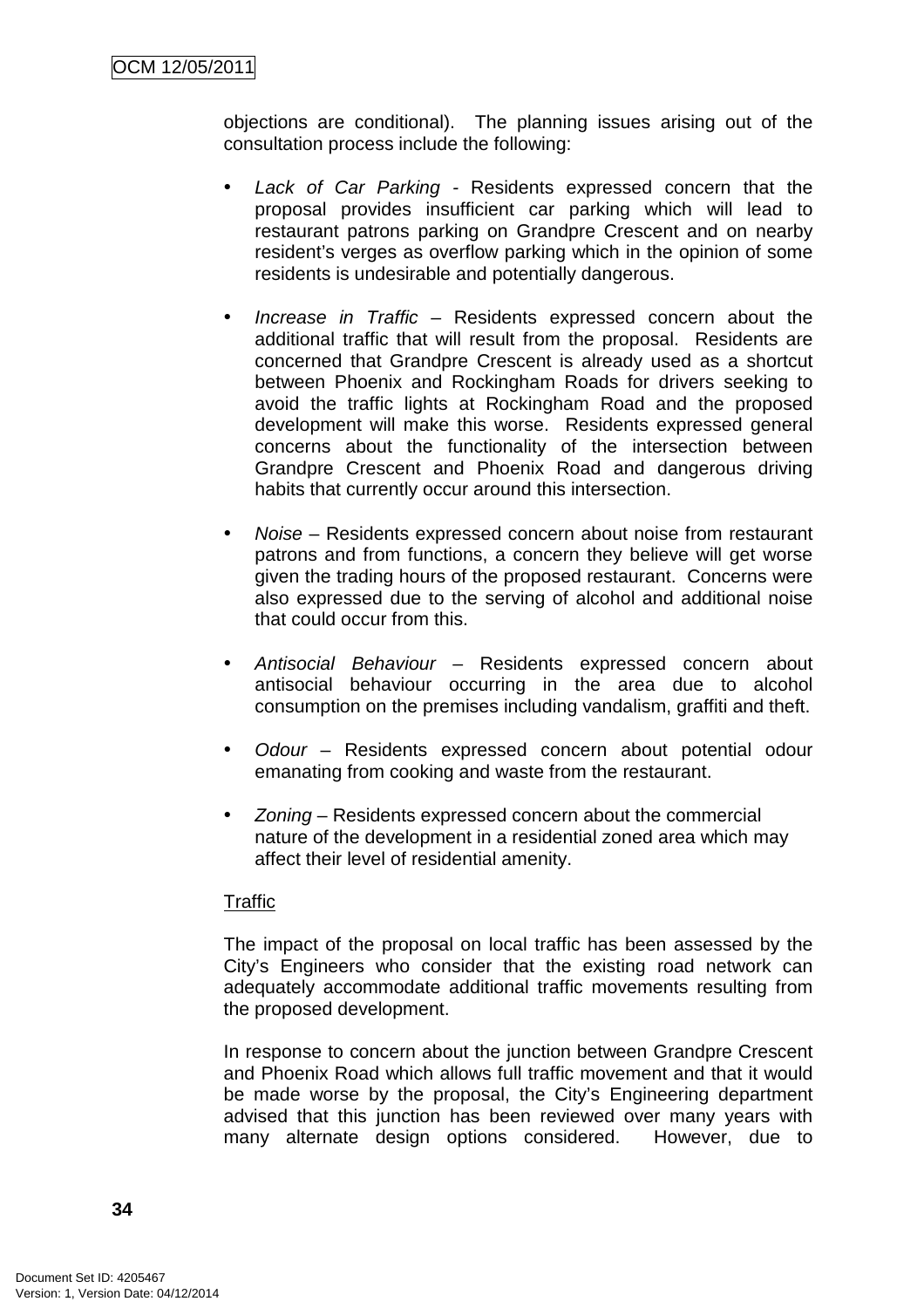objections are conditional). The planning issues arising out of the consultation process include the following:

- *Lack of Car Parking* - Residents expressed concern that the proposal provides insufficient car parking which will lead to restaurant patrons parking on Grandpre Crescent and on nearby resident's verges as overflow parking which in the opinion of some residents is undesirable and potentially dangerous.

- *Increase in Traffic* – Residents expressed concern about the additional traffic that will result from the proposal. Residents are concerned that Grandpre Crescent is already used as a shortcut between Phoenix and Rockingham Roads for drivers seeking to avoid the traffic lights at Rockingham Road and the proposed development will make this worse. Residents expressed general concerns about the functionality of the intersection between Grandpre Crescent and Phoenix Road and dangerous driving habits that currently occur around this intersection.

- *Noise* – Residents expressed concern about noise from restaurant patrons and from functions, a concern they believe will get worse given the trading hours of the proposed restaurant. Concerns were also expressed due to the serving of alcohol and additional noise that could occur from this.

- *Antisocial Behaviour* – Residents expressed concern about antisocial behaviour occurring in the area due to alcohol consumption on the premises including vandalism, graffiti and theft.

- *Odour* – Residents expressed concern about potential odour emanating from cooking and waste from the restaurant.

- *Zoning* – Residents expressed concern about the commercial nature of the development in a residential zoned area which may affect their level of residential amenity.

Traffic

The impact of the proposal on local traffic has been assessed by the City's Engineers who consider that the existing road network can adequately accommodate additional traffic movements resulting from the proposed development.

In response to concern about the junction between Grandpre Crescent and Phoenix Road which allows full traffic movement and that it would be made worse by the proposal, the City's Engineering department advised that this junction has been reviewed over many years with many alternate design options considered. However, due to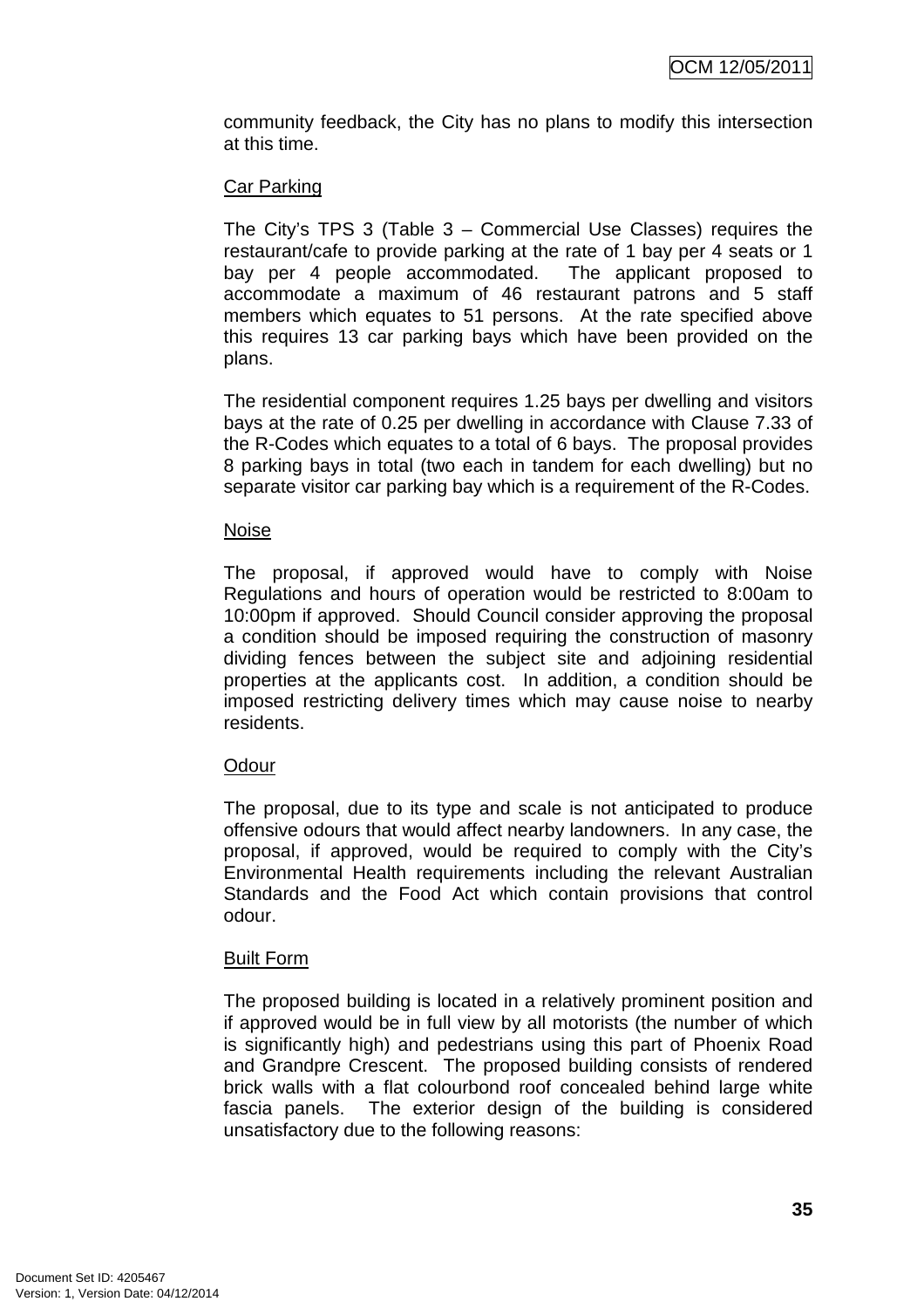community feedback, the City has no plans to modify this intersection at this time.

Car Parking

The City's TPS 3 (Table 3 – Commercial Use Classes) requires the restaurant/cafe to provide parking at the rate of 1 bay per 4 seats or 1 bay per 4 people accommodated. The applicant proposed to accommodate a maximum of 46 restaurant patrons and 5 staff members which equates to 51 persons. At the rate specified above this requires 13 car parking bays which have been provided on the plans.

The residential component requires 1.25 bays per dwelling and visitors bays at the rate of 0.25 per dwelling in accordance with Clause 7.33 of the R-Codes which equates to a total of 6 bays. The proposal provides 8 parking bays in total (two each in tandem for each dwelling) but no separate visitor car parking bay which is a requirement of the R-Codes.

Noise

The proposal, if approved would have to comply with Noise Regulations and hours of operation would be restricted to 8:00am to 10:00pm if approved. Should Council consider approving the proposal a condition should be imposed requiring the construction of masonry dividing fences between the subject site and adjoining residential properties at the applicants cost. In addition, a condition should be imposed restricting delivery times which may cause noise to nearby residents.

Odour

The proposal, due to its type and scale is not anticipated to produce offensive odours that would affect nearby landowners. In any case, the proposal, if approved, would be required to comply with the City's Environmental Health requirements including the relevant Australian Standards and the Food Act which contain provisions that control odour.

Built Form

The proposed building is located in a relatively prominent position and if approved would be in full view by all motorists (the number of which is significantly high) and pedestrians using this part of Phoenix Road and Grandpre Crescent. The proposed building consists of rendered brick walls with a flat colourbond roof concealed behind large white fascia panels. The exterior design of the building is considered unsatisfactory due to the following reasons: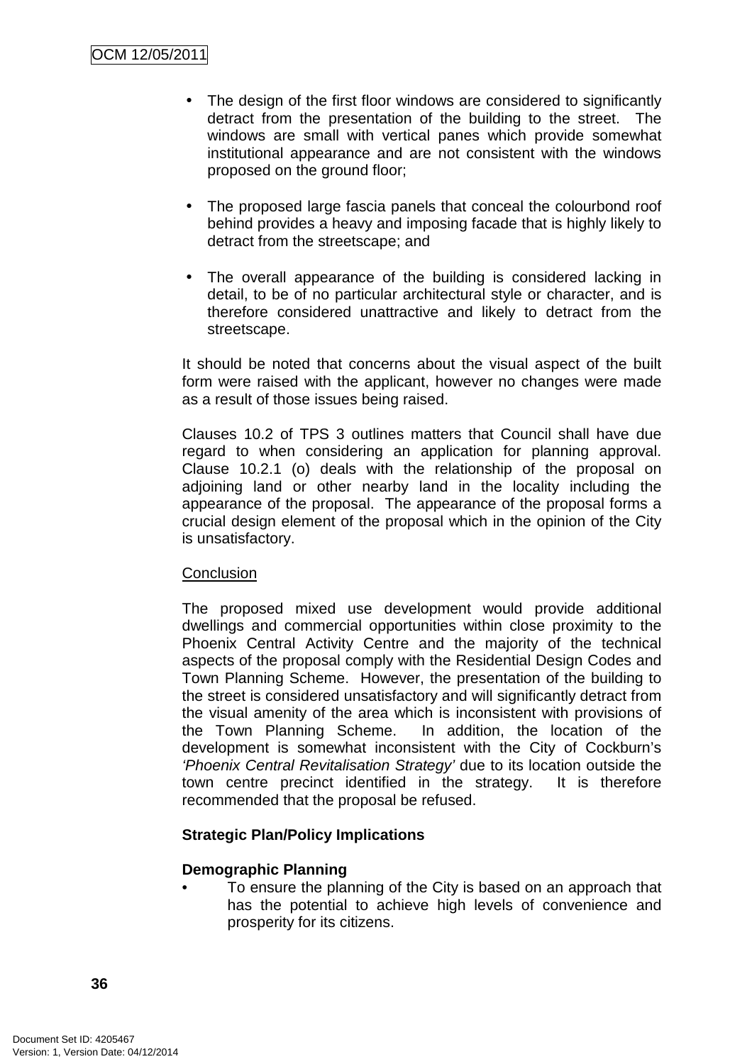- The design of the first floor windows are considered to significantly detract from the presentation of the building to the street. The windows are small with vertical panes which provide somewhat institutional appearance and are not consistent with the windows proposed on the ground floor;

- The proposed large fascia panels that conceal the colourbond roof behind provides a heavy and imposing facade that is highly likely to detract from the streetscape; and

- The overall appearance of the building is considered lacking in detail, to be of no particular architectural style or character, and is therefore considered unattractive and likely to detract from the streetscape.

It should be noted that concerns about the visual aspect of the built form were raised with the applicant, however no changes were made as a result of those issues being raised.

Clauses 10.2 of TPS 3 outlines matters that Council shall have due regard to when considering an application for planning approval. Clause 10.2.1 (o) deals with the relationship of the proposal on adjoining land or other nearby land in the locality including the appearance of the proposal. The appearance of the proposal forms a crucial design element of the proposal which in the opinion of the City is unsatisfactory.

Conclusion

The proposed mixed use development would provide additional dwellings and commercial opportunities within close proximity to the Phoenix Central Activity Centre and the majority of the technical aspects of the proposal comply with the Residential Design Codes and Town Planning Scheme. However, the presentation of the building to the street is considered unsatisfactory and will significantly detract from the visual amenity of the area which is inconsistent with provisions of the Town Planning Scheme. In addition, the location of the development is somewhat inconsistent with the City of Cockburn's *'Phoenix Central Revitalisation Strategy'* due to its location outside the town centre precinct identified in the strategy. It is therefore recommended that the proposal be refused.

**Strategic Plan/Policy Implications**

**Demographic Planning**

- To ensure the planning of the City is based on an approach that has the potential to achieve high levels of convenience and prosperity for its citizens.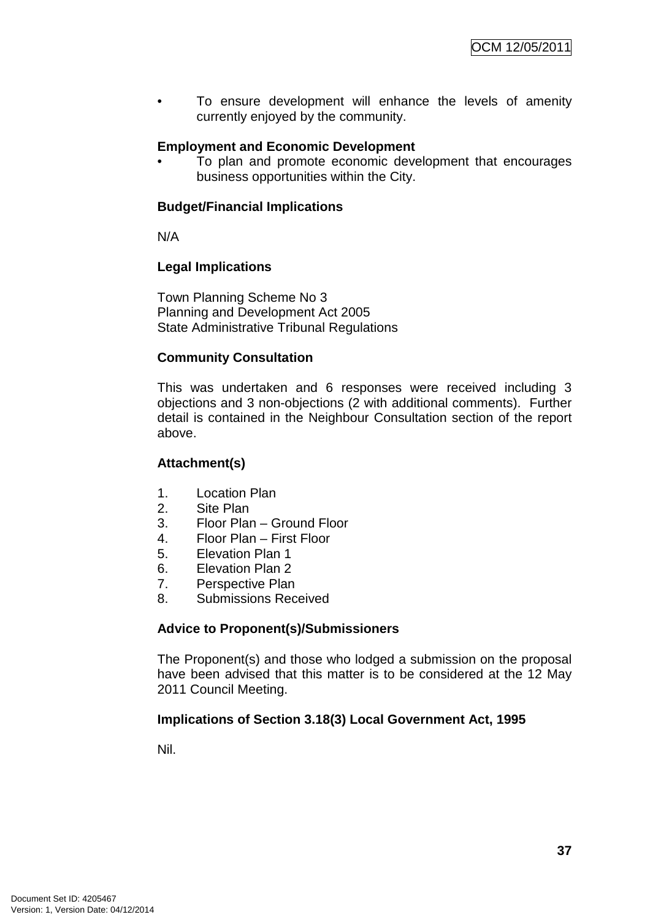- To ensure development will enhance the levels of amenity currently enjoyed by the community.

**Employment and Economic Development**

- To plan and promote economic development that encourages business opportunities within the City.

**Budget/Financial Implications**

N/A

**Legal Implications**

Town Planning Scheme No 3
Planning and Development Act 2005
State Administrative Tribunal Regulations

**Community Consultation**

This was undertaken and 6 responses were received including 3 objections and 3 non-objections (2 with additional comments). Further detail is contained in the Neighbour Consultation section of the report above.

**Attachment(s)**

1. Location Plan
2. Site Plan
3. Floor Plan – Ground Floor
4. Floor Plan – First Floor
5. Elevation Plan 1
6. Elevation Plan 2
7. Perspective Plan
8. Submissions Received

**Advice to Proponent(s)/Submissioners**

The Proponent(s) and those who lodged a submission on the proposal have been advised that this matter is to be considered at the 12 May 2011 Council Meeting.

**Implications of Section 3.18(3) Local Government Act, 1995**

Nil.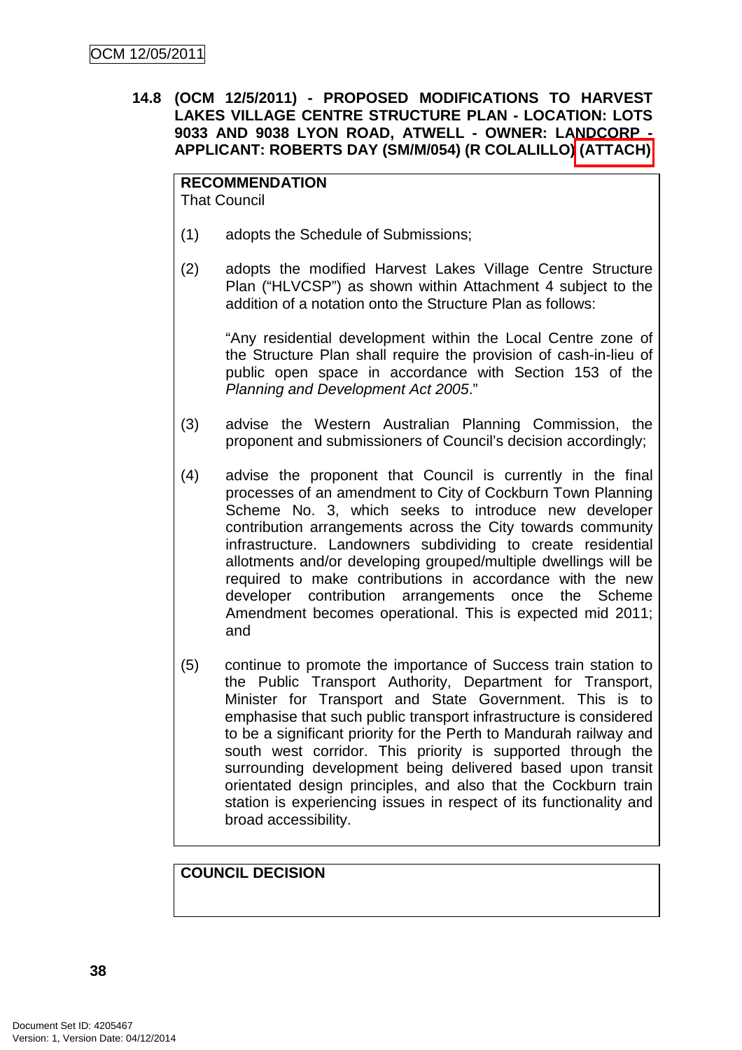**14.8 (OCM 12/5/2011) - PROPOSED MODIFICATIONS TO HARVEST LAKES VILLAGE CENTRE STRUCTURE PLAN - LOCATION: LOTS 9033 AND 9038 LYON ROAD, ATWELL - OWNER: LANDCORP - APPLICANT: ROBERTS DAY (SM/M/054) (R COLALILLO) (ATTACH)**

**RECOMMENDATION**
That Council

(1) adopts the Schedule of Submissions;

(2) adopts the modified Harvest Lakes Village Centre Structure Plan ("HLVCSP") as shown within Attachment 4 subject to the addition of a notation onto the Structure Plan as follows:

"Any residential development within the Local Centre zone of the Structure Plan shall require the provision of cash-in-lieu of public open space in accordance with Section 153 of the *Planning and Development Act 2005*."

(3) advise the Western Australian Planning Commission, the proponent and submissioners of Council's decision accordingly;

(4) advise the proponent that Council is currently in the final processes of an amendment to City of Cockburn Town Planning Scheme No. 3, which seeks to introduce new developer contribution arrangements across the City towards community infrastructure. Landowners subdividing to create residential allotments and/or developing grouped/multiple dwellings will be required to make contributions in accordance with the new developer contribution arrangements once the Scheme Amendment becomes operational. This is expected mid 2011; and

(5) continue to promote the importance of Success train station to the Public Transport Authority, Department for Transport, Minister for Transport and State Government. This is to emphasise that such public transport infrastructure is considered to be a significant priority for the Perth to Mandurah railway and south west corridor. This priority is supported through the surrounding development being delivered based upon transit orientated design principles, and also that the Cockburn train station is experiencing issues in respect of its functionality and broad accessibility.

**COUNCIL DECISION**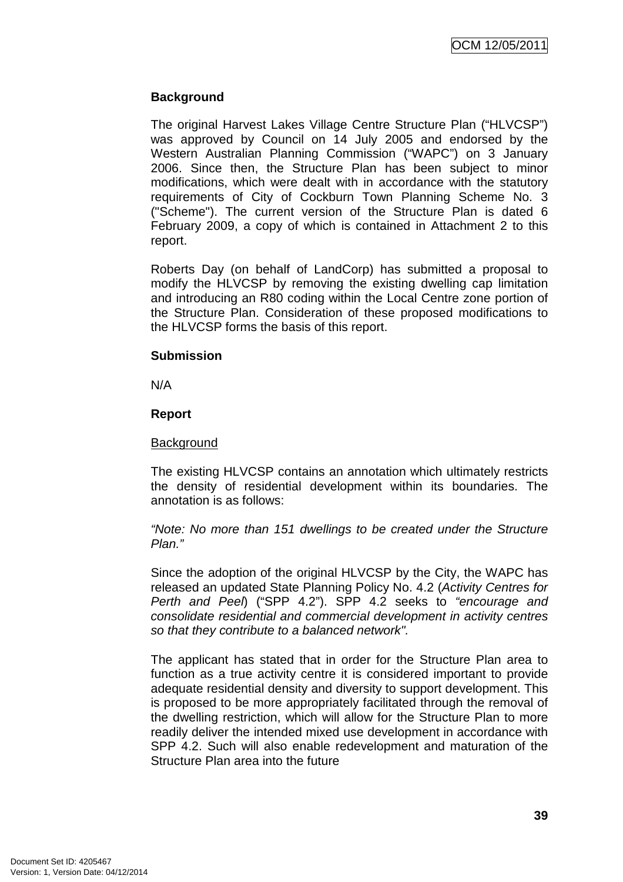**Background**

The original Harvest Lakes Village Centre Structure Plan ("HLVCSP") was approved by Council on 14 July 2005 and endorsed by the Western Australian Planning Commission ("WAPC") on 3 January 2006. Since then, the Structure Plan has been subject to minor modifications, which were dealt with in accordance with the statutory requirements of City of Cockburn Town Planning Scheme No. 3 ("Scheme"). The current version of the Structure Plan is dated 6 February 2009, a copy of which is contained in Attachment 2 to this report.

Roberts Day (on behalf of LandCorp) has submitted a proposal to modify the HLVCSP by removing the existing dwelling cap limitation and introducing an R80 coding within the Local Centre zone portion of the Structure Plan. Consideration of these proposed modifications to the HLVCSP forms the basis of this report.

**Submission**

N/A

**Report**

Background

The existing HLVCSP contains an annotation which ultimately restricts the density of residential development within its boundaries. The annotation is as follows:

*"Note: No more than 151 dwellings to be created under the Structure Plan."*

Since the adoption of the original HLVCSP by the City, the WAPC has released an updated State Planning Policy No. 4.2 (*Activity Centres for Perth and Peel*) ("SPP 4.2"). SPP 4.2 seeks to *"encourage and consolidate residential and commercial development in activity centres so that they contribute to a balanced network".*

The applicant has stated that in order for the Structure Plan area to function as a true activity centre it is considered important to provide adequate residential density and diversity to support development. This is proposed to be more appropriately facilitated through the removal of the dwelling restriction, which will allow for the Structure Plan to more readily deliver the intended mixed use development in accordance with SPP 4.2. Such will also enable redevelopment and maturation of the Structure Plan area into the future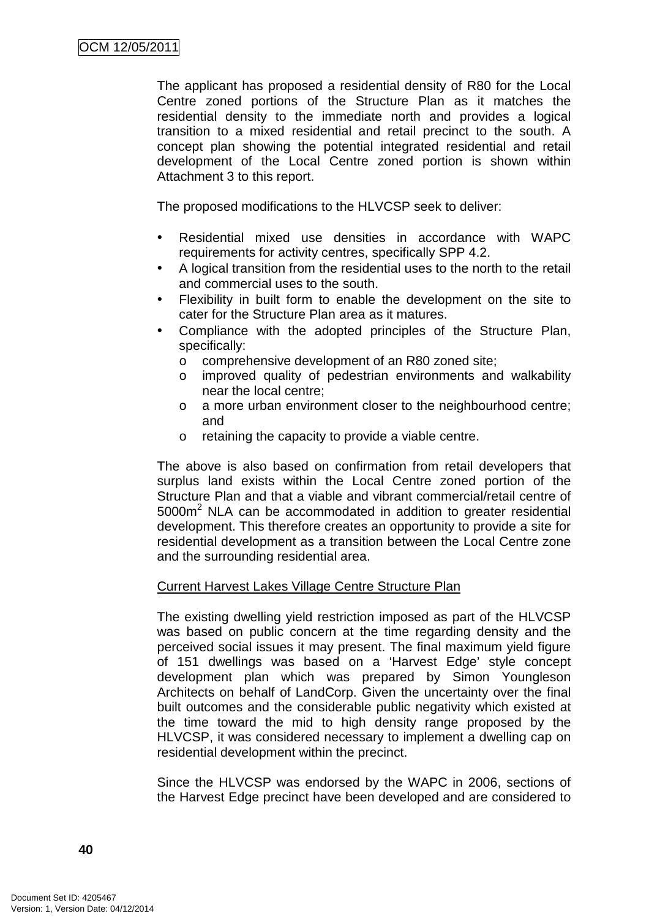The applicant has proposed a residential density of R80 for the Local Centre zoned portions of the Structure Plan as it matches the residential density to the immediate north and provides a logical transition to a mixed residential and retail precinct to the south. A concept plan showing the potential integrated residential and retail development of the Local Centre zoned portion is shown within Attachment 3 to this report.

The proposed modifications to the HLVCSP seek to deliver:

- Residential mixed use densities in accordance with WAPC requirements for activity centres, specifically SPP 4.2.
- A logical transition from the residential uses to the north to the retail and commercial uses to the south.
- Flexibility in built form to enable the development on the site to cater for the Structure Plan area as it matures.
- Compliance with the adopted principles of the Structure Plan, specifically:
  - comprehensive development of an R80 zoned site;
  - improved quality of pedestrian environments and walkability near the local centre;
  - a more urban environment closer to the neighbourhood centre; and
  - retaining the capacity to provide a viable centre.

The above is also based on confirmation from retail developers that surplus land exists within the Local Centre zoned portion of the Structure Plan and that a viable and vibrant commercial/retail centre of 5000m$^2$ NLA can be accommodated in addition to greater residential development. This therefore creates an opportunity to provide a site for residential development as a transition between the Local Centre zone and the surrounding residential area.

Current Harvest Lakes Village Centre Structure Plan

The existing dwelling yield restriction imposed as part of the HLVCSP was based on public concern at the time regarding density and the perceived social issues it may present. The final maximum yield figure of 151 dwellings was based on a 'Harvest Edge' style concept development plan which was prepared by Simon Youngleson Architects on behalf of LandCorp. Given the uncertainty over the final built outcomes and the considerable public negativity which existed at the time toward the mid to high density range proposed by the HLVCSP, it was considered necessary to implement a dwelling cap on residential development within the precinct.

Since the HLVCSP was endorsed by the WAPC in 2006, sections of the Harvest Edge precinct have been developed and are considered to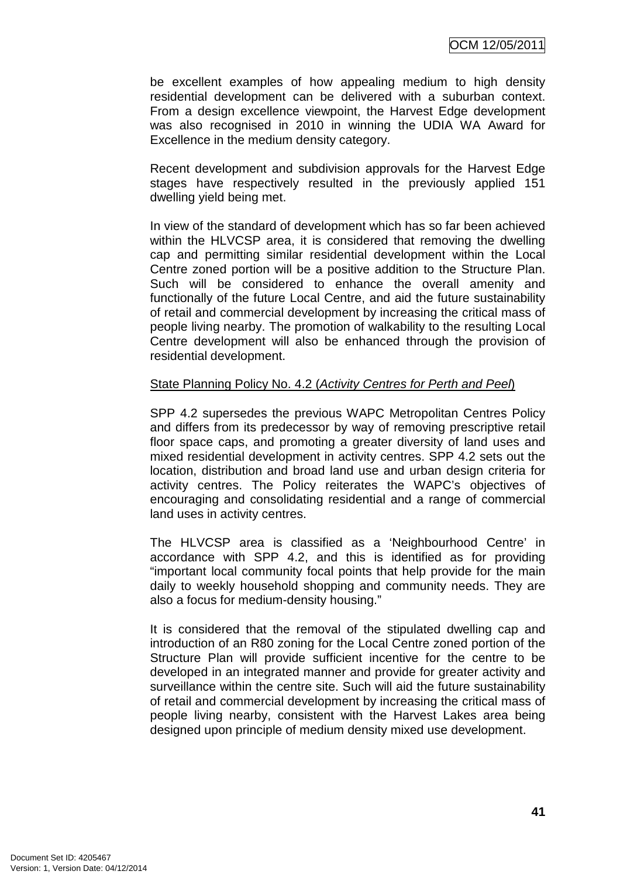be excellent examples of how appealing medium to high density residential development can be delivered with a suburban context. From a design excellence viewpoint, the Harvest Edge development was also recognised in 2010 in winning the UDIA WA Award for Excellence in the medium density category.

Recent development and subdivision approvals for the Harvest Edge stages have respectively resulted in the previously applied 151 dwelling yield being met.

In view of the standard of development which has so far been achieved within the HLVCSP area, it is considered that removing the dwelling cap and permitting similar residential development within the Local Centre zoned portion will be a positive addition to the Structure Plan. Such will be considered to enhance the overall amenity and functionally of the future Local Centre, and aid the future sustainability of retail and commercial development by increasing the critical mass of people living nearby. The promotion of walkability to the resulting Local Centre development will also be enhanced through the provision of residential development.

<u>State Planning Policy No. 4.2 (*Activity Centres for Perth and Peel*)</u>

SPP 4.2 supersedes the previous WAPC Metropolitan Centres Policy and differs from its predecessor by way of removing prescriptive retail floor space caps, and promoting a greater diversity of land uses and mixed residential development in activity centres. SPP 4.2 sets out the location, distribution and broad land use and urban design criteria for activity centres. The Policy reiterates the WAPC's objectives of encouraging and consolidating residential and a range of commercial land uses in activity centres.

The HLVCSP area is classified as a 'Neighbourhood Centre' in accordance with SPP 4.2, and this is identified as for providing "important local community focal points that help provide for the main daily to weekly household shopping and community needs. They are also a focus for medium-density housing."

It is considered that the removal of the stipulated dwelling cap and introduction of an R80 zoning for the Local Centre zoned portion of the Structure Plan will provide sufficient incentive for the centre to be developed in an integrated manner and provide for greater activity and surveillance within the centre site. Such will aid the future sustainability of retail and commercial development by increasing the critical mass of people living nearby, consistent with the Harvest Lakes area being designed upon principle of medium density mixed use development.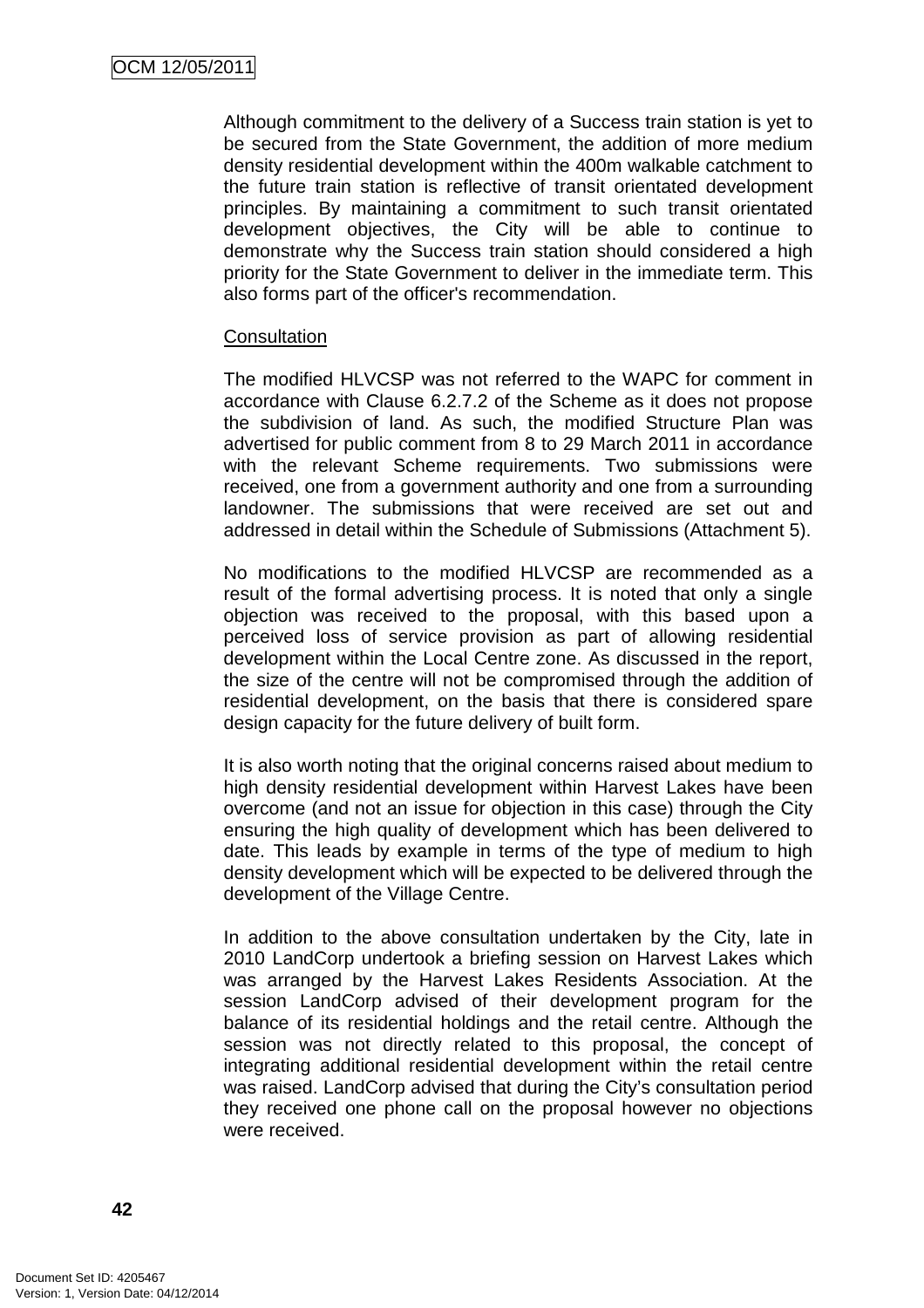Although commitment to the delivery of a Success train station is yet to be secured from the State Government, the addition of more medium density residential development within the 400m walkable catchment to the future train station is reflective of transit orientated development principles. By maintaining a commitment to such transit orientated development objectives, the City will be able to continue to demonstrate why the Success train station should considered a high priority for the State Government to deliver in the immediate term. This also forms part of the officer's recommendation.

Consultation

The modified HLVCSP was not referred to the WAPC for comment in accordance with Clause 6.2.7.2 of the Scheme as it does not propose the subdivision of land. As such, the modified Structure Plan was advertised for public comment from 8 to 29 March 2011 in accordance with the relevant Scheme requirements. Two submissions were received, one from a government authority and one from a surrounding landowner. The submissions that were received are set out and addressed in detail within the Schedule of Submissions (Attachment 5).

No modifications to the modified HLVCSP are recommended as a result of the formal advertising process. It is noted that only a single objection was received to the proposal, with this based upon a perceived loss of service provision as part of allowing residential development within the Local Centre zone. As discussed in the report, the size of the centre will not be compromised through the addition of residential development, on the basis that there is considered spare design capacity for the future delivery of built form.

It is also worth noting that the original concerns raised about medium to high density residential development within Harvest Lakes have been overcome (and not an issue for objection in this case) through the City ensuring the high quality of development which has been delivered to date. This leads by example in terms of the type of medium to high density development which will be expected to be delivered through the development of the Village Centre.

In addition to the above consultation undertaken by the City, late in 2010 LandCorp undertook a briefing session on Harvest Lakes which was arranged by the Harvest Lakes Residents Association. At the session LandCorp advised of their development program for the balance of its residential holdings and the retail centre. Although the session was not directly related to this proposal, the concept of integrating additional residential development within the retail centre was raised. LandCorp advised that during the City's consultation period they received one phone call on the proposal however no objections were received.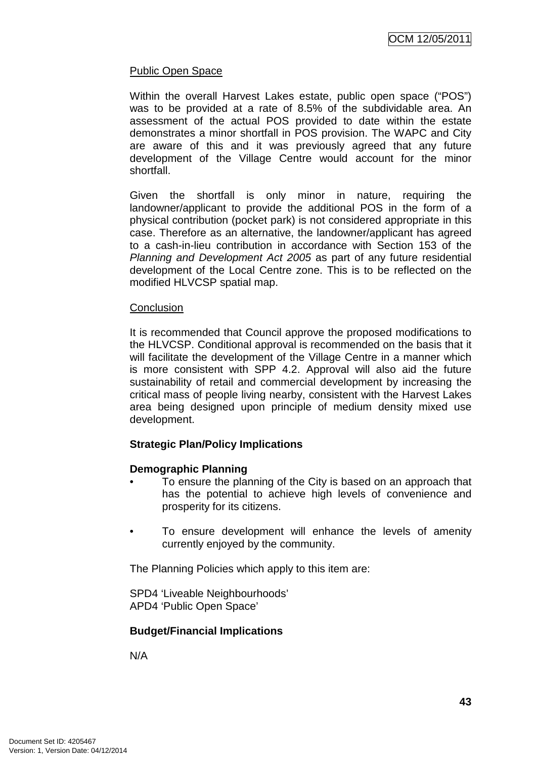Public Open Space

Within the overall Harvest Lakes estate, public open space ("POS") was to be provided at a rate of 8.5% of the subdividable area. An assessment of the actual POS provided to date within the estate demonstrates a minor shortfall in POS provision. The WAPC and City are aware of this and it was previously agreed that any future development of the Village Centre would account for the minor shortfall.

Given the shortfall is only minor in nature, requiring the landowner/applicant to provide the additional POS in the form of a physical contribution (pocket park) is not considered appropriate in this case. Therefore as an alternative, the landowner/applicant has agreed to a cash-in-lieu contribution in accordance with Section 153 of the *Planning and Development Act 2005* as part of any future residential development of the Local Centre zone. This is to be reflected on the modified HLVCSP spatial map.

Conclusion

It is recommended that Council approve the proposed modifications to the HLVCSP. Conditional approval is recommended on the basis that it will facilitate the development of the Village Centre in a manner which is more consistent with SPP 4.2. Approval will also aid the future sustainability of retail and commercial development by increasing the critical mass of people living nearby, consistent with the Harvest Lakes area being designed upon principle of medium density mixed use development.

**Strategic Plan/Policy Implications**

**Demographic Planning**

- To ensure the planning of the City is based on an approach that has the potential to achieve high levels of convenience and prosperity for its citizens.
- To ensure development will enhance the levels of amenity currently enjoyed by the community.

The Planning Policies which apply to this item are:

SPD4 'Liveable Neighbourhoods'
APD4 'Public Open Space'

**Budget/Financial Implications**

N/A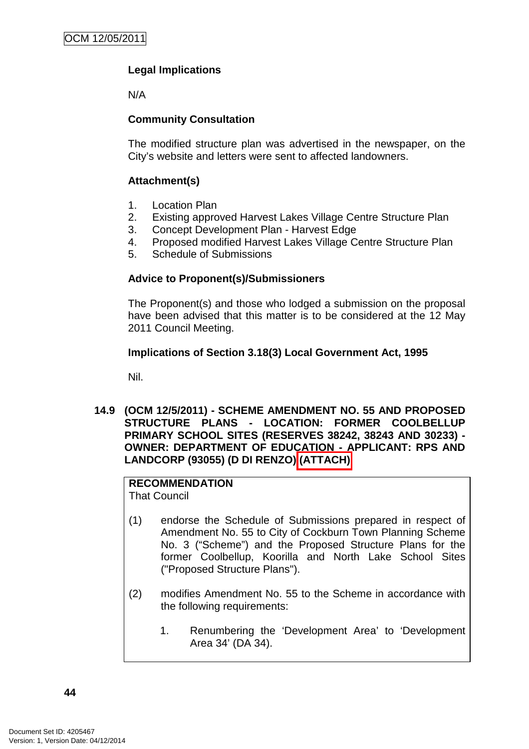**Legal Implications**

N/A

**Community Consultation**

The modified structure plan was advertised in the newspaper, on the City's website and letters were sent to affected landowners.

**Attachment(s)**

1. Location Plan
2. Existing approved Harvest Lakes Village Centre Structure Plan
3. Concept Development Plan - Harvest Edge
4. Proposed modified Harvest Lakes Village Centre Structure Plan
5. Schedule of Submissions

**Advice to Proponent(s)/Submissioners**

The Proponent(s) and those who lodged a submission on the proposal have been advised that this matter is to be considered at the 12 May 2011 Council Meeting.

**Implications of Section 3.18(3) Local Government Act, 1995**

Nil.

**14.9 (OCM 12/5/2011) - SCHEME AMENDMENT NO. 55 AND PROPOSED STRUCTURE PLANS - LOCATION: FORMER COOLBELLUP PRIMARY SCHOOL SITES (RESERVES 38242, 38243 AND 30233) - OWNER: DEPARTMENT OF EDUCATION - APPLICANT: RPS AND LANDCORP (93055) (D DI RENZO) (ATTACH)**

**RECOMMENDATION**
That Council

(1) endorse the Schedule of Submissions prepared in respect of Amendment No. 55 to City of Cockburn Town Planning Scheme No. 3 ("Scheme") and the Proposed Structure Plans for the former Coolbellup, Koorilla and North Lake School Sites ("Proposed Structure Plans").

(2) modifies Amendment No. 55 to the Scheme in accordance with the following requirements:

1. Renumbering the 'Development Area' to 'Development Area 34' (DA 34).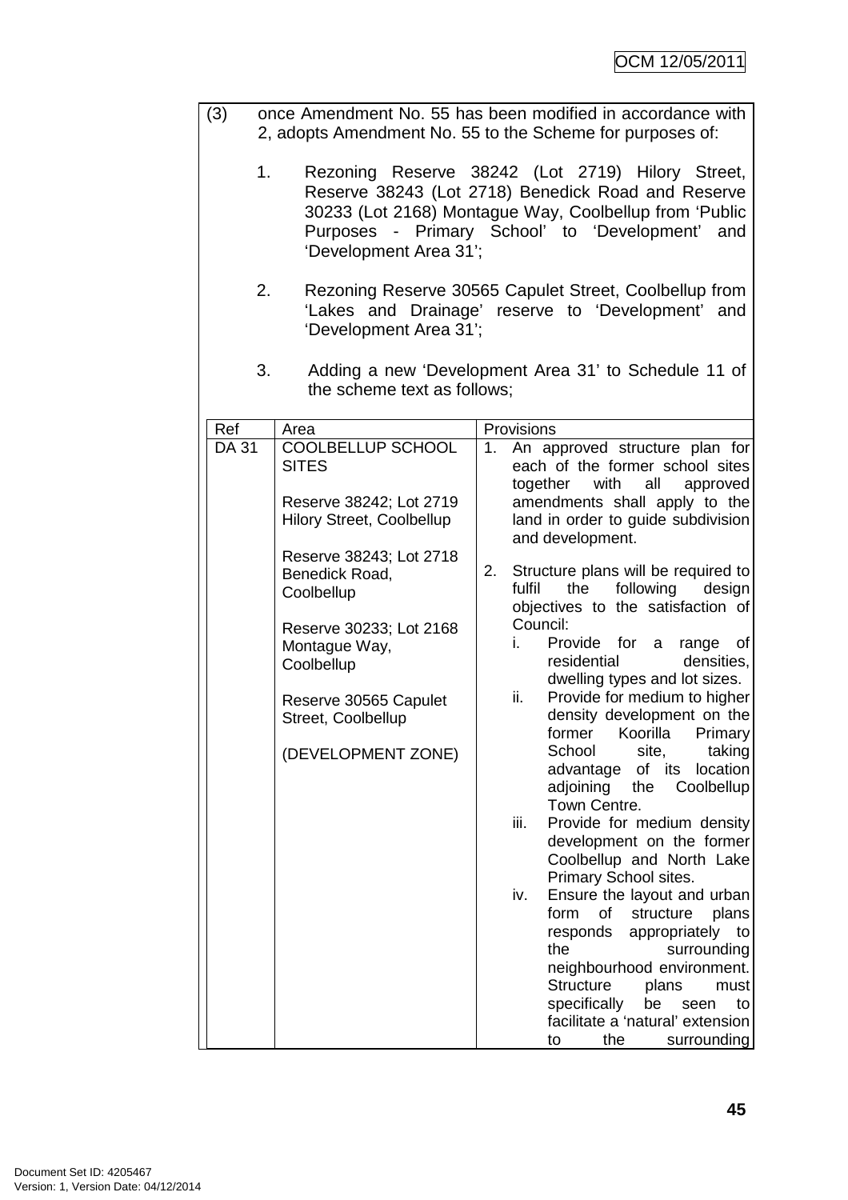(3) once Amendment No. 55 has been modified in accordance with 2, adopts Amendment No. 55 to the Scheme for purposes of:

1. Rezoning Reserve 38242 (Lot 2719) Hilory Street, Reserve 38243 (Lot 2718) Benedick Road and Reserve 30233 (Lot 2168) Montague Way, Coolbellup from 'Public Purposes - Primary School' to 'Development' and 'Development Area 31';

2. Rezoning Reserve 30565 Capulet Street, Coolbellup from 'Lakes and Drainage' reserve to 'Development' and 'Development Area 31';

3. Adding a new 'Development Area 31' to Schedule 11 of the scheme text as follows;

| Ref | Area | Provisions |
|---|---|---|
| DA 31 | COOLBELLUP SCHOOL SITES<br><br>Reserve 38242; Lot 2719 Hilory Street, Coolbellup<br><br>Reserve 38243; Lot 2718 Benedick Road, Coolbellup<br><br>Reserve 30233; Lot 2168 Montague Way, Coolbellup<br><br>Reserve 30565 Capulet Street, Coolbellup<br><br>(DEVELOPMENT ZONE) | 1. An approved structure plan for each of the former school sites together with all approved amendments shall apply to the land in order to guide subdivision and development.<br><br>2. Structure plans will be required to fulfil the following design objectives to the satisfaction of Council:<br>i. Provide for a range of residential densities, dwelling types and lot sizes.<br>ii. Provide for medium to higher density development on the former Koorilla Primary School site, taking advantage of its location adjoining the Coolbellup Town Centre.<br>iii. Provide for medium density development on the former Coolbellup and North Lake Primary School sites.<br>iv. Ensure the layout and urban form of structure plans responds appropriately to the surrounding neighbourhood environment. Structure plans must specifically be seen to facilitate a 'natural' extension to the surrounding |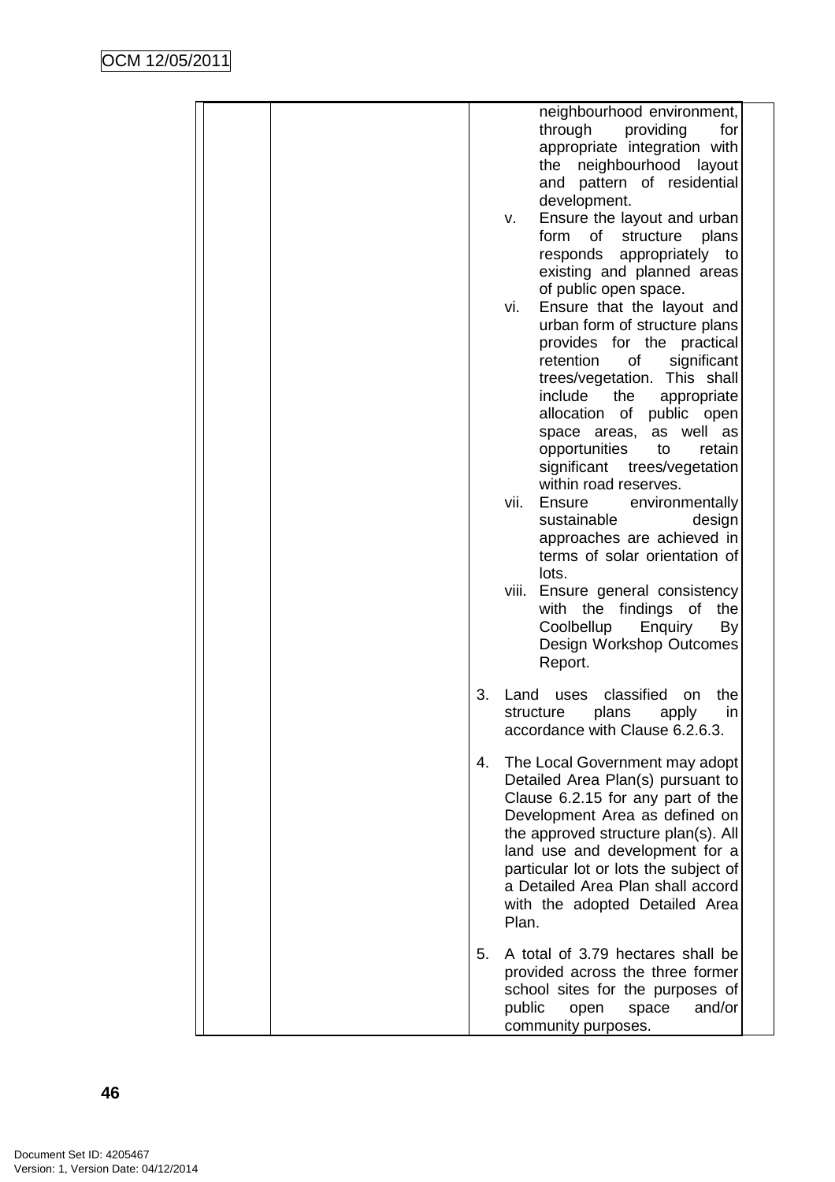| | | | |
|---|---|---|---|
| | | neighbourhood environment, through providing for appropriate integration with the neighbourhood layout and pattern of residential development.<br>v. Ensure the layout and urban form of structure plans responds appropriately to existing and planned areas of public open space.<br>vi. Ensure that the layout and urban form of structure plans provides for the practical retention of significant trees/vegetation. This shall include the appropriate allocation of public open space areas, as well as opportunities to retain significant trees/vegetation within road reserves.<br>vii. Ensure environmentally sustainable design approaches are achieved in terms of solar orientation of lots.<br>viii. Ensure general consistency with the findings of the Coolbellup Enquiry By Design Workshop Outcomes Report.<br><br>3. Land uses classified on the structure plans apply in accordance with Clause 6.2.6.3.<br><br>4. The Local Government may adopt Detailed Area Plan(s) pursuant to Clause 6.2.15 for any part of the Development Area as defined on the approved structure plan(s). All land use and development for a particular lot or lots the subject of a Detailed Area Plan shall accord with the adopted Detailed Area Plan.<br><br>5. A total of 3.79 hectares shall be provided across the three former school sites for the purposes of public open space and/or community purposes. | |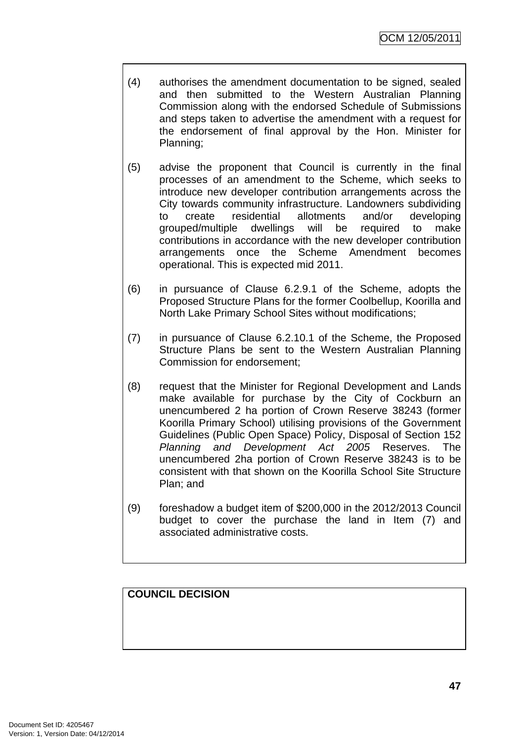(4) authorises the amendment documentation to be signed, sealed and then submitted to the Western Australian Planning Commission along with the endorsed Schedule of Submissions and steps taken to advertise the amendment with a request for the endorsement of final approval by the Hon. Minister for Planning;

(5) advise the proponent that Council is currently in the final processes of an amendment to the Scheme, which seeks to introduce new developer contribution arrangements across the City towards community infrastructure. Landowners subdividing to create residential allotments and/or developing grouped/multiple dwellings will be required to make contributions in accordance with the new developer contribution arrangements once the Scheme Amendment becomes operational. This is expected mid 2011.

(6) in pursuance of Clause 6.2.9.1 of the Scheme, adopts the Proposed Structure Plans for the former Coolbellup, Koorilla and North Lake Primary School Sites without modifications;

(7) in pursuance of Clause 6.2.10.1 of the Scheme, the Proposed Structure Plans be sent to the Western Australian Planning Commission for endorsement;

(8) request that the Minister for Regional Development and Lands make available for purchase by the City of Cockburn an unencumbered 2 ha portion of Crown Reserve 38243 (former Koorilla Primary School) utilising provisions of the Government Guidelines (Public Open Space) Policy, Disposal of Section 152 *Planning and Development Act 2005* Reserves. The unencumbered 2ha portion of Crown Reserve 38243 is to be consistent with that shown on the Koorilla School Site Structure Plan; and

(9) foreshadow a budget item of $200,000 in the 2012/2013 Council budget to cover the purchase the land in Item (7) and associated administrative costs.

**COUNCIL DECISION**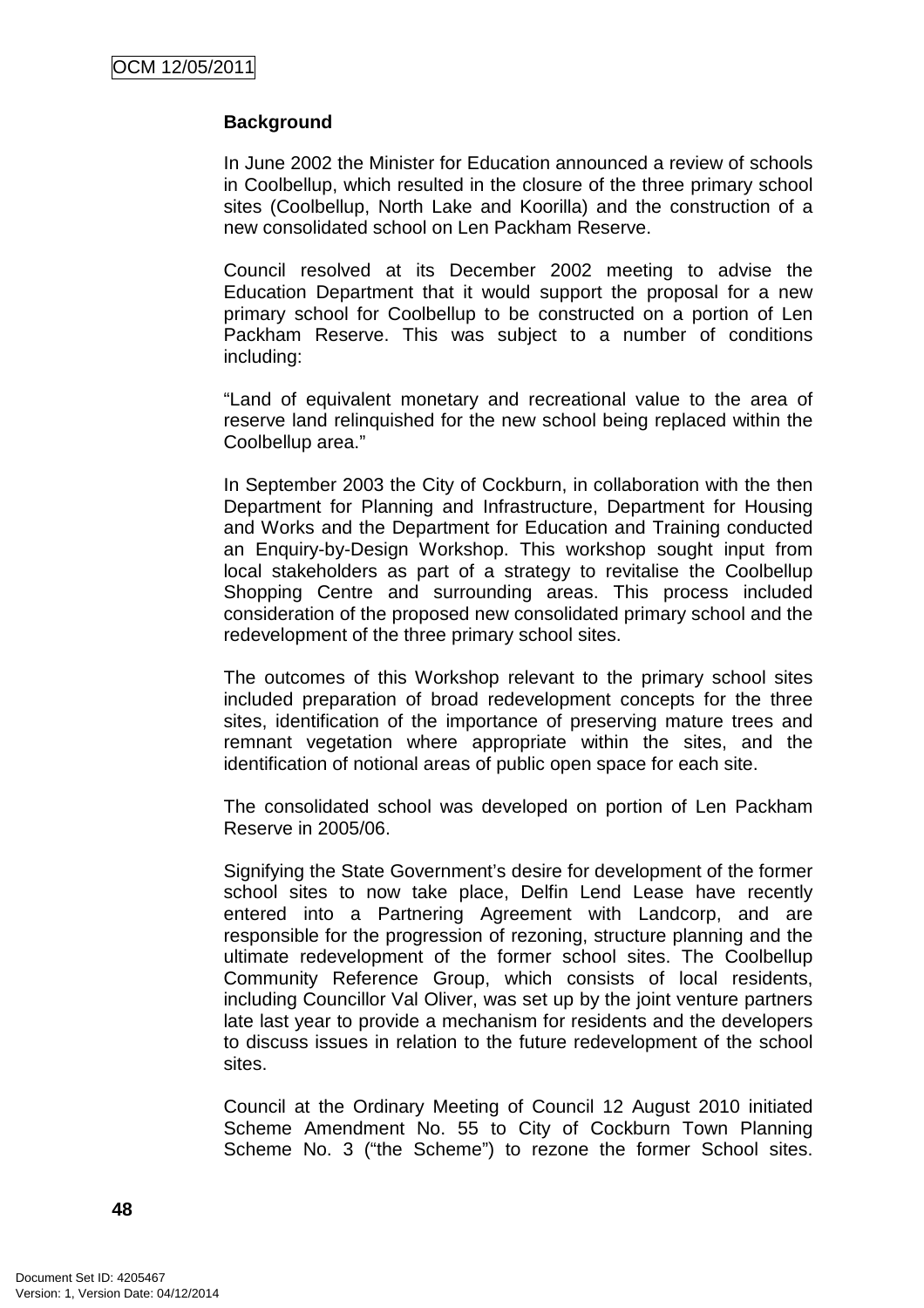**Background**

In June 2002 the Minister for Education announced a review of schools in Coolbellup, which resulted in the closure of the three primary school sites (Coolbellup, North Lake and Koorilla) and the construction of a new consolidated school on Len Packham Reserve.

Council resolved at its December 2002 meeting to advise the Education Department that it would support the proposal for a new primary school for Coolbellup to be constructed on a portion of Len Packham Reserve. This was subject to a number of conditions including:

"Land of equivalent monetary and recreational value to the area of reserve land relinquished for the new school being replaced within the Coolbellup area."

In September 2003 the City of Cockburn, in collaboration with the then Department for Planning and Infrastructure, Department for Housing and Works and the Department for Education and Training conducted an Enquiry-by-Design Workshop. This workshop sought input from local stakeholders as part of a strategy to revitalise the Coolbellup Shopping Centre and surrounding areas. This process included consideration of the proposed new consolidated primary school and the redevelopment of the three primary school sites.

The outcomes of this Workshop relevant to the primary school sites included preparation of broad redevelopment concepts for the three sites, identification of the importance of preserving mature trees and remnant vegetation where appropriate within the sites, and the identification of notional areas of public open space for each site.

The consolidated school was developed on portion of Len Packham Reserve in 2005/06.

Signifying the State Government's desire for development of the former school sites to now take place, Delfin Lend Lease have recently entered into a Partnering Agreement with Landcorp, and are responsible for the progression of rezoning, structure planning and the ultimate redevelopment of the former school sites. The Coolbellup Community Reference Group, which consists of local residents, including Councillor Val Oliver, was set up by the joint venture partners late last year to provide a mechanism for residents and the developers to discuss issues in relation to the future redevelopment of the school sites.

Council at the Ordinary Meeting of Council 12 August 2010 initiated Scheme Amendment No. 55 to City of Cockburn Town Planning Scheme No. 3 ("the Scheme") to rezone the former School sites.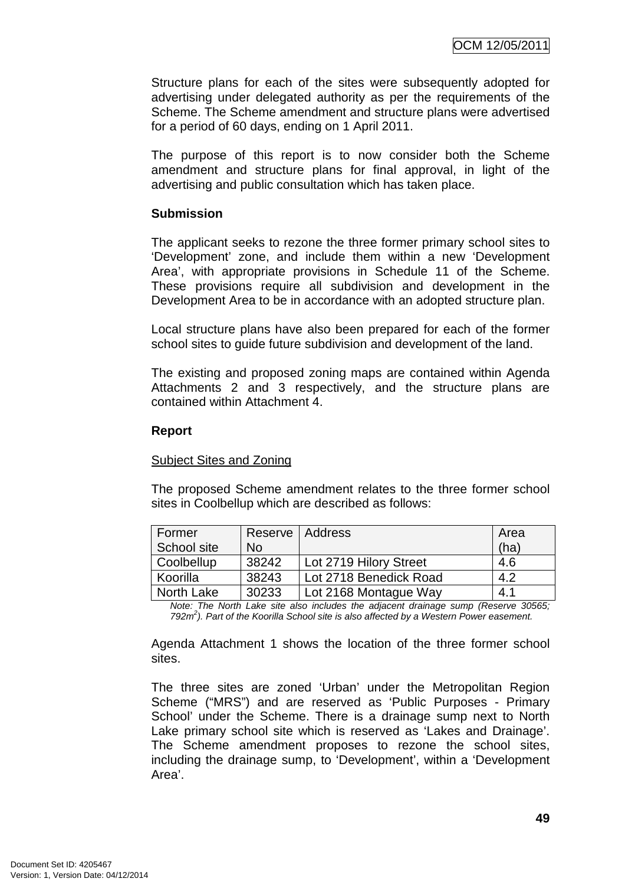Structure plans for each of the sites were subsequently adopted for advertising under delegated authority as per the requirements of the Scheme. The Scheme amendment and structure plans were advertised for a period of 60 days, ending on 1 April 2011.

The purpose of this report is to now consider both the Scheme amendment and structure plans for final approval, in light of the advertising and public consultation which has taken place.

**Submission**

The applicant seeks to rezone the three former primary school sites to 'Development' zone, and include them within a new 'Development Area', with appropriate provisions in Schedule 11 of the Scheme. These provisions require all subdivision and development in the Development Area to be in accordance with an adopted structure plan.

Local structure plans have also been prepared for each of the former school sites to guide future subdivision and development of the land.

The existing and proposed zoning maps are contained within Agenda Attachments 2 and 3 respectively, and the structure plans are contained within Attachment 4.

**Report**

Subject Sites and Zoning

The proposed Scheme amendment relates to the three former school sites in Coolbellup which are described as follows:

| Former School site | Reserve No | Address | Area (ha) |
|---|---|---|---|
| Coolbellup | 38242 | Lot 2719 Hilory Street | 4.6 |
| Koorilla | 38243 | Lot 2718 Benedick Road | 4.2 |
| North Lake | 30233 | Lot 2168 Montague Way | 4.1 |

*Note: The North Lake site also includes the adjacent drainage sump (Reserve 30565; 792m²). Part of the Koorilla School site is also affected by a Western Power easement.*

Agenda Attachment 1 shows the location of the three former school sites.

The three sites are zoned 'Urban' under the Metropolitan Region Scheme ("MRS") and are reserved as 'Public Purposes - Primary School' under the Scheme. There is a drainage sump next to North Lake primary school site which is reserved as 'Lakes and Drainage'. The Scheme amendment proposes to rezone the school sites, including the drainage sump, to 'Development', within a 'Development Area'.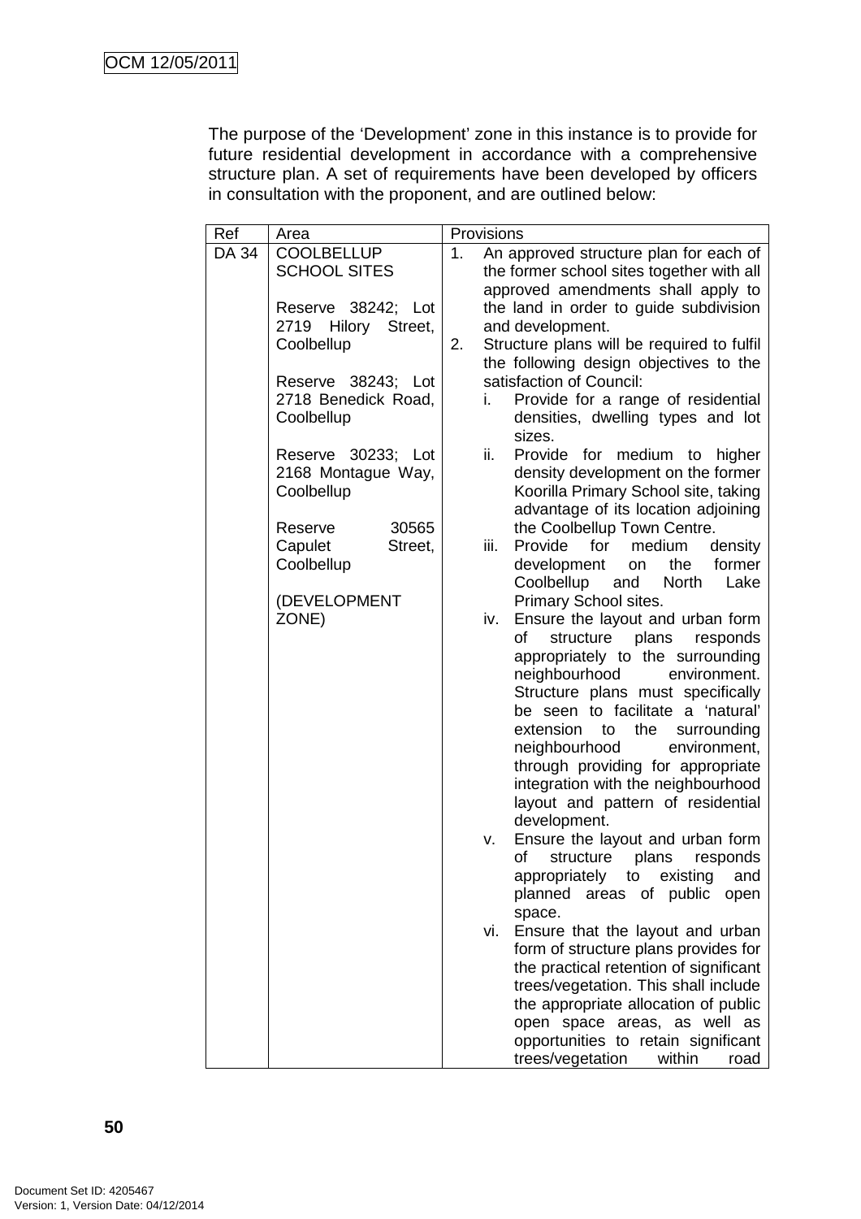The purpose of the 'Development' zone in this instance is to provide for future residential development in accordance with a comprehensive structure plan. A set of requirements have been developed by officers in consultation with the proponent, and are outlined below:

| Ref | Area | Provisions |
|---|---|---|
| DA 34 | COOLBELLUP SCHOOL SITES<br><br>Reserve 38242; Lot 2719 Hilory Street, Coolbellup<br><br>Reserve 38243; Lot 2718 Benedick Road, Coolbellup<br><br>Reserve 30233; Lot 2168 Montague Way, Coolbellup<br><br>Reserve 30565 Capulet Street, Coolbellup<br><br>(DEVELOPMENT ZONE) | 1. An approved structure plan for each of the former school sites together with all approved amendments shall apply to the land in order to guide subdivision and development.<br>2. Structure plans will be required to fulfil the following design objectives to the satisfaction of Council:<br>i. Provide for a range of residential densities, dwelling types and lot sizes.<br>ii. Provide for medium to higher density development on the former Koorilla Primary School site, taking advantage of its location adjoining the Coolbellup Town Centre.<br>iii. Provide for medium density development on the former Coolbellup and North Lake Primary School sites.<br>iv. Ensure the layout and urban form of structure plans responds appropriately to the surrounding neighbourhood environment. Structure plans must specifically be seen to facilitate a 'natural' extension to the surrounding neighbourhood environment, through providing for appropriate integration with the neighbourhood layout and pattern of residential development.<br>v. Ensure the layout and urban form of structure plans responds appropriately to existing and planned areas of public open space.<br>vi. Ensure that the layout and urban form of structure plans provides for the practical retention of significant trees/vegetation. This shall include the appropriate allocation of public open space areas, as well as opportunities to retain significant trees/vegetation within road |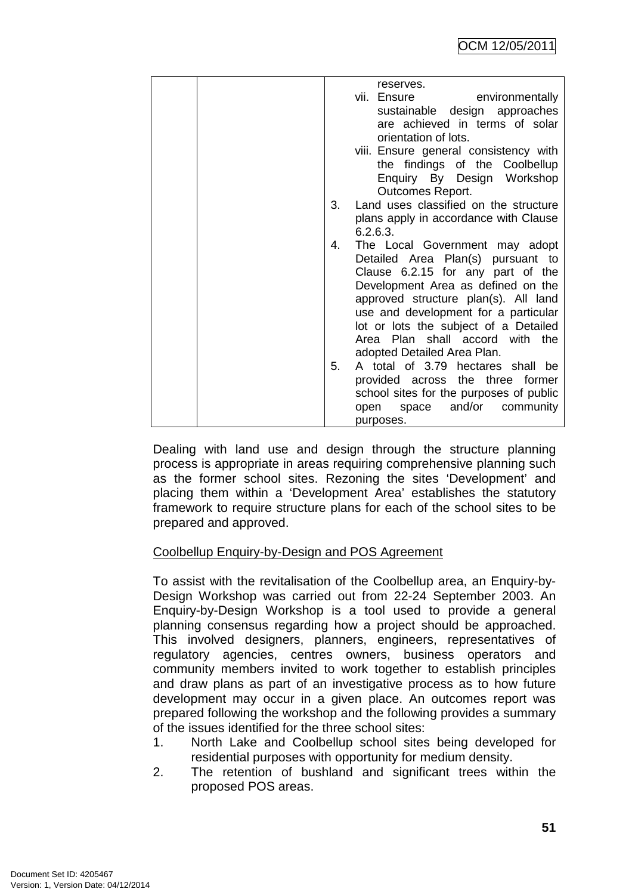| | | reserves.<br>vii. Ensure environmentally sustainable design approaches are achieved in terms of solar orientation of lots.<br>viii. Ensure general consistency with the findings of the Coolbellup Enquiry By Design Workshop Outcomes Report.<br>3. Land uses classified on the structure plans apply in accordance with Clause 6.2.6.3.<br>4. The Local Government may adopt Detailed Area Plan(s) pursuant to Clause 6.2.15 for any part of the Development Area as defined on the approved structure plan(s). All land use and development for a particular lot or lots the subject of a Detailed Area Plan shall accord with the adopted Detailed Area Plan.<br>5. A total of 3.79 hectares shall be provided across the three former school sites for the purposes of public open space and/or community purposes. |
|---|---|---|

Dealing with land use and design through the structure planning process is appropriate in areas requiring comprehensive planning such as the former school sites. Rezoning the sites 'Development' and placing them within a 'Development Area' establishes the statutory framework to require structure plans for each of the school sites to be prepared and approved.

Coolbellup Enquiry-by-Design and POS Agreement

To assist with the revitalisation of the Coolbellup area, an Enquiry-by-Design Workshop was carried out from 22-24 September 2003. An Enquiry-by-Design Workshop is a tool used to provide a general planning consensus regarding how a project should be approached. This involved designers, planners, engineers, representatives of regulatory agencies, centres owners, business operators and community members invited to work together to establish principles and draw plans as part of an investigative process as to how future development may occur in a given place. An outcomes report was prepared following the workshop and the following provides a summary of the issues identified for the three school sites:

1. North Lake and Coolbellup school sites being developed for residential purposes with opportunity for medium density.
2. The retention of bushland and significant trees within the proposed POS areas.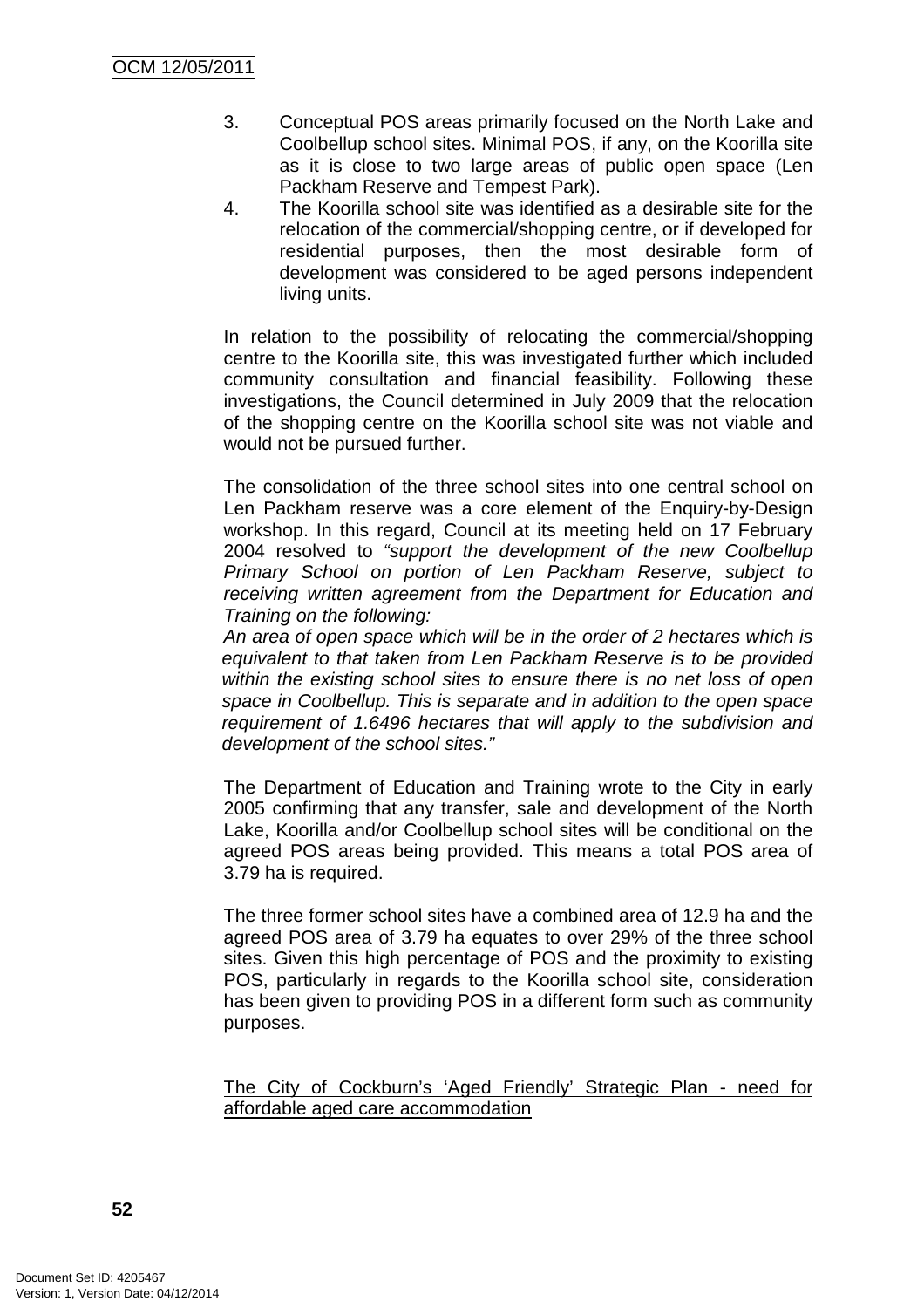3. Conceptual POS areas primarily focused on the North Lake and Coolbellup school sites. Minimal POS, if any, on the Koorilla site as it is close to two large areas of public open space (Len Packham Reserve and Tempest Park).
4. The Koorilla school site was identified as a desirable site for the relocation of the commercial/shopping centre, or if developed for residential purposes, then the most desirable form of development was considered to be aged persons independent living units.

In relation to the possibility of relocating the commercial/shopping centre to the Koorilla site, this was investigated further which included community consultation and financial feasibility. Following these investigations, the Council determined in July 2009 that the relocation of the shopping centre on the Koorilla school site was not viable and would not be pursued further.

The consolidation of the three school sites into one central school on Len Packham reserve was a core element of the Enquiry-by-Design workshop. In this regard, Council at its meeting held on 17 February 2004 resolved to *"support the development of the new Coolbellup Primary School on portion of Len Packham Reserve, subject to receiving written agreement from the Department for Education and Training on the following:*

*An area of open space which will be in the order of 2 hectares which is equivalent to that taken from Len Packham Reserve is to be provided within the existing school sites to ensure there is no net loss of open space in Coolbellup. This is separate and in addition to the open space requirement of 1.6496 hectares that will apply to the subdivision and development of the school sites."*

The Department of Education and Training wrote to the City in early 2005 confirming that any transfer, sale and development of the North Lake, Koorilla and/or Coolbellup school sites will be conditional on the agreed POS areas being provided. This means a total POS area of 3.79 ha is required.

The three former school sites have a combined area of 12.9 ha and the agreed POS area of 3.79 ha equates to over 29% of the three school sites. Given this high percentage of POS and the proximity to existing POS, particularly in regards to the Koorilla school site, consideration has been given to providing POS in a different form such as community purposes.

<u>The City of Cockburn's 'Aged Friendly' Strategic Plan - need for affordable aged care accommodation</u>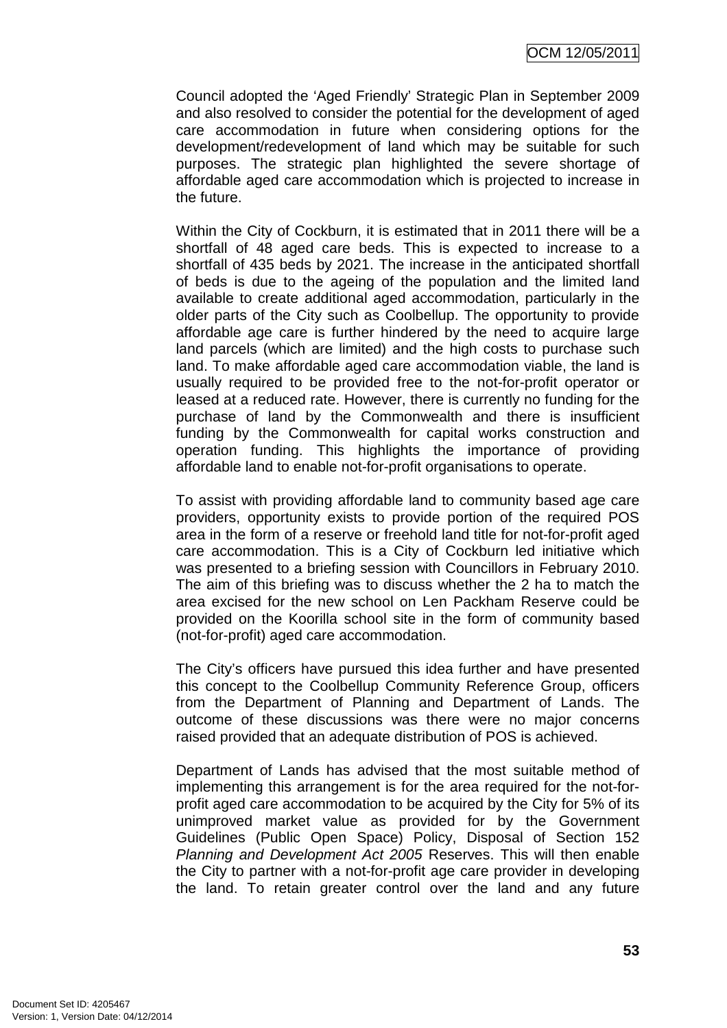Council adopted the 'Aged Friendly' Strategic Plan in September 2009 and also resolved to consider the potential for the development of aged care accommodation in future when considering options for the development/redevelopment of land which may be suitable for such purposes. The strategic plan highlighted the severe shortage of affordable aged care accommodation which is projected to increase in the future.

Within the City of Cockburn, it is estimated that in 2011 there will be a shortfall of 48 aged care beds. This is expected to increase to a shortfall of 435 beds by 2021. The increase in the anticipated shortfall of beds is due to the ageing of the population and the limited land available to create additional aged accommodation, particularly in the older parts of the City such as Coolbellup. The opportunity to provide affordable age care is further hindered by the need to acquire large land parcels (which are limited) and the high costs to purchase such land. To make affordable aged care accommodation viable, the land is usually required to be provided free to the not-for-profit operator or leased at a reduced rate. However, there is currently no funding for the purchase of land by the Commonwealth and there is insufficient funding by the Commonwealth for capital works construction and operation funding. This highlights the importance of providing affordable land to enable not-for-profit organisations to operate.

To assist with providing affordable land to community based age care providers, opportunity exists to provide portion of the required POS area in the form of a reserve or freehold land title for not-for-profit aged care accommodation. This is a City of Cockburn led initiative which was presented to a briefing session with Councillors in February 2010. The aim of this briefing was to discuss whether the 2 ha to match the area excised for the new school on Len Packham Reserve could be provided on the Koorilla school site in the form of community based (not-for-profit) aged care accommodation.

The City's officers have pursued this idea further and have presented this concept to the Coolbellup Community Reference Group, officers from the Department of Planning and Department of Lands. The outcome of these discussions was there were no major concerns raised provided that an adequate distribution of POS is achieved.

Department of Lands has advised that the most suitable method of implementing this arrangement is for the area required for the not-for-profit aged care accommodation to be acquired by the City for 5% of its unimproved market value as provided for by the Government Guidelines (Public Open Space) Policy, Disposal of Section 152 *Planning and Development Act 2005* Reserves. This will then enable the City to partner with a not-for-profit age care provider in developing the land. To retain greater control over the land and any future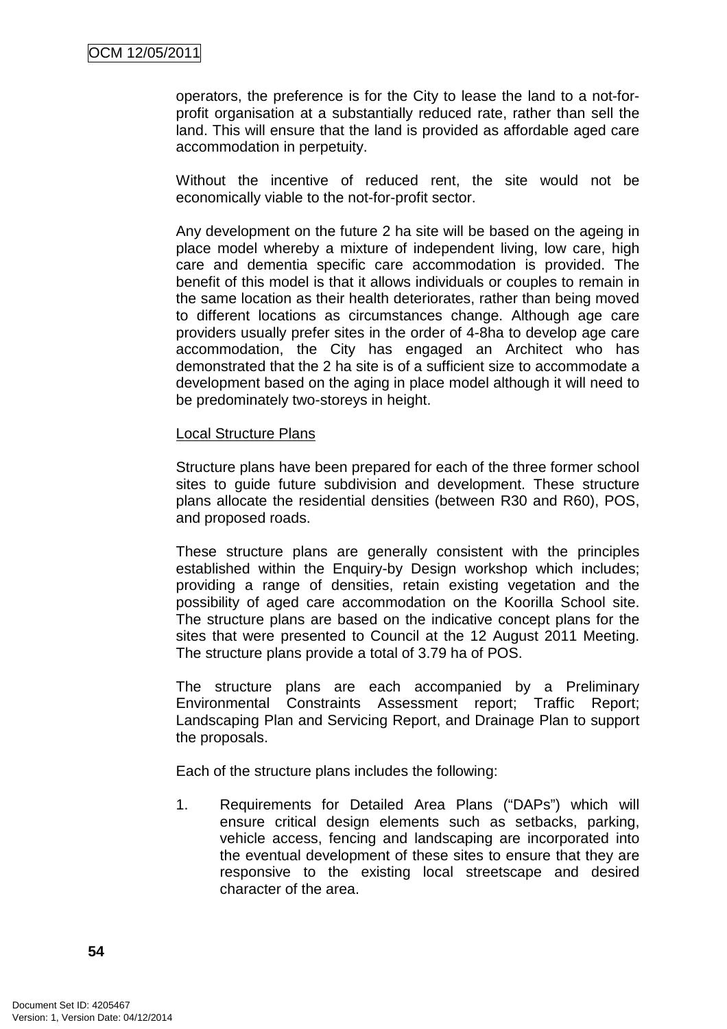operators, the preference is for the City to lease the land to a not-for-profit organisation at a substantially reduced rate, rather than sell the land. This will ensure that the land is provided as affordable aged care accommodation in perpetuity.

Without the incentive of reduced rent, the site would not be economically viable to the not-for-profit sector.

Any development on the future 2 ha site will be based on the ageing in place model whereby a mixture of independent living, low care, high care and dementia specific care accommodation is provided. The benefit of this model is that it allows individuals or couples to remain in the same location as their health deteriorates, rather than being moved to different locations as circumstances change. Although age care providers usually prefer sites in the order of 4-8ha to develop age care accommodation, the City has engaged an Architect who has demonstrated that the 2 ha site is of a sufficient size to accommodate a development based on the aging in place model although it will need to be predominately two-storeys in height.

Local Structure Plans

Structure plans have been prepared for each of the three former school sites to guide future subdivision and development. These structure plans allocate the residential densities (between R30 and R60), POS, and proposed roads.

These structure plans are generally consistent with the principles established within the Enquiry-by Design workshop which includes; providing a range of densities, retain existing vegetation and the possibility of aged care accommodation on the Koorilla School site. The structure plans are based on the indicative concept plans for the sites that were presented to Council at the 12 August 2011 Meeting. The structure plans provide a total of 3.79 ha of POS.

The structure plans are each accompanied by a Preliminary Environmental Constraints Assessment report; Traffic Report; Landscaping Plan and Servicing Report, and Drainage Plan to support the proposals.

Each of the structure plans includes the following:

1. Requirements for Detailed Area Plans ("DAPs") which will ensure critical design elements such as setbacks, parking, vehicle access, fencing and landscaping are incorporated into the eventual development of these sites to ensure that they are responsive to the existing local streetscape and desired character of the area.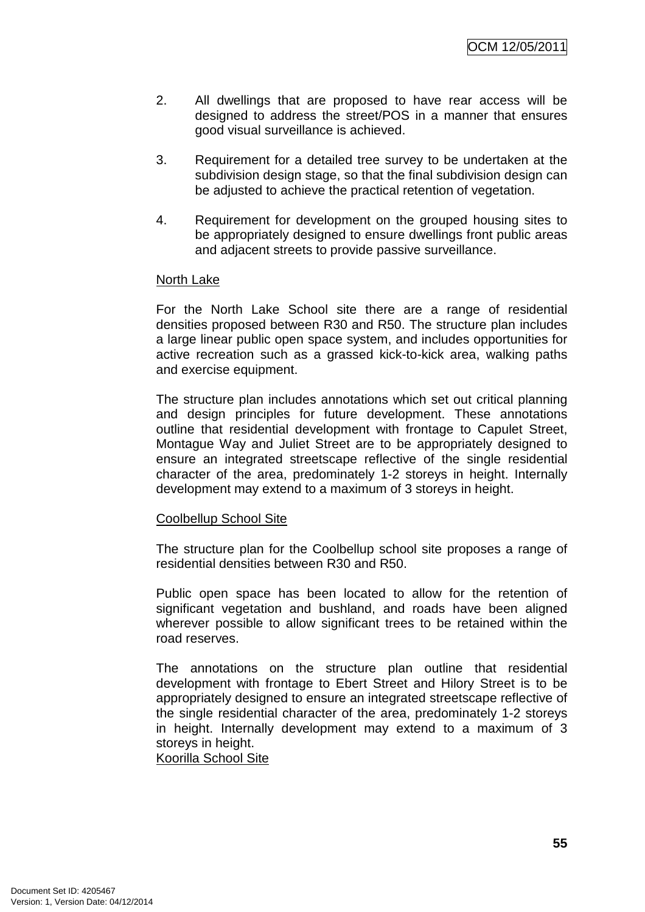2. All dwellings that are proposed to have rear access will be designed to address the street/POS in a manner that ensures good visual surveillance is achieved.

3. Requirement for a detailed tree survey to be undertaken at the subdivision design stage, so that the final subdivision design can be adjusted to achieve the practical retention of vegetation.

4. Requirement for development on the grouped housing sites to be appropriately designed to ensure dwellings front public areas and adjacent streets to provide passive surveillance.

North Lake

For the North Lake School site there are a range of residential densities proposed between R30 and R50. The structure plan includes a large linear public open space system, and includes opportunities for active recreation such as a grassed kick-to-kick area, walking paths and exercise equipment.

The structure plan includes annotations which set out critical planning and design principles for future development. These annotations outline that residential development with frontage to Capulet Street, Montague Way and Juliet Street are to be appropriately designed to ensure an integrated streetscape reflective of the single residential character of the area, predominately 1-2 storeys in height. Internally development may extend to a maximum of 3 storeys in height.

Coolbellup School Site

The structure plan for the Coolbellup school site proposes a range of residential densities between R30 and R50.

Public open space has been located to allow for the retention of significant vegetation and bushland, and roads have been aligned wherever possible to allow significant trees to be retained within the road reserves.

The annotations on the structure plan outline that residential development with frontage to Ebert Street and Hilory Street is to be appropriately designed to ensure an integrated streetscape reflective of the single residential character of the area, predominately 1-2 storeys in height. Internally development may extend to a maximum of 3 storeys in height.

Koorilla School Site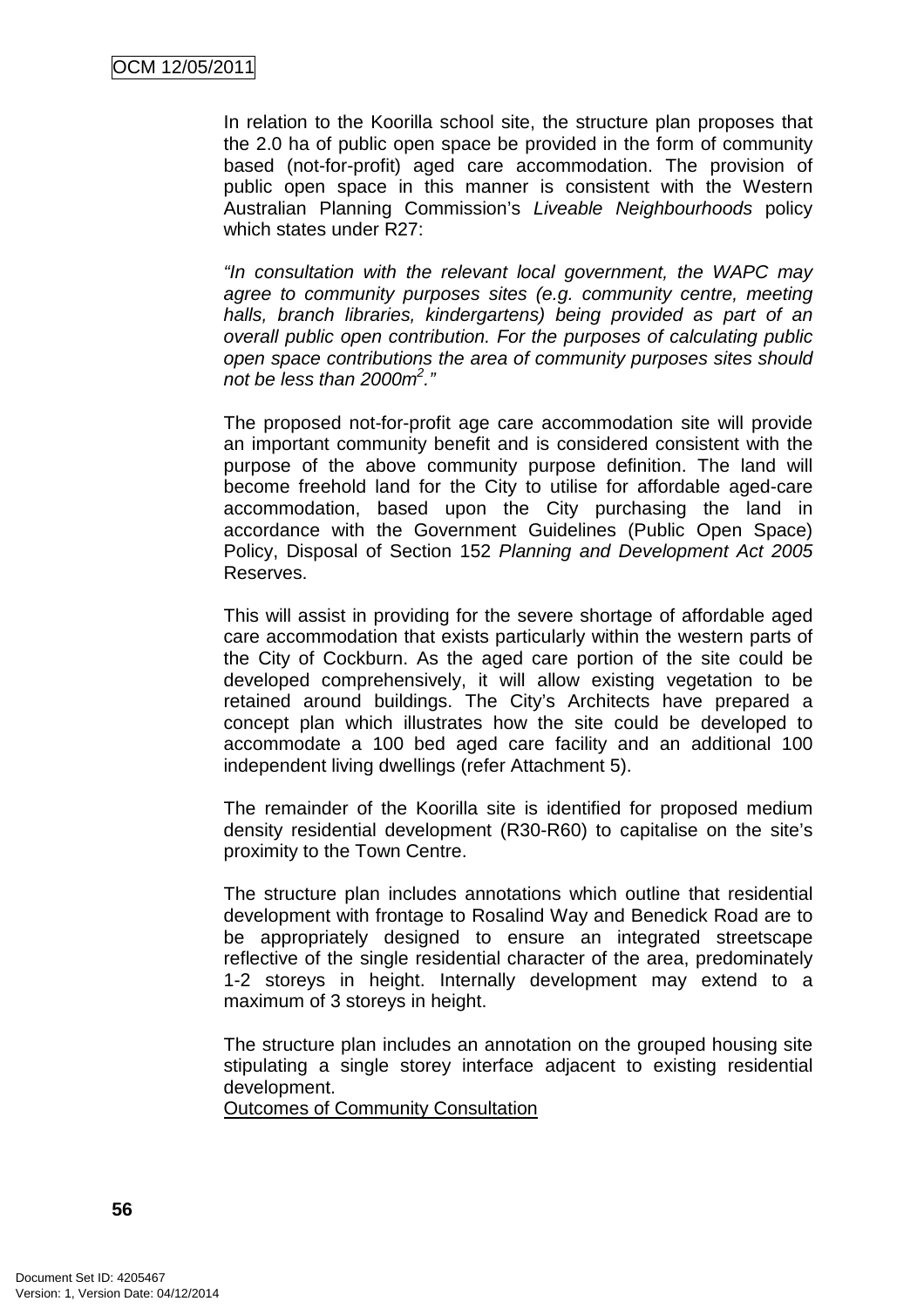In relation to the Koorilla school site, the structure plan proposes that the 2.0 ha of public open space be provided in the form of community based (not-for-profit) aged care accommodation. The provision of public open space in this manner is consistent with the Western Australian Planning Commission's *Liveable Neighbourhoods* policy which states under R27:

*"In consultation with the relevant local government, the WAPC may agree to community purposes sites (e.g. community centre, meeting halls, branch libraries, kindergartens) being provided as part of an overall public open contribution. For the purposes of calculating public open space contributions the area of community purposes sites should not be less than 2000m$^2$."*

The proposed not-for-profit age care accommodation site will provide an important community benefit and is considered consistent with the purpose of the above community purpose definition. The land will become freehold land for the City to utilise for affordable aged-care accommodation, based upon the City purchasing the land in accordance with the Government Guidelines (Public Open Space) Policy, Disposal of Section 152 *Planning and Development Act 2005* Reserves.

This will assist in providing for the severe shortage of affordable aged care accommodation that exists particularly within the western parts of the City of Cockburn. As the aged care portion of the site could be developed comprehensively, it will allow existing vegetation to be retained around buildings. The City's Architects have prepared a concept plan which illustrates how the site could be developed to accommodate a 100 bed aged care facility and an additional 100 independent living dwellings (refer Attachment 5).

The remainder of the Koorilla site is identified for proposed medium density residential development (R30-R60) to capitalise on the site's proximity to the Town Centre.

The structure plan includes annotations which outline that residential development with frontage to Rosalind Way and Benedick Road are to be appropriately designed to ensure an integrated streetscape reflective of the single residential character of the area, predominately 1-2 storeys in height. Internally development may extend to a maximum of 3 storeys in height.

The structure plan includes an annotation on the grouped housing site stipulating a single storey interface adjacent to existing residential development.

<u>Outcomes of Community Consultation</u>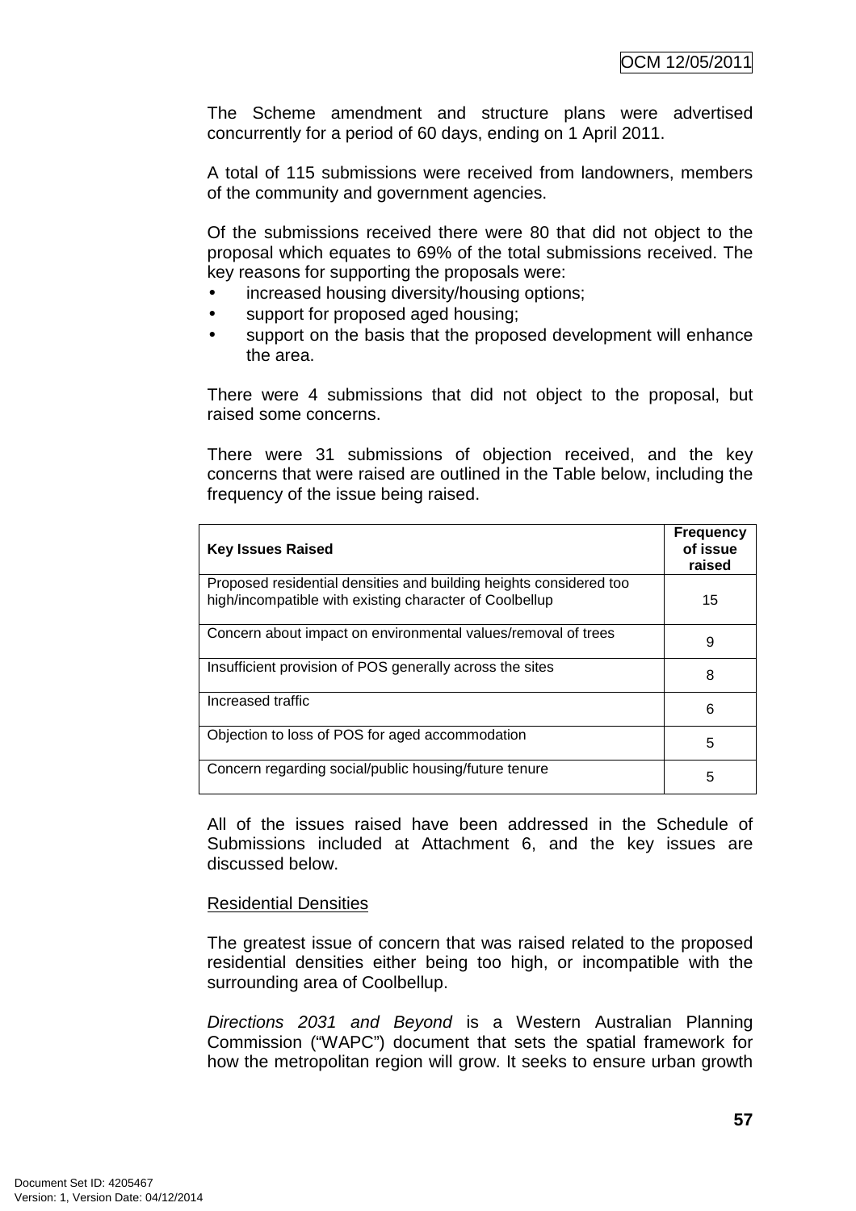The Scheme amendment and structure plans were advertised concurrently for a period of 60 days, ending on 1 April 2011.

A total of 115 submissions were received from landowners, members of the community and government agencies.

Of the submissions received there were 80 that did not object to the proposal which equates to 69% of the total submissions received. The key reasons for supporting the proposals were:

- increased housing diversity/housing options;
- support for proposed aged housing;
- support on the basis that the proposed development will enhance the area.

There were 4 submissions that did not object to the proposal, but raised some concerns.

There were 31 submissions of objection received, and the key concerns that were raised are outlined in the Table below, including the frequency of the issue being raised.

| Key Issues Raised | Frequency of issue raised |
|---|---|
| Proposed residential densities and building heights considered too high/incompatible with existing character of Coolbellup | 15 |
| Concern about impact on environmental values/removal of trees | 9 |
| Insufficient provision of POS generally across the sites | 8 |
| Increased traffic | 6 |
| Objection to loss of POS for aged accommodation | 5 |
| Concern regarding social/public housing/future tenure | 5 |

All of the issues raised have been addressed in the Schedule of Submissions included at Attachment 6, and the key issues are discussed below.

Residential Densities

The greatest issue of concern that was raised related to the proposed residential densities either being too high, or incompatible with the surrounding area of Coolbellup.

*Directions 2031 and Beyond* is a Western Australian Planning Commission ("WAPC") document that sets the spatial framework for how the metropolitan region will grow. It seeks to ensure urban growth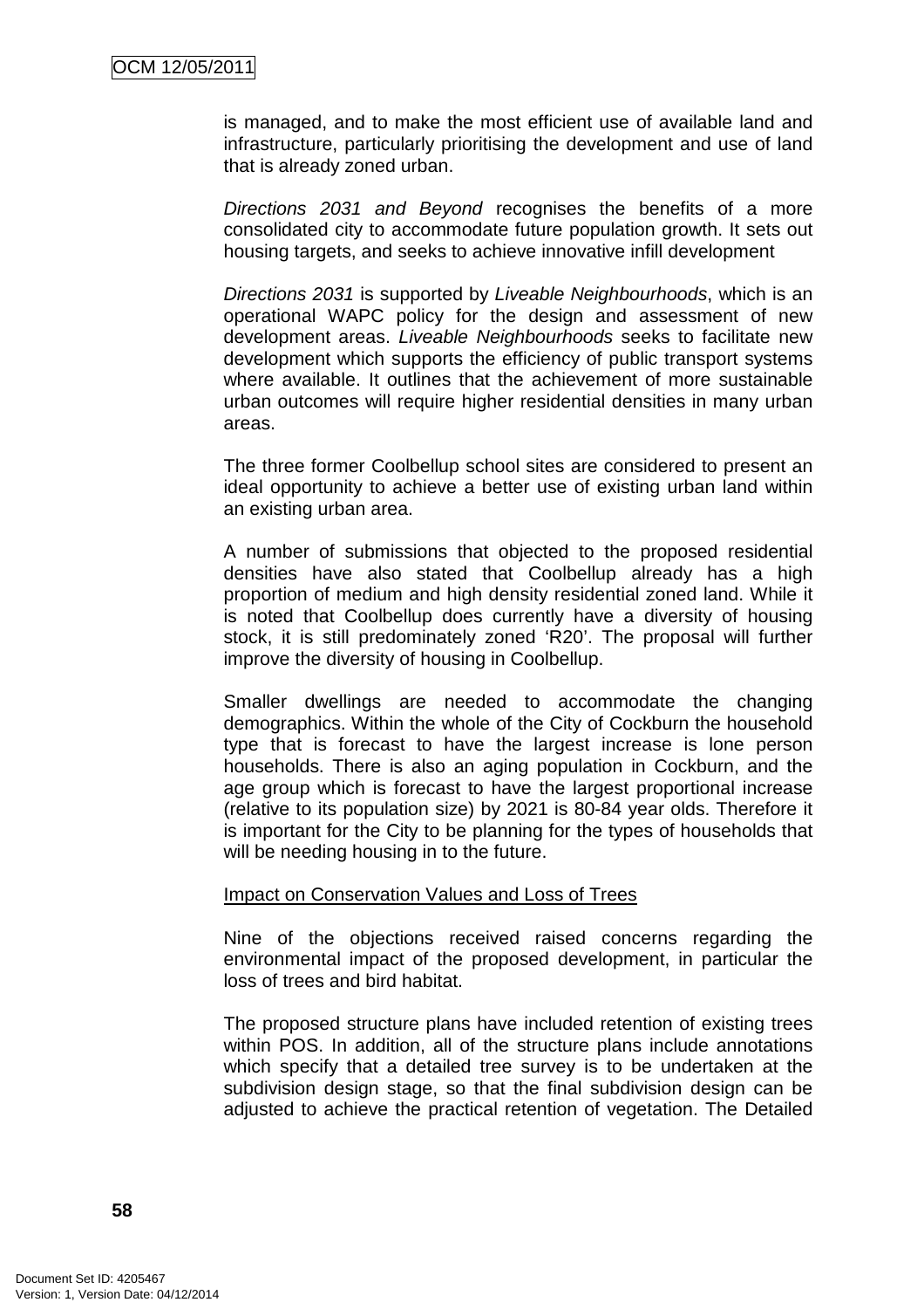is managed, and to make the most efficient use of available land and infrastructure, particularly prioritising the development and use of land that is already zoned urban.

*Directions 2031 and Beyond* recognises the benefits of a more consolidated city to accommodate future population growth. It sets out housing targets, and seeks to achieve innovative infill development

*Directions 2031* is supported by *Liveable Neighbourhoods*, which is an operational WAPC policy for the design and assessment of new development areas. *Liveable Neighbourhoods* seeks to facilitate new development which supports the efficiency of public transport systems where available. It outlines that the achievement of more sustainable urban outcomes will require higher residential densities in many urban areas.

The three former Coolbellup school sites are considered to present an ideal opportunity to achieve a better use of existing urban land within an existing urban area.

A number of submissions that objected to the proposed residential densities have also stated that Coolbellup already has a high proportion of medium and high density residential zoned land. While it is noted that Coolbellup does currently have a diversity of housing stock, it is still predominately zoned 'R20'. The proposal will further improve the diversity of housing in Coolbellup.

Smaller dwellings are needed to accommodate the changing demographics. Within the whole of the City of Cockburn the household type that is forecast to have the largest increase is lone person households. There is also an aging population in Cockburn, and the age group which is forecast to have the largest proportional increase (relative to its population size) by 2021 is 80-84 year olds. Therefore it is important for the City to be planning for the types of households that will be needing housing in to the future.

Impact on Conservation Values and Loss of Trees

Nine of the objections received raised concerns regarding the environmental impact of the proposed development, in particular the loss of trees and bird habitat.

The proposed structure plans have included retention of existing trees within POS. In addition, all of the structure plans include annotations which specify that a detailed tree survey is to be undertaken at the subdivision design stage, so that the final subdivision design can be adjusted to achieve the practical retention of vegetation. The Detailed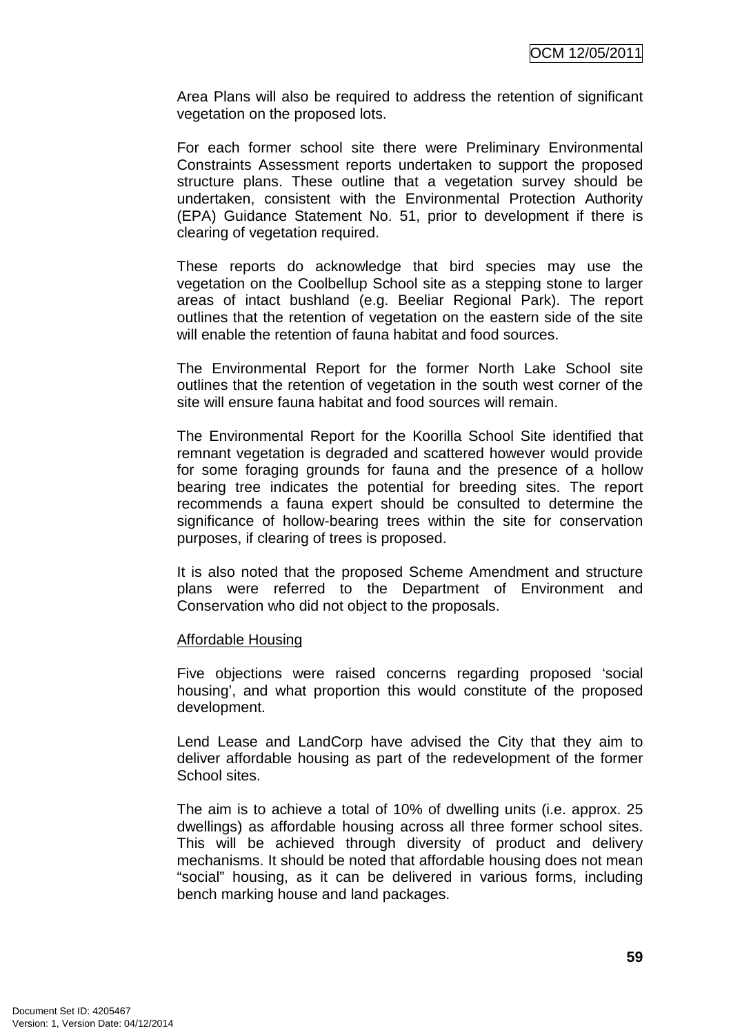Area Plans will also be required to address the retention of significant vegetation on the proposed lots.

For each former school site there were Preliminary Environmental Constraints Assessment reports undertaken to support the proposed structure plans. These outline that a vegetation survey should be undertaken, consistent with the Environmental Protection Authority (EPA) Guidance Statement No. 51, prior to development if there is clearing of vegetation required.

These reports do acknowledge that bird species may use the vegetation on the Coolbellup School site as a stepping stone to larger areas of intact bushland (e.g. Beeliar Regional Park). The report outlines that the retention of vegetation on the eastern side of the site will enable the retention of fauna habitat and food sources.

The Environmental Report for the former North Lake School site outlines that the retention of vegetation in the south west corner of the site will ensure fauna habitat and food sources will remain.

The Environmental Report for the Koorilla School Site identified that remnant vegetation is degraded and scattered however would provide for some foraging grounds for fauna and the presence of a hollow bearing tree indicates the potential for breeding sites. The report recommends a fauna expert should be consulted to determine the significance of hollow-bearing trees within the site for conservation purposes, if clearing of trees is proposed.

It is also noted that the proposed Scheme Amendment and structure plans were referred to the Department of Environment and Conservation who did not object to the proposals.

Affordable Housing

Five objections were raised concerns regarding proposed 'social housing', and what proportion this would constitute of the proposed development.

Lend Lease and LandCorp have advised the City that they aim to deliver affordable housing as part of the redevelopment of the former School sites.

The aim is to achieve a total of 10% of dwelling units (i.e. approx. 25 dwellings) as affordable housing across all three former school sites. This will be achieved through diversity of product and delivery mechanisms. It should be noted that affordable housing does not mean "social" housing, as it can be delivered in various forms, including bench marking house and land packages.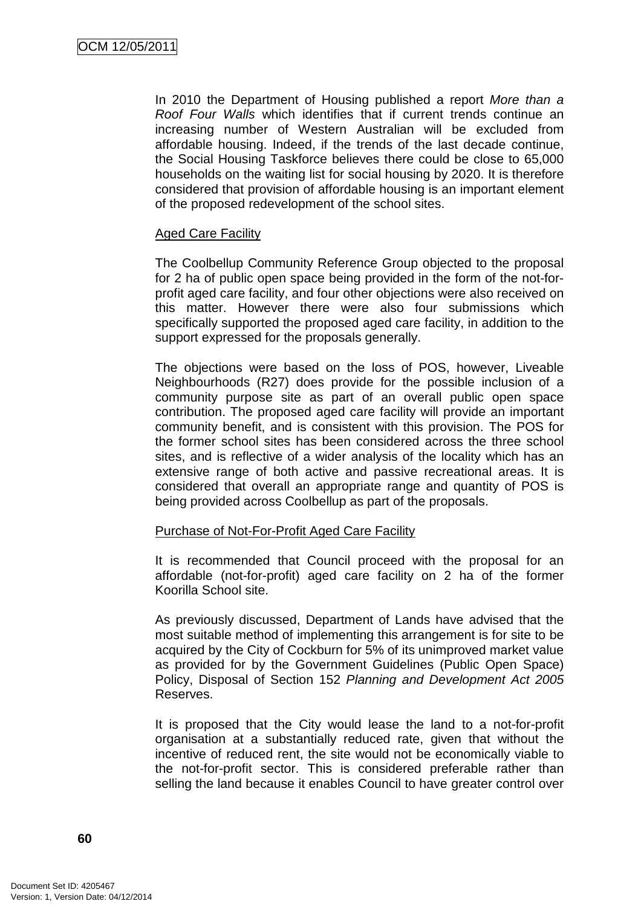In 2010 the Department of Housing published a report *More than a Roof Four Walls* which identifies that if current trends continue an increasing number of Western Australian will be excluded from affordable housing. Indeed, if the trends of the last decade continue, the Social Housing Taskforce believes there could be close to 65,000 households on the waiting list for social housing by 2020. It is therefore considered that provision of affordable housing is an important element of the proposed redevelopment of the school sites.

Aged Care Facility

The Coolbellup Community Reference Group objected to the proposal for 2 ha of public open space being provided in the form of the not-for-profit aged care facility, and four other objections were also received on this matter. However there were also four submissions which specifically supported the proposed aged care facility, in addition to the support expressed for the proposals generally.

The objections were based on the loss of POS, however, Liveable Neighbourhoods (R27) does provide for the possible inclusion of a community purpose site as part of an overall public open space contribution. The proposed aged care facility will provide an important community benefit, and is consistent with this provision. The POS for the former school sites has been considered across the three school sites, and is reflective of a wider analysis of the locality which has an extensive range of both active and passive recreational areas. It is considered that overall an appropriate range and quantity of POS is being provided across Coolbellup as part of the proposals.

Purchase of Not-For-Profit Aged Care Facility

It is recommended that Council proceed with the proposal for an affordable (not-for-profit) aged care facility on 2 ha of the former Koorilla School site.

As previously discussed, Department of Lands have advised that the most suitable method of implementing this arrangement is for site to be acquired by the City of Cockburn for 5% of its unimproved market value as provided for by the Government Guidelines (Public Open Space) Policy, Disposal of Section 152 *Planning and Development Act 2005* Reserves.

It is proposed that the City would lease the land to a not-for-profit organisation at a substantially reduced rate, given that without the incentive of reduced rent, the site would not be economically viable to the not-for-profit sector. This is considered preferable rather than selling the land because it enables Council to have greater control over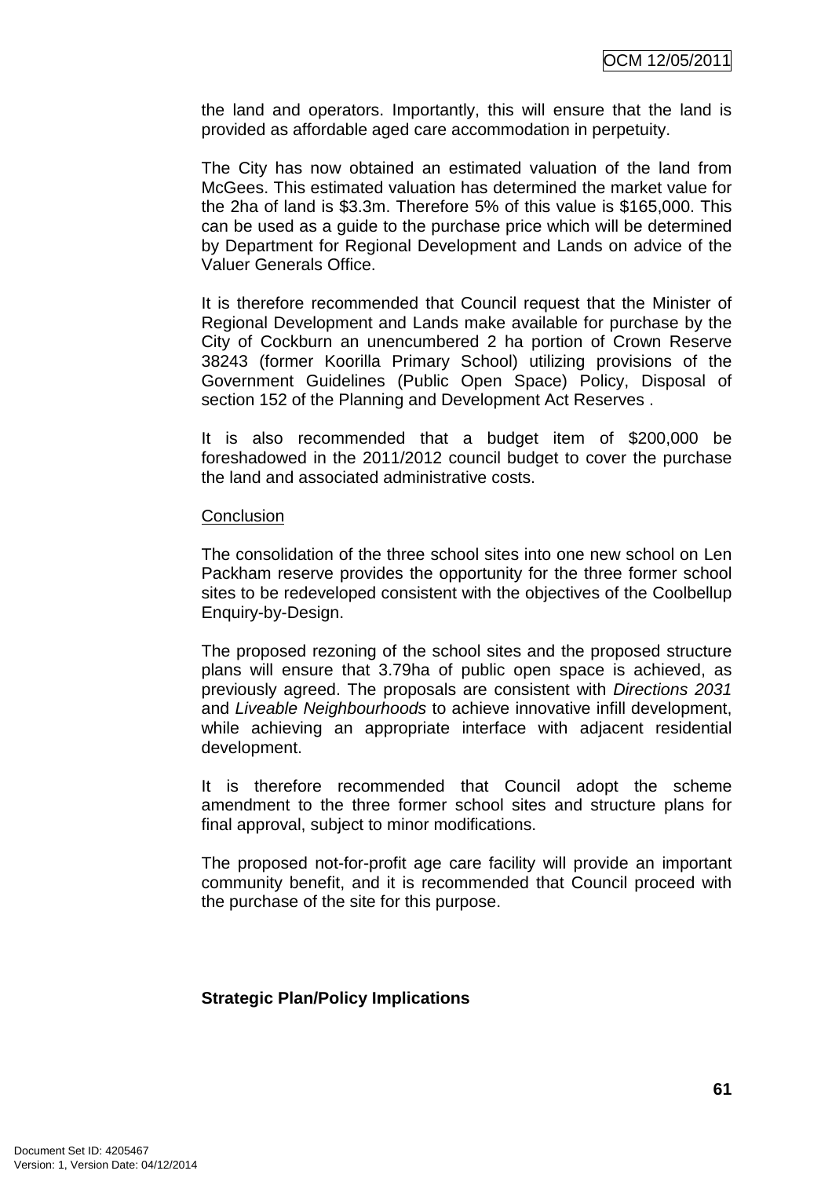the land and operators. Importantly, this will ensure that the land is provided as affordable aged care accommodation in perpetuity.

The City has now obtained an estimated valuation of the land from McGees. This estimated valuation has determined the market value for the 2ha of land is $3.3m. Therefore 5% of this value is $165,000. This can be used as a guide to the purchase price which will be determined by Department for Regional Development and Lands on advice of the Valuer Generals Office.

It is therefore recommended that Council request that the Minister of Regional Development and Lands make available for purchase by the City of Cockburn an unencumbered 2 ha portion of Crown Reserve 38243 (former Koorilla Primary School) utilizing provisions of the Government Guidelines (Public Open Space) Policy, Disposal of section 152 of the Planning and Development Act Reserves .

It is also recommended that a budget item of $200,000 be foreshadowed in the 2011/2012 council budget to cover the purchase the land and associated administrative costs.

<u>Conclusion</u>

The consolidation of the three school sites into one new school on Len Packham reserve provides the opportunity for the three former school sites to be redeveloped consistent with the objectives of the Coolbellup Enquiry-by-Design.

The proposed rezoning of the school sites and the proposed structure plans will ensure that 3.79ha of public open space is achieved, as previously agreed. The proposals are consistent with *Directions 2031* and *Liveable Neighbourhoods* to achieve innovative infill development, while achieving an appropriate interface with adjacent residential development.

It is therefore recommended that Council adopt the scheme amendment to the three former school sites and structure plans for final approval, subject to minor modifications.

The proposed not-for-profit age care facility will provide an important community benefit, and it is recommended that Council proceed with the purchase of the site for this purpose.

**Strategic Plan/Policy Implications**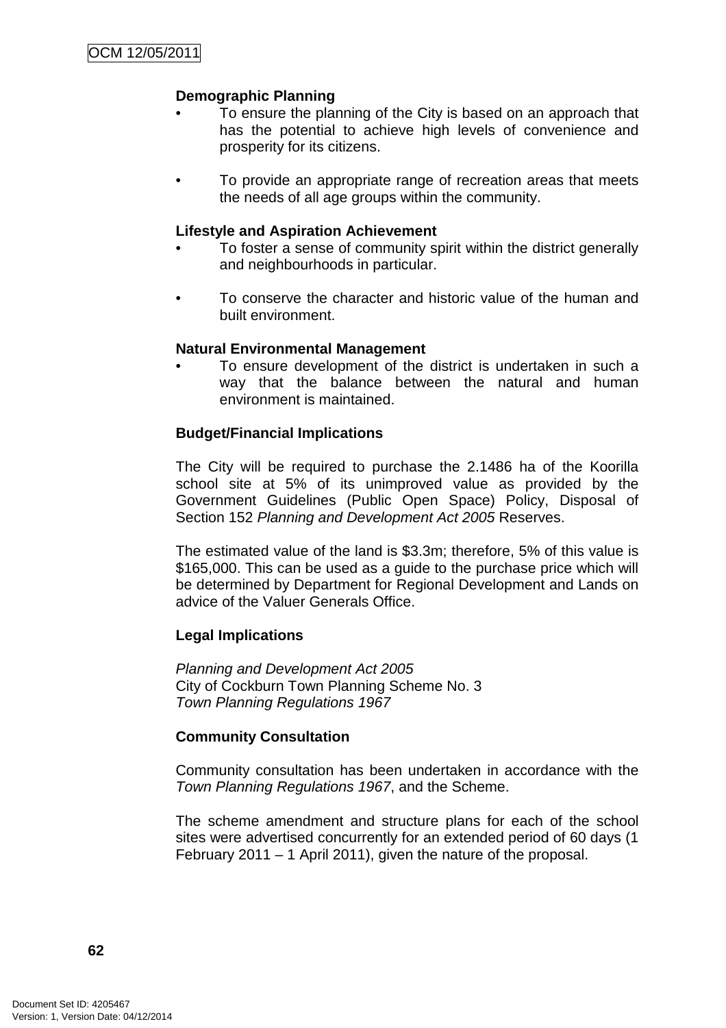**Demographic Planning**

- To ensure the planning of the City is based on an approach that has the potential to achieve high levels of convenience and prosperity for its citizens.

- To provide an appropriate range of recreation areas that meets the needs of all age groups within the community.

**Lifestyle and Aspiration Achievement**

- To foster a sense of community spirit within the district generally and neighbourhoods in particular.

- To conserve the character and historic value of the human and built environment.

**Natural Environmental Management**

- To ensure development of the district is undertaken in such a way that the balance between the natural and human environment is maintained.

**Budget/Financial Implications**

The City will be required to purchase the 2.1486 ha of the Koorilla school site at 5% of its unimproved value as provided by the Government Guidelines (Public Open Space) Policy, Disposal of Section 152 *Planning and Development Act 2005* Reserves.

The estimated value of the land is $3.3m; therefore, 5% of this value is $165,000. This can be used as a guide to the purchase price which will be determined by Department for Regional Development and Lands on advice of the Valuer Generals Office.

**Legal Implications**

*Planning and Development Act 2005*
City of Cockburn Town Planning Scheme No. 3
*Town Planning Regulations 1967*

**Community Consultation**

Community consultation has been undertaken in accordance with the *Town Planning Regulations 1967*, and the Scheme.

The scheme amendment and structure plans for each of the school sites were advertised concurrently for an extended period of 60 days (1 February 2011 – 1 April 2011), given the nature of the proposal.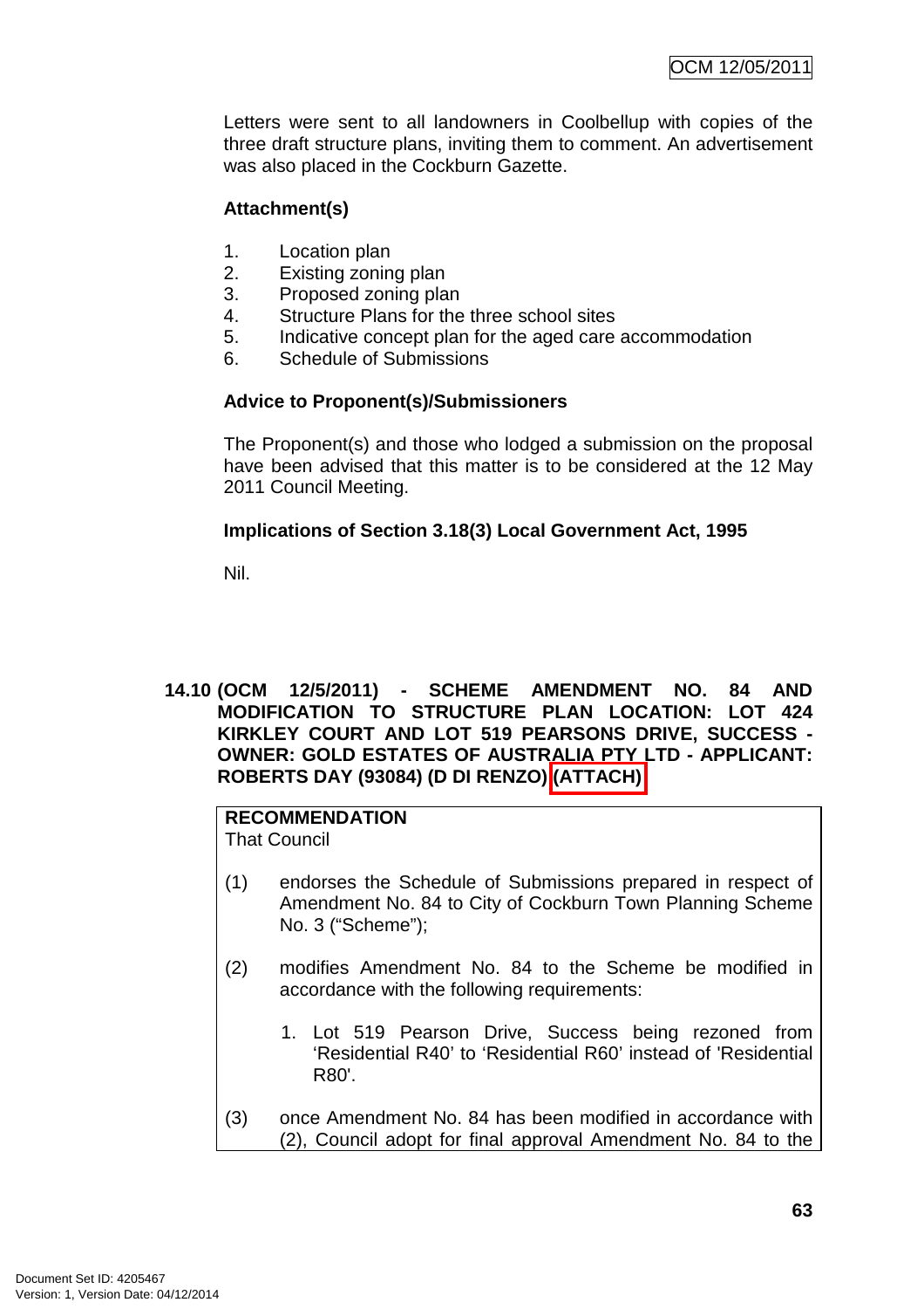Letters were sent to all landowners in Coolbellup with copies of the three draft structure plans, inviting them to comment. An advertisement was also placed in the Cockburn Gazette.

**Attachment(s)**

1. Location plan
2. Existing zoning plan
3. Proposed zoning plan
4. Structure Plans for the three school sites
5. Indicative concept plan for the aged care accommodation
6. Schedule of Submissions

**Advice to Proponent(s)/Submissioners**

The Proponent(s) and those who lodged a submission on the proposal have been advised that this matter is to be considered at the 12 May 2011 Council Meeting.

**Implications of Section 3.18(3) Local Government Act, 1995**

Nil.

**14.10 (OCM 12/5/2011) - SCHEME AMENDMENT NO. 84 AND MODIFICATION TO STRUCTURE PLAN LOCATION: LOT 424 KIRKLEY COURT AND LOT 519 PEARSONS DRIVE, SUCCESS - OWNER: GOLD ESTATES OF AUSTRALIA PTY LTD - APPLICANT: ROBERTS DAY (93084) (D DI RENZO) (ATTACH)**

**RECOMMENDATION**
That Council

(1) endorses the Schedule of Submissions prepared in respect of Amendment No. 84 to City of Cockburn Town Planning Scheme No. 3 ("Scheme");

(2) modifies Amendment No. 84 to the Scheme be modified in accordance with the following requirements:

   1. Lot 519 Pearson Drive, Success being rezoned from 'Residential R40' to 'Residential R60' instead of 'Residential R80'.

(3) once Amendment No. 84 has been modified in accordance with (2), Council adopt for final approval Amendment No. 84 to the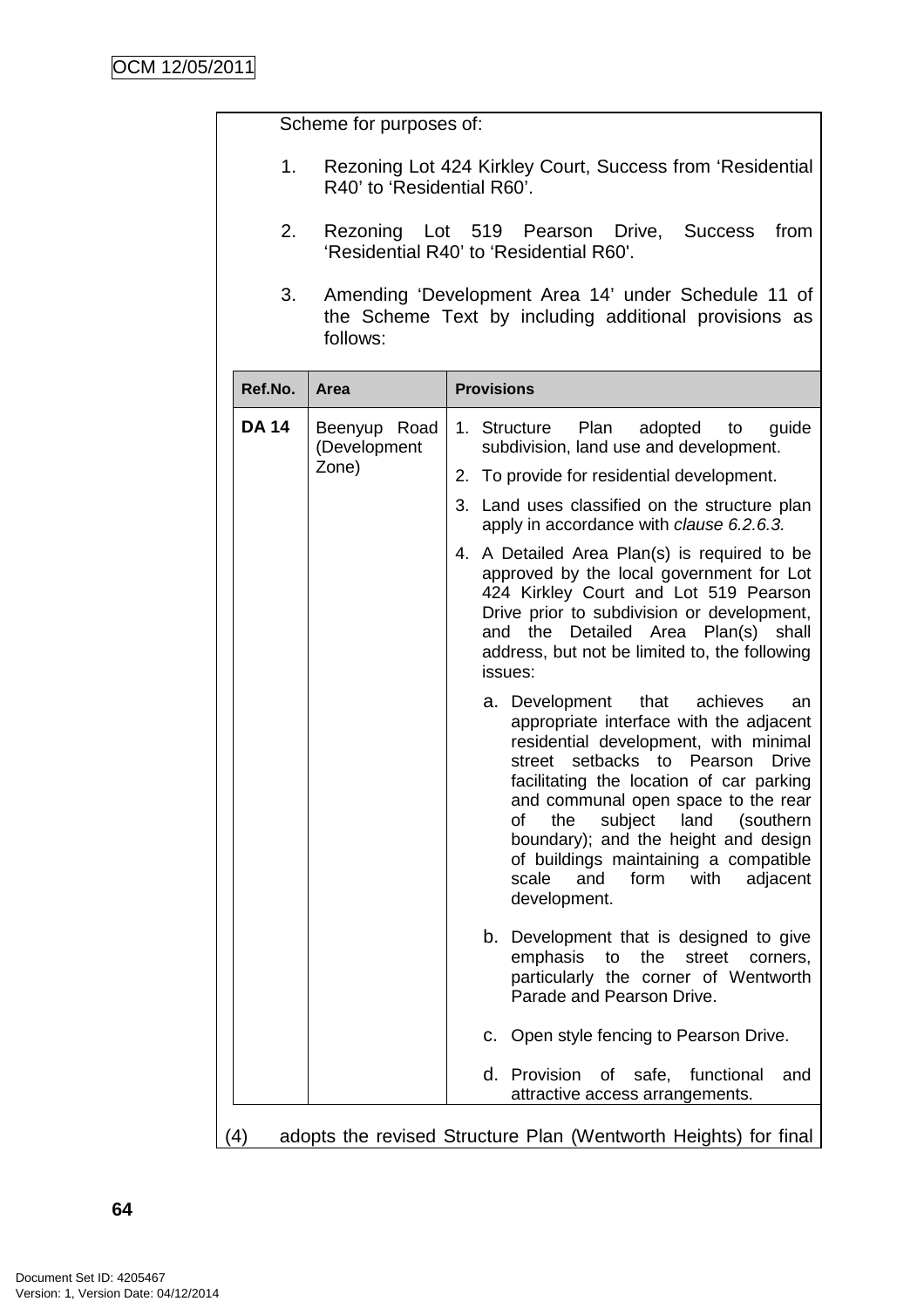Scheme for purposes of:

1. Rezoning Lot 424 Kirkley Court, Success from 'Residential R40' to 'Residential R60'.

2. Rezoning Lot 519 Pearson Drive, Success from 'Residential R40' to 'Residential R60'.

3. Amending 'Development Area 14' under Schedule 11 of the Scheme Text by including additional provisions as follows:

| Ref.No. | Area | Provisions |
|---|---|---|
| **DA 14** | Beenyup Road (Development Zone) | 1. Structure Plan adopted to guide subdivision, land use and development.<br>2. To provide for residential development.<br>3. Land uses classified on the structure plan apply in accordance with *clause 6.2.6.3.*<br>4. A Detailed Area Plan(s) is required to be approved by the local government for Lot 424 Kirkley Court and Lot 519 Pearson Drive prior to subdivision or development, and the Detailed Area Plan(s) shall address, but not be limited to, the following issues:<br>a. Development that achieves an appropriate interface with the adjacent residential development, with minimal street setbacks to Pearson Drive facilitating the location of car parking and communal open space to the rear of the subject land (southern boundary); and the height and design of buildings maintaining a compatible scale and form with adjacent development.<br>b. Development that is designed to give emphasis to the street corners, particularly the corner of Wentworth Parade and Pearson Drive.<br>c. Open style fencing to Pearson Drive.<br>d. Provision of safe, functional and attractive access arrangements. |

(4) adopts the revised Structure Plan (Wentworth Heights) for final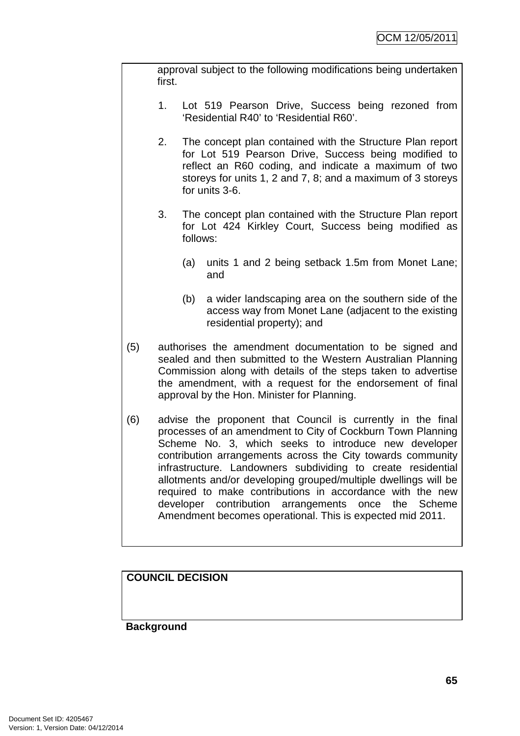approval subject to the following modifications being undertaken first.

1. Lot 519 Pearson Drive, Success being rezoned from 'Residential R40' to 'Residential R60'.

2. The concept plan contained with the Structure Plan report for Lot 519 Pearson Drive, Success being modified to reflect an R60 coding, and indicate a maximum of two storeys for units 1, 2 and 7, 8; and a maximum of 3 storeys for units 3-6.

3. The concept plan contained with the Structure Plan report for Lot 424 Kirkley Court, Success being modified as follows:

   (a) units 1 and 2 being setback 1.5m from Monet Lane; and

   (b) a wider landscaping area on the southern side of the access way from Monet Lane (adjacent to the existing residential property); and

(5) authorises the amendment documentation to be signed and sealed and then submitted to the Western Australian Planning Commission along with details of the steps taken to advertise the amendment, with a request for the endorsement of final approval by the Hon. Minister for Planning.

(6) advise the proponent that Council is currently in the final processes of an amendment to City of Cockburn Town Planning Scheme No. 3, which seeks to introduce new developer contribution arrangements across the City towards community infrastructure. Landowners subdividing to create residential allotments and/or developing grouped/multiple dwellings will be required to make contributions in accordance with the new developer contribution arrangements once the Scheme Amendment becomes operational. This is expected mid 2011.

**COUNCIL DECISION**

**Background**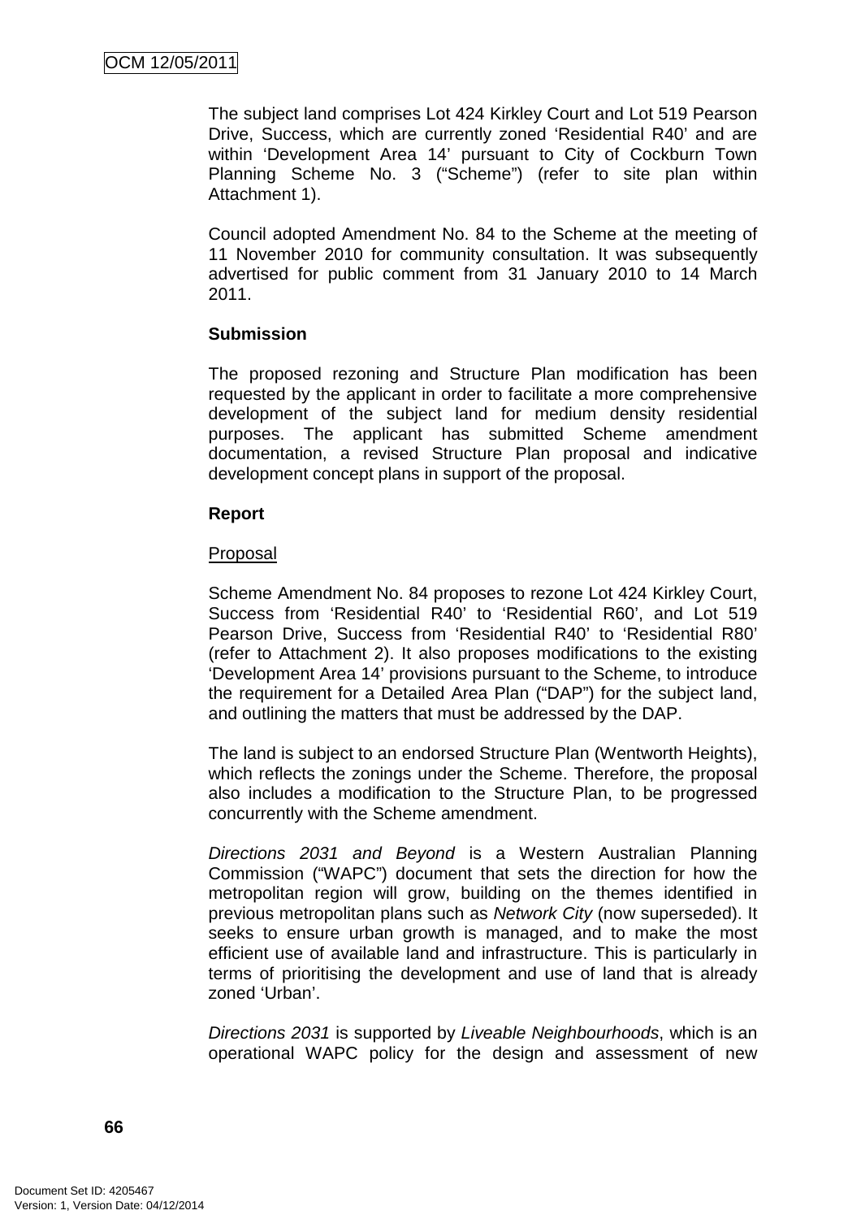The subject land comprises Lot 424 Kirkley Court and Lot 519 Pearson Drive, Success, which are currently zoned 'Residential R40' and are within 'Development Area 14' pursuant to City of Cockburn Town Planning Scheme No. 3 ("Scheme") (refer to site plan within Attachment 1).

Council adopted Amendment No. 84 to the Scheme at the meeting of 11 November 2010 for community consultation. It was subsequently advertised for public comment from 31 January 2010 to 14 March 2011.

**Submission**

The proposed rezoning and Structure Plan modification has been requested by the applicant in order to facilitate a more comprehensive development of the subject land for medium density residential purposes. The applicant has submitted Scheme amendment documentation, a revised Structure Plan proposal and indicative development concept plans in support of the proposal.

**Report**

Proposal

Scheme Amendment No. 84 proposes to rezone Lot 424 Kirkley Court, Success from 'Residential R40' to 'Residential R60', and Lot 519 Pearson Drive, Success from 'Residential R40' to 'Residential R80' (refer to Attachment 2). It also proposes modifications to the existing 'Development Area 14' provisions pursuant to the Scheme, to introduce the requirement for a Detailed Area Plan ("DAP") for the subject land, and outlining the matters that must be addressed by the DAP.

The land is subject to an endorsed Structure Plan (Wentworth Heights), which reflects the zonings under the Scheme. Therefore, the proposal also includes a modification to the Structure Plan, to be progressed concurrently with the Scheme amendment.

*Directions 2031 and Beyond* is a Western Australian Planning Commission ("WAPC") document that sets the direction for how the metropolitan region will grow, building on the themes identified in previous metropolitan plans such as *Network City* (now superseded). It seeks to ensure urban growth is managed, and to make the most efficient use of available land and infrastructure. This is particularly in terms of prioritising the development and use of land that is already zoned 'Urban'.

*Directions 2031* is supported by *Liveable Neighbourhoods*, which is an operational WAPC policy for the design and assessment of new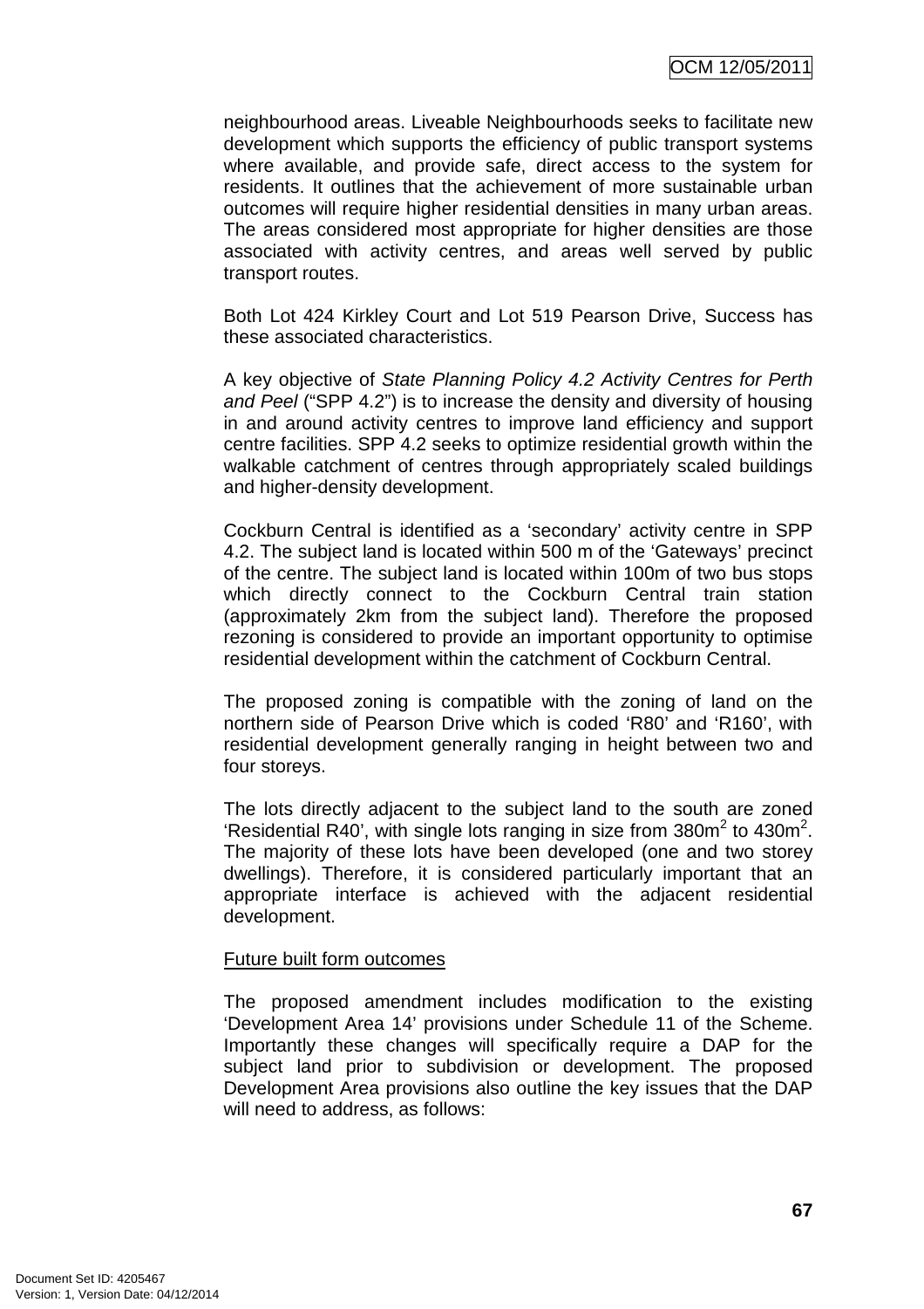neighbourhood areas. Liveable Neighbourhoods seeks to facilitate new development which supports the efficiency of public transport systems where available, and provide safe, direct access to the system for residents. It outlines that the achievement of more sustainable urban outcomes will require higher residential densities in many urban areas. The areas considered most appropriate for higher densities are those associated with activity centres, and areas well served by public transport routes.

Both Lot 424 Kirkley Court and Lot 519 Pearson Drive, Success has these associated characteristics.

A key objective of *State Planning Policy 4.2 Activity Centres for Perth and Peel* ("SPP 4.2") is to increase the density and diversity of housing in and around activity centres to improve land efficiency and support centre facilities. SPP 4.2 seeks to optimize residential growth within the walkable catchment of centres through appropriately scaled buildings and higher-density development.

Cockburn Central is identified as a 'secondary' activity centre in SPP 4.2. The subject land is located within 500 m of the 'Gateways' precinct of the centre. The subject land is located within 100m of two bus stops which directly connect to the Cockburn Central train station (approximately 2km from the subject land). Therefore the proposed rezoning is considered to provide an important opportunity to optimise residential development within the catchment of Cockburn Central.

The proposed zoning is compatible with the zoning of land on the northern side of Pearson Drive which is coded 'R80' and 'R160', with residential development generally ranging in height between two and four storeys.

The lots directly adjacent to the subject land to the south are zoned 'Residential R40', with single lots ranging in size from 380m$^2$ to 430m$^2$. The majority of these lots have been developed (one and two storey dwellings). Therefore, it is considered particularly important that an appropriate interface is achieved with the adjacent residential development.

<u>Future built form outcomes</u>

The proposed amendment includes modification to the existing 'Development Area 14' provisions under Schedule 11 of the Scheme. Importantly these changes will specifically require a DAP for the subject land prior to subdivision or development. The proposed Development Area provisions also outline the key issues that the DAP will need to address, as follows: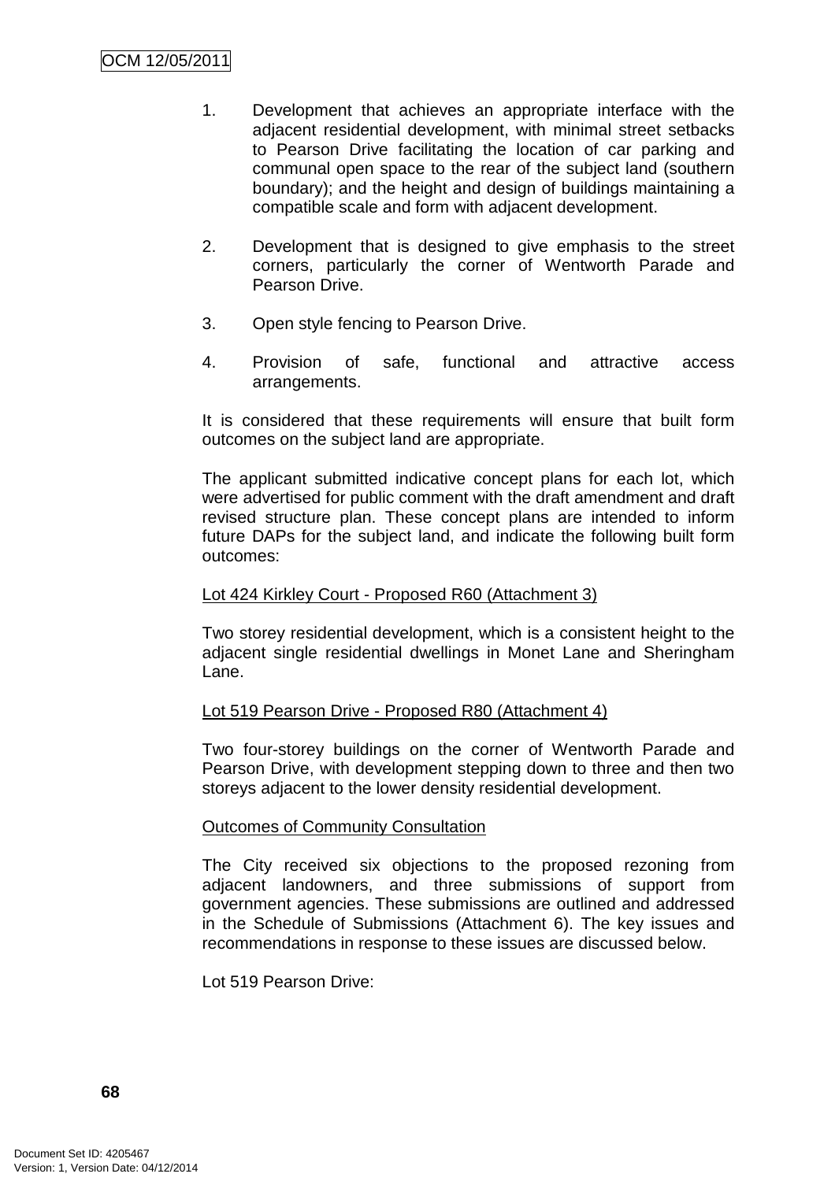1. Development that achieves an appropriate interface with the adjacent residential development, with minimal street setbacks to Pearson Drive facilitating the location of car parking and communal open space to the rear of the subject land (southern boundary); and the height and design of buildings maintaining a compatible scale and form with adjacent development.

2. Development that is designed to give emphasis to the street corners, particularly the corner of Wentworth Parade and Pearson Drive.

3. Open style fencing to Pearson Drive.

4. Provision of safe, functional and attractive access arrangements.

It is considered that these requirements will ensure that built form outcomes on the subject land are appropriate.

The applicant submitted indicative concept plans for each lot, which were advertised for public comment with the draft amendment and draft revised structure plan. These concept plans are intended to inform future DAPs for the subject land, and indicate the following built form outcomes:

Lot 424 Kirkley Court - Proposed R60 (Attachment 3)

Two storey residential development, which is a consistent height to the adjacent single residential dwellings in Monet Lane and Sheringham Lane.

Lot 519 Pearson Drive - Proposed R80 (Attachment 4)

Two four-storey buildings on the corner of Wentworth Parade and Pearson Drive, with development stepping down to three and then two storeys adjacent to the lower density residential development.

Outcomes of Community Consultation

The City received six objections to the proposed rezoning from adjacent landowners, and three submissions of support from government agencies. These submissions are outlined and addressed in the Schedule of Submissions (Attachment 6). The key issues and recommendations in response to these issues are discussed below.

Lot 519 Pearson Drive: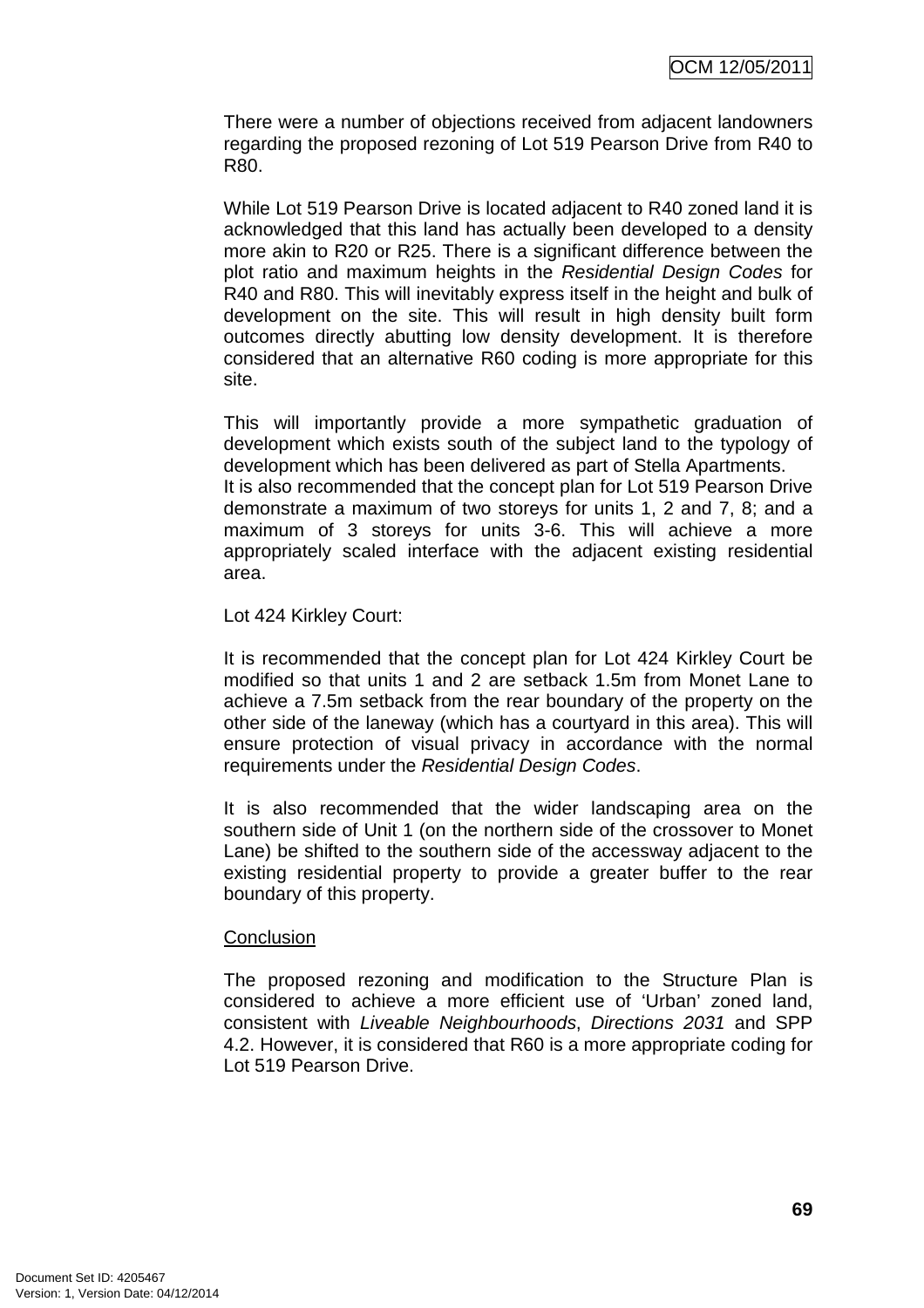There were a number of objections received from adjacent landowners regarding the proposed rezoning of Lot 519 Pearson Drive from R40 to R80.

While Lot 519 Pearson Drive is located adjacent to R40 zoned land it is acknowledged that this land has actually been developed to a density more akin to R20 or R25. There is a significant difference between the plot ratio and maximum heights in the *Residential Design Codes* for R40 and R80. This will inevitably express itself in the height and bulk of development on the site. This will result in high density built form outcomes directly abutting low density development. It is therefore considered that an alternative R60 coding is more appropriate for this site.

This will importantly provide a more sympathetic graduation of development which exists south of the subject land to the typology of development which has been delivered as part of Stella Apartments.
It is also recommended that the concept plan for Lot 519 Pearson Drive demonstrate a maximum of two storeys for units 1, 2 and 7, 8; and a maximum of 3 storeys for units 3-6. This will achieve a more appropriately scaled interface with the adjacent existing residential area.

Lot 424 Kirkley Court:

It is recommended that the concept plan for Lot 424 Kirkley Court be modified so that units 1 and 2 are setback 1.5m from Monet Lane to achieve a 7.5m setback from the rear boundary of the property on the other side of the laneway (which has a courtyard in this area). This will ensure protection of visual privacy in accordance with the normal requirements under the *Residential Design Codes*.

It is also recommended that the wider landscaping area on the southern side of Unit 1 (on the northern side of the crossover to Monet Lane) be shifted to the southern side of the accessway adjacent to the existing residential property to provide a greater buffer to the rear boundary of this property.

<u>Conclusion</u>

The proposed rezoning and modification to the Structure Plan is considered to achieve a more efficient use of ‘Urban’ zoned land, consistent with *Liveable Neighbourhoods*, *Directions 2031* and SPP 4.2. However, it is considered that R60 is a more appropriate coding for Lot 519 Pearson Drive.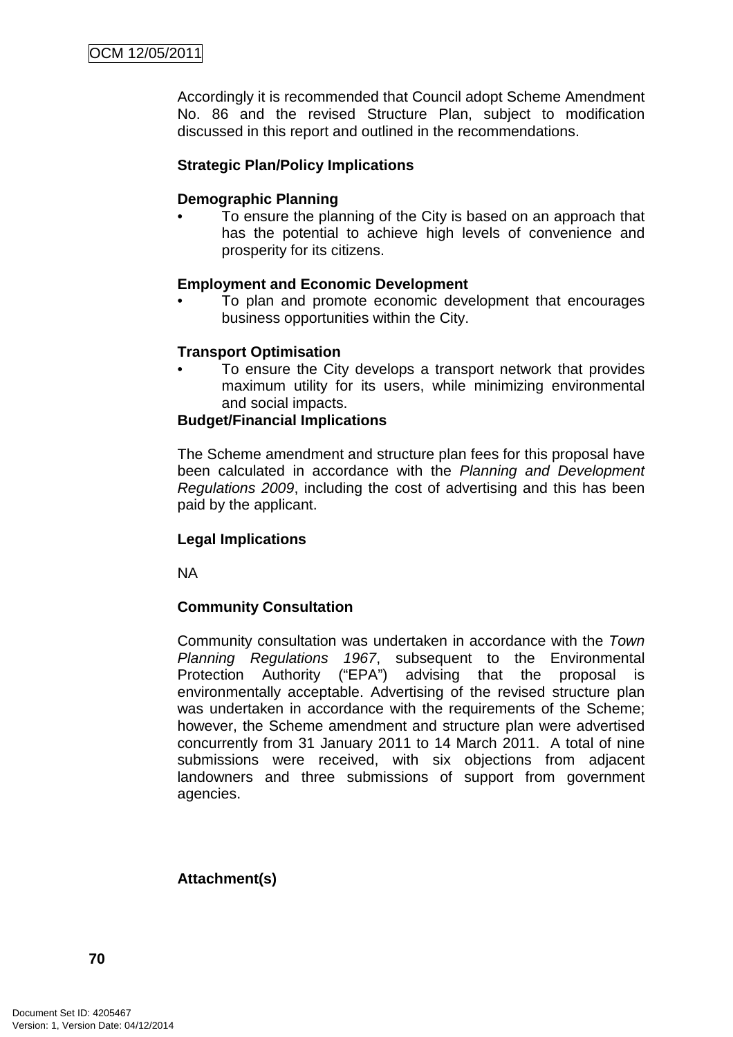Accordingly it is recommended that Council adopt Scheme Amendment No. 86 and the revised Structure Plan, subject to modification discussed in this report and outlined in the recommendations.

**Strategic Plan/Policy Implications**

**Demographic Planning**

- To ensure the planning of the City is based on an approach that has the potential to achieve high levels of convenience and prosperity for its citizens.

**Employment and Economic Development**

- To plan and promote economic development that encourages business opportunities within the City.

**Transport Optimisation**

- To ensure the City develops a transport network that provides maximum utility for its users, while minimizing environmental and social impacts.

**Budget/Financial Implications**

The Scheme amendment and structure plan fees for this proposal have been calculated in accordance with the *Planning and Development Regulations 2009*, including the cost of advertising and this has been paid by the applicant.

**Legal Implications**

NA

**Community Consultation**

Community consultation was undertaken in accordance with the *Town Planning Regulations 1967*, subsequent to the Environmental Protection Authority ("EPA") advising that the proposal is environmentally acceptable. Advertising of the revised structure plan was undertaken in accordance with the requirements of the Scheme; however, the Scheme amendment and structure plan were advertised concurrently from 31 January 2011 to 14 March 2011. A total of nine submissions were received, with six objections from adjacent landowners and three submissions of support from government agencies.

**Attachment(s)**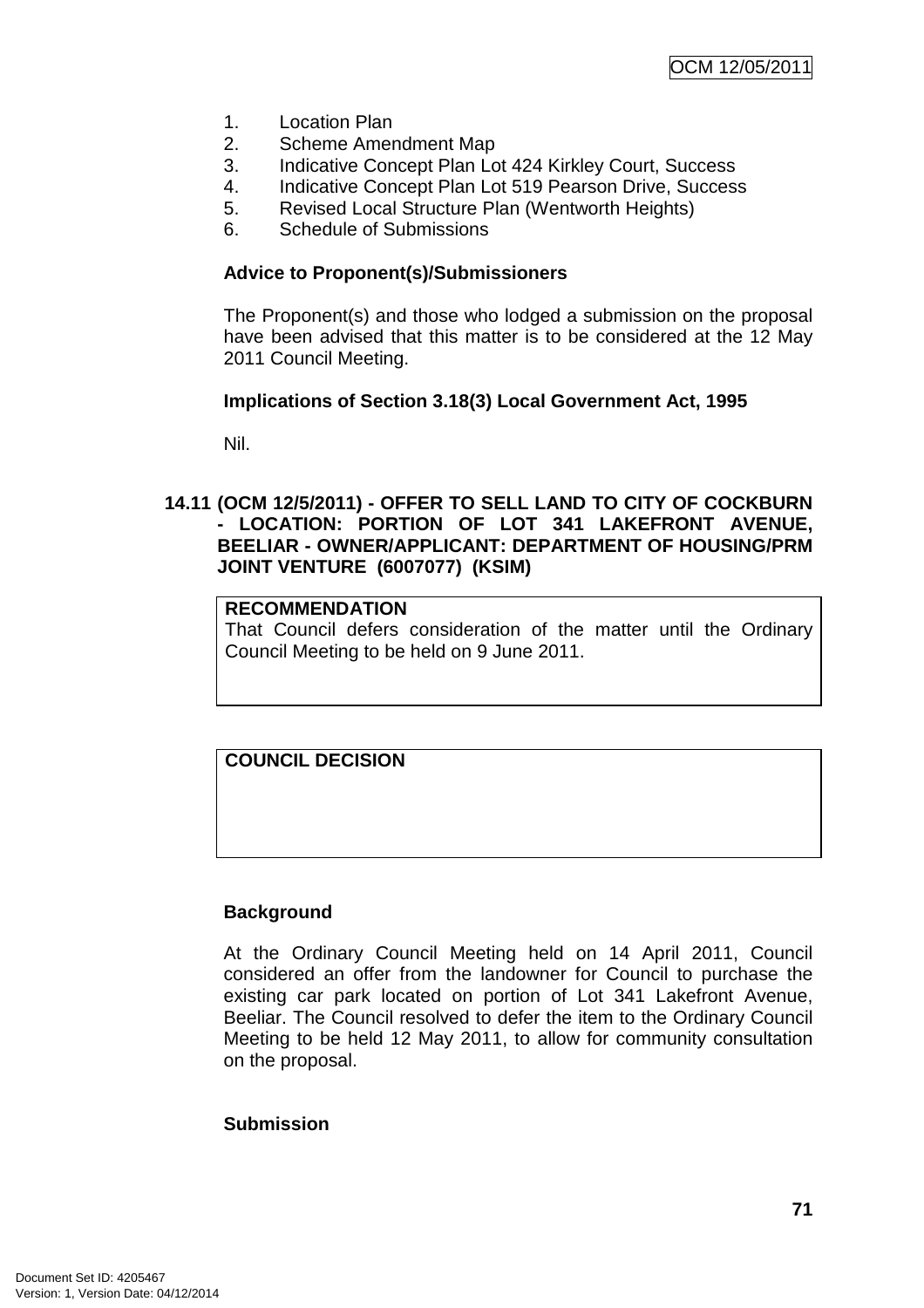1. Location Plan
2. Scheme Amendment Map
3. Indicative Concept Plan Lot 424 Kirkley Court, Success
4. Indicative Concept Plan Lot 519 Pearson Drive, Success
5. Revised Local Structure Plan (Wentworth Heights)
6. Schedule of Submissions

**Advice to Proponent(s)/Submissioners**

The Proponent(s) and those who lodged a submission on the proposal have been advised that this matter is to be considered at the 12 May 2011 Council Meeting.

**Implications of Section 3.18(3) Local Government Act, 1995**

Nil.

### 14.11 (OCM 12/5/2011) - OFFER TO SELL LAND TO CITY OF COCKBURN - LOCATION: PORTION OF LOT 341 LAKEFRONT AVENUE, BEELIAR - OWNER/APPLICANT: DEPARTMENT OF HOUSING/PRM JOINT VENTURE (6007077) (KSIM)

**RECOMMENDATION**
That Council defers consideration of the matter until the Ordinary Council Meeting to be held on 9 June 2011.

**COUNCIL DECISION**

**Background**

At the Ordinary Council Meeting held on 14 April 2011, Council considered an offer from the landowner for Council to purchase the existing car park located on portion of Lot 341 Lakefront Avenue, Beeliar. The Council resolved to defer the item to the Ordinary Council Meeting to be held 12 May 2011, to allow for community consultation on the proposal.

**Submission**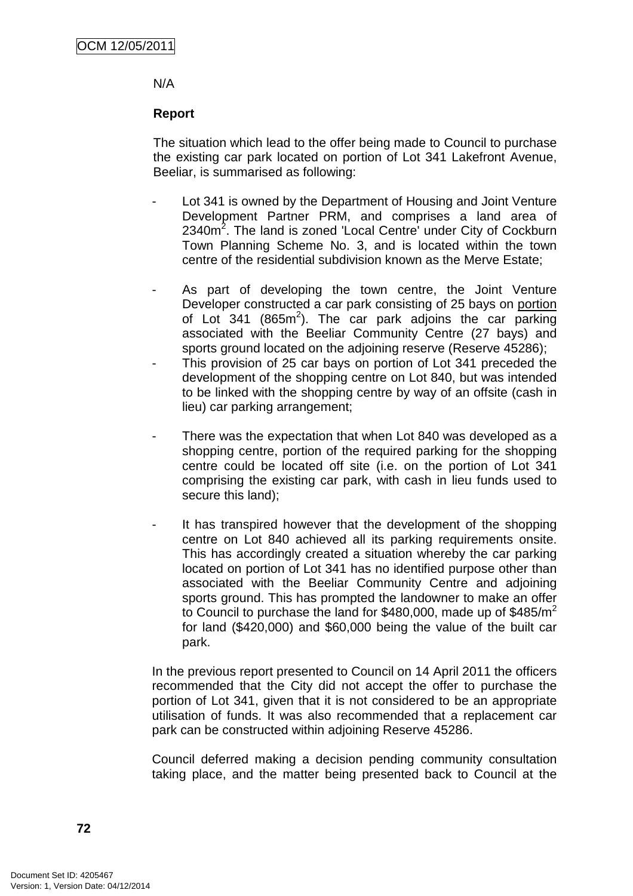N/A

**Report**

The situation which lead to the offer being made to Council to purchase the existing car park located on portion of Lot 341 Lakefront Avenue, Beeliar, is summarised as following:

- Lot 341 is owned by the Department of Housing and Joint Venture Development Partner PRM, and comprises a land area of 2340m$^2$. The land is zoned 'Local Centre' under City of Cockburn Town Planning Scheme No. 3, and is located within the town centre of the residential subdivision known as the Merve Estate;

- As part of developing the town centre, the Joint Venture Developer constructed a car park consisting of 25 bays on portion of Lot 341 (865m$^2$). The car park adjoins the car parking associated with the Beeliar Community Centre (27 bays) and sports ground located on the adjoining reserve (Reserve 45286);
- This provision of 25 car bays on portion of Lot 341 preceded the development of the shopping centre on Lot 840, but was intended to be linked with the shopping centre by way of an offsite (cash in lieu) car parking arrangement;

- There was the expectation that when Lot 840 was developed as a shopping centre, portion of the required parking for the shopping centre could be located off site (i.e. on the portion of Lot 341 comprising the existing car park, with cash in lieu funds used to secure this land);

- It has transpired however that the development of the shopping centre on Lot 840 achieved all its parking requirements onsite. This has accordingly created a situation whereby the car parking located on portion of Lot 341 has no identified purpose other than associated with the Beeliar Community Centre and adjoining sports ground. This has prompted the landowner to make an offer to Council to purchase the land for $480,000, made up of $485/m$^2$ for land ($420,000) and $60,000 being the value of the built car park.

In the previous report presented to Council on 14 April 2011 the officers recommended that the City did not accept the offer to purchase the portion of Lot 341, given that it is not considered to be an appropriate utilisation of funds. It was also recommended that a replacement car park can be constructed within adjoining Reserve 45286.

Council deferred making a decision pending community consultation taking place, and the matter being presented back to Council at the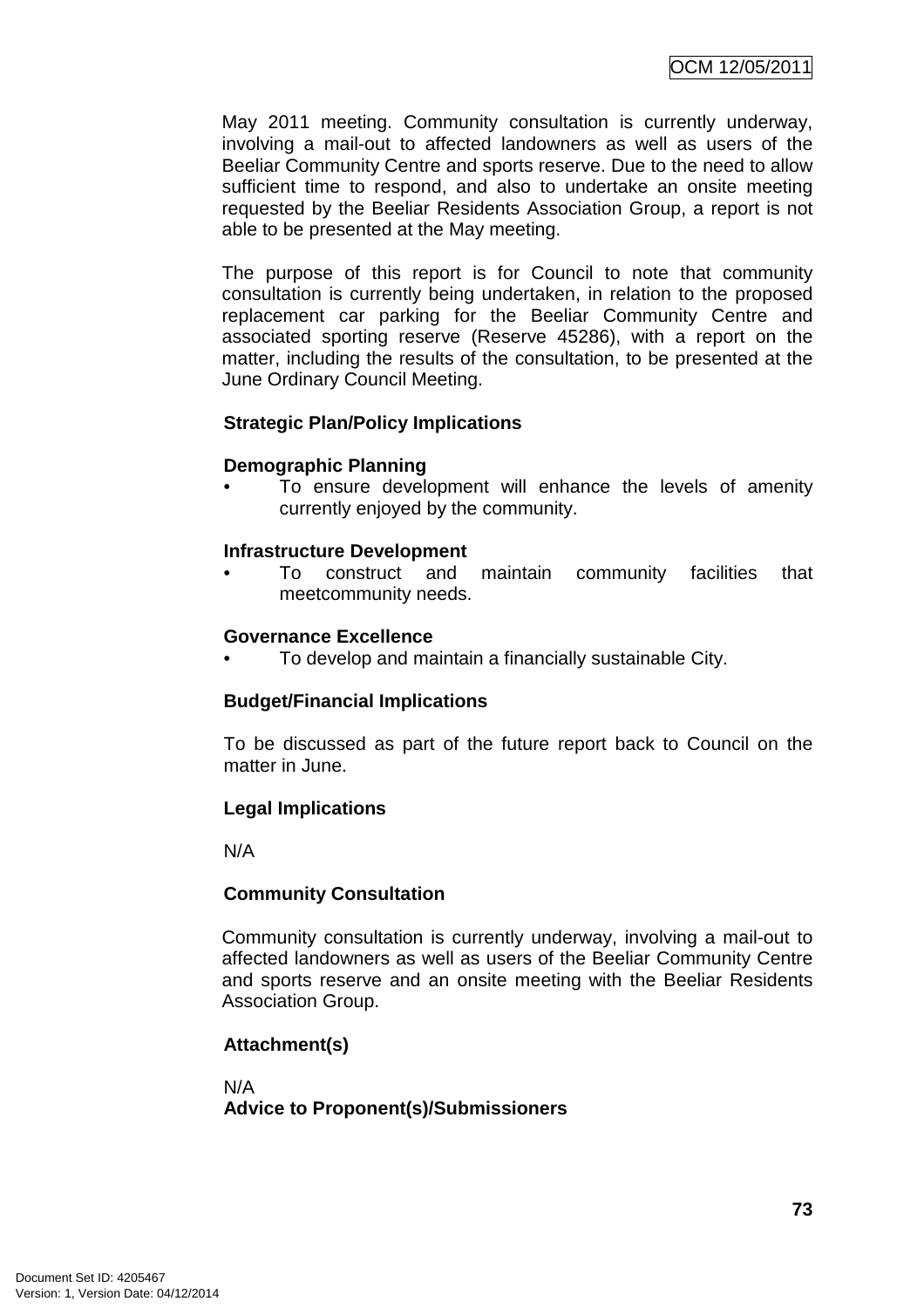May 2011 meeting. Community consultation is currently underway, involving a mail-out to affected landowners as well as users of the Beeliar Community Centre and sports reserve. Due to the need to allow sufficient time to respond, and also to undertake an onsite meeting requested by the Beeliar Residents Association Group, a report is not able to be presented at the May meeting.

The purpose of this report is for Council to note that community consultation is currently being undertaken, in relation to the proposed replacement car parking for the Beeliar Community Centre and associated sporting reserve (Reserve 45286), with a report on the matter, including the results of the consultation, to be presented at the June Ordinary Council Meeting.

**Strategic Plan/Policy Implications**

**Demographic Planning**

- To ensure development will enhance the levels of amenity currently enjoyed by the community.

**Infrastructure Development**

- To construct and maintain community facilities that meetcommunity needs.

**Governance Excellence**

- To develop and maintain a financially sustainable City.

**Budget/Financial Implications**

To be discussed as part of the future report back to Council on the matter in June.

**Legal Implications**

N/A

**Community Consultation**

Community consultation is currently underway, involving a mail-out to affected landowners as well as users of the Beeliar Community Centre and sports reserve and an onsite meeting with the Beeliar Residents Association Group.

**Attachment(s)**

N/A

**Advice to Proponent(s)/Submissioners**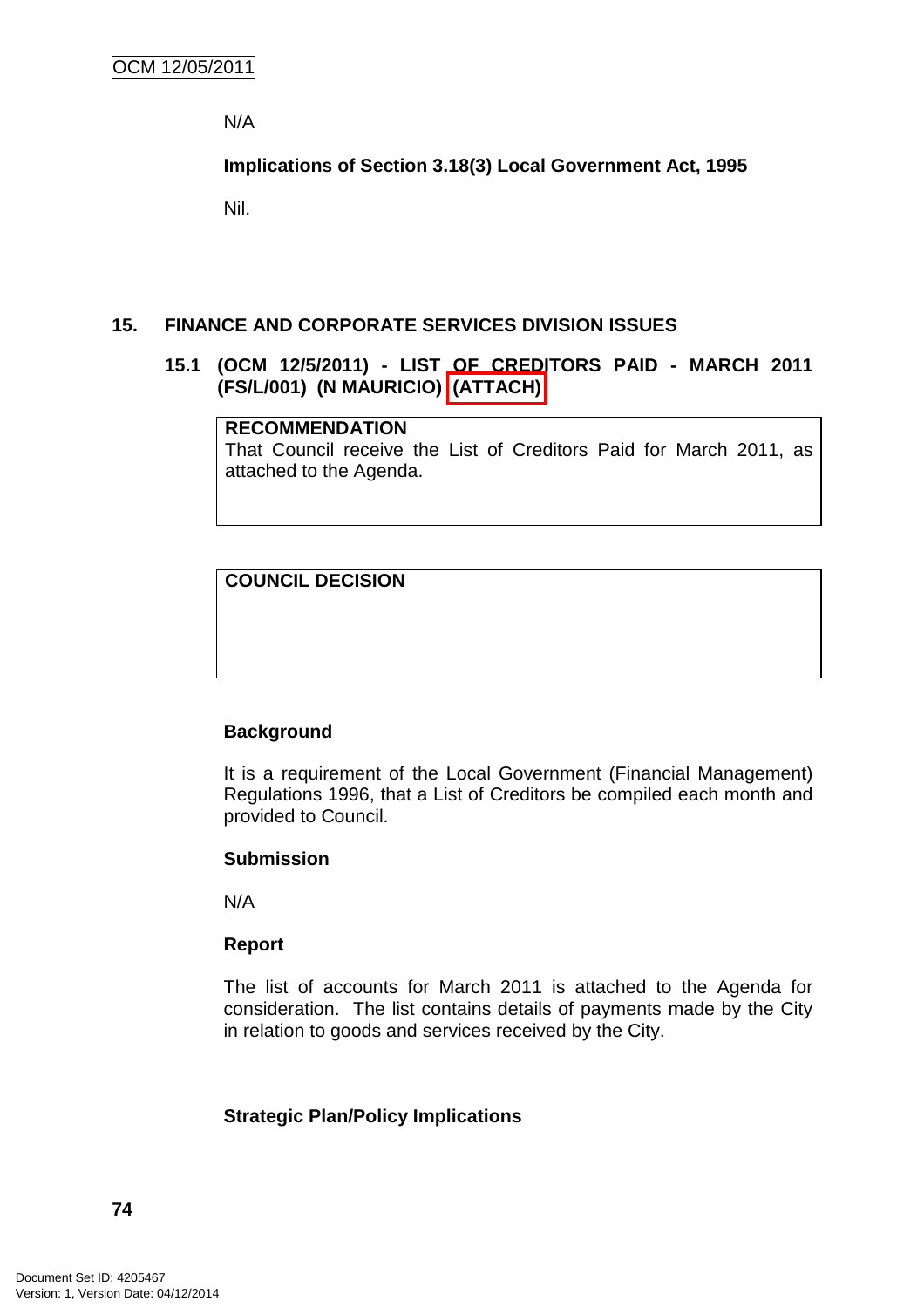N/A

**Implications of Section 3.18(3) Local Government Act, 1995**

Nil.

## 15. FINANCE AND CORPORATE SERVICES DIVISION ISSUES

### 15.1 (OCM 12/5/2011) - LIST OF CREDITORS PAID - MARCH 2011 (FS/L/001) (N MAURICIO) (ATTACH)

| **RECOMMENDATION** |
|---|
| That Council receive the List of Creditors Paid for March 2011, as attached to the Agenda. |

| **COUNCIL DECISION** |
|---|
| |

**Background**

It is a requirement of the Local Government (Financial Management) Regulations 1996, that a List of Creditors be compiled each month and provided to Council.

**Submission**

N/A

**Report**

The list of accounts for March 2011 is attached to the Agenda for consideration. The list contains details of payments made by the City in relation to goods and services received by the City.

**Strategic Plan/Policy Implications**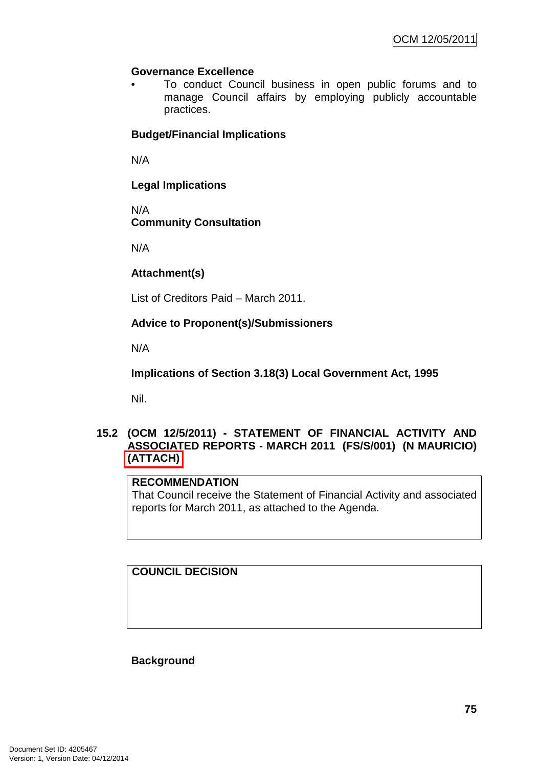**Governance Excellence**

- To conduct Council business in open public forums and to manage Council affairs by employing publicly accountable practices.

**Budget/Financial Implications**

N/A

**Legal Implications**

N/A

**Community Consultation**

N/A

**Attachment(s)**

List of Creditors Paid – March 2011.

**Advice to Proponent(s)/Submissioners**

N/A

**Implications of Section 3.18(3) Local Government Act, 1995**

Nil.

## 15.2 (OCM 12/5/2011) - STATEMENT OF FINANCIAL ACTIVITY AND ASSOCIATED REPORTS - MARCH 2011 (FS/S/001) (N MAURICIO) (ATTACH)

| RECOMMENDATION |
| --- |
| That Council receive the Statement of Financial Activity and associated reports for March 2011, as attached to the Agenda. |

| COUNCIL DECISION |
| --- |
| |

**Background**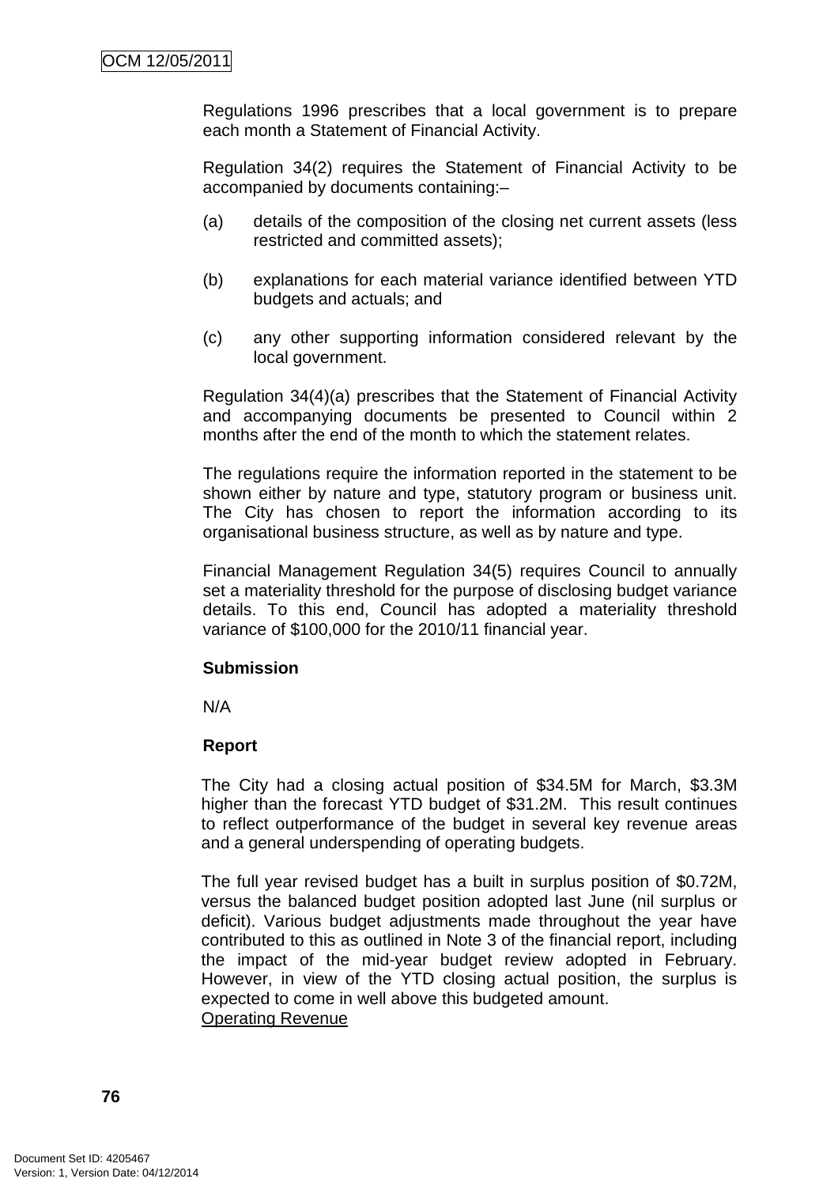Regulations 1996 prescribes that a local government is to prepare each month a Statement of Financial Activity.

Regulation 34(2) requires the Statement of Financial Activity to be accompanied by documents containing:–

(a) details of the composition of the closing net current assets (less restricted and committed assets);

(b) explanations for each material variance identified between YTD budgets and actuals; and

(c) any other supporting information considered relevant by the local government.

Regulation 34(4)(a) prescribes that the Statement of Financial Activity and accompanying documents be presented to Council within 2 months after the end of the month to which the statement relates.

The regulations require the information reported in the statement to be shown either by nature and type, statutory program or business unit. The City has chosen to report the information according to its organisational business structure, as well as by nature and type.

Financial Management Regulation 34(5) requires Council to annually set a materiality threshold for the purpose of disclosing budget variance details. To this end, Council has adopted a materiality threshold variance of $100,000 for the 2010/11 financial year.

**Submission**

N/A

**Report**

The City had a closing actual position of $34.5M for March, $3.3M higher than the forecast YTD budget of $31.2M. This result continues to reflect outperformance of the budget in several key revenue areas and a general underspending of operating budgets.

The full year revised budget has a built in surplus position of $0.72M, versus the balanced budget position adopted last June (nil surplus or deficit). Various budget adjustments made throughout the year have contributed to this as outlined in Note 3 of the financial report, including the impact of the mid-year budget review adopted in February. However, in view of the YTD closing actual position, the surplus is expected to come in well above this budgeted amount.

Operating Revenue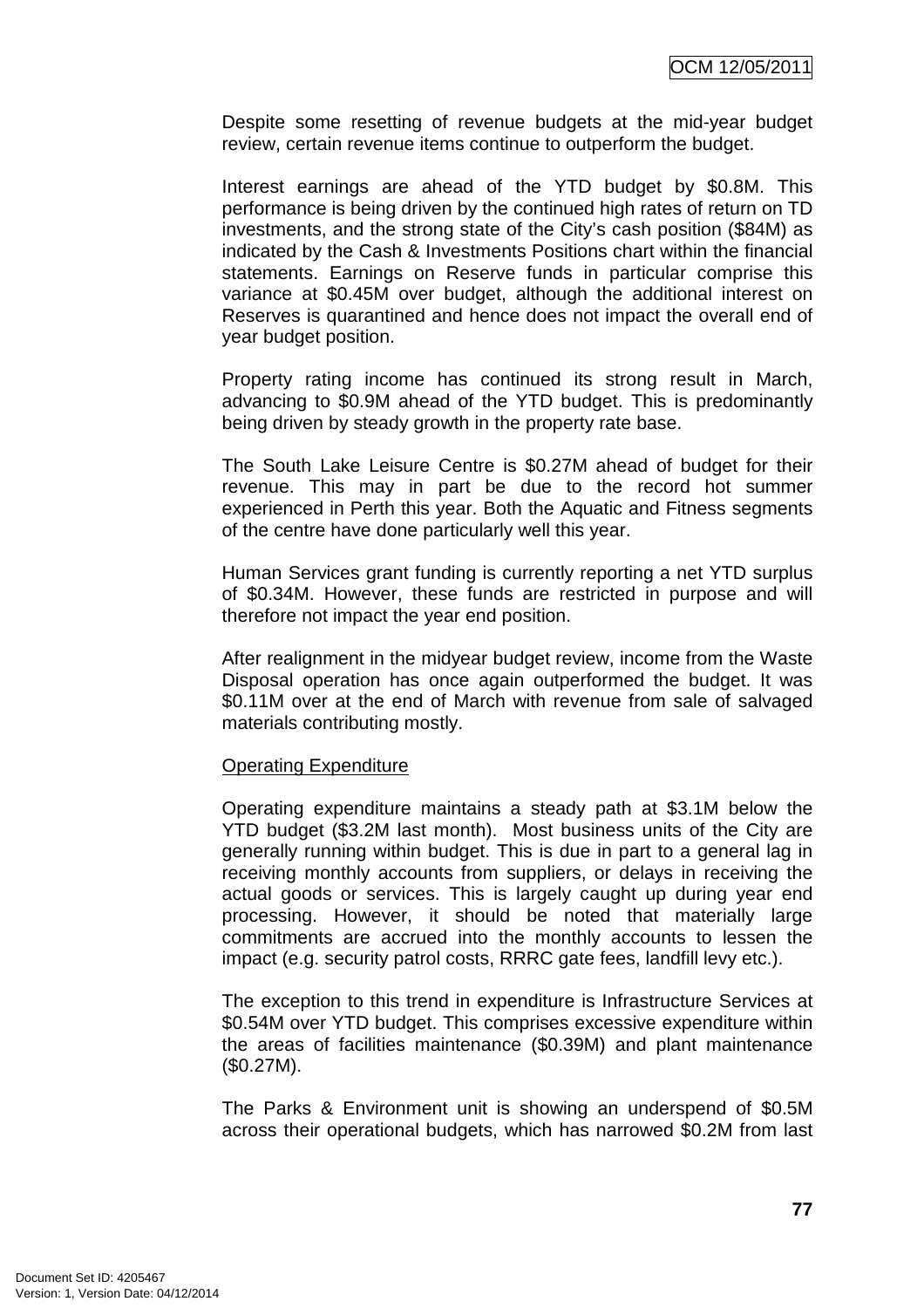Despite some resetting of revenue budgets at the mid-year budget review, certain revenue items continue to outperform the budget.

Interest earnings are ahead of the YTD budget by $0.8M. This performance is being driven by the continued high rates of return on TD investments, and the strong state of the City's cash position ($84M) as indicated by the Cash & Investments Positions chart within the financial statements. Earnings on Reserve funds in particular comprise this variance at $0.45M over budget, although the additional interest on Reserves is quarantined and hence does not impact the overall end of year budget position.

Property rating income has continued its strong result in March, advancing to $0.9M ahead of the YTD budget. This is predominantly being driven by steady growth in the property rate base.

The South Lake Leisure Centre is $0.27M ahead of budget for their revenue. This may in part be due to the record hot summer experienced in Perth this year. Both the Aquatic and Fitness segments of the centre have done particularly well this year.

Human Services grant funding is currently reporting a net YTD surplus of $0.34M. However, these funds are restricted in purpose and will therefore not impact the year end position.

After realignment in the midyear budget review, income from the Waste Disposal operation has once again outperformed the budget. It was $0.11M over at the end of March with revenue from sale of salvaged materials contributing mostly.

<u>Operating Expenditure</u>

Operating expenditure maintains a steady path at $3.1M below the YTD budget ($3.2M last month). Most business units of the City are generally running within budget. This is due in part to a general lag in receiving monthly accounts from suppliers, or delays in receiving the actual goods or services. This is largely caught up during year end processing. However, it should be noted that materially large commitments are accrued into the monthly accounts to lessen the impact (e.g. security patrol costs, RRRC gate fees, landfill levy etc.).

The exception to this trend in expenditure is Infrastructure Services at $0.54M over YTD budget. This comprises excessive expenditure within the areas of facilities maintenance ($0.39M) and plant maintenance ($0.27M).

The Parks & Environment unit is showing an underspend of $0.5M across their operational budgets, which has narrowed $0.2M from last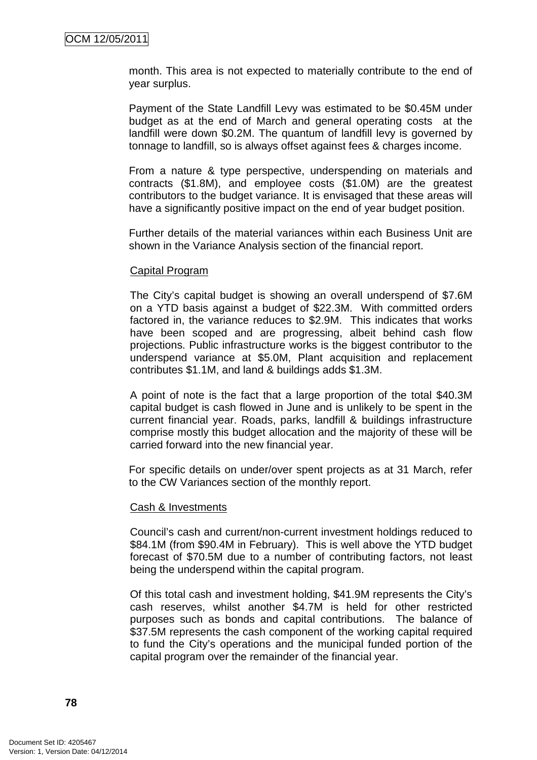month. This area is not expected to materially contribute to the end of year surplus.

Payment of the State Landfill Levy was estimated to be $0.45M under budget as at the end of March and general operating costs at the landfill were down $0.2M. The quantum of landfill levy is governed by tonnage to landfill, so is always offset against fees & charges income.

From a nature & type perspective, underspending on materials and contracts ($1.8M), and employee costs ($1.0M) are the greatest contributors to the budget variance. It is envisaged that these areas will have a significantly positive impact on the end of year budget position.

Further details of the material variances within each Business Unit are shown in the Variance Analysis section of the financial report.

Capital Program

The City's capital budget is showing an overall underspend of $7.6M on a YTD basis against a budget of $22.3M. With committed orders factored in, the variance reduces to $2.9M. This indicates that works have been scoped and are progressing, albeit behind cash flow projections. Public infrastructure works is the biggest contributor to the underspend variance at $5.0M, Plant acquisition and replacement contributes $1.1M, and land & buildings adds $1.3M.

A point of note is the fact that a large proportion of the total $40.3M capital budget is cash flowed in June and is unlikely to be spent in the current financial year. Roads, parks, landfill & buildings infrastructure comprise mostly this budget allocation and the majority of these will be carried forward into the new financial year.

For specific details on under/over spent projects as at 31 March, refer to the CW Variances section of the monthly report.

Cash & Investments

Council's cash and current/non-current investment holdings reduced to $84.1M (from $90.4M in February). This is well above the YTD budget forecast of $70.5M due to a number of contributing factors, not least being the underspend within the capital program.

Of this total cash and investment holding, $41.9M represents the City's cash reserves, whilst another $4.7M is held for other restricted purposes such as bonds and capital contributions. The balance of $37.5M represents the cash component of the working capital required to fund the City's operations and the municipal funded portion of the capital program over the remainder of the financial year.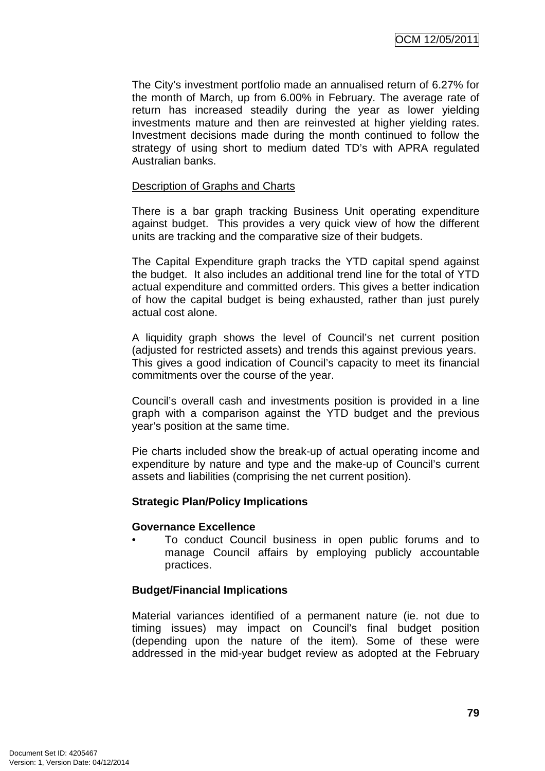The City's investment portfolio made an annualised return of 6.27% for the month of March, up from 6.00% in February. The average rate of return has increased steadily during the year as lower yielding investments mature and then are reinvested at higher yielding rates. Investment decisions made during the month continued to follow the strategy of using short to medium dated TD's with APRA regulated Australian banks.

Description of Graphs and Charts

There is a bar graph tracking Business Unit operating expenditure against budget. This provides a very quick view of how the different units are tracking and the comparative size of their budgets.

The Capital Expenditure graph tracks the YTD capital spend against the budget. It also includes an additional trend line for the total of YTD actual expenditure and committed orders. This gives a better indication of how the capital budget is being exhausted, rather than just purely actual cost alone.

A liquidity graph shows the level of Council's net current position (adjusted for restricted assets) and trends this against previous years. This gives a good indication of Council's capacity to meet its financial commitments over the course of the year.

Council's overall cash and investments position is provided in a line graph with a comparison against the YTD budget and the previous year's position at the same time.

Pie charts included show the break-up of actual operating income and expenditure by nature and type and the make-up of Council's current assets and liabilities (comprising the net current position).

**Strategic Plan/Policy Implications**

**Governance Excellence**

- To conduct Council business in open public forums and to manage Council affairs by employing publicly accountable practices.

**Budget/Financial Implications**

Material variances identified of a permanent nature (ie. not due to timing issues) may impact on Council's final budget position (depending upon the nature of the item). Some of these were addressed in the mid-year budget review as adopted at the February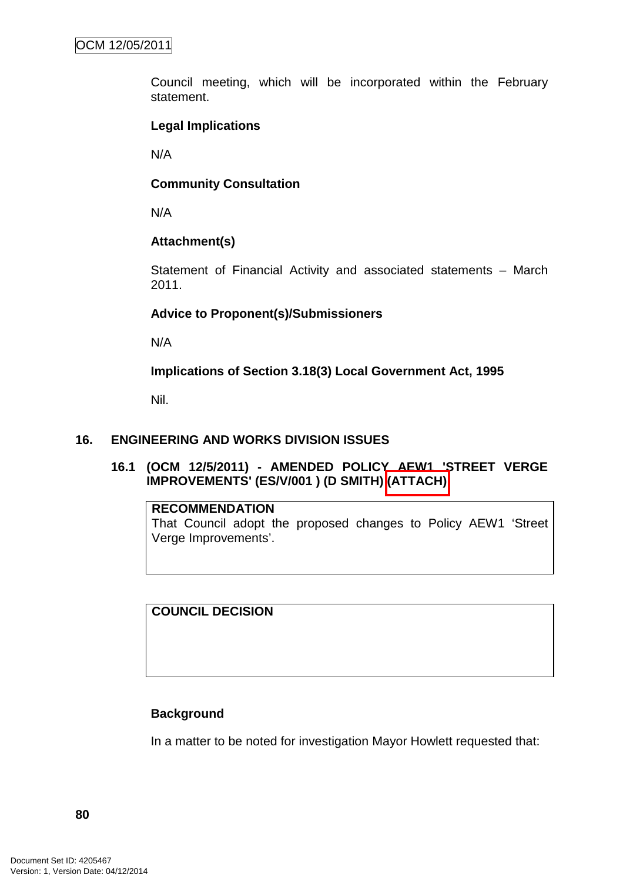Council meeting, which will be incorporated within the February statement.

**Legal Implications**

N/A

**Community Consultation**

N/A

**Attachment(s)**

Statement of Financial Activity and associated statements – March 2011.

**Advice to Proponent(s)/Submissioners**

N/A

**Implications of Section 3.18(3) Local Government Act, 1995**

Nil.

# 16. ENGINEERING AND WORKS DIVISION ISSUES

## 16.1 (OCM 12/5/2011) - AMENDED POLICY AEW1 'STREET VERGE IMPROVEMENTS' (ES/V/001 ) (D SMITH) (ATTACH)

| **RECOMMENDATION** |
| --- |
| That Council adopt the proposed changes to Policy AEW1 'Street Verge Improvements'. |

| **COUNCIL DECISION** |
| --- |
| |

**Background**

In a matter to be noted for investigation Mayor Howlett requested that: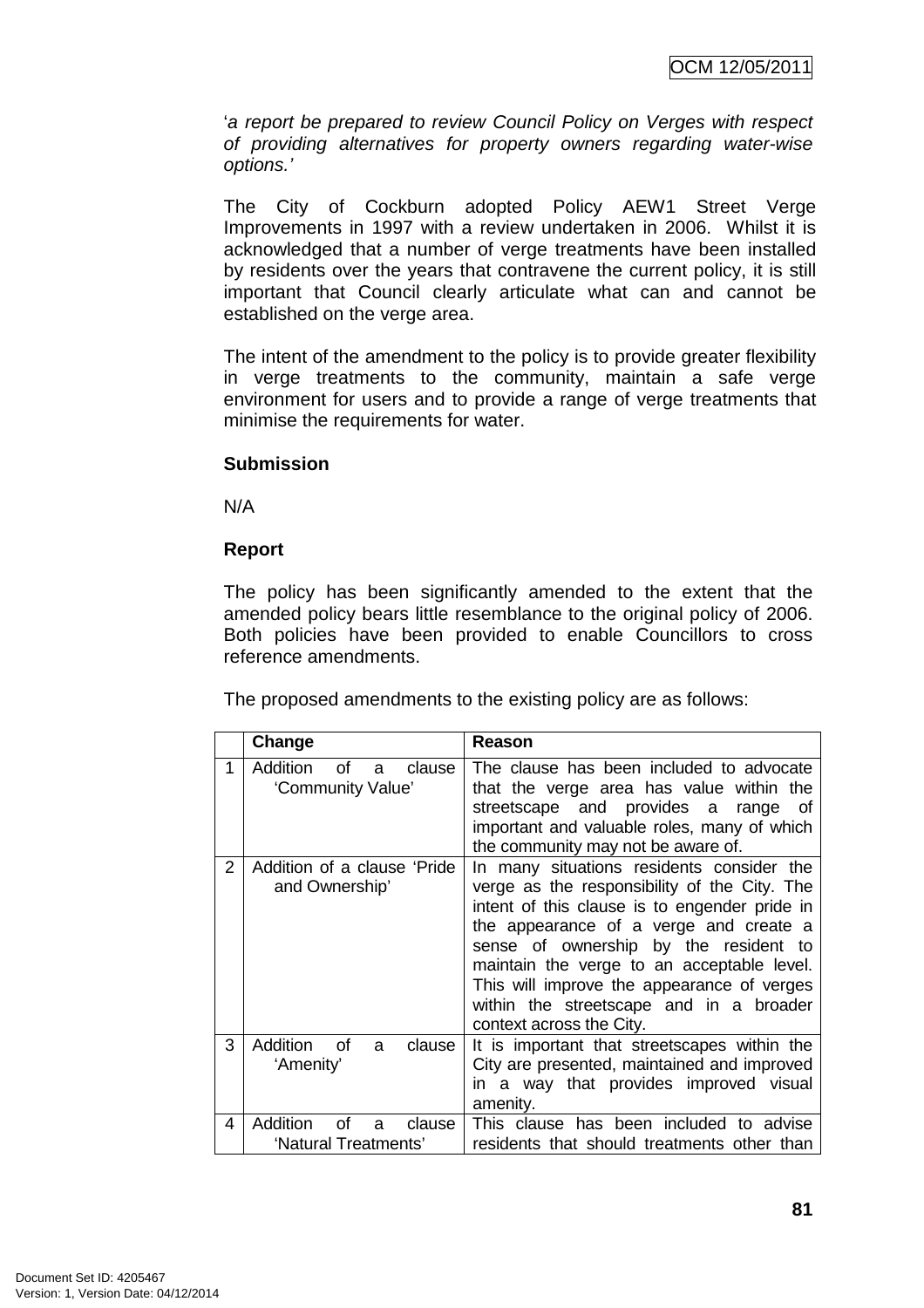'*a report be prepared to review Council Policy on Verges with respect of providing alternatives for property owners regarding water-wise options.*'

The City of Cockburn adopted Policy AEW1 Street Verge Improvements in 1997 with a review undertaken in 2006. Whilst it is acknowledged that a number of verge treatments have been installed by residents over the years that contravene the current policy, it is still important that Council clearly articulate what can and cannot be established on the verge area.

The intent of the amendment to the policy is to provide greater flexibility in verge treatments to the community, maintain a safe verge environment for users and to provide a range of verge treatments that minimise the requirements for water.

**Submission**

N/A

**Report**

The policy has been significantly amended to the extent that the amended policy bears little resemblance to the original policy of 2006. Both policies have been provided to enable Councillors to cross reference amendments.

The proposed amendments to the existing policy are as follows:

| | Change | Reason |
|---|---|---|
| 1 | Addition of a clause 'Community Value' | The clause has been included to advocate that the verge area has value within the streetscape and provides a range of important and valuable roles, many of which the community may not be aware of. |
| 2 | Addition of a clause 'Pride and Ownership' | In many situations residents consider the verge as the responsibility of the City. The intent of this clause is to engender pride in the appearance of a verge and create a sense of ownership by the resident to maintain the verge to an acceptable level. This will improve the appearance of verges within the streetscape and in a broader context across the City. |
| 3 | Addition of a clause 'Amenity' | It is important that streetscapes within the City are presented, maintained and improved in a way that provides improved visual amenity. |
| 4 | Addition of a clause 'Natural Treatments' | This clause has been included to advise residents that should treatments other than |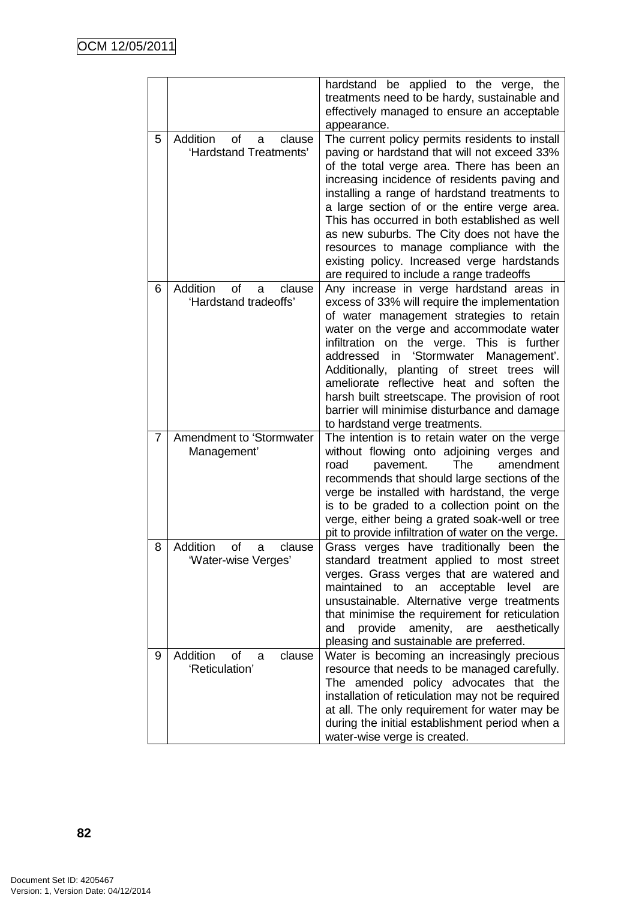| | | |
|---|---|---|
| | | hardstand be applied to the verge, the treatments need to be hardy, sustainable and effectively managed to ensure an acceptable appearance. |
| 5 | Addition of a clause 'Hardstand Treatments' | The current policy permits residents to install paving or hardstand that will not exceed 33% of the total verge area. There has been an increasing incidence of residents paving and installing a range of hardstand treatments to a large section of or the entire verge area. This has occurred in both established as well as new suburbs. The City does not have the resources to manage compliance with the existing policy. Increased verge hardstands are required to include a range tradeoffs |
| 6 | Addition of a clause 'Hardstand tradeoffs' | Any increase in verge hardstand areas in excess of 33% will require the implementation of water management strategies to retain water on the verge and accommodate water infiltration on the verge. This is further addressed in 'Stormwater Management'. Additionally, planting of street trees will ameliorate reflective heat and soften the harsh built streetscape. The provision of root barrier will minimise disturbance and damage to hardstand verge treatments. |
| 7 | Amendment to 'Stormwater Management' | The intention is to retain water on the verge without flowing onto adjoining verges and road pavement. The amendment recommends that should large sections of the verge be installed with hardstand, the verge is to be graded to a collection point on the verge, either being a grated soak-well or tree pit to provide infiltration of water on the verge. |
| 8 | Addition of a clause 'Water-wise Verges' | Grass verges have traditionally been the standard treatment applied to most street verges. Grass verges that are watered and maintained to an acceptable level are unsustainable. Alternative verge treatments that minimise the requirement for reticulation and provide amenity, are aesthetically pleasing and sustainable are preferred. |
| 9 | Addition of a clause 'Reticulation' | Water is becoming an increasingly precious resource that needs to be managed carefully. The amended policy advocates that the installation of reticulation may not be required at all. The only requirement for water may be during the initial establishment period when a water-wise verge is created. |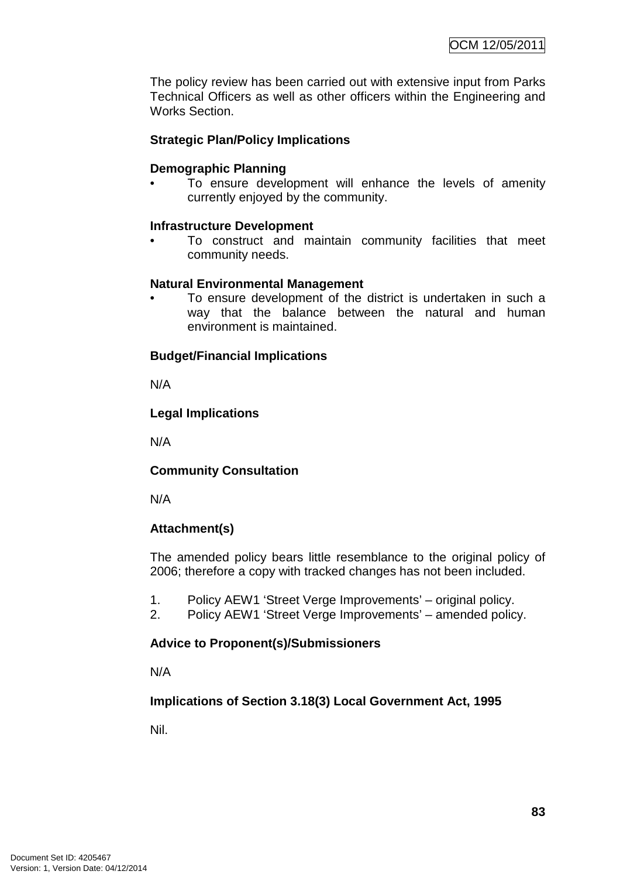The policy review has been carried out with extensive input from Parks Technical Officers as well as other officers within the Engineering and Works Section.

**Strategic Plan/Policy Implications**

**Demographic Planning**

- To ensure development will enhance the levels of amenity currently enjoyed by the community.

**Infrastructure Development**

- To construct and maintain community facilities that meet community needs.

**Natural Environmental Management**

- To ensure development of the district is undertaken in such a way that the balance between the natural and human environment is maintained.

**Budget/Financial Implications**

N/A

**Legal Implications**

N/A

**Community Consultation**

N/A

**Attachment(s)**

The amended policy bears little resemblance to the original policy of 2006; therefore a copy with tracked changes has not been included.

1. Policy AEW1 'Street Verge Improvements' – original policy.
2. Policy AEW1 'Street Verge Improvements' – amended policy.

**Advice to Proponent(s)/Submissioners**

N/A

**Implications of Section 3.18(3) Local Government Act, 1995**

Nil.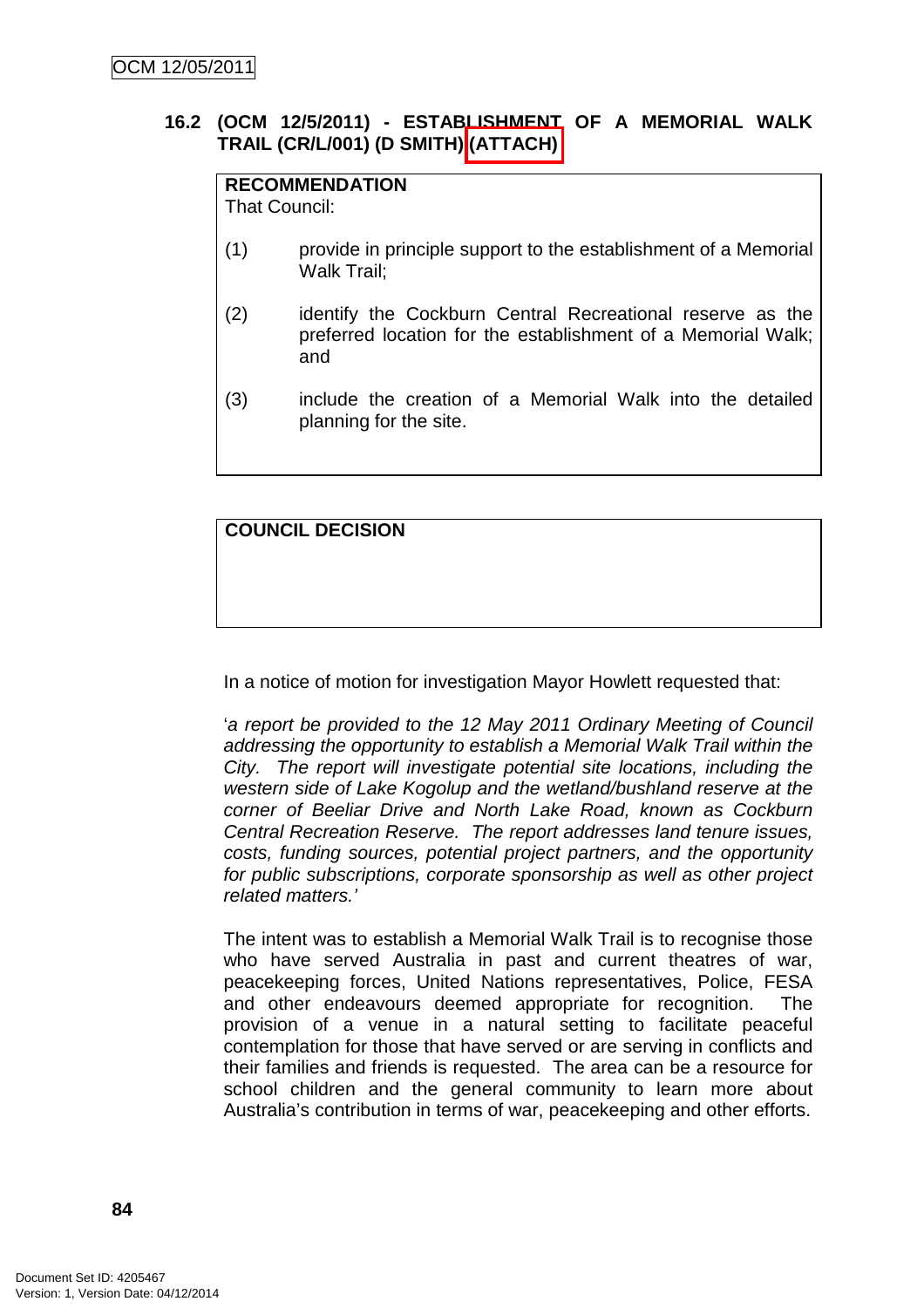### 16.2 (OCM 12/5/2011) - ESTABLISHMENT OF A MEMORIAL WALK TRAIL (CR/L/001) (D SMITH) (ATTACH)

| **RECOMMENDATION** |
|---|
| That Council: |
| (1) provide in principle support to the establishment of a Memorial Walk Trail; |
| (2) identify the Cockburn Central Recreational reserve as the preferred location for the establishment of a Memorial Walk; and |
| (3) include the creation of a Memorial Walk into the detailed planning for the site. |

| **COUNCIL DECISION** |
|---|
| |

In a notice of motion for investigation Mayor Howlett requested that:

'*a report be provided to the 12 May 2011 Ordinary Meeting of Council addressing the opportunity to establish a Memorial Walk Trail within the City. The report will investigate potential site locations, including the western side of Lake Kogolup and the wetland/bushland reserve at the corner of Beeliar Drive and North Lake Road, known as Cockburn Central Recreation Reserve. The report addresses land tenure issues, costs, funding sources, potential project partners, and the opportunity for public subscriptions, corporate sponsorship as well as other project related matters.*'

The intent was to establish a Memorial Walk Trail is to recognise those who have served Australia in past and current theatres of war, peacekeeping forces, United Nations representatives, Police, FESA and other endeavours deemed appropriate for recognition. The provision of a venue in a natural setting to facilitate peaceful contemplation for those that have served or are serving in conflicts and their families and friends is requested. The area can be a resource for school children and the general community to learn more about Australia's contribution in terms of war, peacekeeping and other efforts.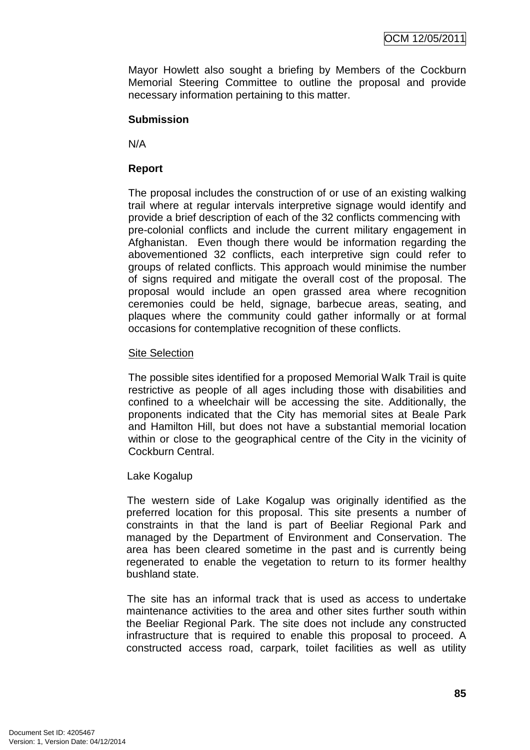Mayor Howlett also sought a briefing by Members of the Cockburn Memorial Steering Committee to outline the proposal and provide necessary information pertaining to this matter.

**Submission**

N/A

**Report**

The proposal includes the construction of or use of an existing walking trail where at regular intervals interpretive signage would identify and provide a brief description of each of the 32 conflicts commencing with pre-colonial conflicts and include the current military engagement in Afghanistan. Even though there would be information regarding the abovementioned 32 conflicts, each interpretive sign could refer to groups of related conflicts. This approach would minimise the number of signs required and mitigate the overall cost of the proposal. The proposal would include an open grassed area where recognition ceremonies could be held, signage, barbecue areas, seating, and plaques where the community could gather informally or at formal occasions for contemplative recognition of these conflicts.

<u>Site Selection</u>

The possible sites identified for a proposed Memorial Walk Trail is quite restrictive as people of all ages including those with disabilities and confined to a wheelchair will be accessing the site. Additionally, the proponents indicated that the City has memorial sites at Beale Park and Hamilton Hill, but does not have a substantial memorial location within or close to the geographical centre of the City in the vicinity of Cockburn Central.

Lake Kogalup

The western side of Lake Kogalup was originally identified as the preferred location for this proposal. This site presents a number of constraints in that the land is part of Beeliar Regional Park and managed by the Department of Environment and Conservation. The area has been cleared sometime in the past and is currently being regenerated to enable the vegetation to return to its former healthy bushland state.

The site has an informal track that is used as access to undertake maintenance activities to the area and other sites further south within the Beeliar Regional Park. The site does not include any constructed infrastructure that is required to enable this proposal to proceed. A constructed access road, carpark, toilet facilities as well as utility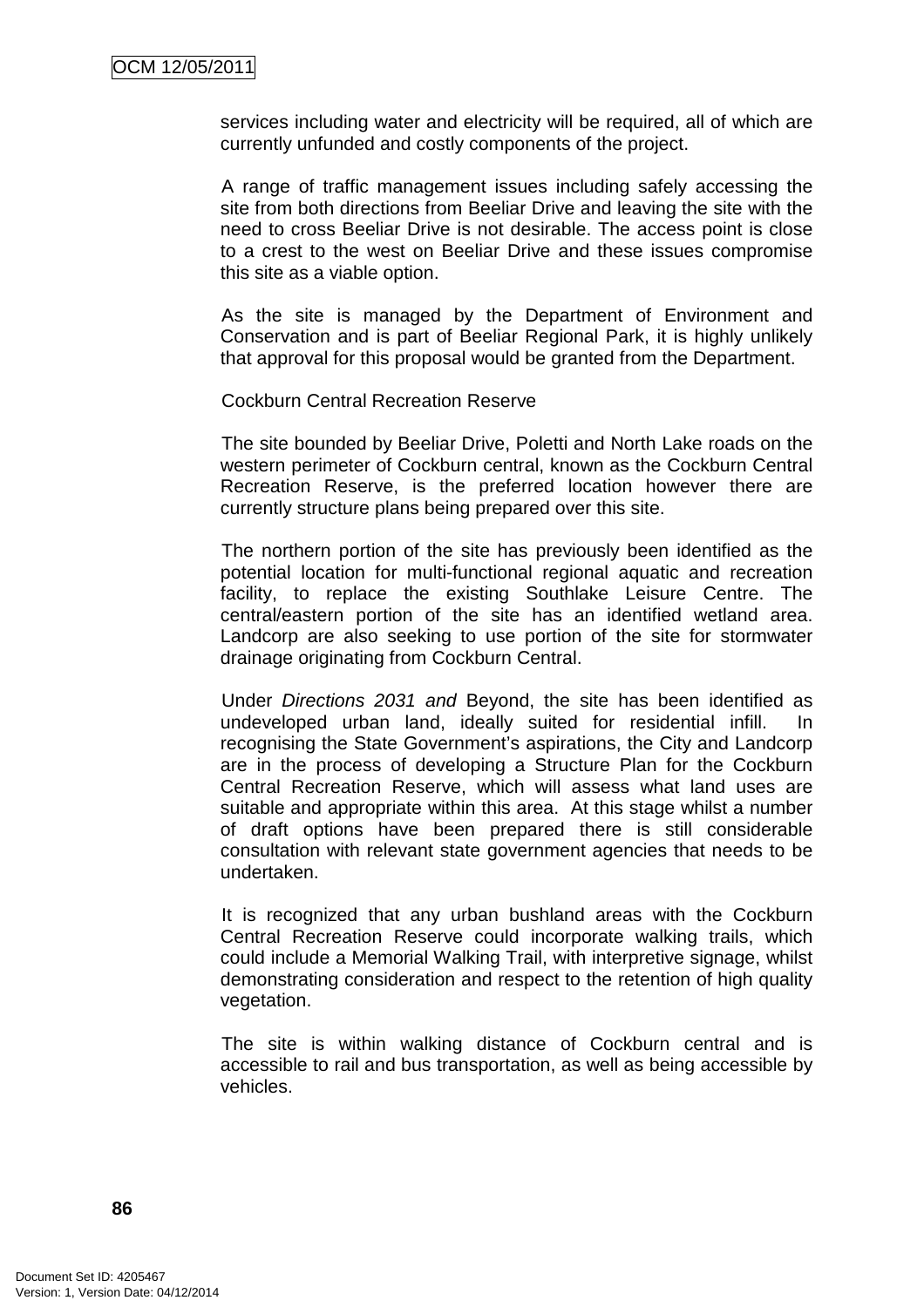services including water and electricity will be required, all of which are currently unfunded and costly components of the project.

A range of traffic management issues including safely accessing the site from both directions from Beeliar Drive and leaving the site with the need to cross Beeliar Drive is not desirable. The access point is close to a crest to the west on Beeliar Drive and these issues compromise this site as a viable option.

As the site is managed by the Department of Environment and Conservation and is part of Beeliar Regional Park, it is highly unlikely that approval for this proposal would be granted from the Department.

Cockburn Central Recreation Reserve

The site bounded by Beeliar Drive, Poletti and North Lake roads on the western perimeter of Cockburn central, known as the Cockburn Central Recreation Reserve, is the preferred location however there are currently structure plans being prepared over this site.

The northern portion of the site has previously been identified as the potential location for multi-functional regional aquatic and recreation facility, to replace the existing Southlake Leisure Centre. The central/eastern portion of the site has an identified wetland area. Landcorp are also seeking to use portion of the site for stormwater drainage originating from Cockburn Central.

Under *Directions 2031 and* Beyond, the site has been identified as undeveloped urban land, ideally suited for residential infill. In recognising the State Government's aspirations, the City and Landcorp are in the process of developing a Structure Plan for the Cockburn Central Recreation Reserve, which will assess what land uses are suitable and appropriate within this area. At this stage whilst a number of draft options have been prepared there is still considerable consultation with relevant state government agencies that needs to be undertaken.

It is recognized that any urban bushland areas with the Cockburn Central Recreation Reserve could incorporate walking trails, which could include a Memorial Walking Trail, with interpretive signage, whilst demonstrating consideration and respect to the retention of high quality vegetation.

The site is within walking distance of Cockburn central and is accessible to rail and bus transportation, as well as being accessible by vehicles.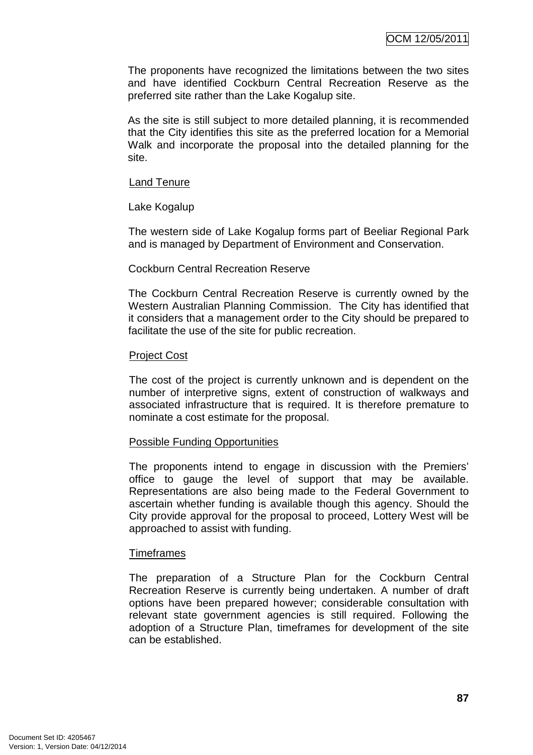The proponents have recognized the limitations between the two sites and have identified Cockburn Central Recreation Reserve as the preferred site rather than the Lake Kogalup site.

As the site is still subject to more detailed planning, it is recommended that the City identifies this site as the preferred location for a Memorial Walk and incorporate the proposal into the detailed planning for the site.

<u>Land Tenure</u>

Lake Kogalup

The western side of Lake Kogalup forms part of Beeliar Regional Park and is managed by Department of Environment and Conservation.

Cockburn Central Recreation Reserve

The Cockburn Central Recreation Reserve is currently owned by the Western Australian Planning Commission. The City has identified that it considers that a management order to the City should be prepared to facilitate the use of the site for public recreation.

<u>Project Cost</u>

The cost of the project is currently unknown and is dependent on the number of interpretive signs, extent of construction of walkways and associated infrastructure that is required. It is therefore premature to nominate a cost estimate for the proposal.

<u>Possible Funding Opportunities</u>

The proponents intend to engage in discussion with the Premiers' office to gauge the level of support that may be available. Representations are also being made to the Federal Government to ascertain whether funding is available though this agency. Should the City provide approval for the proposal to proceed, Lottery West will be approached to assist with funding.

<u>Timeframes</u>

The preparation of a Structure Plan for the Cockburn Central Recreation Reserve is currently being undertaken. A number of draft options have been prepared however; considerable consultation with relevant state government agencies is still required. Following the adoption of a Structure Plan, timeframes for development of the site can be established.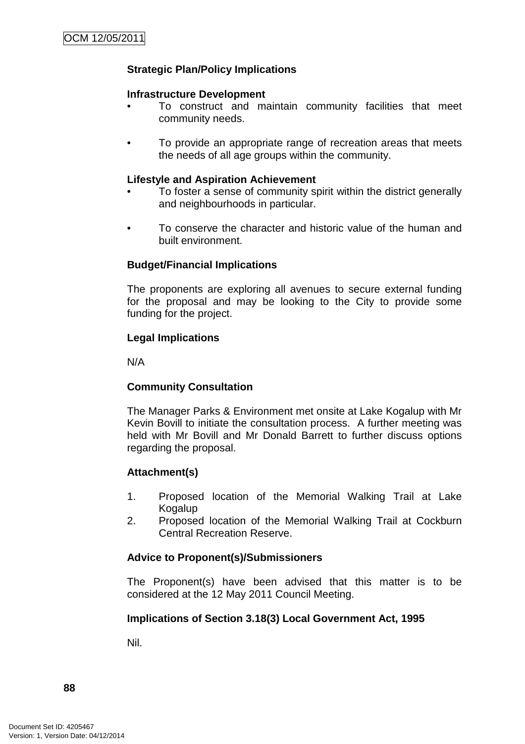**Strategic Plan/Policy Implications**

**Infrastructure Development**

- To construct and maintain community facilities that meet community needs.

- To provide an appropriate range of recreation areas that meets the needs of all age groups within the community.

**Lifestyle and Aspiration Achievement**

- To foster a sense of community spirit within the district generally and neighbourhoods in particular.

- To conserve the character and historic value of the human and built environment.

**Budget/Financial Implications**

The proponents are exploring all avenues to secure external funding for the proposal and may be looking to the City to provide some funding for the project.

**Legal Implications**

N/A

**Community Consultation**

The Manager Parks & Environment met onsite at Lake Kogalup with Mr Kevin Bovill to initiate the consultation process. A further meeting was held with Mr Bovill and Mr Donald Barrett to further discuss options regarding the proposal.

**Attachment(s)**

1. Proposed location of the Memorial Walking Trail at Lake Kogalup
2. Proposed location of the Memorial Walking Trail at Cockburn Central Recreation Reserve.

**Advice to Proponent(s)/Submissioners**

The Proponent(s) have been advised that this matter is to be considered at the 12 May 2011 Council Meeting.

**Implications of Section 3.18(3) Local Government Act, 1995**

Nil.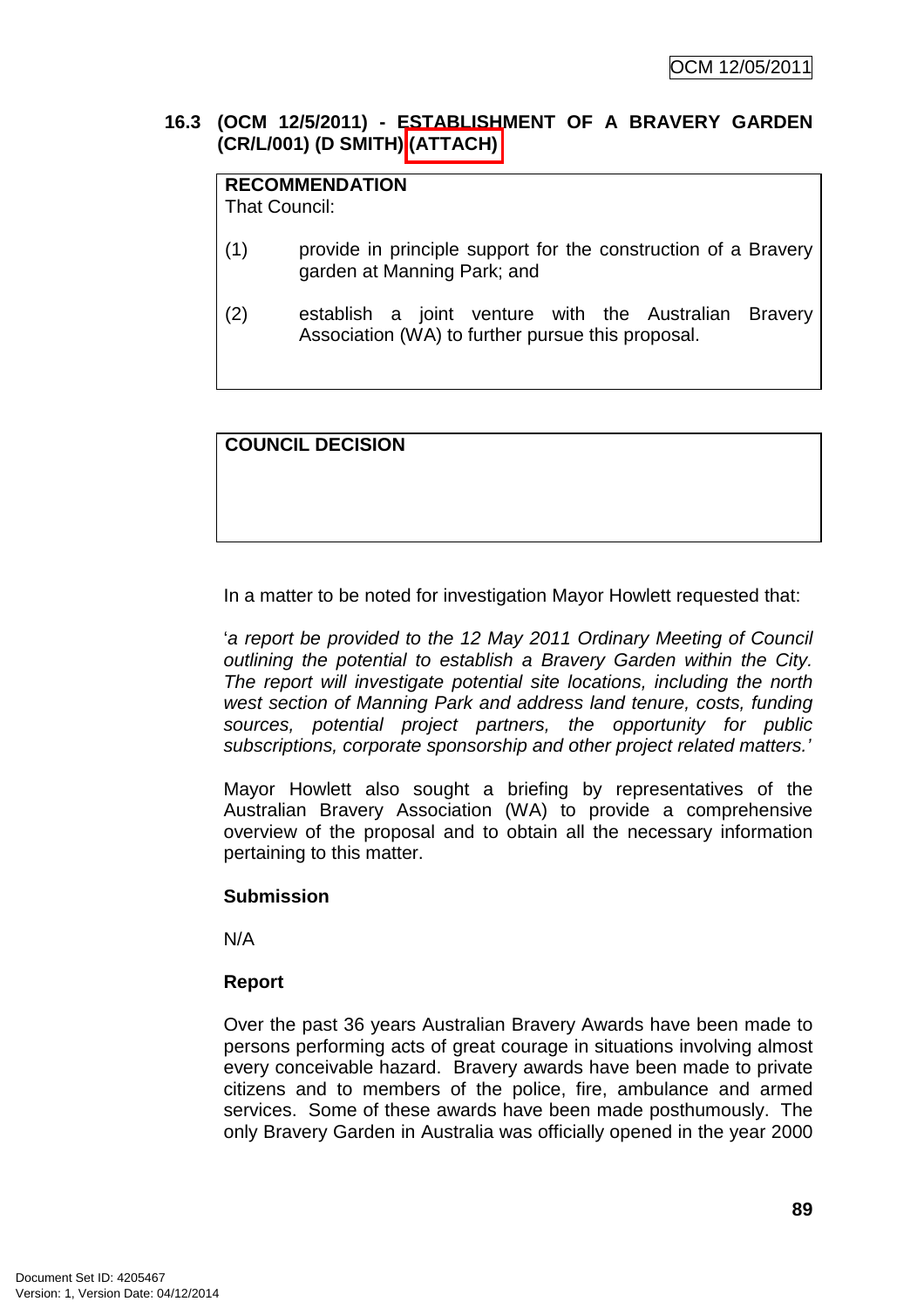## 16.3 (OCM 12/5/2011) - ESTABLISHMENT OF A BRAVERY GARDEN (CR/L/001) (D SMITH) (ATTACH)

| **RECOMMENDATION** |
|---|
| That Council: |
| (1) provide in principle support for the construction of a Bravery garden at Manning Park; and |
| (2) establish a joint venture with the Australian Bravery Association (WA) to further pursue this proposal. |

| **COUNCIL DECISION** |
|---|
| |

In a matter to be noted for investigation Mayor Howlett requested that:

'*a report be provided to the 12 May 2011 Ordinary Meeting of Council outlining the potential to establish a Bravery Garden within the City. The report will investigate potential site locations, including the north west section of Manning Park and address land tenure, costs, funding sources, potential project partners, the opportunity for public subscriptions, corporate sponsorship and other project related matters.*'

Mayor Howlett also sought a briefing by representatives of the Australian Bravery Association (WA) to provide a comprehensive overview of the proposal and to obtain all the necessary information pertaining to this matter.

**Submission**

N/A

**Report**

Over the past 36 years Australian Bravery Awards have been made to persons performing acts of great courage in situations involving almost every conceivable hazard. Bravery awards have been made to private citizens and to members of the police, fire, ambulance and armed services. Some of these awards have been made posthumously. The only Bravery Garden in Australia was officially opened in the year 2000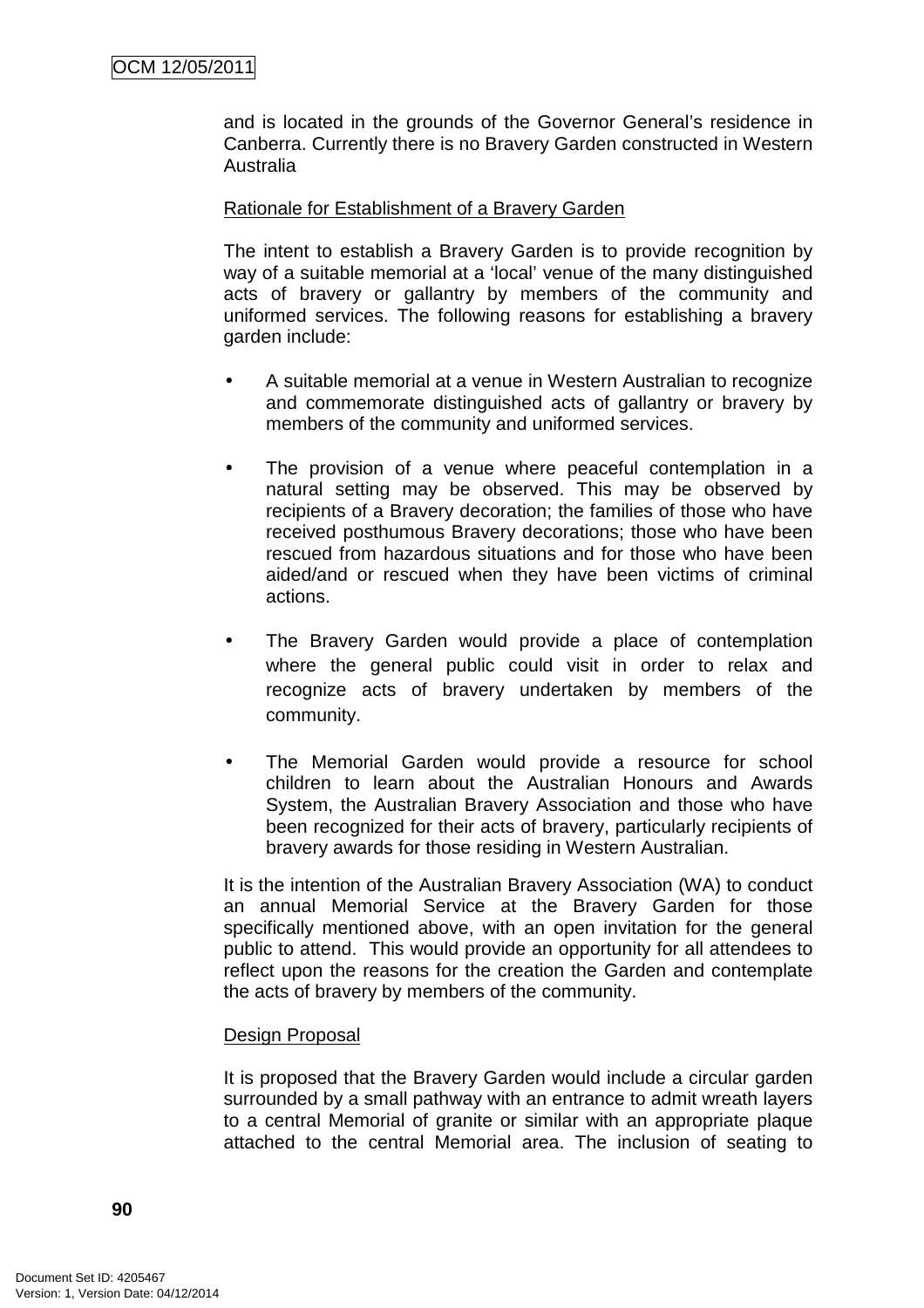and is located in the grounds of the Governor General's residence in Canberra. Currently there is no Bravery Garden constructed in Western Australia

Rationale for Establishment of a Bravery Garden

The intent to establish a Bravery Garden is to provide recognition by way of a suitable memorial at a 'local' venue of the many distinguished acts of bravery or gallantry by members of the community and uniformed services. The following reasons for establishing a bravery garden include:

- A suitable memorial at a venue in Western Australian to recognize and commemorate distinguished acts of gallantry or bravery by members of the community and uniformed services.

- The provision of a venue where peaceful contemplation in a natural setting may be observed. This may be observed by recipients of a Bravery decoration; the families of those who have received posthumous Bravery decorations; those who have been rescued from hazardous situations and for those who have been aided/and or rescued when they have been victims of criminal actions.

- The Bravery Garden would provide a place of contemplation where the general public could visit in order to relax and recognize acts of bravery undertaken by members of the community.

- The Memorial Garden would provide a resource for school children to learn about the Australian Honours and Awards System, the Australian Bravery Association and those who have been recognized for their acts of bravery, particularly recipients of bravery awards for those residing in Western Australian.

It is the intention of the Australian Bravery Association (WA) to conduct an annual Memorial Service at the Bravery Garden for those specifically mentioned above, with an open invitation for the general public to attend. This would provide an opportunity for all attendees to reflect upon the reasons for the creation the Garden and contemplate the acts of bravery by members of the community.

Design Proposal

It is proposed that the Bravery Garden would include a circular garden surrounded by a small pathway with an entrance to admit wreath layers to a central Memorial of granite or similar with an appropriate plaque attached to the central Memorial area. The inclusion of seating to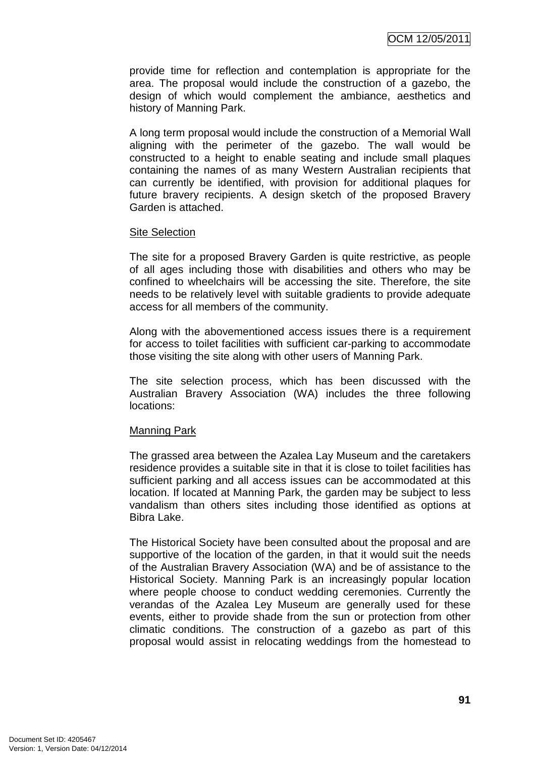provide time for reflection and contemplation is appropriate for the area. The proposal would include the construction of a gazebo, the design of which would complement the ambiance, aesthetics and history of Manning Park.

A long term proposal would include the construction of a Memorial Wall aligning with the perimeter of the gazebo. The wall would be constructed to a height to enable seating and include small plaques containing the names of as many Western Australian recipients that can currently be identified, with provision for additional plaques for future bravery recipients. A design sketch of the proposed Bravery Garden is attached.

Site Selection

The site for a proposed Bravery Garden is quite restrictive, as people of all ages including those with disabilities and others who may be confined to wheelchairs will be accessing the site. Therefore, the site needs to be relatively level with suitable gradients to provide adequate access for all members of the community.

Along with the abovementioned access issues there is a requirement for access to toilet facilities with sufficient car-parking to accommodate those visiting the site along with other users of Manning Park.

The site selection process, which has been discussed with the Australian Bravery Association (WA) includes the three following locations:

Manning Park

The grassed area between the Azalea Lay Museum and the caretakers residence provides a suitable site in that it is close to toilet facilities has sufficient parking and all access issues can be accommodated at this location. If located at Manning Park, the garden may be subject to less vandalism than others sites including those identified as options at Bibra Lake.

The Historical Society have been consulted about the proposal and are supportive of the location of the garden, in that it would suit the needs of the Australian Bravery Association (WA) and be of assistance to the Historical Society. Manning Park is an increasingly popular location where people choose to conduct wedding ceremonies. Currently the verandas of the Azalea Ley Museum are generally used for these events, either to provide shade from the sun or protection from other climatic conditions. The construction of a gazebo as part of this proposal would assist in relocating weddings from the homestead to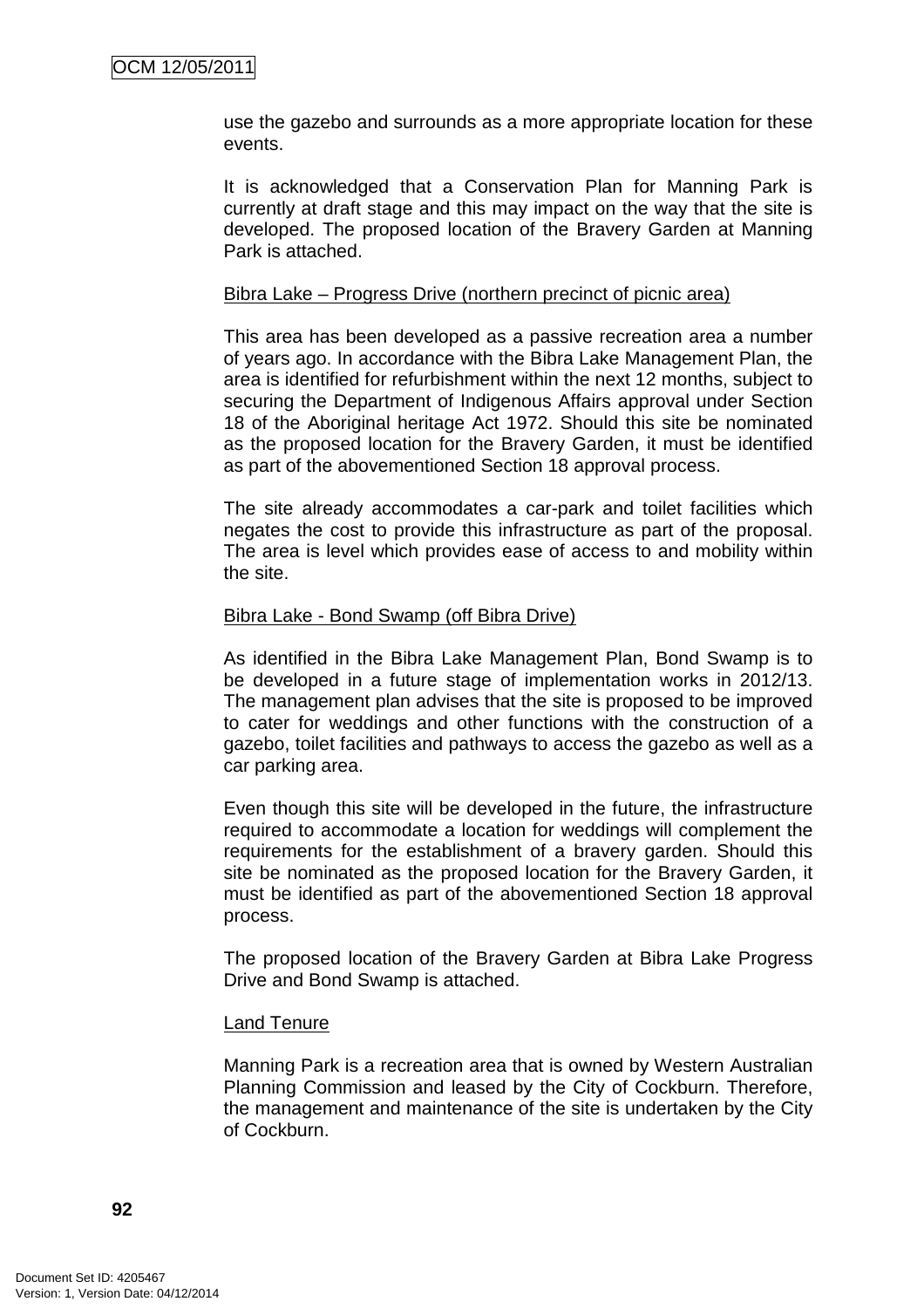use the gazebo and surrounds as a more appropriate location for these events.

It is acknowledged that a Conservation Plan for Manning Park is currently at draft stage and this may impact on the way that the site is developed. The proposed location of the Bravery Garden at Manning Park is attached.

<u>Bibra Lake – Progress Drive (northern precinct of picnic area)</u>

This area has been developed as a passive recreation area a number of years ago. In accordance with the Bibra Lake Management Plan, the area is identified for refurbishment within the next 12 months, subject to securing the Department of Indigenous Affairs approval under Section 18 of the Aboriginal heritage Act 1972. Should this site be nominated as the proposed location for the Bravery Garden, it must be identified as part of the abovementioned Section 18 approval process.

The site already accommodates a car-park and toilet facilities which negates the cost to provide this infrastructure as part of the proposal. The area is level which provides ease of access to and mobility within the site.

<u>Bibra Lake - Bond Swamp (off Bibra Drive)</u>

As identified in the Bibra Lake Management Plan, Bond Swamp is to be developed in a future stage of implementation works in 2012/13. The management plan advises that the site is proposed to be improved to cater for weddings and other functions with the construction of a gazebo, toilet facilities and pathways to access the gazebo as well as a car parking area.

Even though this site will be developed in the future, the infrastructure required to accommodate a location for weddings will complement the requirements for the establishment of a bravery garden. Should this site be nominated as the proposed location for the Bravery Garden, it must be identified as part of the abovementioned Section 18 approval process.

The proposed location of the Bravery Garden at Bibra Lake Progress Drive and Bond Swamp is attached.

<u>Land Tenure</u>

Manning Park is a recreation area that is owned by Western Australian Planning Commission and leased by the City of Cockburn. Therefore, the management and maintenance of the site is undertaken by the City of Cockburn.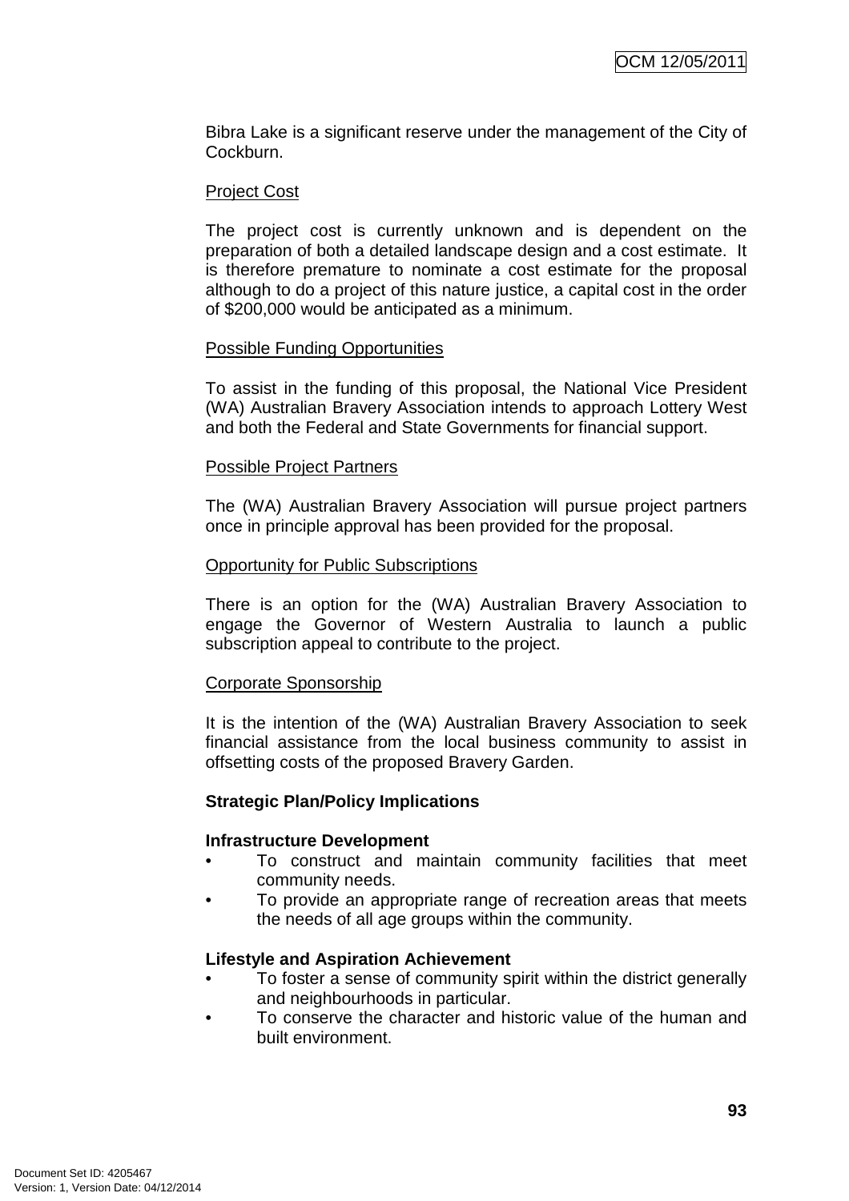Bibra Lake is a significant reserve under the management of the City of Cockburn.

Project Cost

The project cost is currently unknown and is dependent on the preparation of both a detailed landscape design and a cost estimate. It is therefore premature to nominate a cost estimate for the proposal although to do a project of this nature justice, a capital cost in the order of $200,000 would be anticipated as a minimum.

Possible Funding Opportunities

To assist in the funding of this proposal, the National Vice President (WA) Australian Bravery Association intends to approach Lottery West and both the Federal and State Governments for financial support.

Possible Project Partners

The (WA) Australian Bravery Association will pursue project partners once in principle approval has been provided for the proposal.

Opportunity for Public Subscriptions

There is an option for the (WA) Australian Bravery Association to engage the Governor of Western Australia to launch a public subscription appeal to contribute to the project.

Corporate Sponsorship

It is the intention of the (WA) Australian Bravery Association to seek financial assistance from the local business community to assist in offsetting costs of the proposed Bravery Garden.

**Strategic Plan/Policy Implications**

**Infrastructure Development**

- To construct and maintain community facilities that meet community needs.
- To provide an appropriate range of recreation areas that meets the needs of all age groups within the community.

**Lifestyle and Aspiration Achievement**

- To foster a sense of community spirit within the district generally and neighbourhoods in particular.
- To conserve the character and historic value of the human and built environment.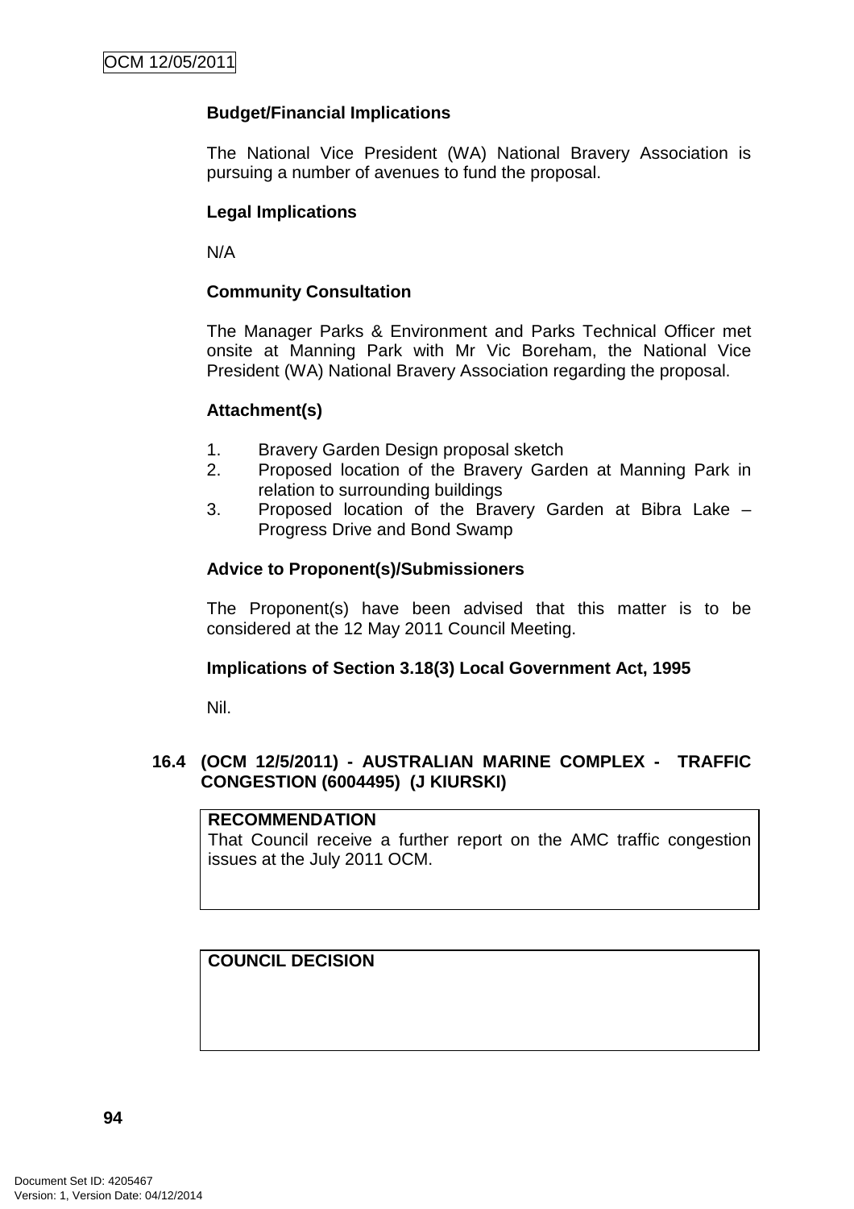**Budget/Financial Implications**

The National Vice President (WA) National Bravery Association is pursuing a number of avenues to fund the proposal.

**Legal Implications**

N/A

**Community Consultation**

The Manager Parks & Environment and Parks Technical Officer met onsite at Manning Park with Mr Vic Boreham, the National Vice President (WA) National Bravery Association regarding the proposal.

**Attachment(s)**

1. Bravery Garden Design proposal sketch
2. Proposed location of the Bravery Garden at Manning Park in relation to surrounding buildings
3. Proposed location of the Bravery Garden at Bibra Lake – Progress Drive and Bond Swamp

**Advice to Proponent(s)/Submissioners**

The Proponent(s) have been advised that this matter is to be considered at the 12 May 2011 Council Meeting.

**Implications of Section 3.18(3) Local Government Act, 1995**

Nil.

## 16.4 (OCM 12/5/2011) - AUSTRALIAN MARINE COMPLEX - TRAFFIC CONGESTION (6004495) (J KIURSKI)

| **RECOMMENDATION** |
|---|
| That Council receive a further report on the AMC traffic congestion issues at the July 2011 OCM. |

| **COUNCIL DECISION** |
|---|
| |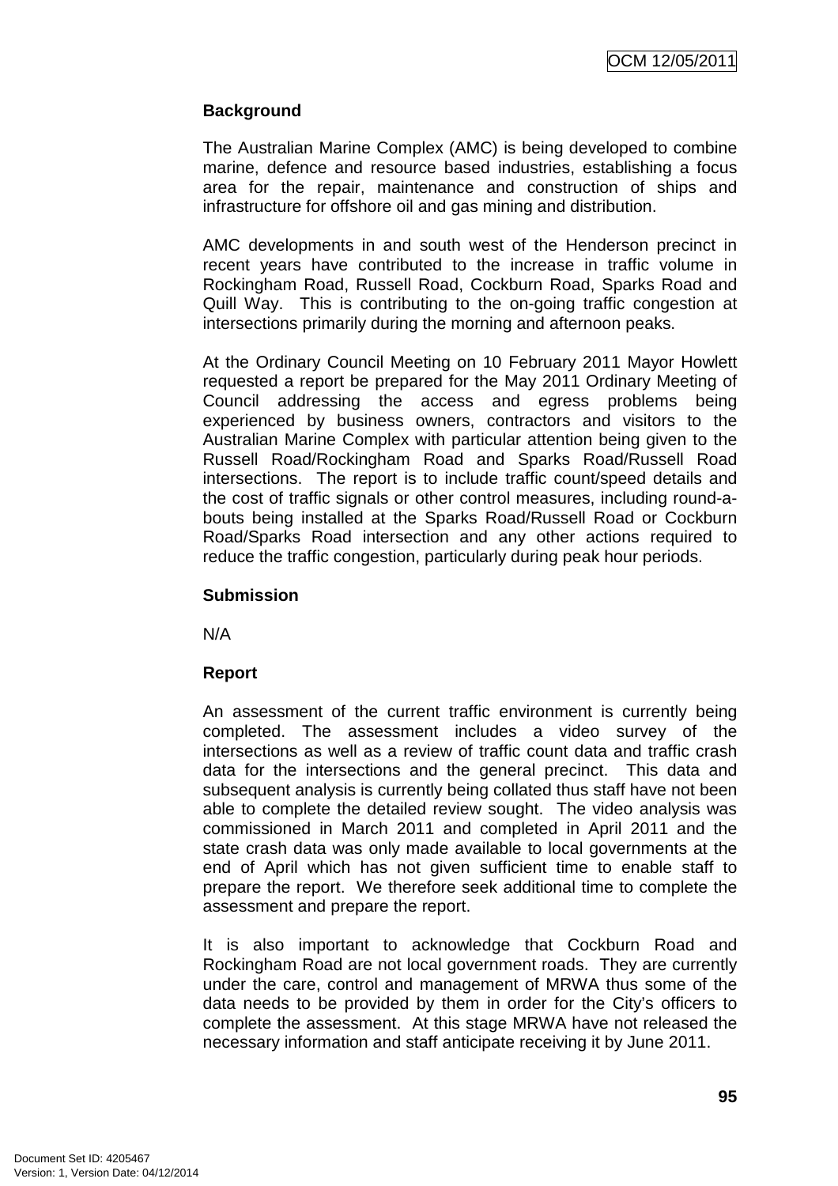**Background**

The Australian Marine Complex (AMC) is being developed to combine marine, defence and resource based industries, establishing a focus area for the repair, maintenance and construction of ships and infrastructure for offshore oil and gas mining and distribution.

AMC developments in and south west of the Henderson precinct in recent years have contributed to the increase in traffic volume in Rockingham Road, Russell Road, Cockburn Road, Sparks Road and Quill Way. This is contributing to the on-going traffic congestion at intersections primarily during the morning and afternoon peaks.

At the Ordinary Council Meeting on 10 February 2011 Mayor Howlett requested a report be prepared for the May 2011 Ordinary Meeting of Council addressing the access and egress problems being experienced by business owners, contractors and visitors to the Australian Marine Complex with particular attention being given to the Russell Road/Rockingham Road and Sparks Road/Russell Road intersections. The report is to include traffic count/speed details and the cost of traffic signals or other control measures, including round-a-bouts being installed at the Sparks Road/Russell Road or Cockburn Road/Sparks Road intersection and any other actions required to reduce the traffic congestion, particularly during peak hour periods.

**Submission**

N/A

**Report**

An assessment of the current traffic environment is currently being completed. The assessment includes a video survey of the intersections as well as a review of traffic count data and traffic crash data for the intersections and the general precinct. This data and subsequent analysis is currently being collated thus staff have not been able to complete the detailed review sought. The video analysis was commissioned in March 2011 and completed in April 2011 and the state crash data was only made available to local governments at the end of April which has not given sufficient time to enable staff to prepare the report. We therefore seek additional time to complete the assessment and prepare the report.

It is also important to acknowledge that Cockburn Road and Rockingham Road are not local government roads. They are currently under the care, control and management of MRWA thus some of the data needs to be provided by them in order for the City's officers to complete the assessment. At this stage MRWA have not released the necessary information and staff anticipate receiving it by June 2011.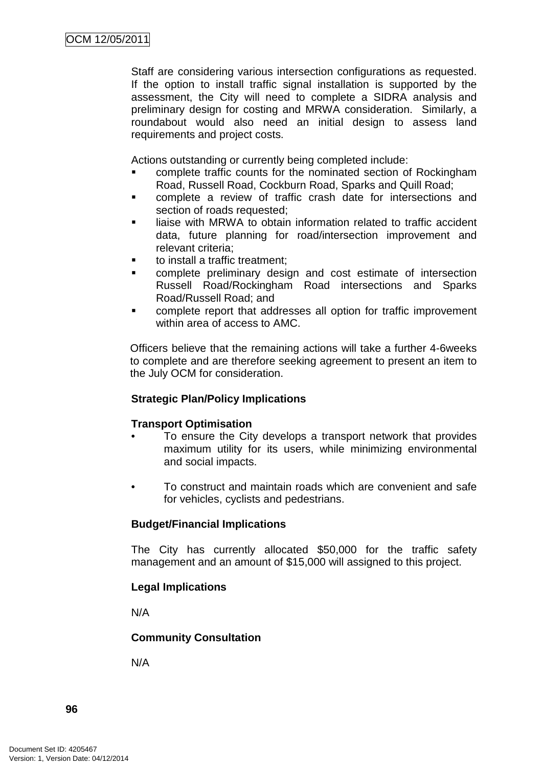Staff are considering various intersection configurations as requested. If the option to install traffic signal installation is supported by the assessment, the City will need to complete a SIDRA analysis and preliminary design for costing and MRWA consideration. Similarly, a roundabout would also need an initial design to assess land requirements and project costs.

Actions outstanding or currently being completed include:

- complete traffic counts for the nominated section of Rockingham Road, Russell Road, Cockburn Road, Sparks and Quill Road;
- complete a review of traffic crash date for intersections and section of roads requested;
- liaise with MRWA to obtain information related to traffic accident data, future planning for road/intersection improvement and relevant criteria;
- to install a traffic treatment;
- complete preliminary design and cost estimate of intersection Russell Road/Rockingham Road intersections and Sparks Road/Russell Road; and
- complete report that addresses all option for traffic improvement within area of access to AMC.

Officers believe that the remaining actions will take a further 4-6weeks to complete and are therefore seeking agreement to present an item to the July OCM for consideration.

**Strategic Plan/Policy Implications**

**Transport Optimisation**

- To ensure the City develops a transport network that provides maximum utility for its users, while minimizing environmental and social impacts.
- To construct and maintain roads which are convenient and safe for vehicles, cyclists and pedestrians.

**Budget/Financial Implications**

The City has currently allocated $50,000 for the traffic safety management and an amount of $15,000 will assigned to this project.

**Legal Implications**

N/A

**Community Consultation**

N/A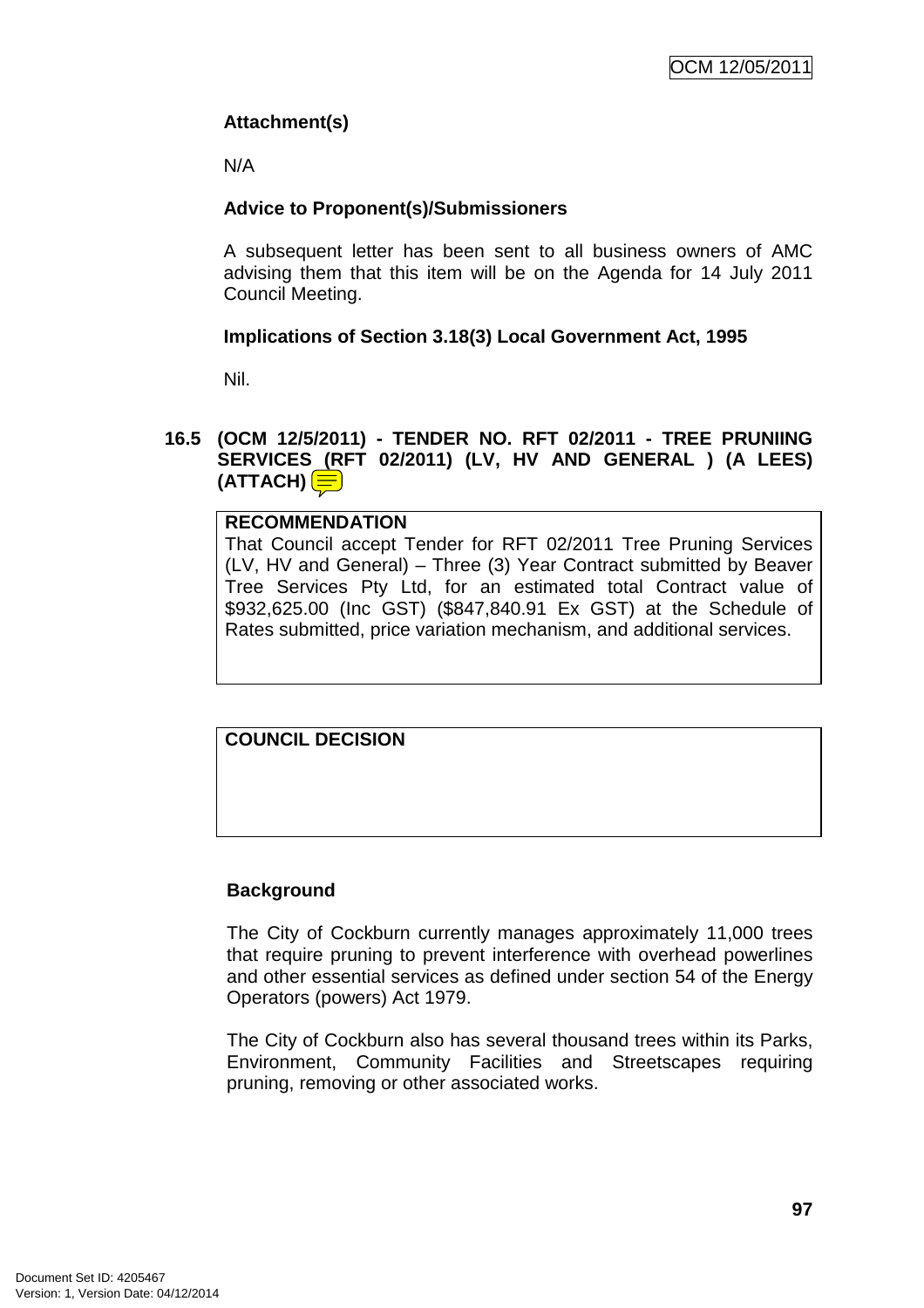### Attachment(s)

N/A

### Advice to Proponent(s)/Submissioners

A subsequent letter has been sent to all business owners of AMC advising them that this item will be on the Agenda for 14 July 2011 Council Meeting.

### Implications of Section 3.18(3) Local Government Act, 1995

Nil.

## 16.5 (OCM 12/5/2011) - TENDER NO. RFT 02/2011 - TREE PRUNIING SERVICES (RFT 02/2011) (LV, HV AND GENERAL ) (A LEES) (ATTACH)

| **RECOMMENDATION** |
|---|
| That Council accept Tender for RFT 02/2011 Tree Pruning Services (LV, HV and General) – Three (3) Year Contract submitted by Beaver Tree Services Pty Ltd, for an estimated total Contract value of $932,625.00 (Inc GST) ($847,840.91 Ex GST) at the Schedule of Rates submitted, price variation mechanism, and additional services. |

| **COUNCIL DECISION** |
|---|
| |

### Background

The City of Cockburn currently manages approximately 11,000 trees that require pruning to prevent interference with overhead powerlines and other essential services as defined under section 54 of the Energy Operators (powers) Act 1979.

The City of Cockburn also has several thousand trees within its Parks, Environment, Community Facilities and Streetscapes requiring pruning, removing or other associated works.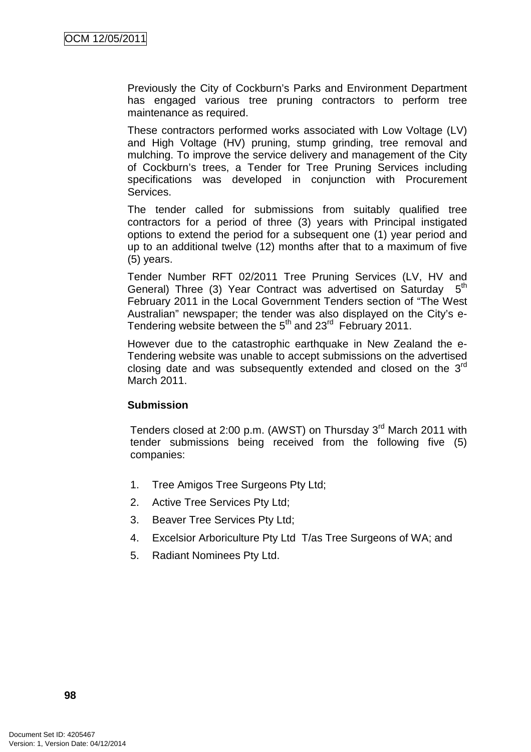Previously the City of Cockburn's Parks and Environment Department has engaged various tree pruning contractors to perform tree maintenance as required.

These contractors performed works associated with Low Voltage (LV) and High Voltage (HV) pruning, stump grinding, tree removal and mulching. To improve the service delivery and management of the City of Cockburn's trees, a Tender for Tree Pruning Services including specifications was developed in conjunction with Procurement Services.

The tender called for submissions from suitably qualified tree contractors for a period of three (3) years with Principal instigated options to extend the period for a subsequent one (1) year period and up to an additional twelve (12) months after that to a maximum of five (5) years.

Tender Number RFT 02/2011 Tree Pruning Services (LV, HV and General) Three (3) Year Contract was advertised on Saturday 5th February 2011 in the Local Government Tenders section of "The West Australian" newspaper; the tender was also displayed on the City's e-Tendering website between the 5th and 23rd February 2011.

However due to the catastrophic earthquake in New Zealand the e-Tendering website was unable to accept submissions on the advertised closing date and was subsequently extended and closed on the 3rd March 2011.

**Submission**

Tenders closed at 2:00 p.m. (AWST) on Thursday 3rd March 2011 with tender submissions being received from the following five (5) companies:

1. Tree Amigos Tree Surgeons Pty Ltd;
2. Active Tree Services Pty Ltd;
3. Beaver Tree Services Pty Ltd;
4. Excelsior Arboriculture Pty Ltd T/as Tree Surgeons of WA; and
5. Radiant Nominees Pty Ltd.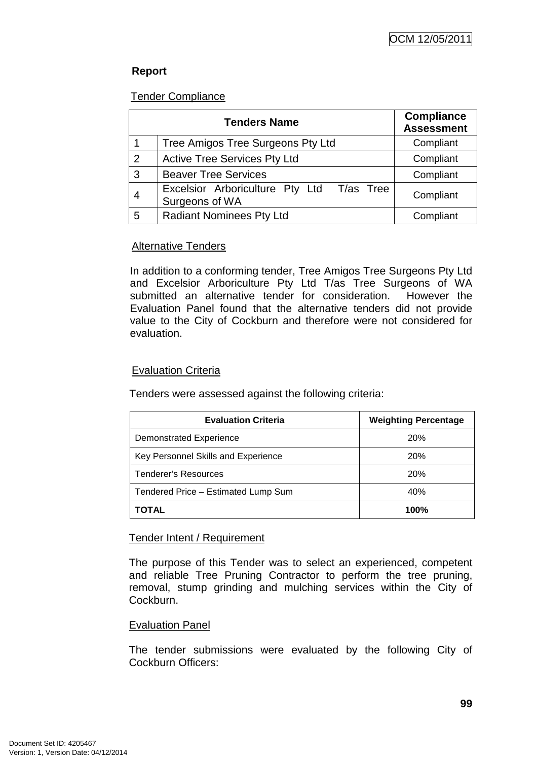**Report**

Tender Compliance

| Tenders Name | | Compliance Assessment |
|---|---|---|
| 1 | Tree Amigos Tree Surgeons Pty Ltd | Compliant |
| 2 | Active Tree Services Pty Ltd | Compliant |
| 3 | Beaver Tree Services | Compliant |
| 4 | Excelsior Arboriculture Pty Ltd T/as Tree Surgeons of WA | Compliant |
| 5 | Radiant Nominees Pty Ltd | Compliant |

Alternative Tenders

In addition to a conforming tender, Tree Amigos Tree Surgeons Pty Ltd and Excelsior Arboriculture Pty Ltd T/as Tree Surgeons of WA submitted an alternative tender for consideration. However the Evaluation Panel found that the alternative tenders did not provide value to the City of Cockburn and therefore were not considered for evaluation.

Evaluation Criteria

Tenders were assessed against the following criteria:

| Evaluation Criteria | Weighting Percentage |
|---|---|
| Demonstrated Experience | 20% |
| Key Personnel Skills and Experience | 20% |
| Tenderer's Resources | 20% |
| Tendered Price – Estimated Lump Sum | 40% |
| **TOTAL** | **100%** |

Tender Intent / Requirement

The purpose of this Tender was to select an experienced, competent and reliable Tree Pruning Contractor to perform the tree pruning, removal, stump grinding and mulching services within the City of Cockburn.

Evaluation Panel

The tender submissions were evaluated by the following City of Cockburn Officers: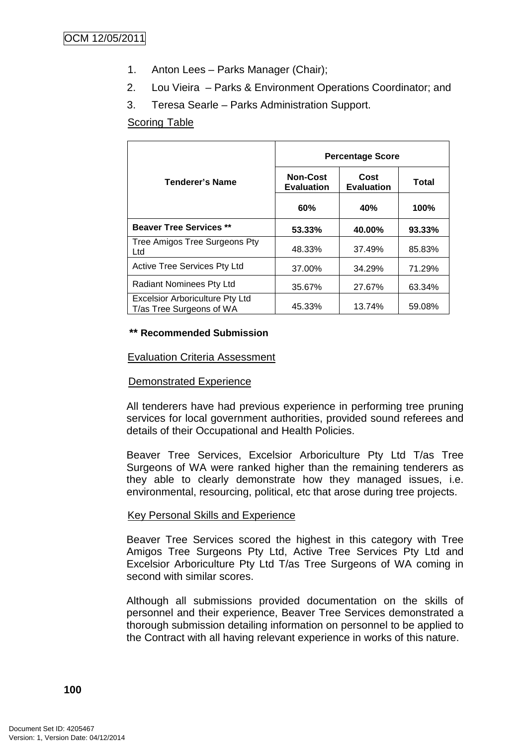1. Anton Lees – Parks Manager (Chair);
2. Lou Vieira – Parks & Environment Operations Coordinator; and
3. Teresa Searle – Parks Administration Support.

Scoring Table

| Tenderer's Name | Percentage Score | | |
|---|---|---|---|
| | Non-Cost Evaluation | Cost Evaluation | Total |
| | 60% | 40% | 100% |
| **Beaver Tree Services \*\*** | **53.33%** | **40.00%** | **93.33%** |
| Tree Amigos Tree Surgeons Pty Ltd | 48.33% | 37.49% | 85.83% |
| Active Tree Services Pty Ltd | 37.00% | 34.29% | 71.29% |
| Radiant Nominees Pty Ltd | 35.67% | 27.67% | 63.34% |
| Excelsior Arboriculture Pty Ltd T/as Tree Surgeons of WA | 45.33% | 13.74% | 59.08% |

**\*\* Recommended Submission**

Evaluation Criteria Assessment

Demonstrated Experience

All tenderers have had previous experience in performing tree pruning services for local government authorities, provided sound referees and details of their Occupational and Health Policies.

Beaver Tree Services, Excelsior Arboriculture Pty Ltd T/as Tree Surgeons of WA were ranked higher than the remaining tenderers as they able to clearly demonstrate how they managed issues, i.e. environmental, resourcing, political, etc that arose during tree projects.

Key Personal Skills and Experience

Beaver Tree Services scored the highest in this category with Tree Amigos Tree Surgeons Pty Ltd, Active Tree Services Pty Ltd and Excelsior Arboriculture Pty Ltd T/as Tree Surgeons of WA coming in second with similar scores.

Although all submissions provided documentation on the skills of personnel and their experience, Beaver Tree Services demonstrated a thorough submission detailing information on personnel to be applied to the Contract with all having relevant experience in works of this nature.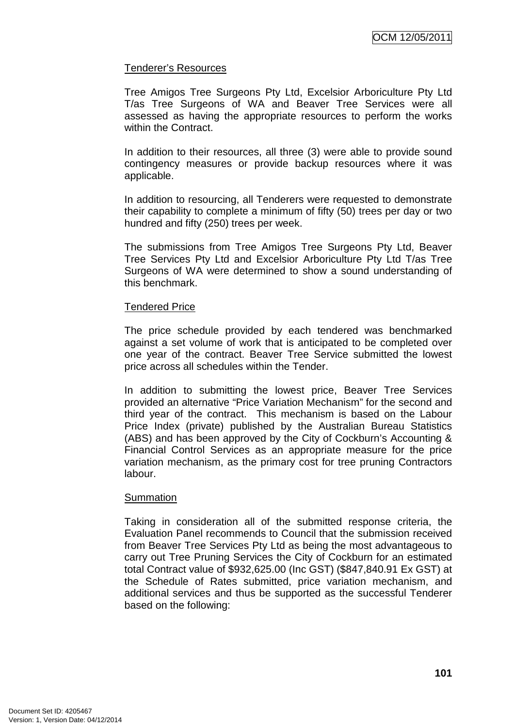Tenderer's Resources

Tree Amigos Tree Surgeons Pty Ltd, Excelsior Arboriculture Pty Ltd T/as Tree Surgeons of WA and Beaver Tree Services were all assessed as having the appropriate resources to perform the works within the Contract.

In addition to their resources, all three (3) were able to provide sound contingency measures or provide backup resources where it was applicable.

In addition to resourcing, all Tenderers were requested to demonstrate their capability to complete a minimum of fifty (50) trees per day or two hundred and fifty (250) trees per week.

The submissions from Tree Amigos Tree Surgeons Pty Ltd, Beaver Tree Services Pty Ltd and Excelsior Arboriculture Pty Ltd T/as Tree Surgeons of WA were determined to show a sound understanding of this benchmark.

Tendered Price

The price schedule provided by each tendered was benchmarked against a set volume of work that is anticipated to be completed over one year of the contract. Beaver Tree Service submitted the lowest price across all schedules within the Tender.

In addition to submitting the lowest price, Beaver Tree Services provided an alternative "Price Variation Mechanism" for the second and third year of the contract. This mechanism is based on the Labour Price Index (private) published by the Australian Bureau Statistics (ABS) and has been approved by the City of Cockburn's Accounting & Financial Control Services as an appropriate measure for the price variation mechanism, as the primary cost for tree pruning Contractors labour.

Summation

Taking in consideration all of the submitted response criteria, the Evaluation Panel recommends to Council that the submission received from Beaver Tree Services Pty Ltd as being the most advantageous to carry out Tree Pruning Services the City of Cockburn for an estimated total Contract value of $932,625.00 (Inc GST) ($847,840.91 Ex GST) at the Schedule of Rates submitted, price variation mechanism, and additional services and thus be supported as the successful Tenderer based on the following: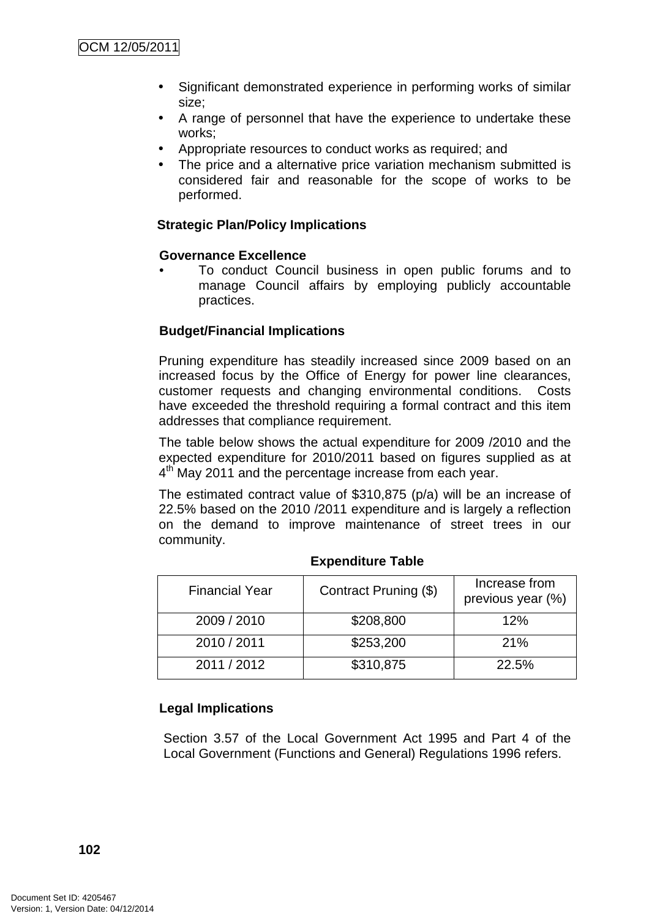- Significant demonstrated experience in performing works of similar size;
- A range of personnel that have the experience to undertake these works;
- Appropriate resources to conduct works as required; and
- The price and a alternative price variation mechanism submitted is considered fair and reasonable for the scope of works to be performed.

**Strategic Plan/Policy Implications**

**Governance Excellence**

- To conduct Council business in open public forums and to manage Council affairs by employing publicly accountable practices.

**Budget/Financial Implications**

Pruning expenditure has steadily increased since 2009 based on an increased focus by the Office of Energy for power line clearances, customer requests and changing environmental conditions. Costs have exceeded the threshold requiring a formal contract and this item addresses that compliance requirement.

The table below shows the actual expenditure for 2009 /2010 and the expected expenditure for 2010/2011 based on figures supplied as at 4th May 2011 and the percentage increase from each year.

The estimated contract value of $310,875 (p/a) will be an increase of 22.5% based on the 2010 /2011 expenditure and is largely a reflection on the demand to improve maintenance of street trees in our community.

**Expenditure Table**

| Financial Year | Contract Pruning ($) | Increase from previous year (%) |
|---|---|---|
| 2009 / 2010 | $208,800 | 12% |
| 2010 / 2011 | $253,200 | 21% |
| 2011 / 2012 | $310,875 | 22.5% |

**Legal Implications**

Section 3.57 of the Local Government Act 1995 and Part 4 of the Local Government (Functions and General) Regulations 1996 refers.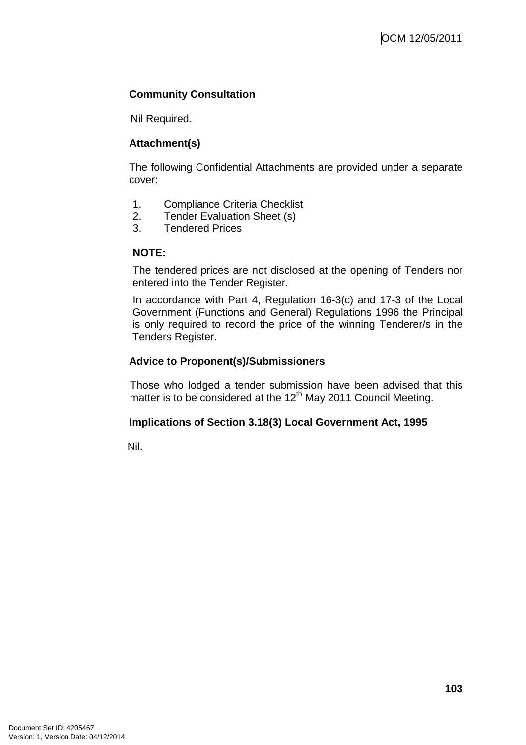**Community Consultation**

Nil Required.

**Attachment(s)**

The following Confidential Attachments are provided under a separate cover:

1. Compliance Criteria Checklist
2. Tender Evaluation Sheet (s)
3. Tendered Prices

**NOTE:**

The tendered prices are not disclosed at the opening of Tenders nor entered into the Tender Register.

In accordance with Part 4, Regulation 16-3(c) and 17-3 of the Local Government (Functions and General) Regulations 1996 the Principal is only required to record the price of the winning Tenderer/s in the Tenders Register.

**Advice to Proponent(s)/Submissioners**

Those who lodged a tender submission have been advised that this matter is to be considered at the 12th May 2011 Council Meeting.

**Implications of Section 3.18(3) Local Government Act, 1995**

Nil.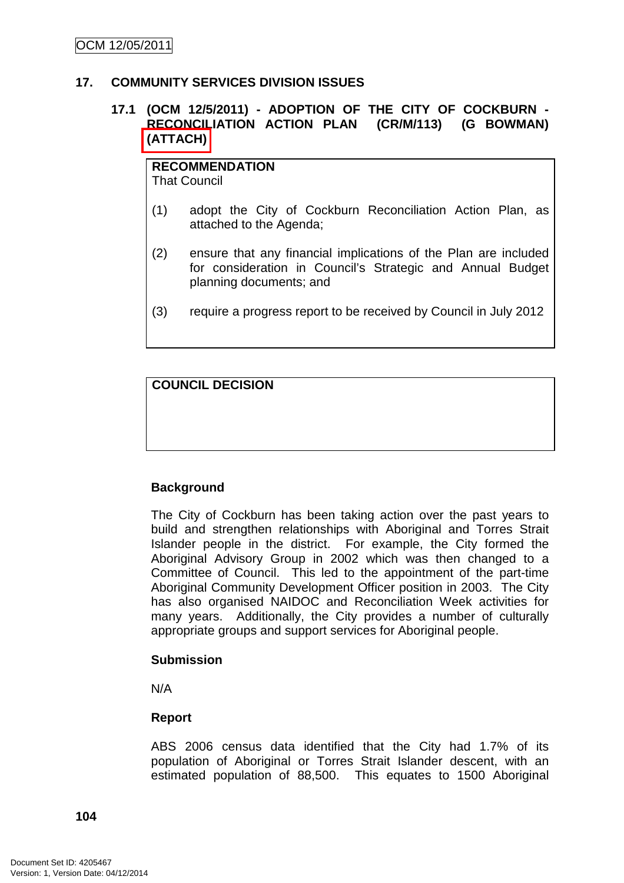## 17. COMMUNITY SERVICES DIVISION ISSUES

### 17.1 (OCM 12/5/2011) - ADOPTION OF THE CITY OF COCKBURN - RECONCILIATION ACTION PLAN (CR/M/113) (G BOWMAN) (ATTACH)

**RECOMMENDATION**
That Council

(1) adopt the City of Cockburn Reconciliation Action Plan, as attached to the Agenda;

(2) ensure that any financial implications of the Plan are included for consideration in Council's Strategic and Annual Budget planning documents; and

(3) require a progress report to be received by Council in July 2012

**COUNCIL DECISION**

**Background**

The City of Cockburn has been taking action over the past years to build and strengthen relationships with Aboriginal and Torres Strait Islander people in the district. For example, the City formed the Aboriginal Advisory Group in 2002 which was then changed to a Committee of Council. This led to the appointment of the part-time Aboriginal Community Development Officer position in 2003. The City has also organised NAIDOC and Reconciliation Week activities for many years. Additionally, the City provides a number of culturally appropriate groups and support services for Aboriginal people.

**Submission**

N/A

**Report**

ABS 2006 census data identified that the City had 1.7% of its population of Aboriginal or Torres Strait Islander descent, with an estimated population of 88,500. This equates to 1500 Aboriginal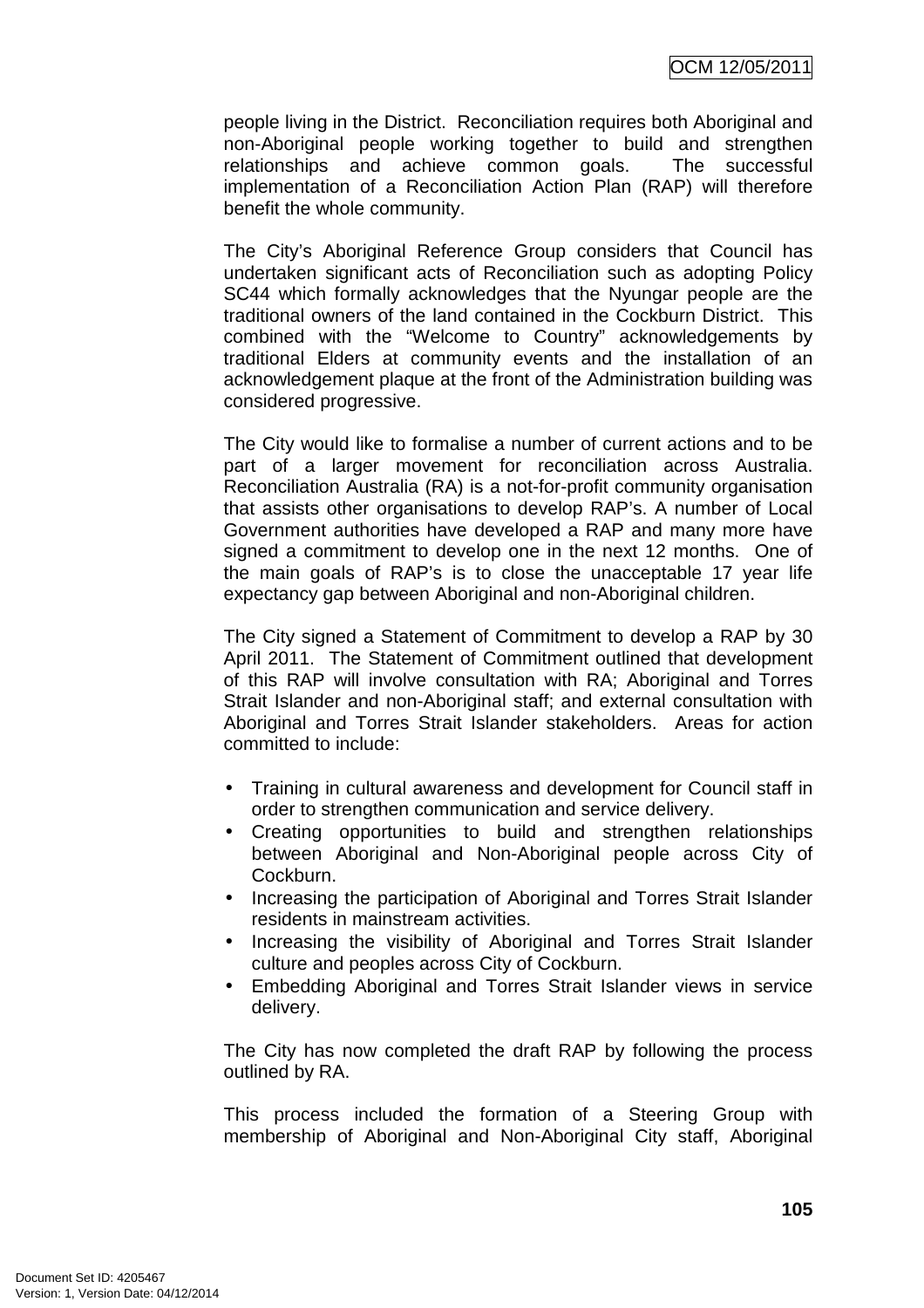people living in the District. Reconciliation requires both Aboriginal and non-Aboriginal people working together to build and strengthen relationships and achieve common goals. The successful implementation of a Reconciliation Action Plan (RAP) will therefore benefit the whole community.

The City's Aboriginal Reference Group considers that Council has undertaken significant acts of Reconciliation such as adopting Policy SC44 which formally acknowledges that the Nyungar people are the traditional owners of the land contained in the Cockburn District. This combined with the "Welcome to Country" acknowledgements by traditional Elders at community events and the installation of an acknowledgement plaque at the front of the Administration building was considered progressive.

The City would like to formalise a number of current actions and to be part of a larger movement for reconciliation across Australia. Reconciliation Australia (RA) is a not-for-profit community organisation that assists other organisations to develop RAP's. A number of Local Government authorities have developed a RAP and many more have signed a commitment to develop one in the next 12 months. One of the main goals of RAP's is to close the unacceptable 17 year life expectancy gap between Aboriginal and non-Aboriginal children.

The City signed a Statement of Commitment to develop a RAP by 30 April 2011. The Statement of Commitment outlined that development of this RAP will involve consultation with RA; Aboriginal and Torres Strait Islander and non-Aboriginal staff; and external consultation with Aboriginal and Torres Strait Islander stakeholders. Areas for action committed to include:

- Training in cultural awareness and development for Council staff in order to strengthen communication and service delivery.
- Creating opportunities to build and strengthen relationships between Aboriginal and Non-Aboriginal people across City of Cockburn.
- Increasing the participation of Aboriginal and Torres Strait Islander residents in mainstream activities.
- Increasing the visibility of Aboriginal and Torres Strait Islander culture and peoples across City of Cockburn.
- Embedding Aboriginal and Torres Strait Islander views in service delivery.

The City has now completed the draft RAP by following the process outlined by RA.

This process included the formation of a Steering Group with membership of Aboriginal and Non-Aboriginal City staff, Aboriginal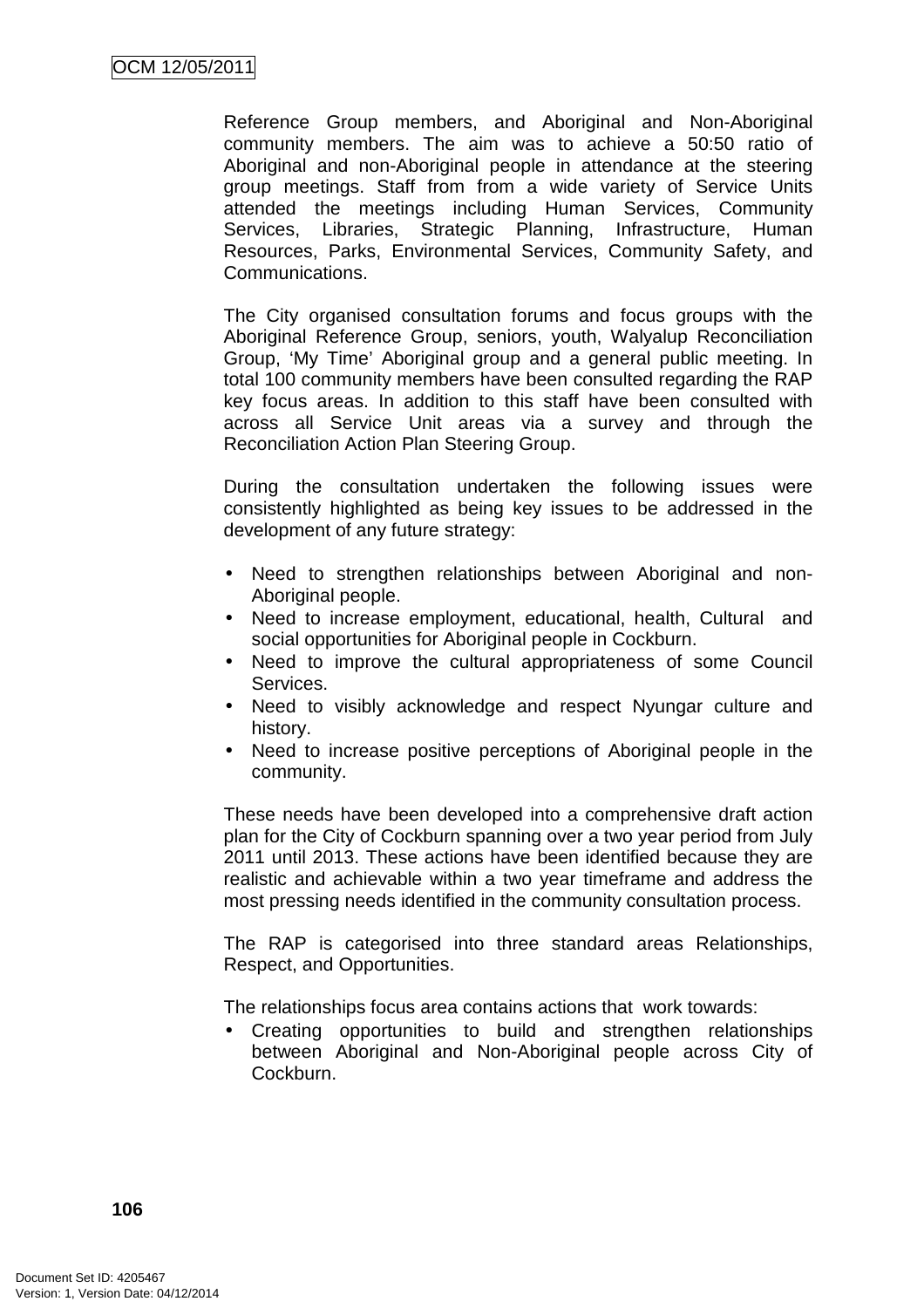Reference Group members, and Aboriginal and Non-Aboriginal community members. The aim was to achieve a 50:50 ratio of Aboriginal and non-Aboriginal people in attendance at the steering group meetings. Staff from from a wide variety of Service Units attended the meetings including Human Services, Community Services, Libraries, Strategic Planning, Infrastructure, Human Resources, Parks, Environmental Services, Community Safety, and Communications.

The City organised consultation forums and focus groups with the Aboriginal Reference Group, seniors, youth, Walyalup Reconciliation Group, 'My Time' Aboriginal group and a general public meeting. In total 100 community members have been consulted regarding the RAP key focus areas. In addition to this staff have been consulted with across all Service Unit areas via a survey and through the Reconciliation Action Plan Steering Group.

During the consultation undertaken the following issues were consistently highlighted as being key issues to be addressed in the development of any future strategy:

- Need to strengthen relationships between Aboriginal and non-Aboriginal people.
- Need to increase employment, educational, health, Cultural and social opportunities for Aboriginal people in Cockburn.
- Need to improve the cultural appropriateness of some Council Services.
- Need to visibly acknowledge and respect Nyungar culture and history.
- Need to increase positive perceptions of Aboriginal people in the community.

These needs have been developed into a comprehensive draft action plan for the City of Cockburn spanning over a two year period from July 2011 until 2013. These actions have been identified because they are realistic and achievable within a two year timeframe and address the most pressing needs identified in the community consultation process.

The RAP is categorised into three standard areas Relationships, Respect, and Opportunities.

The relationships focus area contains actions that work towards:

- Creating opportunities to build and strengthen relationships between Aboriginal and Non-Aboriginal people across City of Cockburn.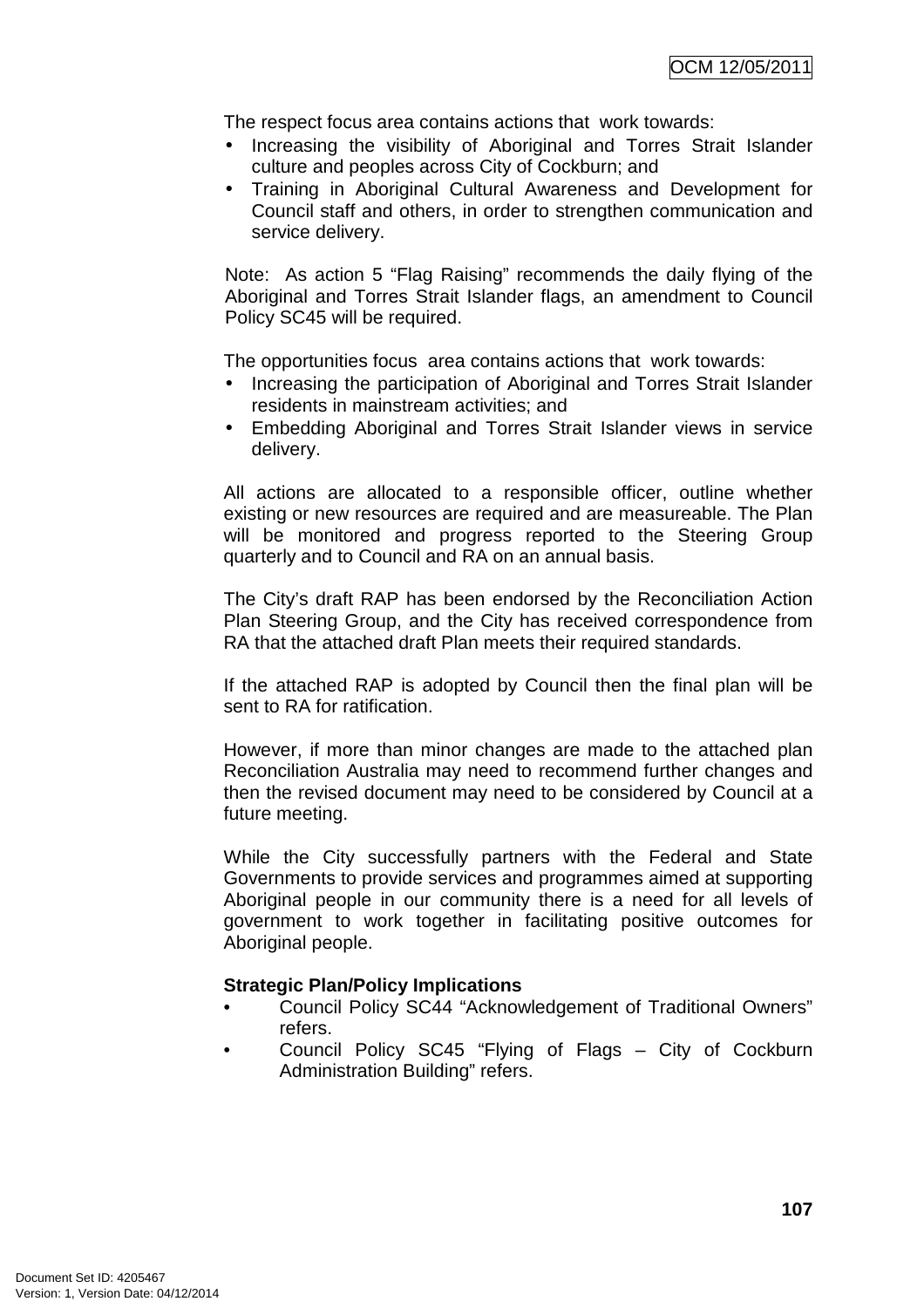The respect focus area contains actions that work towards:

- Increasing the visibility of Aboriginal and Torres Strait Islander culture and peoples across City of Cockburn; and
- Training in Aboriginal Cultural Awareness and Development for Council staff and others, in order to strengthen communication and service delivery.

Note: As action 5 "Flag Raising" recommends the daily flying of the Aboriginal and Torres Strait Islander flags, an amendment to Council Policy SC45 will be required.

The opportunities focus area contains actions that work towards:

- Increasing the participation of Aboriginal and Torres Strait Islander residents in mainstream activities; and
- Embedding Aboriginal and Torres Strait Islander views in service delivery.

All actions are allocated to a responsible officer, outline whether existing or new resources are required and are measureable. The Plan will be monitored and progress reported to the Steering Group quarterly and to Council and RA on an annual basis.

The City's draft RAP has been endorsed by the Reconciliation Action Plan Steering Group, and the City has received correspondence from RA that the attached draft Plan meets their required standards.

If the attached RAP is adopted by Council then the final plan will be sent to RA for ratification.

However, if more than minor changes are made to the attached plan Reconciliation Australia may need to recommend further changes and then the revised document may need to be considered by Council at a future meeting.

While the City successfully partners with the Federal and State Governments to provide services and programmes aimed at supporting Aboriginal people in our community there is a need for all levels of government to work together in facilitating positive outcomes for Aboriginal people.

**Strategic Plan/Policy Implications**

- Council Policy SC44 "Acknowledgement of Traditional Owners" refers.
- Council Policy SC45 "Flying of Flags – City of Cockburn Administration Building" refers.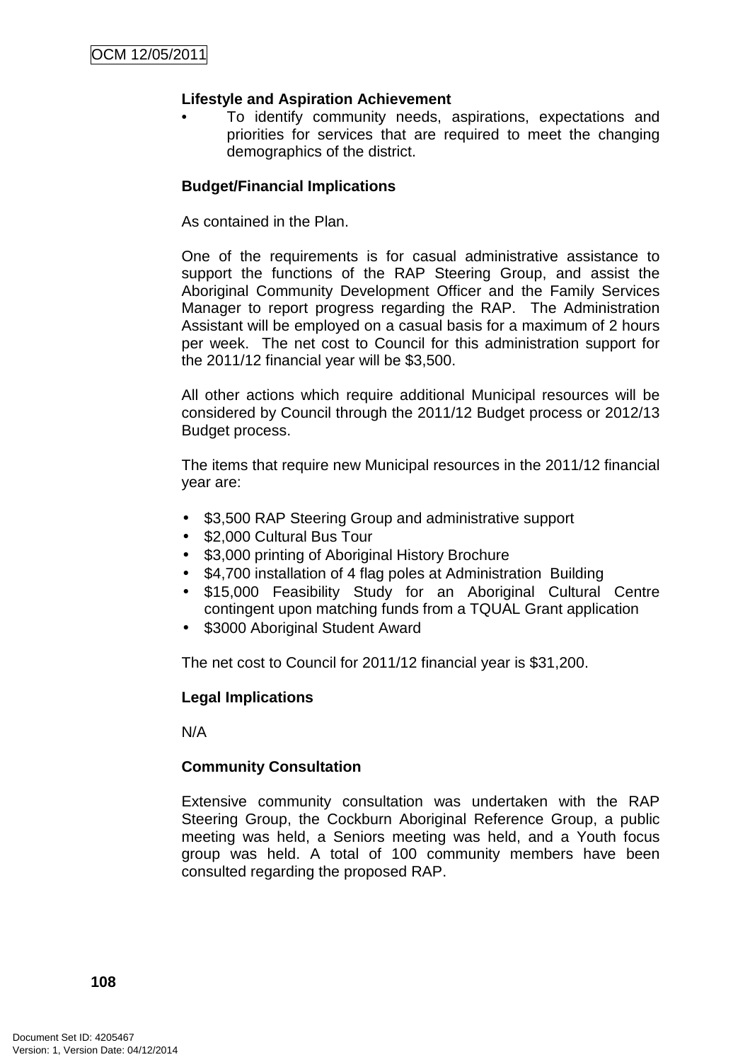**Lifestyle and Aspiration Achievement**

- To identify community needs, aspirations, expectations and priorities for services that are required to meet the changing demographics of the district.

**Budget/Financial Implications**

As contained in the Plan.

One of the requirements is for casual administrative assistance to support the functions of the RAP Steering Group, and assist the Aboriginal Community Development Officer and the Family Services Manager to report progress regarding the RAP. The Administration Assistant will be employed on a casual basis for a maximum of 2 hours per week. The net cost to Council for this administration support for the 2011/12 financial year will be $3,500.

All other actions which require additional Municipal resources will be considered by Council through the 2011/12 Budget process or 2012/13 Budget process.

The items that require new Municipal resources in the 2011/12 financial year are:

- $3,500 RAP Steering Group and administrative support
- $2,000 Cultural Bus Tour
- $3,000 printing of Aboriginal History Brochure
- $4,700 installation of 4 flag poles at Administration Building
- $15,000 Feasibility Study for an Aboriginal Cultural Centre contingent upon matching funds from a TQUAL Grant application
- $3000 Aboriginal Student Award

The net cost to Council for 2011/12 financial year is $31,200.

**Legal Implications**

N/A

**Community Consultation**

Extensive community consultation was undertaken with the RAP Steering Group, the Cockburn Aboriginal Reference Group, a public meeting was held, a Seniors meeting was held, and a Youth focus group was held. A total of 100 community members have been consulted regarding the proposed RAP.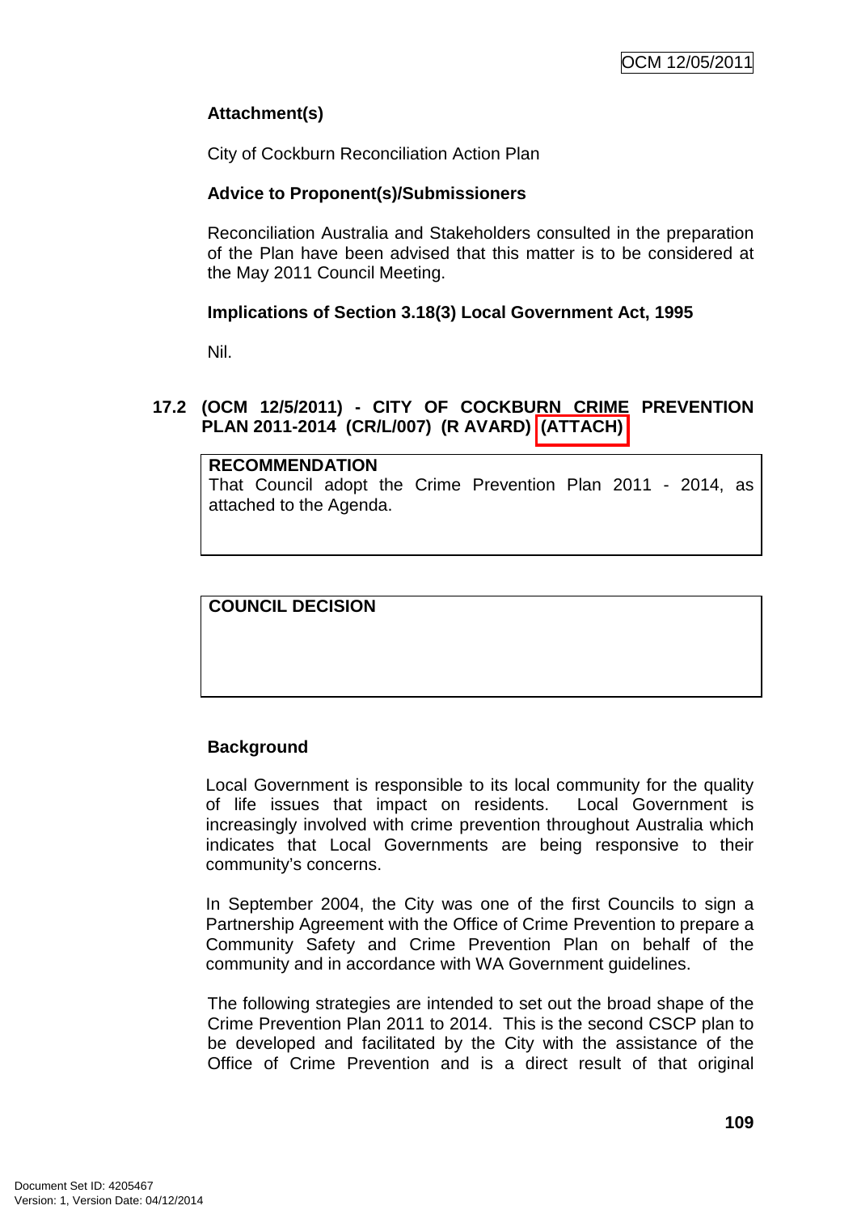**Attachment(s)**

City of Cockburn Reconciliation Action Plan

**Advice to Proponent(s)/Submissioners**

Reconciliation Australia and Stakeholders consulted in the preparation of the Plan have been advised that this matter is to be considered at the May 2011 Council Meeting.

**Implications of Section 3.18(3) Local Government Act, 1995**

Nil.

## 17.2 (OCM 12/5/2011) - CITY OF COCKBURN CRIME PREVENTION PLAN 2011-2014 (CR/L/007) (R AVARD) (ATTACH)

| RECOMMENDATION |
|---|
| That Council adopt the Crime Prevention Plan 2011 - 2014, as attached to the Agenda. |

| COUNCIL DECISION |
|---|
| |

**Background**

Local Government is responsible to its local community for the quality of life issues that impact on residents. Local Government is increasingly involved with crime prevention throughout Australia which indicates that Local Governments are being responsive to their community's concerns.

In September 2004, the City was one of the first Councils to sign a Partnership Agreement with the Office of Crime Prevention to prepare a Community Safety and Crime Prevention Plan on behalf of the community and in accordance with WA Government guidelines.

The following strategies are intended to set out the broad shape of the Crime Prevention Plan 2011 to 2014. This is the second CSCP plan to be developed and facilitated by the City with the assistance of the Office of Crime Prevention and is a direct result of that original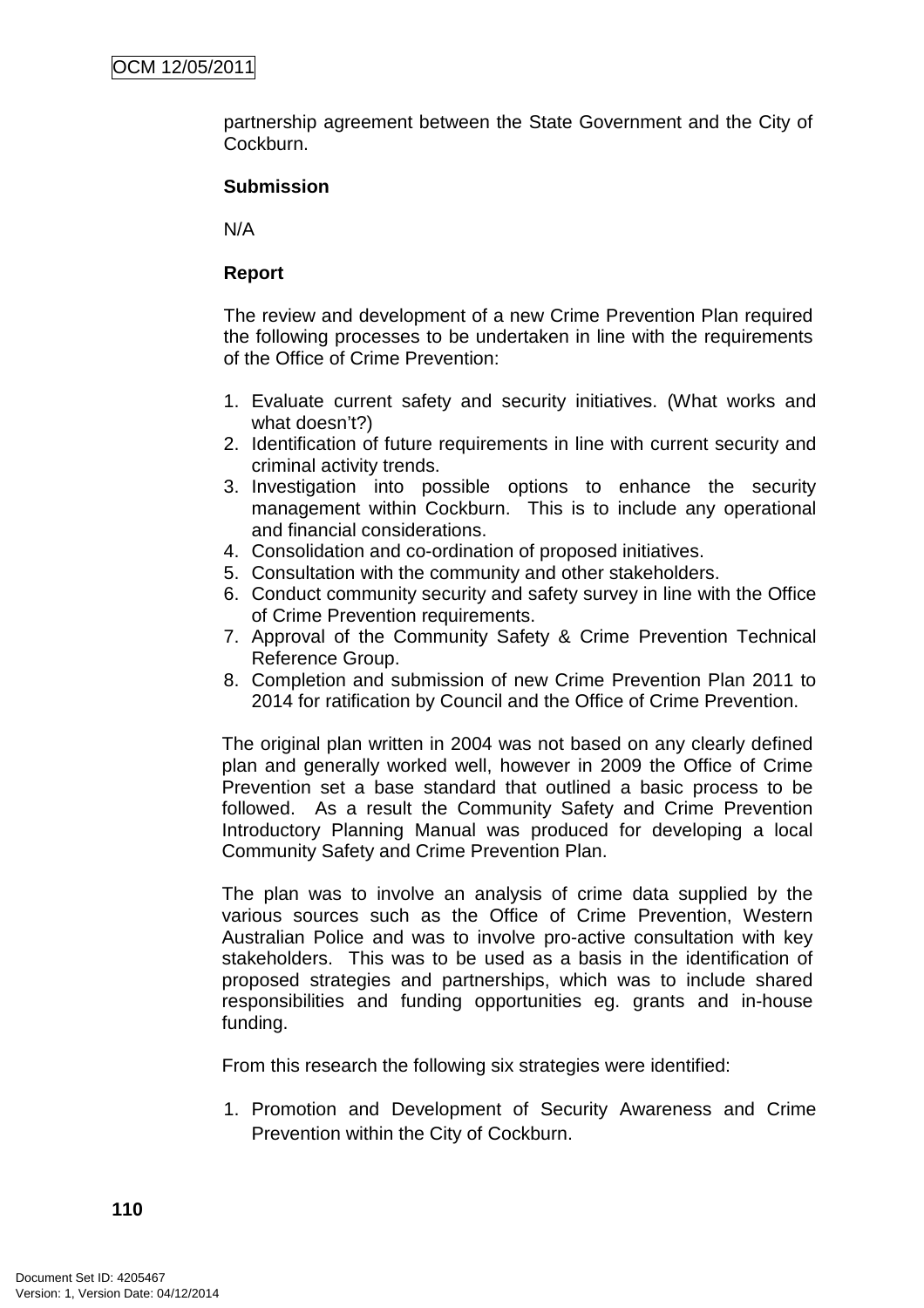partnership agreement between the State Government and the City of Cockburn.

**Submission**

N/A

**Report**

The review and development of a new Crime Prevention Plan required the following processes to be undertaken in line with the requirements of the Office of Crime Prevention:

1. Evaluate current safety and security initiatives. (What works and what doesn't?)
2. Identification of future requirements in line with current security and criminal activity trends.
3. Investigation into possible options to enhance the security management within Cockburn. This is to include any operational and financial considerations.
4. Consolidation and co-ordination of proposed initiatives.
5. Consultation with the community and other stakeholders.
6. Conduct community security and safety survey in line with the Office of Crime Prevention requirements.
7. Approval of the Community Safety & Crime Prevention Technical Reference Group.
8. Completion and submission of new Crime Prevention Plan 2011 to 2014 for ratification by Council and the Office of Crime Prevention.

The original plan written in 2004 was not based on any clearly defined plan and generally worked well, however in 2009 the Office of Crime Prevention set a base standard that outlined a basic process to be followed. As a result the Community Safety and Crime Prevention Introductory Planning Manual was produced for developing a local Community Safety and Crime Prevention Plan.

The plan was to involve an analysis of crime data supplied by the various sources such as the Office of Crime Prevention, Western Australian Police and was to involve pro-active consultation with key stakeholders. This was to be used as a basis in the identification of proposed strategies and partnerships, which was to include shared responsibilities and funding opportunities eg. grants and in-house funding.

From this research the following six strategies were identified:

1. Promotion and Development of Security Awareness and Crime Prevention within the City of Cockburn.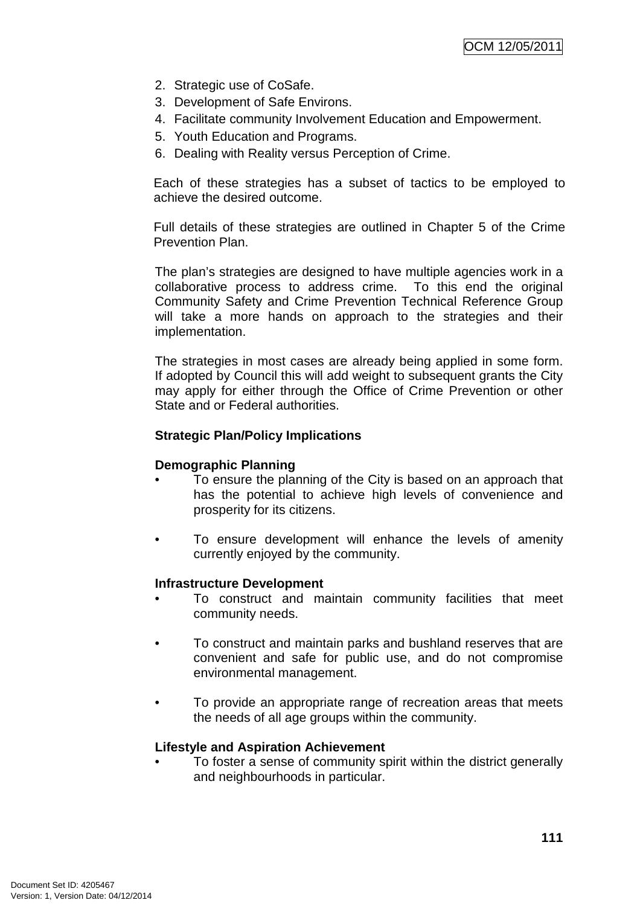2. Strategic use of CoSafe.
3. Development of Safe Environs.
4. Facilitate community Involvement Education and Empowerment.
5. Youth Education and Programs.
6. Dealing with Reality versus Perception of Crime.

Each of these strategies has a subset of tactics to be employed to achieve the desired outcome.

Full details of these strategies are outlined in Chapter 5 of the Crime Prevention Plan.

The plan's strategies are designed to have multiple agencies work in a collaborative process to address crime. To this end the original Community Safety and Crime Prevention Technical Reference Group will take a more hands on approach to the strategies and their implementation.

The strategies in most cases are already being applied in some form. If adopted by Council this will add weight to subsequent grants the City may apply for either through the Office of Crime Prevention or other State and or Federal authorities.

**Strategic Plan/Policy Implications**

**Demographic Planning**

- To ensure the planning of the City is based on an approach that has the potential to achieve high levels of convenience and prosperity for its citizens.

- To ensure development will enhance the levels of amenity currently enjoyed by the community.

**Infrastructure Development**

- To construct and maintain community facilities that meet community needs.

- To construct and maintain parks and bushland reserves that are convenient and safe for public use, and do not compromise environmental management.

- To provide an appropriate range of recreation areas that meets the needs of all age groups within the community.

**Lifestyle and Aspiration Achievement**

- To foster a sense of community spirit within the district generally and neighbourhoods in particular.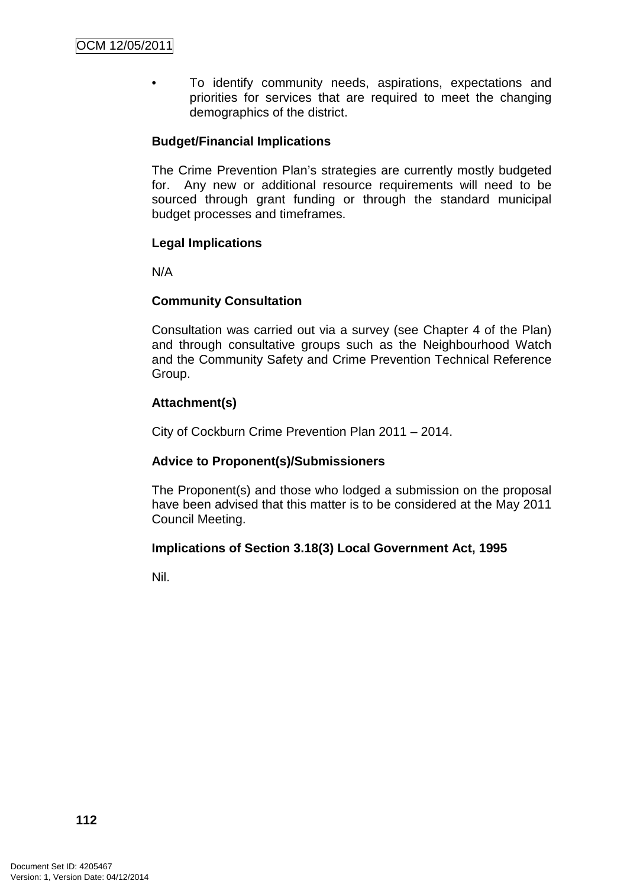- To identify community needs, aspirations, expectations and priorities for services that are required to meet the changing demographics of the district.

**Budget/Financial Implications**

The Crime Prevention Plan's strategies are currently mostly budgeted for. Any new or additional resource requirements will need to be sourced through grant funding or through the standard municipal budget processes and timeframes.

**Legal Implications**

N/A

**Community Consultation**

Consultation was carried out via a survey (see Chapter 4 of the Plan) and through consultative groups such as the Neighbourhood Watch and the Community Safety and Crime Prevention Technical Reference Group.

**Attachment(s)**

City of Cockburn Crime Prevention Plan 2011 – 2014.

**Advice to Proponent(s)/Submissioners**

The Proponent(s) and those who lodged a submission on the proposal have been advised that this matter is to be considered at the May 2011 Council Meeting.

**Implications of Section 3.18(3) Local Government Act, 1995**

Nil.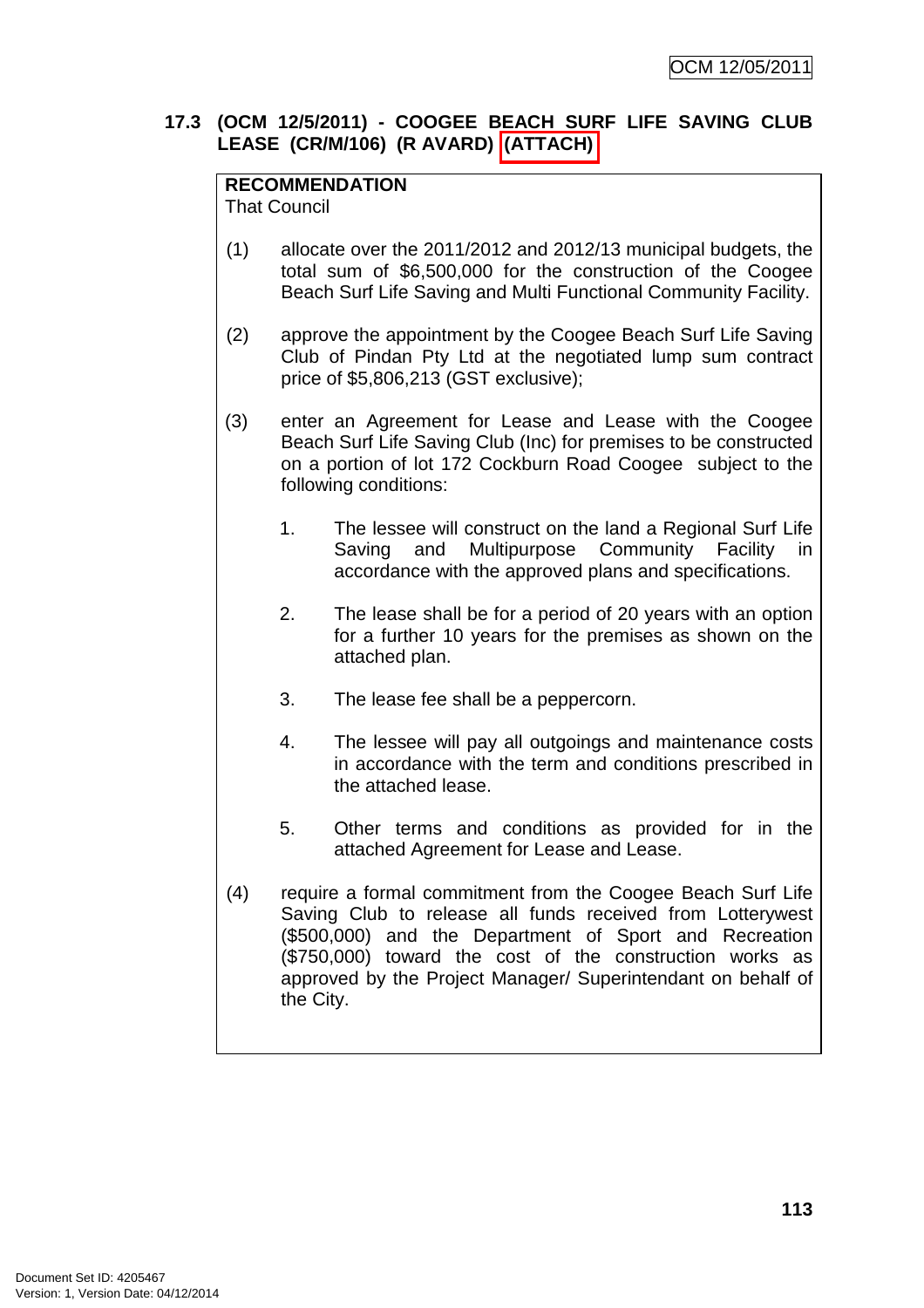### 17.3 (OCM 12/5/2011) - COOGEE BEACH SURF LIFE SAVING CLUB LEASE (CR/M/106) (R AVARD) (ATTACH)

**RECOMMENDATION**
That Council

(1) allocate over the 2011/2012 and 2012/13 municipal budgets, the total sum of $6,500,000 for the construction of the Coogee Beach Surf Life Saving and Multi Functional Community Facility.

(2) approve the appointment by the Coogee Beach Surf Life Saving Club of Pindan Pty Ltd at the negotiated lump sum contract price of $5,806,213 (GST exclusive);

(3) enter an Agreement for Lease and Lease with the Coogee Beach Surf Life Saving Club (Inc) for premises to be constructed on a portion of lot 172 Cockburn Road Coogee subject to the following conditions:

1. The lessee will construct on the land a Regional Surf Life Saving and Multipurpose Community Facility in accordance with the approved plans and specifications.

2. The lease shall be for a period of 20 years with an option for a further 10 years for the premises as shown on the attached plan.

3. The lease fee shall be a peppercorn.

4. The lessee will pay all outgoings and maintenance costs in accordance with the term and conditions prescribed in the attached lease.

5. Other terms and conditions as provided for in the attached Agreement for Lease and Lease.

(4) require a formal commitment from the Coogee Beach Surf Life Saving Club to release all funds received from Lotterywest ($500,000) and the Department of Sport and Recreation ($750,000) toward the cost of the construction works as approved by the Project Manager/ Superintendant on behalf of the City.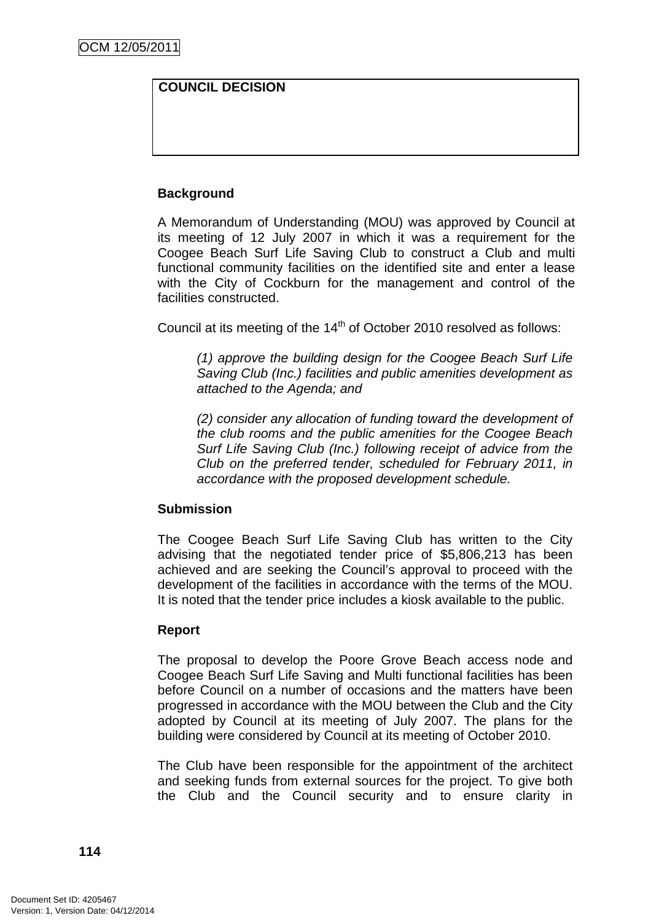**COUNCIL DECISION**

**Background**

A Memorandum of Understanding (MOU) was approved by Council at its meeting of 12 July 2007 in which it was a requirement for the Coogee Beach Surf Life Saving Club to construct a Club and multi functional community facilities on the identified site and enter a lease with the City of Cockburn for the management and control of the facilities constructed.

Council at its meeting of the 14th of October 2010 resolved as follows:

> *(1) approve the building design for the Coogee Beach Surf Life Saving Club (Inc.) facilities and public amenities development as attached to the Agenda; and*
>
> *(2) consider any allocation of funding toward the development of the club rooms and the public amenities for the Coogee Beach Surf Life Saving Club (Inc.) following receipt of advice from the Club on the preferred tender, scheduled for February 2011, in accordance with the proposed development schedule.*

**Submission**

The Coogee Beach Surf Life Saving Club has written to the City advising that the negotiated tender price of $5,806,213 has been achieved and are seeking the Council's approval to proceed with the development of the facilities in accordance with the terms of the MOU. It is noted that the tender price includes a kiosk available to the public.

**Report**

The proposal to develop the Poore Grove Beach access node and Coogee Beach Surf Life Saving and Multi functional facilities has been before Council on a number of occasions and the matters have been progressed in accordance with the MOU between the Club and the City adopted by Council at its meeting of July 2007. The plans for the building were considered by Council at its meeting of October 2010.

The Club have been responsible for the appointment of the architect and seeking funds from external sources for the project. To give both the Club and the Council security and to ensure clarity in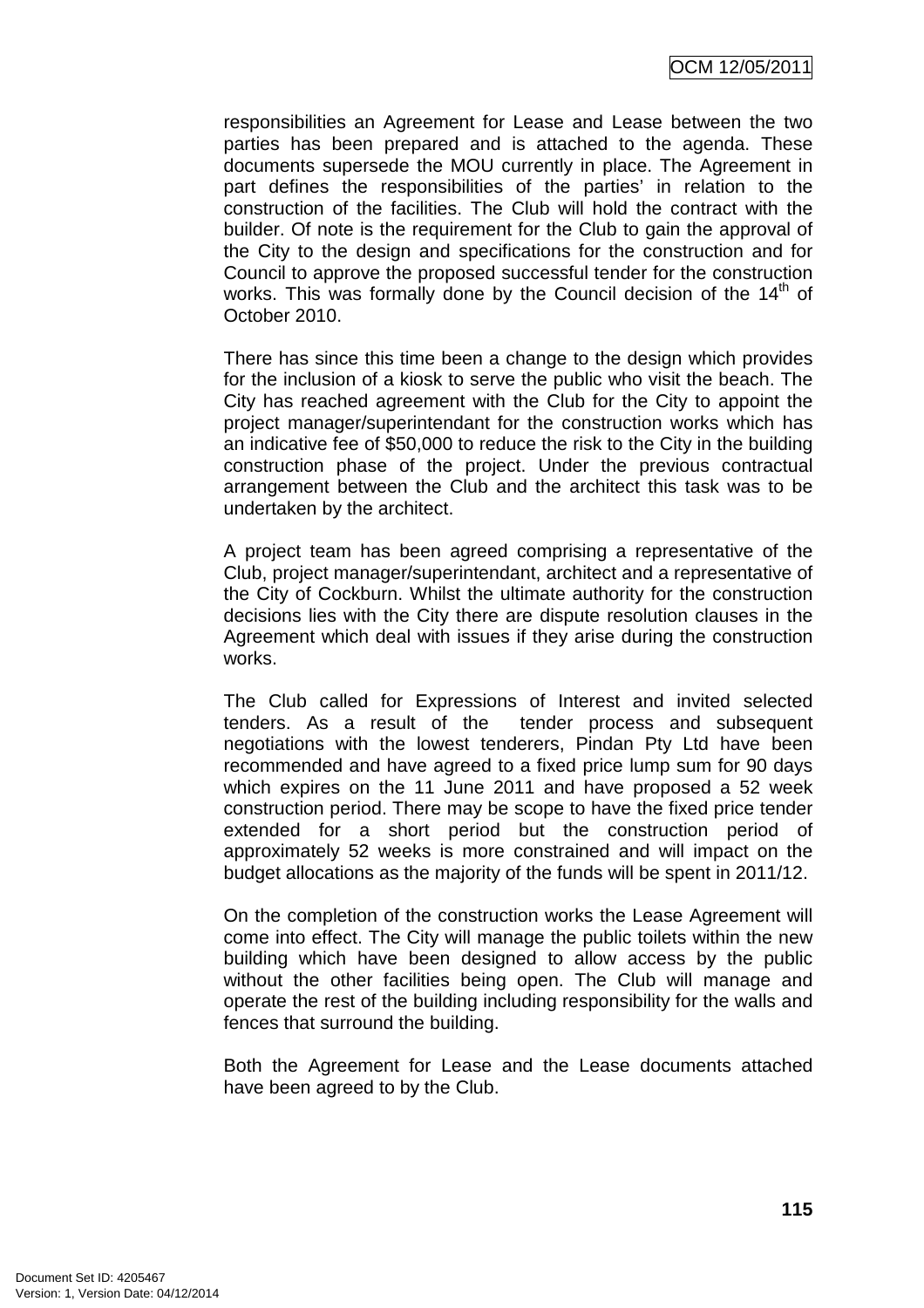responsibilities an Agreement for Lease and Lease between the two parties has been prepared and is attached to the agenda. These documents supersede the MOU currently in place. The Agreement in part defines the responsibilities of the parties' in relation to the construction of the facilities. The Club will hold the contract with the builder. Of note is the requirement for the Club to gain the approval of the City to the design and specifications for the construction and for Council to approve the proposed successful tender for the construction works. This was formally done by the Council decision of the 14th of October 2010.

There has since this time been a change to the design which provides for the inclusion of a kiosk to serve the public who visit the beach. The City has reached agreement with the Club for the City to appoint the project manager/superintendant for the construction works which has an indicative fee of $50,000 to reduce the risk to the City in the building construction phase of the project. Under the previous contractual arrangement between the Club and the architect this task was to be undertaken by the architect.

A project team has been agreed comprising a representative of the Club, project manager/superintendant, architect and a representative of the City of Cockburn. Whilst the ultimate authority for the construction decisions lies with the City there are dispute resolution clauses in the Agreement which deal with issues if they arise during the construction works.

The Club called for Expressions of Interest and invited selected tenders. As a result of the tender process and subsequent negotiations with the lowest tenderers, Pindan Pty Ltd have been recommended and have agreed to a fixed price lump sum for 90 days which expires on the 11 June 2011 and have proposed a 52 week construction period. There may be scope to have the fixed price tender extended for a short period but the construction period of approximately 52 weeks is more constrained and will impact on the budget allocations as the majority of the funds will be spent in 2011/12.

On the completion of the construction works the Lease Agreement will come into effect. The City will manage the public toilets within the new building which have been designed to allow access by the public without the other facilities being open. The Club will manage and operate the rest of the building including responsibility for the walls and fences that surround the building.

Both the Agreement for Lease and the Lease documents attached have been agreed to by the Club.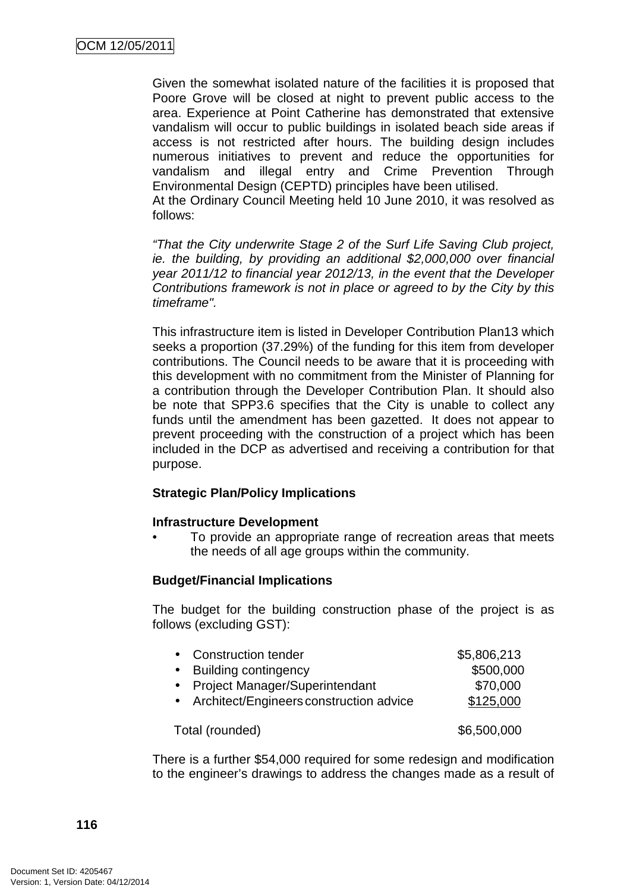Given the somewhat isolated nature of the facilities it is proposed that Poore Grove will be closed at night to prevent public access to the area. Experience at Point Catherine has demonstrated that extensive vandalism will occur to public buildings in isolated beach side areas if access is not restricted after hours. The building design includes numerous initiatives to prevent and reduce the opportunities for vandalism and illegal entry and Crime Prevention Through Environmental Design (CEPTD) principles have been utilised.
At the Ordinary Council Meeting held 10 June 2010, it was resolved as follows:

*"That the City underwrite Stage 2 of the Surf Life Saving Club project, ie. the building, by providing an additional $2,000,000 over financial year 2011/12 to financial year 2012/13, in the event that the Developer Contributions framework is not in place or agreed to by the City by this timeframe".*

This infrastructure item is listed in Developer Contribution Plan13 which seeks a proportion (37.29%) of the funding for this item from developer contributions. The Council needs to be aware that it is proceeding with this development with no commitment from the Minister of Planning for a contribution through the Developer Contribution Plan. It should also be note that SPP3.6 specifies that the City is unable to collect any funds until the amendment has been gazetted. It does not appear to prevent proceeding with the construction of a project which has been included in the DCP as advertised and receiving a contribution for that purpose.

**Strategic Plan/Policy Implications**

**Infrastructure Development**

- To provide an appropriate range of recreation areas that meets the needs of all age groups within the community.

**Budget/Financial Implications**

The budget for the building construction phase of the project is as follows (excluding GST):

| | |
|---|---|
| • Construction tender | $5,806,213 |
| • Building contingency | $500,000 |
| • Project Manager/Superintendant | $70,000 |
| • Architect/Engineers construction advice | $125,000 |
| Total (rounded) | $6,500,000 |

There is a further $54,000 required for some redesign and modification to the engineer's drawings to address the changes made as a result of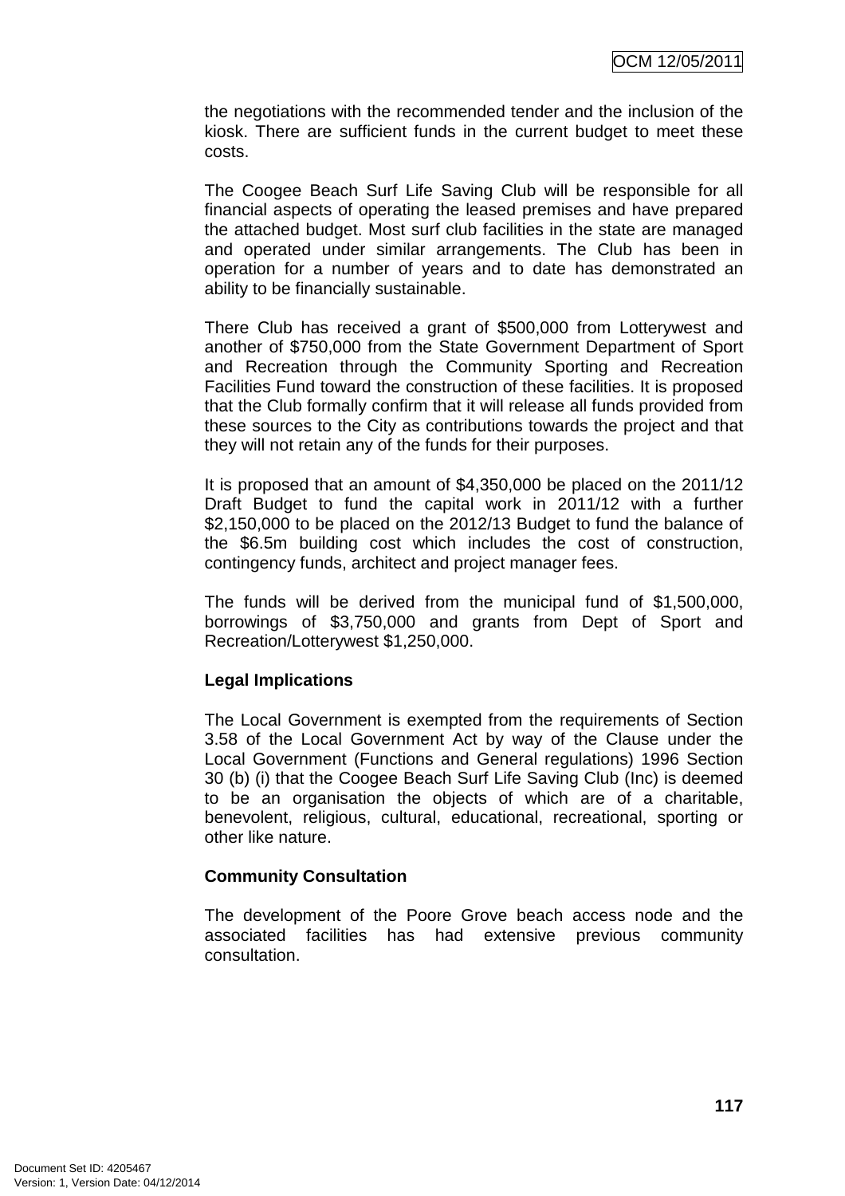the negotiations with the recommended tender and the inclusion of the kiosk. There are sufficient funds in the current budget to meet these costs.

The Coogee Beach Surf Life Saving Club will be responsible for all financial aspects of operating the leased premises and have prepared the attached budget. Most surf club facilities in the state are managed and operated under similar arrangements. The Club has been in operation for a number of years and to date has demonstrated an ability to be financially sustainable.

There Club has received a grant of $500,000 from Lotterywest and another of $750,000 from the State Government Department of Sport and Recreation through the Community Sporting and Recreation Facilities Fund toward the construction of these facilities. It is proposed that the Club formally confirm that it will release all funds provided from these sources to the City as contributions towards the project and that they will not retain any of the funds for their purposes.

It is proposed that an amount of $4,350,000 be placed on the 2011/12 Draft Budget to fund the capital work in 2011/12 with a further $2,150,000 to be placed on the 2012/13 Budget to fund the balance of the $6.5m building cost which includes the cost of construction, contingency funds, architect and project manager fees.

The funds will be derived from the municipal fund of $1,500,000, borrowings of $3,750,000 and grants from Dept of Sport and Recreation/Lotterywest $1,250,000.

**Legal Implications**

The Local Government is exempted from the requirements of Section 3.58 of the Local Government Act by way of the Clause under the Local Government (Functions and General regulations) 1996 Section 30 (b) (i) that the Coogee Beach Surf Life Saving Club (Inc) is deemed to be an organisation the objects of which are of a charitable, benevolent, religious, cultural, educational, recreational, sporting or other like nature.

**Community Consultation**

The development of the Poore Grove beach access node and the associated facilities has had extensive previous community consultation.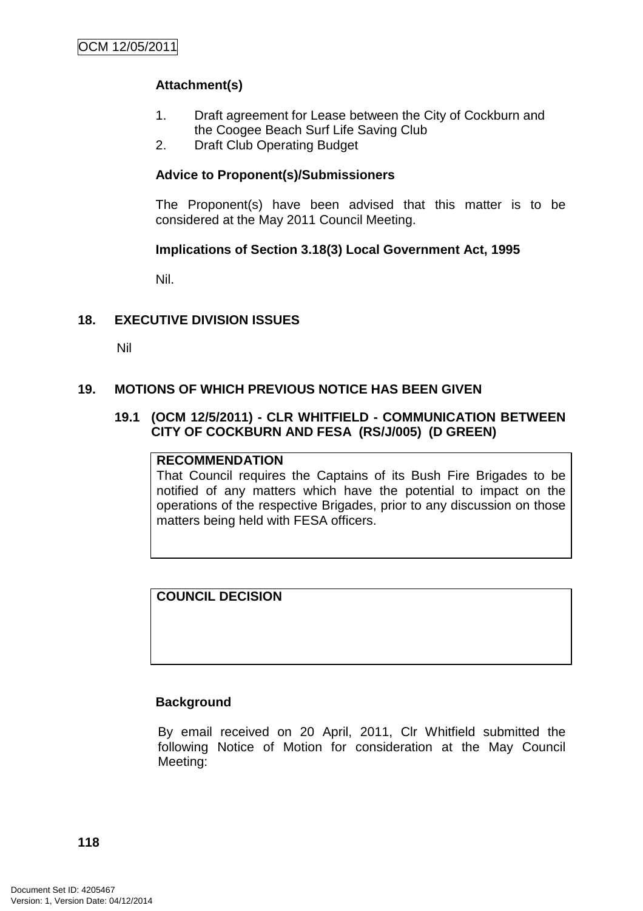**Attachment(s)**

1. Draft agreement for Lease between the City of Cockburn and the Coogee Beach Surf Life Saving Club
2. Draft Club Operating Budget

**Advice to Proponent(s)/Submissioners**

The Proponent(s) have been advised that this matter is to be considered at the May 2011 Council Meeting.

**Implications of Section 3.18(3) Local Government Act, 1995**

Nil.

## 18. EXECUTIVE DIVISION ISSUES

Nil

## 19. MOTIONS OF WHICH PREVIOUS NOTICE HAS BEEN GIVEN

### 19.1 (OCM 12/5/2011) - CLR WHITFIELD - COMMUNICATION BETWEEN CITY OF COCKBURN AND FESA (RS/J/005) (D GREEN)

| **RECOMMENDATION** |
|---|
| That Council requires the Captains of its Bush Fire Brigades to be notified of any matters which have the potential to impact on the operations of the respective Brigades, prior to any discussion on those matters being held with FESA officers. |

| **COUNCIL DECISION** |
|---|
| |

**Background**

By email received on 20 April, 2011, Clr Whitfield submitted the following Notice of Motion for consideration at the May Council Meeting: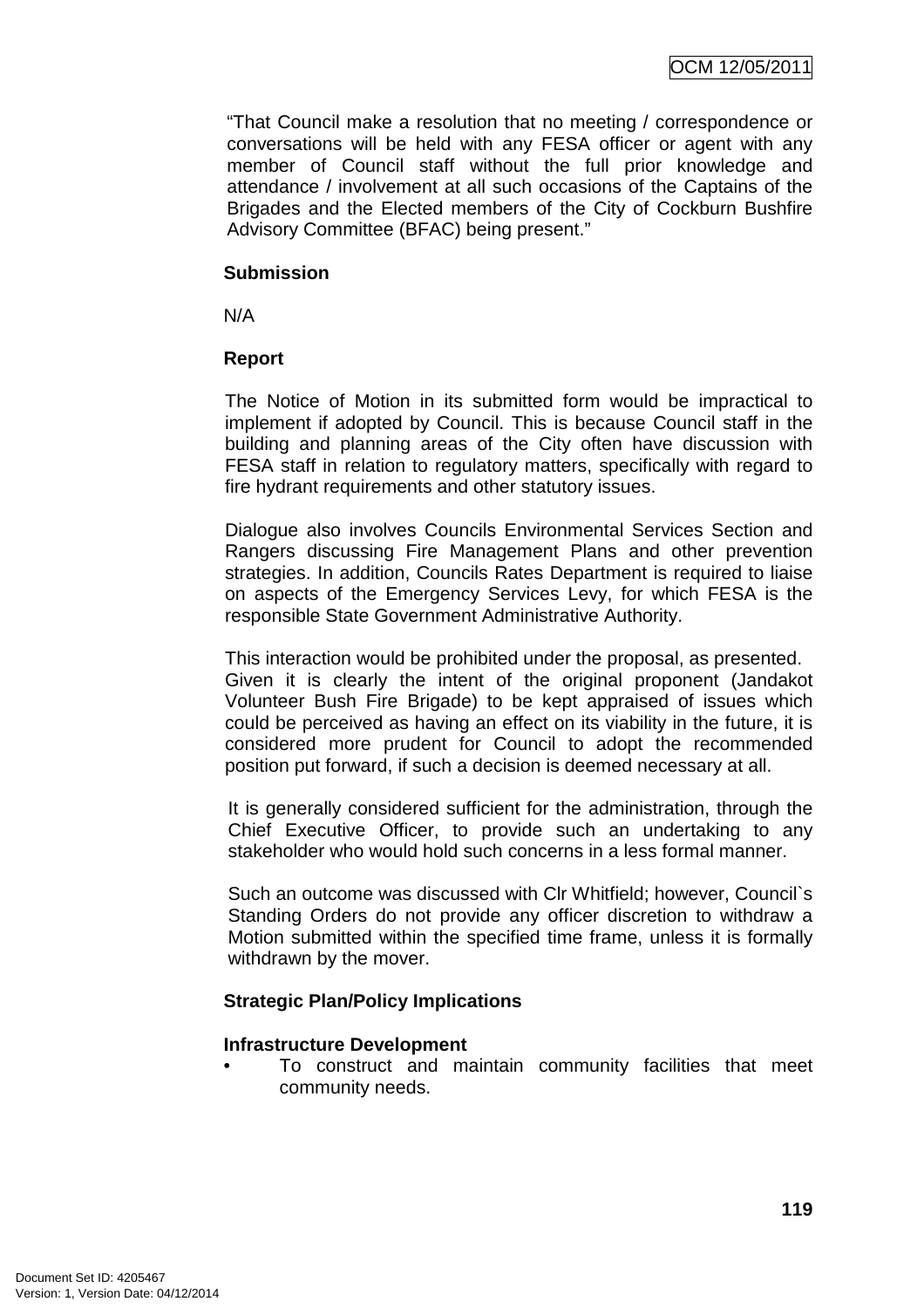"That Council make a resolution that no meeting / correspondence or conversations will be held with any FESA officer or agent with any member of Council staff without the full prior knowledge and attendance / involvement at all such occasions of the Captains of the Brigades and the Elected members of the City of Cockburn Bushfire Advisory Committee (BFAC) being present."

**Submission**

N/A

**Report**

The Notice of Motion in its submitted form would be impractical to implement if adopted by Council. This is because Council staff in the building and planning areas of the City often have discussion with FESA staff in relation to regulatory matters, specifically with regard to fire hydrant requirements and other statutory issues.

Dialogue also involves Councils Environmental Services Section and Rangers discussing Fire Management Plans and other prevention strategies. In addition, Councils Rates Department is required to liaise on aspects of the Emergency Services Levy, for which FESA is the responsible State Government Administrative Authority.

This interaction would be prohibited under the proposal, as presented. Given it is clearly the intent of the original proponent (Jandakot Volunteer Bush Fire Brigade) to be kept appraised of issues which could be perceived as having an effect on its viability in the future, it is considered more prudent for Council to adopt the recommended position put forward, if such a decision is deemed necessary at all.

It is generally considered sufficient for the administration, through the Chief Executive Officer, to provide such an undertaking to any stakeholder who would hold such concerns in a less formal manner.

Such an outcome was discussed with Clr Whitfield; however, Council`s Standing Orders do not provide any officer discretion to withdraw a Motion submitted within the specified time frame, unless it is formally withdrawn by the mover.

**Strategic Plan/Policy Implications**

**Infrastructure Development**

- To construct and maintain community facilities that meet community needs.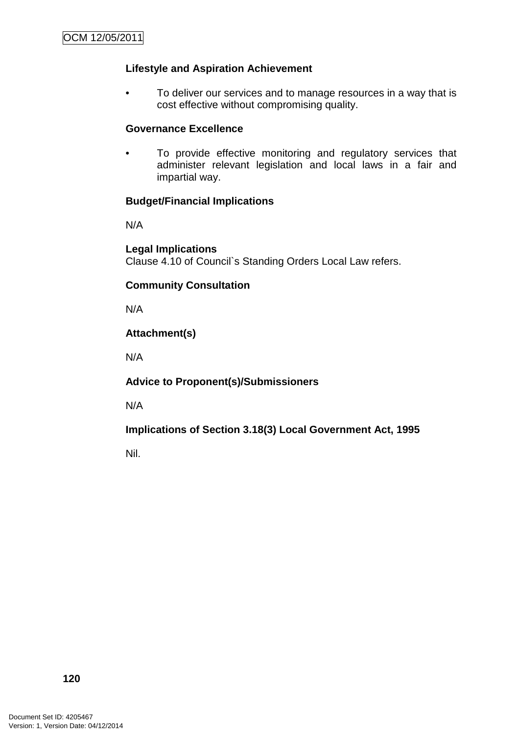**Lifestyle and Aspiration Achievement**

- To deliver our services and to manage resources in a way that is cost effective without compromising quality.

**Governance Excellence**

- To provide effective monitoring and regulatory services that administer relevant legislation and local laws in a fair and impartial way.

**Budget/Financial Implications**

N/A

**Legal Implications**

Clause 4.10 of Council`s Standing Orders Local Law refers.

**Community Consultation**

N/A

**Attachment(s)**

N/A

**Advice to Proponent(s)/Submissioners**

N/A

**Implications of Section 3.18(3) Local Government Act, 1995**

Nil.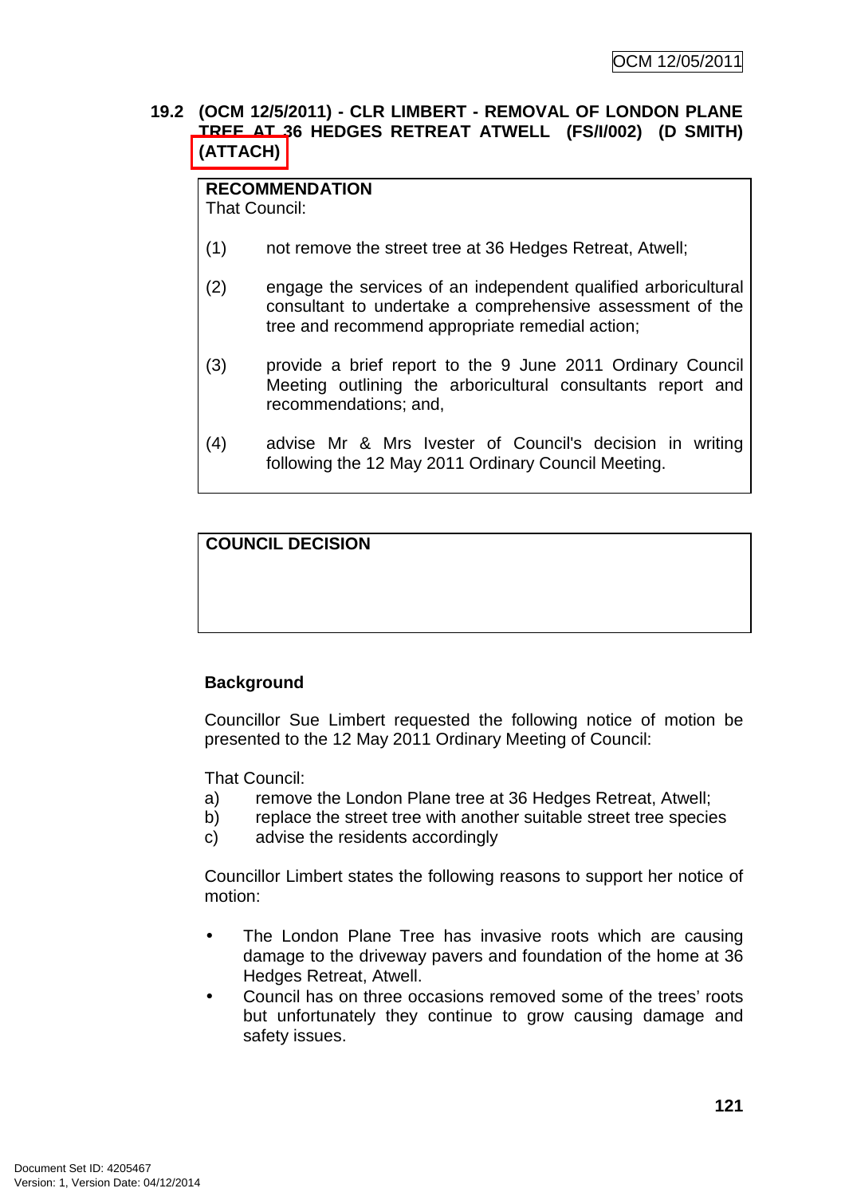## 19.2 (OCM 12/5/2011) - CLR LIMBERT - REMOVAL OF LONDON PLANE TREE AT 36 HEDGES RETREAT ATWELL (FS/I/002) (D SMITH) (ATTACH)

**RECOMMENDATION**
That Council:

(1) not remove the street tree at 36 Hedges Retreat, Atwell;

(2) engage the services of an independent qualified arboricultural consultant to undertake a comprehensive assessment of the tree and recommend appropriate remedial action;

(3) provide a brief report to the 9 June 2011 Ordinary Council Meeting outlining the arboricultural consultants report and recommendations; and,

(4) advise Mr & Mrs Ivester of Council's decision in writing following the 12 May 2011 Ordinary Council Meeting.

**COUNCIL DECISION**

### Background

Councillor Sue Limbert requested the following notice of motion be presented to the 12 May 2011 Ordinary Meeting of Council:

That Council:

a) remove the London Plane tree at 36 Hedges Retreat, Atwell;
b) replace the street tree with another suitable street tree species
c) advise the residents accordingly

Councillor Limbert states the following reasons to support her notice of motion:

- The London Plane Tree has invasive roots which are causing damage to the driveway pavers and foundation of the home at 36 Hedges Retreat, Atwell.
- Council has on three occasions removed some of the trees' roots but unfortunately they continue to grow causing damage and safety issues.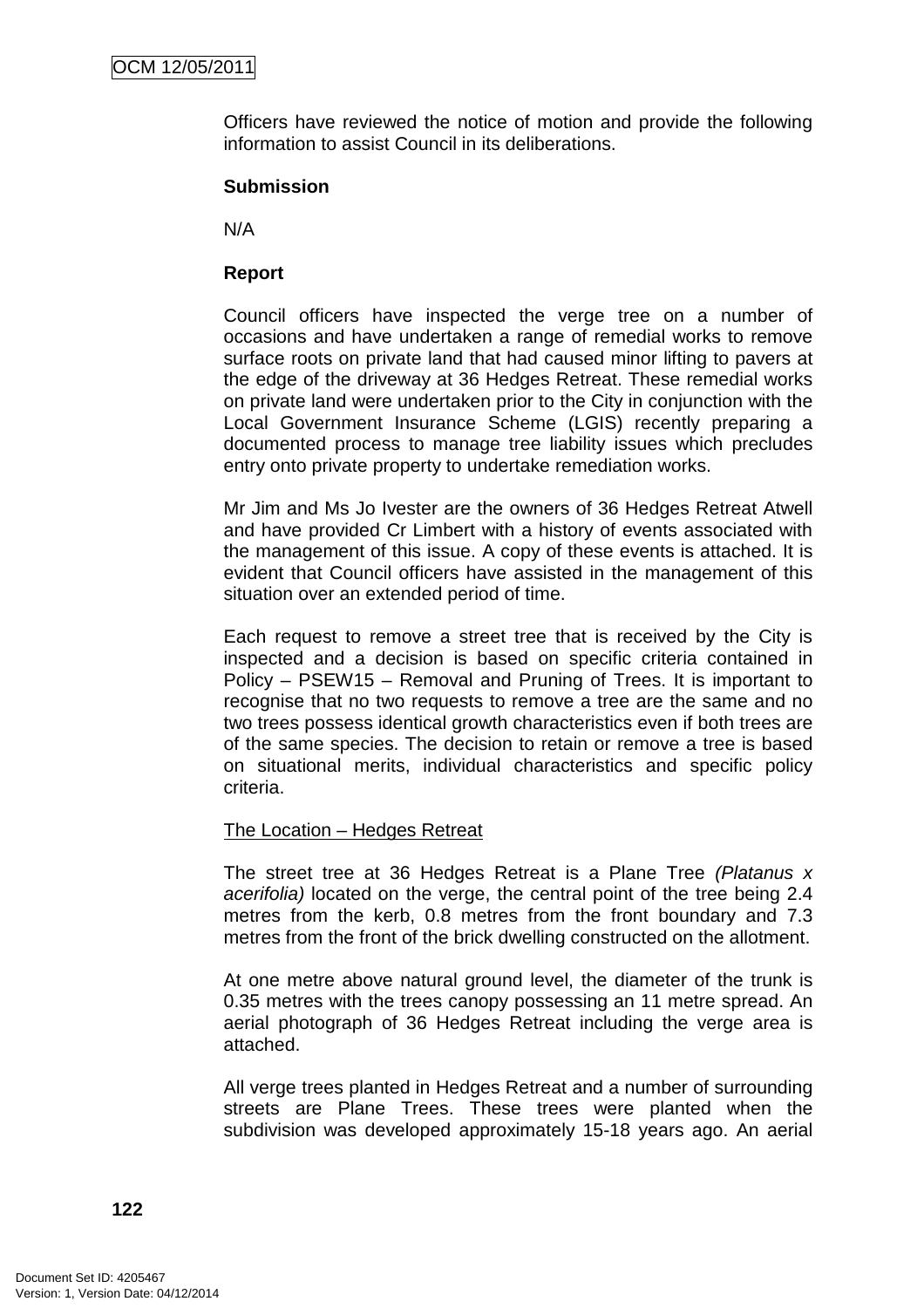Officers have reviewed the notice of motion and provide the following information to assist Council in its deliberations.

**Submission**

N/A

**Report**

Council officers have inspected the verge tree on a number of occasions and have undertaken a range of remedial works to remove surface roots on private land that had caused minor lifting to pavers at the edge of the driveway at 36 Hedges Retreat. These remedial works on private land were undertaken prior to the City in conjunction with the Local Government Insurance Scheme (LGIS) recently preparing a documented process to manage tree liability issues which precludes entry onto private property to undertake remediation works.

Mr Jim and Ms Jo Ivester are the owners of 36 Hedges Retreat Atwell and have provided Cr Limbert with a history of events associated with the management of this issue. A copy of these events is attached. It is evident that Council officers have assisted in the management of this situation over an extended period of time.

Each request to remove a street tree that is received by the City is inspected and a decision is based on specific criteria contained in Policy – PSEW15 – Removal and Pruning of Trees. It is important to recognise that no two requests to remove a tree are the same and no two trees possess identical growth characteristics even if both trees are of the same species. The decision to retain or remove a tree is based on situational merits, individual characteristics and specific policy criteria.

<u>The Location – Hedges Retreat</u>

The street tree at 36 Hedges Retreat is a Plane Tree *(Platanus x acerifolia)* located on the verge, the central point of the tree being 2.4 metres from the kerb, 0.8 metres from the front boundary and 7.3 metres from the front of the brick dwelling constructed on the allotment.

At one metre above natural ground level, the diameter of the trunk is 0.35 metres with the trees canopy possessing an 11 metre spread. An aerial photograph of 36 Hedges Retreat including the verge area is attached.

All verge trees planted in Hedges Retreat and a number of surrounding streets are Plane Trees. These trees were planted when the subdivision was developed approximately 15-18 years ago. An aerial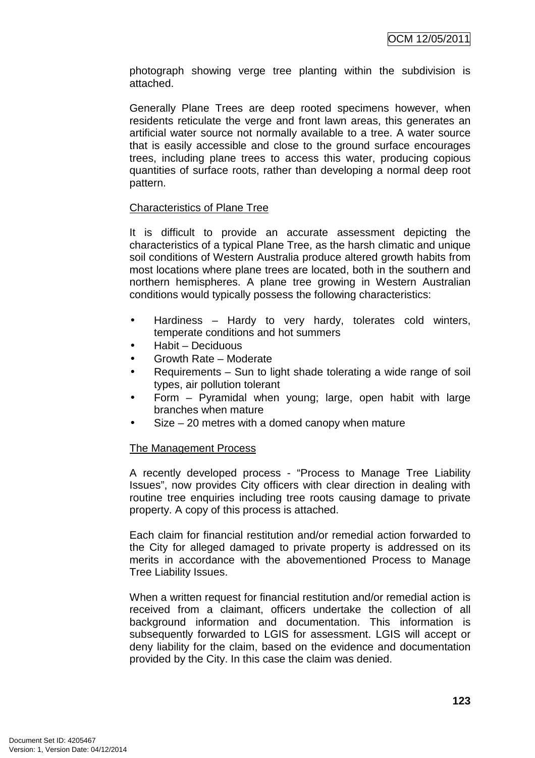photograph showing verge tree planting within the subdivision is attached.

Generally Plane Trees are deep rooted specimens however, when residents reticulate the verge and front lawn areas, this generates an artificial water source not normally available to a tree. A water source that is easily accessible and close to the ground surface encourages trees, including plane trees to access this water, producing copious quantities of surface roots, rather than developing a normal deep root pattern.

<u>Characteristics of Plane Tree</u>

It is difficult to provide an accurate assessment depicting the characteristics of a typical Plane Tree, as the harsh climatic and unique soil conditions of Western Australia produce altered growth habits from most locations where plane trees are located, both in the southern and northern hemispheres. A plane tree growing in Western Australian conditions would typically possess the following characteristics:

- Hardiness – Hardy to very hardy, tolerates cold winters, temperate conditions and hot summers
- Habit – Deciduous
- Growth Rate – Moderate
- Requirements – Sun to light shade tolerating a wide range of soil types, air pollution tolerant
- Form – Pyramidal when young; large, open habit with large branches when mature
- Size – 20 metres with a domed canopy when mature

<u>The Management Process</u>

A recently developed process - "Process to Manage Tree Liability Issues", now provides City officers with clear direction in dealing with routine tree enquiries including tree roots causing damage to private property. A copy of this process is attached.

Each claim for financial restitution and/or remedial action forwarded to the City for alleged damaged to private property is addressed on its merits in accordance with the abovementioned Process to Manage Tree Liability Issues.

When a written request for financial restitution and/or remedial action is received from a claimant, officers undertake the collection of all background information and documentation. This information is subsequently forwarded to LGIS for assessment. LGIS will accept or deny liability for the claim, based on the evidence and documentation provided by the City. In this case the claim was denied.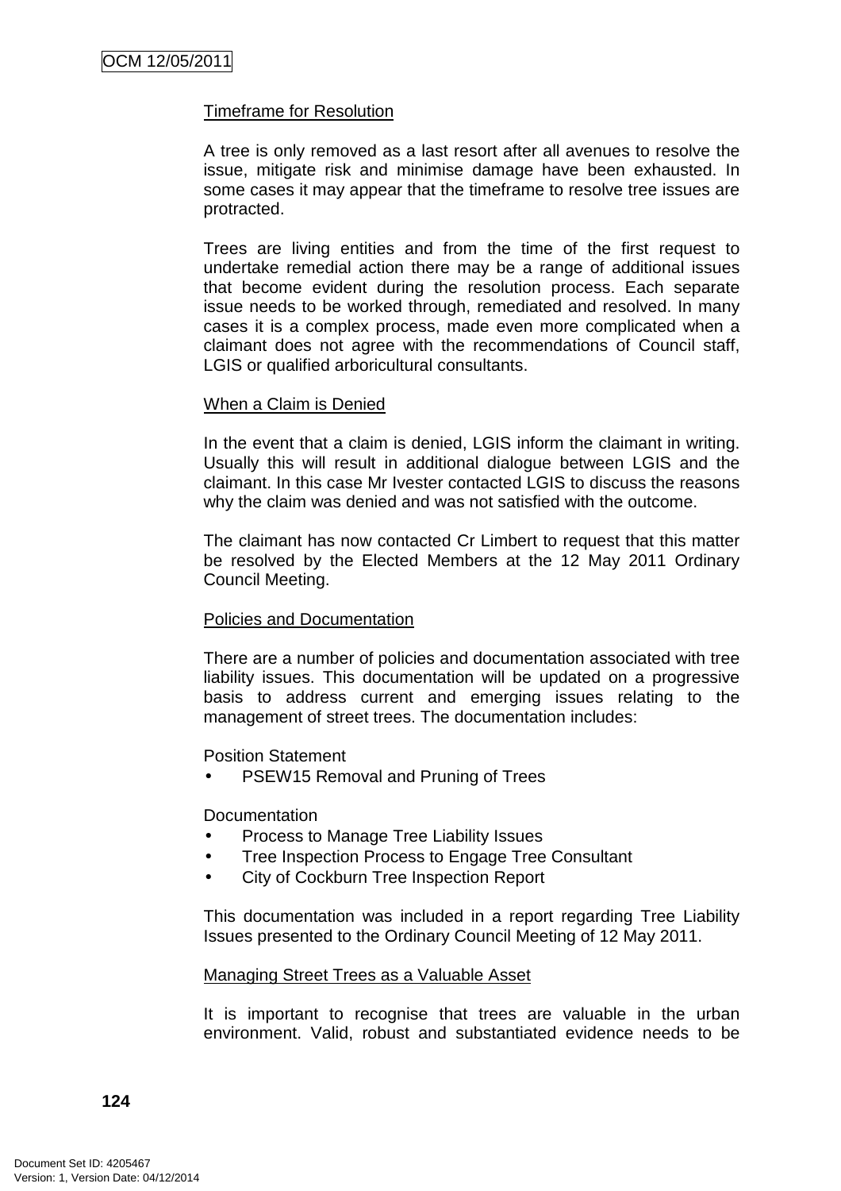Timeframe for Resolution

A tree is only removed as a last resort after all avenues to resolve the issue, mitigate risk and minimise damage have been exhausted. In some cases it may appear that the timeframe to resolve tree issues are protracted.

Trees are living entities and from the time of the first request to undertake remedial action there may be a range of additional issues that become evident during the resolution process. Each separate issue needs to be worked through, remediated and resolved. In many cases it is a complex process, made even more complicated when a claimant does not agree with the recommendations of Council staff, LGIS or qualified arboricultural consultants.

When a Claim is Denied

In the event that a claim is denied, LGIS inform the claimant in writing. Usually this will result in additional dialogue between LGIS and the claimant. In this case Mr Ivester contacted LGIS to discuss the reasons why the claim was denied and was not satisfied with the outcome.

The claimant has now contacted Cr Limbert to request that this matter be resolved by the Elected Members at the 12 May 2011 Ordinary Council Meeting.

Policies and Documentation

There are a number of policies and documentation associated with tree liability issues. This documentation will be updated on a progressive basis to address current and emerging issues relating to the management of street trees. The documentation includes:

Position Statement

- PSEW15 Removal and Pruning of Trees

Documentation

- Process to Manage Tree Liability Issues
- Tree Inspection Process to Engage Tree Consultant
- City of Cockburn Tree Inspection Report

This documentation was included in a report regarding Tree Liability Issues presented to the Ordinary Council Meeting of 12 May 2011.

Managing Street Trees as a Valuable Asset

It is important to recognise that trees are valuable in the urban environment. Valid, robust and substantiated evidence needs to be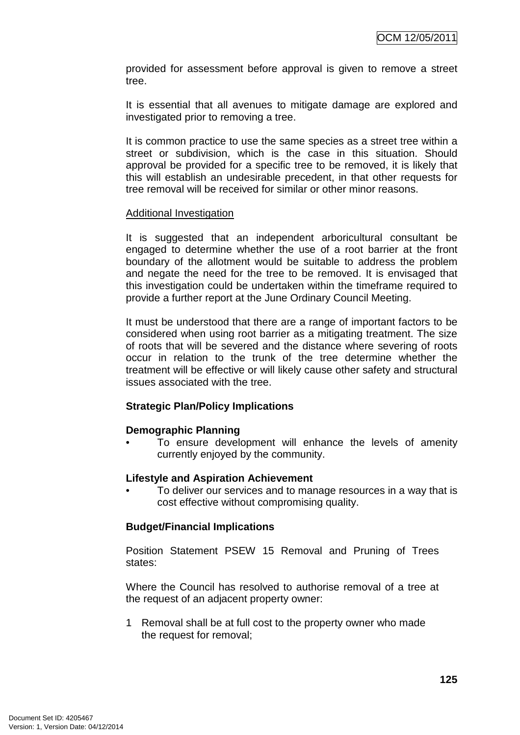provided for assessment before approval is given to remove a street tree.

It is essential that all avenues to mitigate damage are explored and investigated prior to removing a tree.

It is common practice to use the same species as a street tree within a street or subdivision, which is the case in this situation. Should approval be provided for a specific tree to be removed, it is likely that this will establish an undesirable precedent, in that other requests for tree removal will be received for similar or other minor reasons.

Additional Investigation

It is suggested that an independent arboricultural consultant be engaged to determine whether the use of a root barrier at the front boundary of the allotment would be suitable to address the problem and negate the need for the tree to be removed. It is envisaged that this investigation could be undertaken within the timeframe required to provide a further report at the June Ordinary Council Meeting.

It must be understood that there are a range of important factors to be considered when using root barrier as a mitigating treatment. The size of roots that will be severed and the distance where severing of roots occur in relation to the trunk of the tree determine whether the treatment will be effective or will likely cause other safety and structural issues associated with the tree.

**Strategic Plan/Policy Implications**

**Demographic Planning**

- To ensure development will enhance the levels of amenity currently enjoyed by the community.

**Lifestyle and Aspiration Achievement**

- To deliver our services and to manage resources in a way that is cost effective without compromising quality.

**Budget/Financial Implications**

Position Statement PSEW 15 Removal and Pruning of Trees states:

Where the Council has resolved to authorise removal of a tree at the request of an adjacent property owner:

1 Removal shall be at full cost to the property owner who made the request for removal;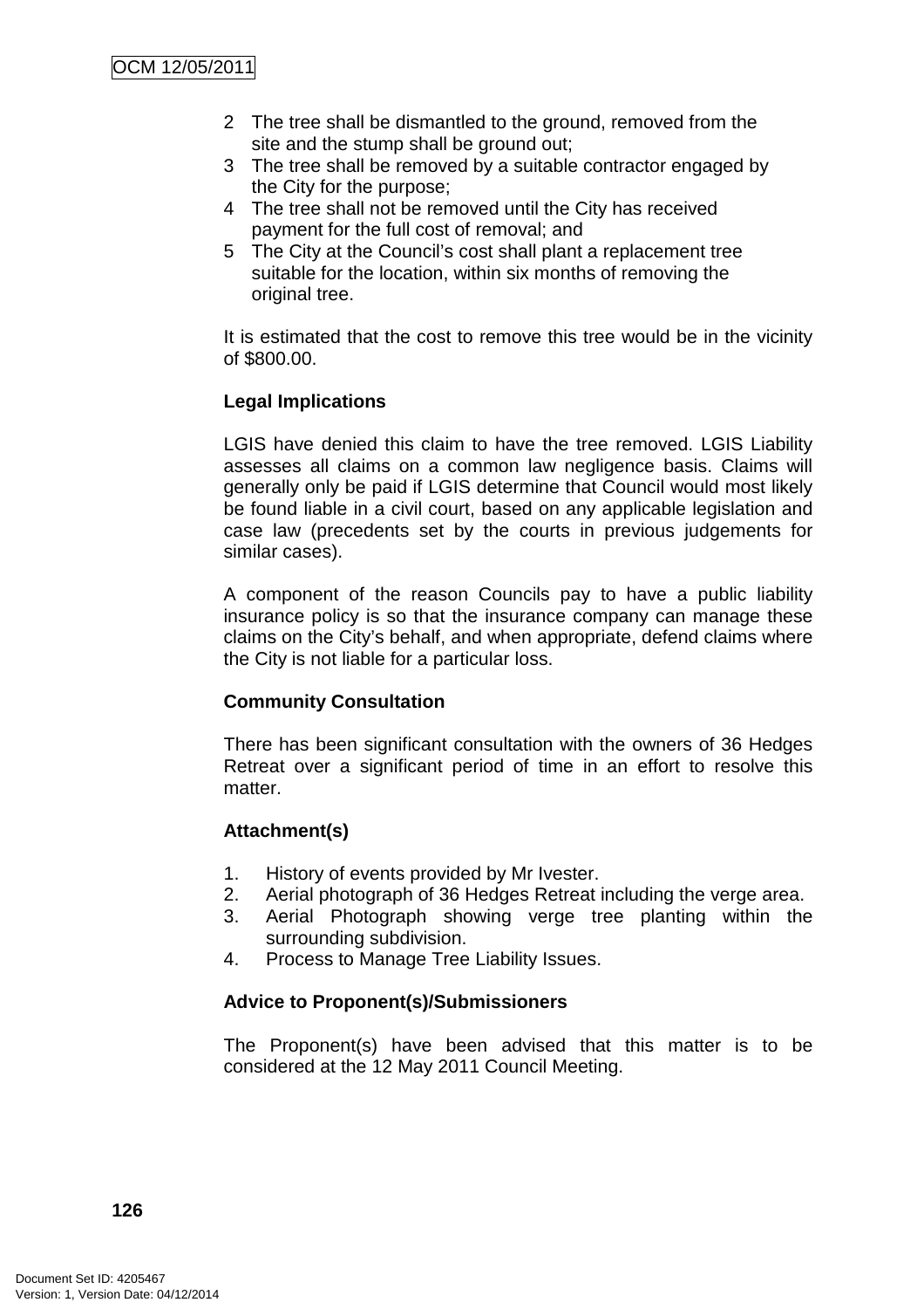2 The tree shall be dismantled to the ground, removed from the site and the stump shall be ground out;
3 The tree shall be removed by a suitable contractor engaged by the City for the purpose;
4 The tree shall not be removed until the City has received payment for the full cost of removal; and
5 The City at the Council's cost shall plant a replacement tree suitable for the location, within six months of removing the original tree.

It is estimated that the cost to remove this tree would be in the vicinity of $800.00.

**Legal Implications**

LGIS have denied this claim to have the tree removed. LGIS Liability assesses all claims on a common law negligence basis. Claims will generally only be paid if LGIS determine that Council would most likely be found liable in a civil court, based on any applicable legislation and case law (precedents set by the courts in previous judgements for similar cases).

A component of the reason Councils pay to have a public liability insurance policy is so that the insurance company can manage these claims on the City's behalf, and when appropriate, defend claims where the City is not liable for a particular loss.

**Community Consultation**

There has been significant consultation with the owners of 36 Hedges Retreat over a significant period of time in an effort to resolve this matter.

**Attachment(s)**

1. History of events provided by Mr Ivester.
2. Aerial photograph of 36 Hedges Retreat including the verge area.
3. Aerial Photograph showing verge tree planting within the surrounding subdivision.
4. Process to Manage Tree Liability Issues.

**Advice to Proponent(s)/Submissioners**

The Proponent(s) have been advised that this matter is to be considered at the 12 May 2011 Council Meeting.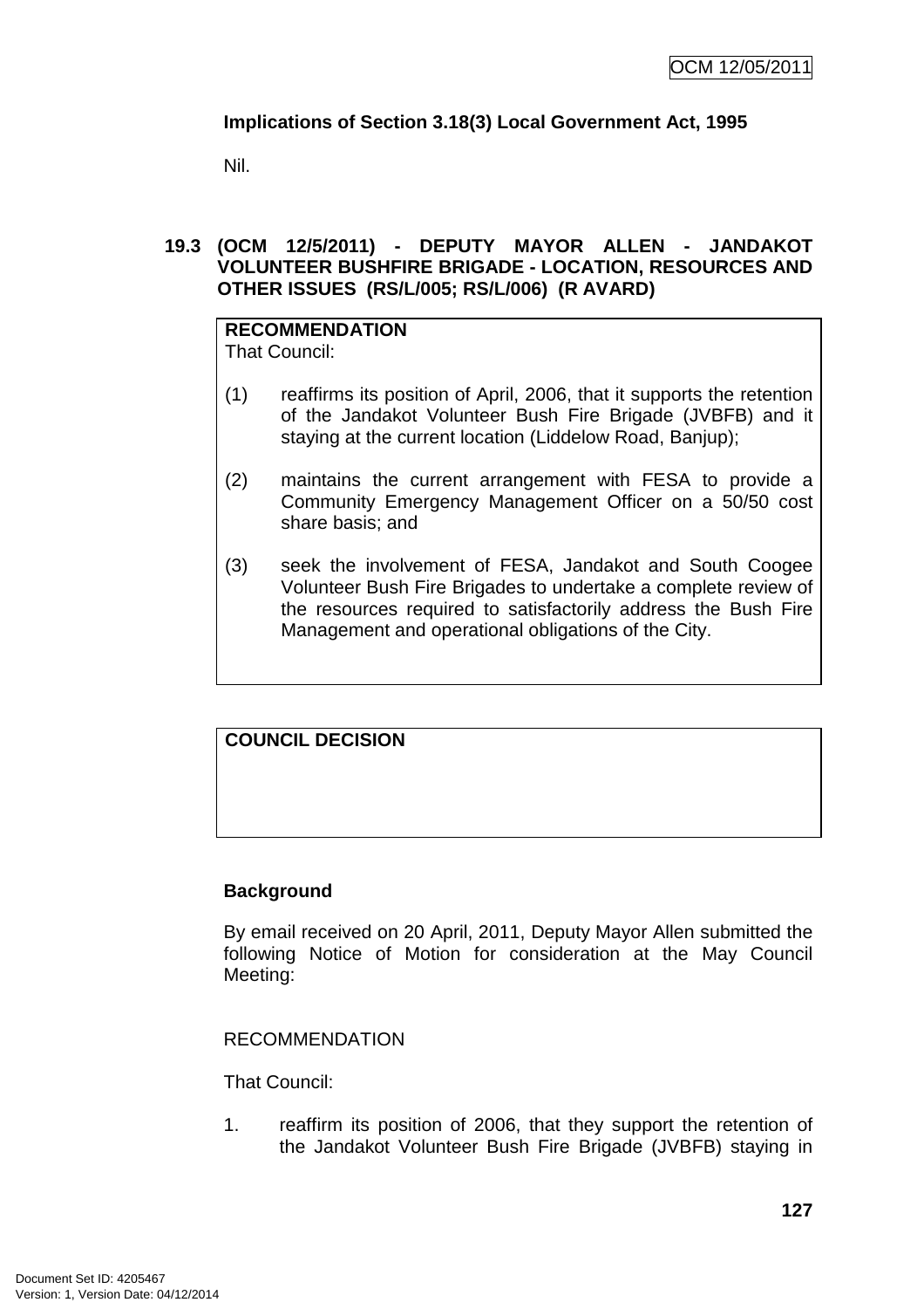**Implications of Section 3.18(3) Local Government Act, 1995**

Nil.

## 19.3 (OCM 12/5/2011) - DEPUTY MAYOR ALLEN - JANDAKOT VOLUNTEER BUSHFIRE BRIGADE - LOCATION, RESOURCES AND OTHER ISSUES (RS/L/005; RS/L/006) (R AVARD)

**RECOMMENDATION**

That Council:

(1) reaffirms its position of April, 2006, that it supports the retention of the Jandakot Volunteer Bush Fire Brigade (JVBFB) and it staying at the current location (Liddelow Road, Banjup);

(2) maintains the current arrangement with FESA to provide a Community Emergency Management Officer on a 50/50 cost share basis; and

(3) seek the involvement of FESA, Jandakot and South Coogee Volunteer Bush Fire Brigades to undertake a complete review of the resources required to satisfactorily address the Bush Fire Management and operational obligations of the City.

**COUNCIL DECISION**

**Background**

By email received on 20 April, 2011, Deputy Mayor Allen submitted the following Notice of Motion for consideration at the May Council Meeting:

RECOMMENDATION

That Council:

1. reaffirm its position of 2006, that they support the retention of the Jandakot Volunteer Bush Fire Brigade (JVBFB) staying in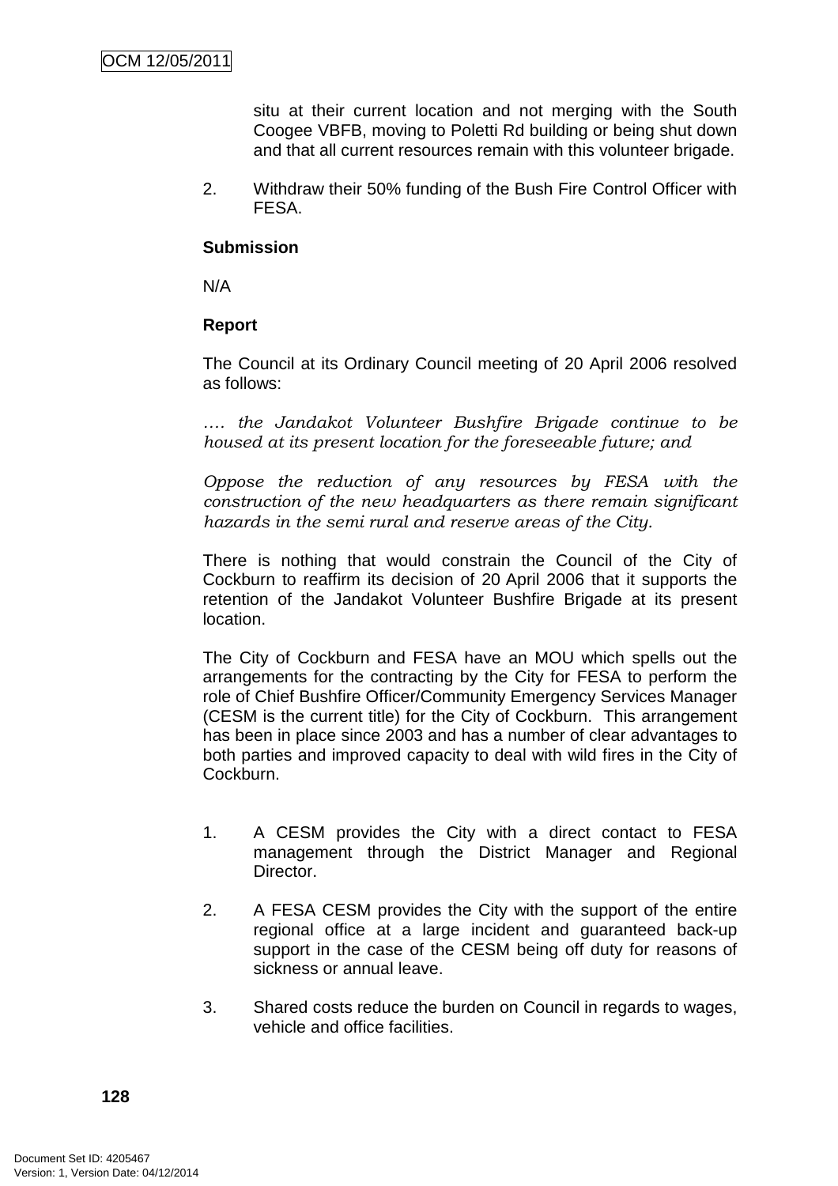situ at their current location and not merging with the South Coogee VBFB, moving to Poletti Rd building or being shut down and that all current resources remain with this volunteer brigade.

2. Withdraw their 50% funding of the Bush Fire Control Officer with FESA.

**Submission**

N/A

**Report**

The Council at its Ordinary Council meeting of 20 April 2006 resolved as follows:

*…. the Jandakot Volunteer Bushfire Brigade continue to be housed at its present location for the foreseeable future; and*

*Oppose the reduction of any resources by FESA with the construction of the new headquarters as there remain significant hazards in the semi rural and reserve areas of the City.*

There is nothing that would constrain the Council of the City of Cockburn to reaffirm its decision of 20 April 2006 that it supports the retention of the Jandakot Volunteer Bushfire Brigade at its present location.

The City of Cockburn and FESA have an MOU which spells out the arrangements for the contracting by the City for FESA to perform the role of Chief Bushfire Officer/Community Emergency Services Manager (CESM is the current title) for the City of Cockburn. This arrangement has been in place since 2003 and has a number of clear advantages to both parties and improved capacity to deal with wild fires in the City of Cockburn.

1. A CESM provides the City with a direct contact to FESA management through the District Manager and Regional Director.

2. A FESA CESM provides the City with the support of the entire regional office at a large incident and guaranteed back-up support in the case of the CESM being off duty for reasons of sickness or annual leave.

3. Shared costs reduce the burden on Council in regards to wages, vehicle and office facilities.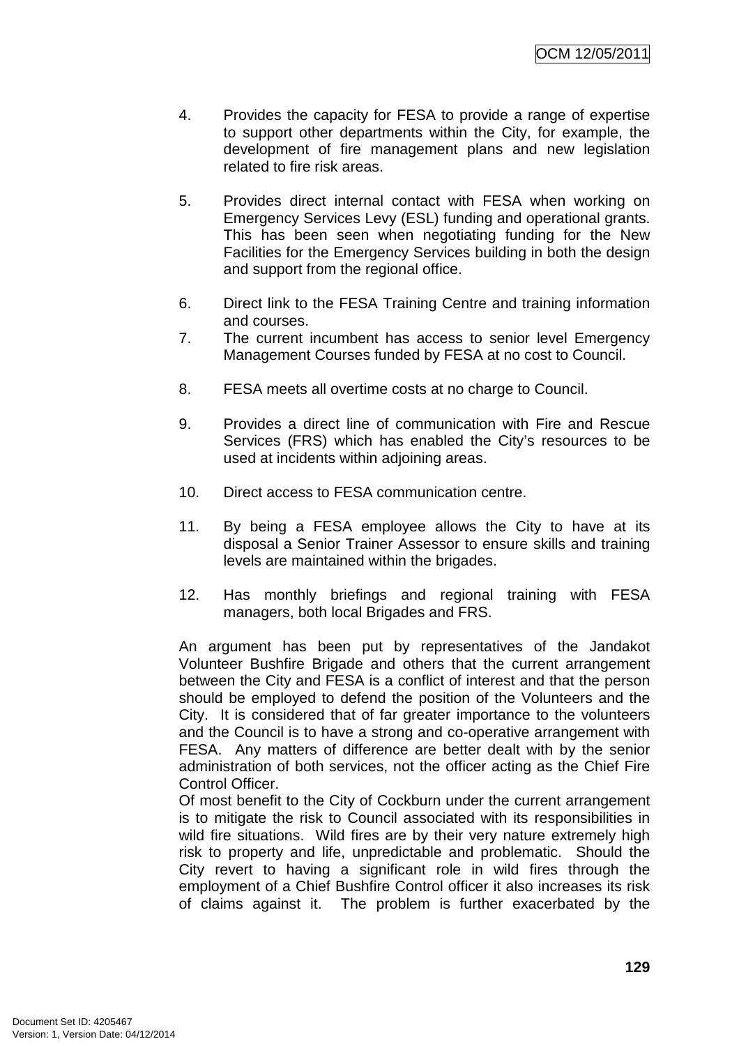4. Provides the capacity for FESA to provide a range of expertise to support other departments within the City, for example, the development of fire management plans and new legislation related to fire risk areas.

5. Provides direct internal contact with FESA when working on Emergency Services Levy (ESL) funding and operational grants. This has been seen when negotiating funding for the New Facilities for the Emergency Services building in both the design and support from the regional office.

6. Direct link to the FESA Training Centre and training information and courses.
7. The current incumbent has access to senior level Emergency Management Courses funded by FESA at no cost to Council.

8. FESA meets all overtime costs at no charge to Council.

9. Provides a direct line of communication with Fire and Rescue Services (FRS) which has enabled the City's resources to be used at incidents within adjoining areas.

10. Direct access to FESA communication centre.

11. By being a FESA employee allows the City to have at its disposal a Senior Trainer Assessor to ensure skills and training levels are maintained within the brigades.

12. Has monthly briefings and regional training with FESA managers, both local Brigades and FRS.

An argument has been put by representatives of the Jandakot Volunteer Bushfire Brigade and others that the current arrangement between the City and FESA is a conflict of interest and that the person should be employed to defend the position of the Volunteers and the City. It is considered that of far greater importance to the volunteers and the Council is to have a strong and co-operative arrangement with FESA. Any matters of difference are better dealt with by the senior administration of both services, not the officer acting as the Chief Fire Control Officer.
Of most benefit to the City of Cockburn under the current arrangement is to mitigate the risk to Council associated with its responsibilities in wild fire situations. Wild fires are by their very nature extremely high risk to property and life, unpredictable and problematic. Should the City revert to having a significant role in wild fires through the employment of a Chief Bushfire Control officer it also increases its risk of claims against it. The problem is further exacerbated by the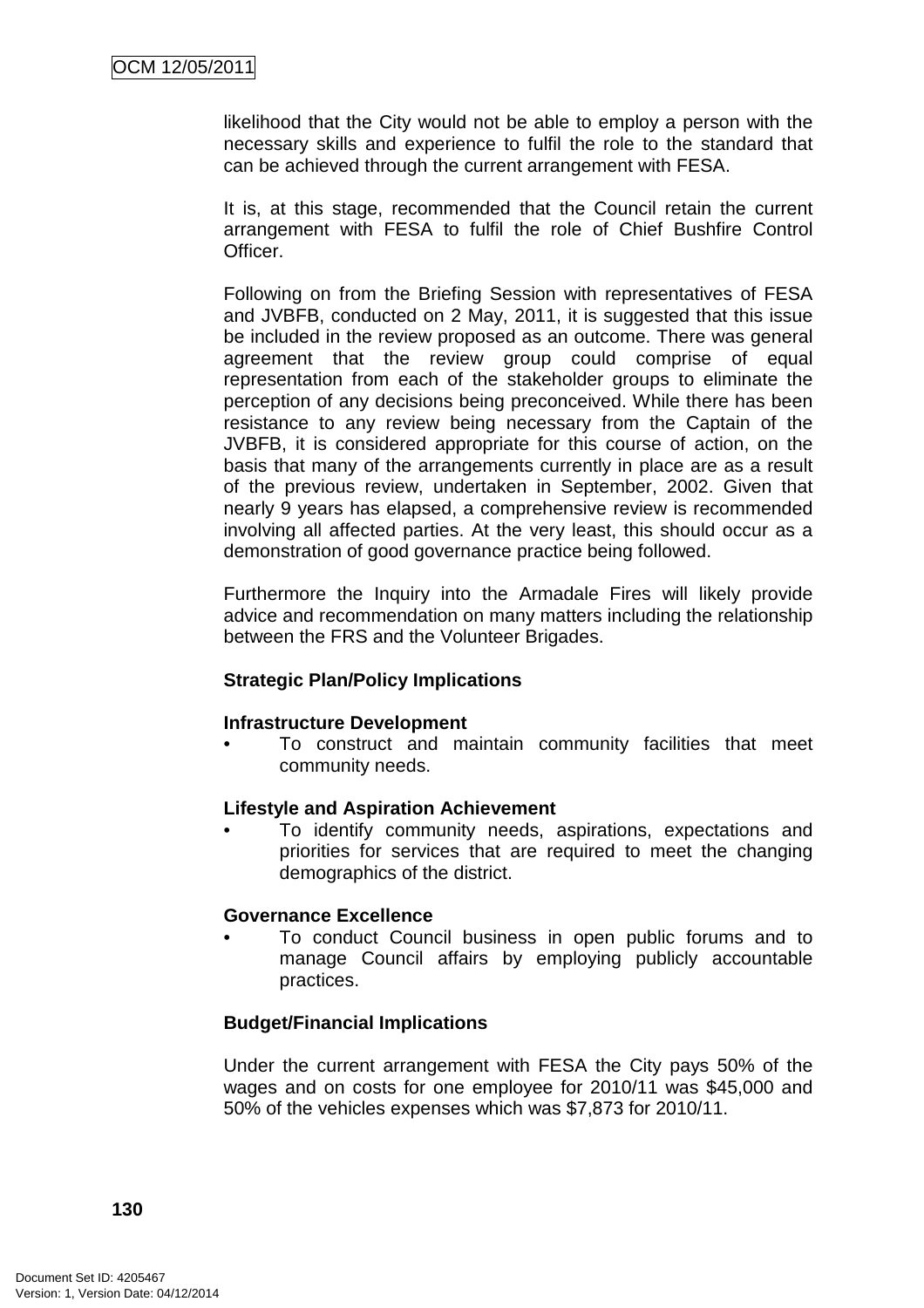likelihood that the City would not be able to employ a person with the necessary skills and experience to fulfil the role to the standard that can be achieved through the current arrangement with FESA.

It is, at this stage, recommended that the Council retain the current arrangement with FESA to fulfil the role of Chief Bushfire Control Officer.

Following on from the Briefing Session with representatives of FESA and JVBFB, conducted on 2 May, 2011, it is suggested that this issue be included in the review proposed as an outcome. There was general agreement that the review group could comprise of equal representation from each of the stakeholder groups to eliminate the perception of any decisions being preconceived. While there has been resistance to any review being necessary from the Captain of the JVBFB, it is considered appropriate for this course of action, on the basis that many of the arrangements currently in place are as a result of the previous review, undertaken in September, 2002. Given that nearly 9 years has elapsed, a comprehensive review is recommended involving all affected parties. At the very least, this should occur as a demonstration of good governance practice being followed.

Furthermore the Inquiry into the Armadale Fires will likely provide advice and recommendation on many matters including the relationship between the FRS and the Volunteer Brigades.

**Strategic Plan/Policy Implications**

**Infrastructure Development**

- To construct and maintain community facilities that meet community needs.

**Lifestyle and Aspiration Achievement**

- To identify community needs, aspirations, expectations and priorities for services that are required to meet the changing demographics of the district.

**Governance Excellence**

- To conduct Council business in open public forums and to manage Council affairs by employing publicly accountable practices.

**Budget/Financial Implications**

Under the current arrangement with FESA the City pays 50% of the wages and on costs for one employee for 2010/11 was $45,000 and 50% of the vehicles expenses which was $7,873 for 2010/11.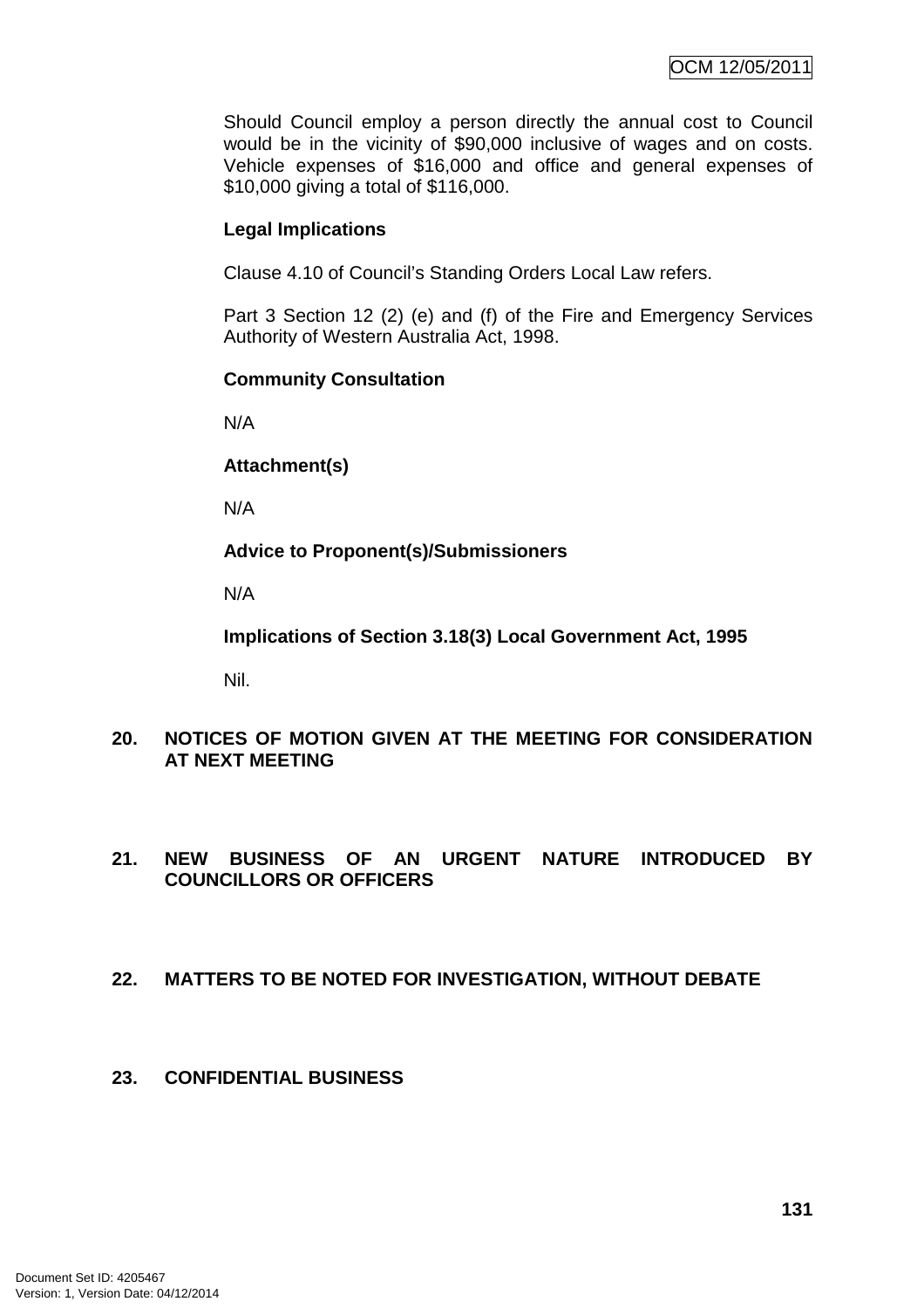Should Council employ a person directly the annual cost to Council would be in the vicinity of $90,000 inclusive of wages and on costs. Vehicle expenses of $16,000 and office and general expenses of $10,000 giving a total of $116,000.

**Legal Implications**

Clause 4.10 of Council's Standing Orders Local Law refers.

Part 3 Section 12 (2) (e) and (f) of the Fire and Emergency Services Authority of Western Australia Act, 1998.

**Community Consultation**

N/A

**Attachment(s)**

N/A

**Advice to Proponent(s)/Submissioners**

N/A

**Implications of Section 3.18(3) Local Government Act, 1995**

Nil.

## 20. NOTICES OF MOTION GIVEN AT THE MEETING FOR CONSIDERATION AT NEXT MEETING

## 21. NEW BUSINESS OF AN URGENT NATURE INTRODUCED BY COUNCILLORS OR OFFICERS

## 22. MATTERS TO BE NOTED FOR INVESTIGATION, WITHOUT DEBATE

## 23. CONFIDENTIAL BUSINESS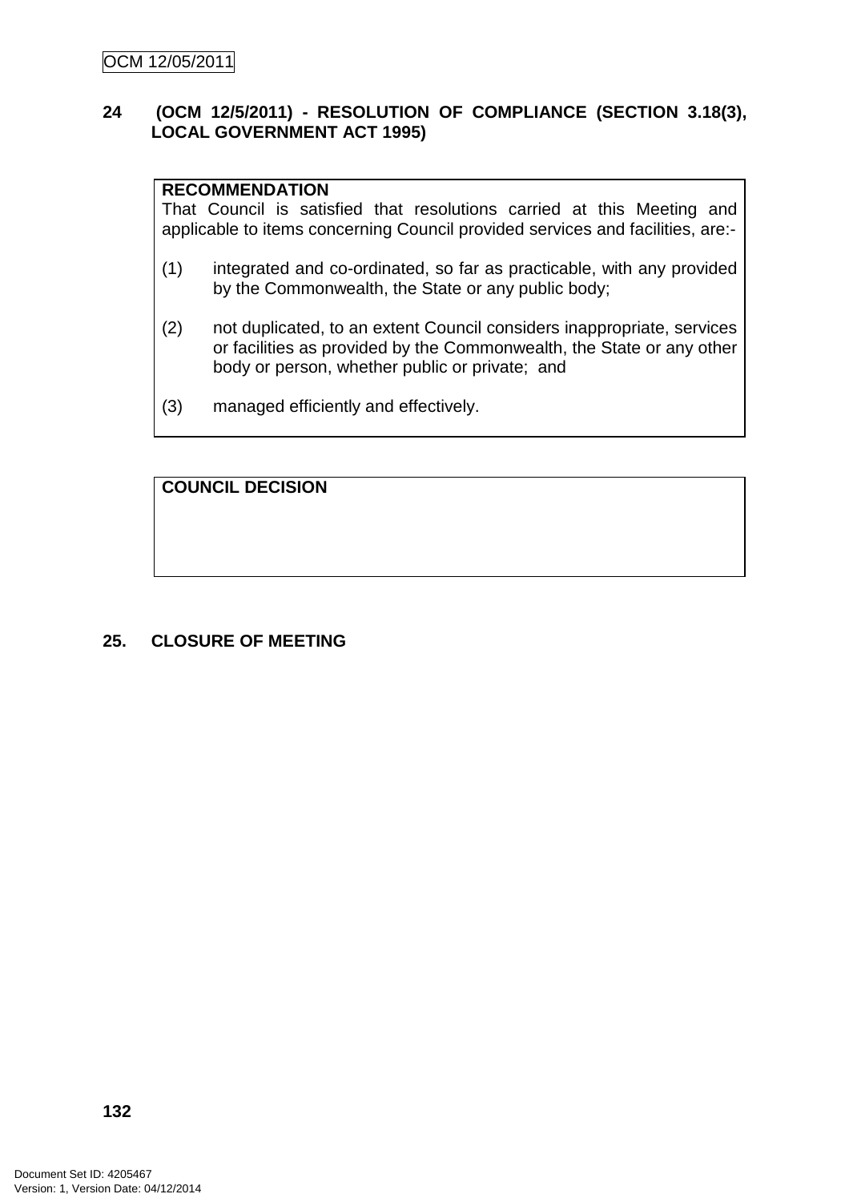## 24 (OCM 12/5/2011) - RESOLUTION OF COMPLIANCE (SECTION 3.18(3), LOCAL GOVERNMENT ACT 1995)

**RECOMMENDATION**

That Council is satisfied that resolutions carried at this Meeting and applicable to items concerning Council provided services and facilities, are:-

(1) integrated and co-ordinated, so far as practicable, with any provided by the Commonwealth, the State or any public body;

(2) not duplicated, to an extent Council considers inappropriate, services or facilities as provided by the Commonwealth, the State or any other body or person, whether public or private; and

(3) managed efficiently and effectively.

**COUNCIL DECISION**

## 25. CLOSURE OF MEETING

Document Set ID: 4205467
Version: 1, Version Date: 04/12/2014